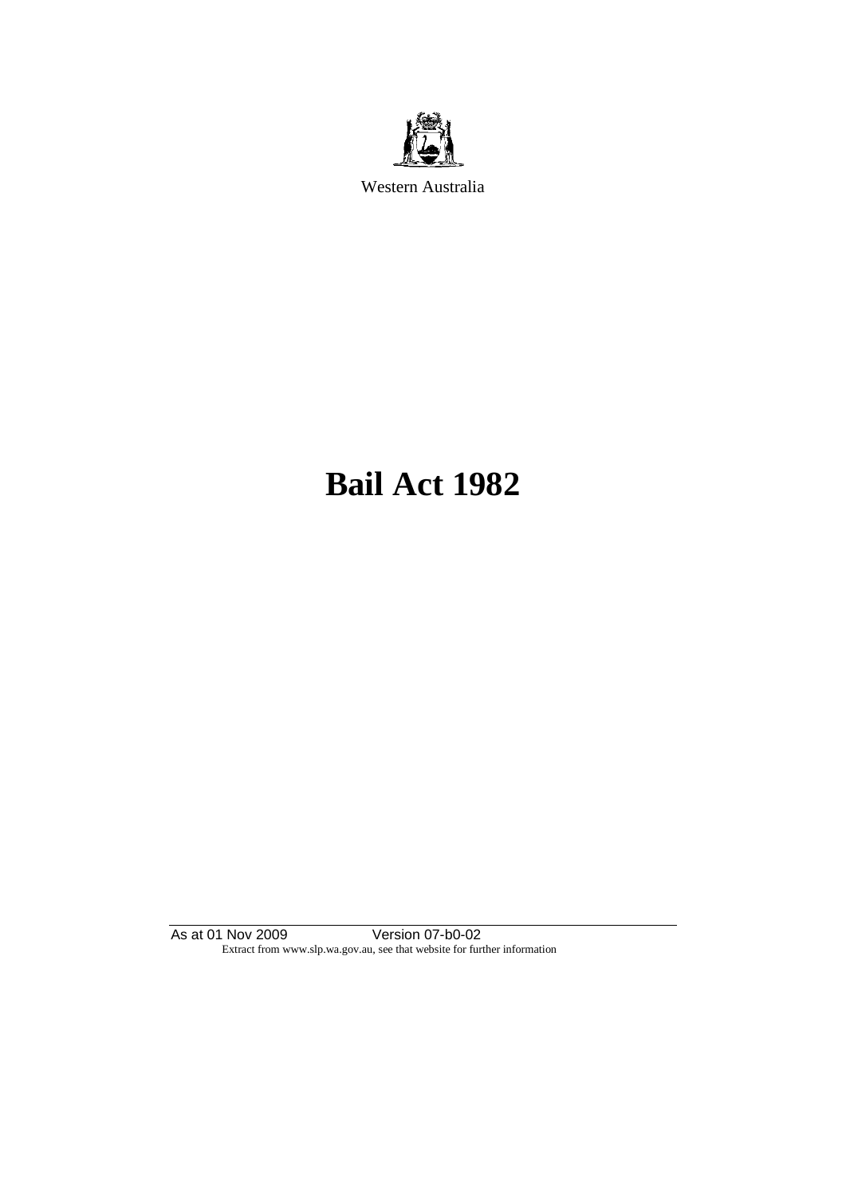Western Australia

# Bail Act 1982

As at 01 Nov 2009 Version 07-b0-02

Extract from www.slp.wa.gov.au, see that website for further information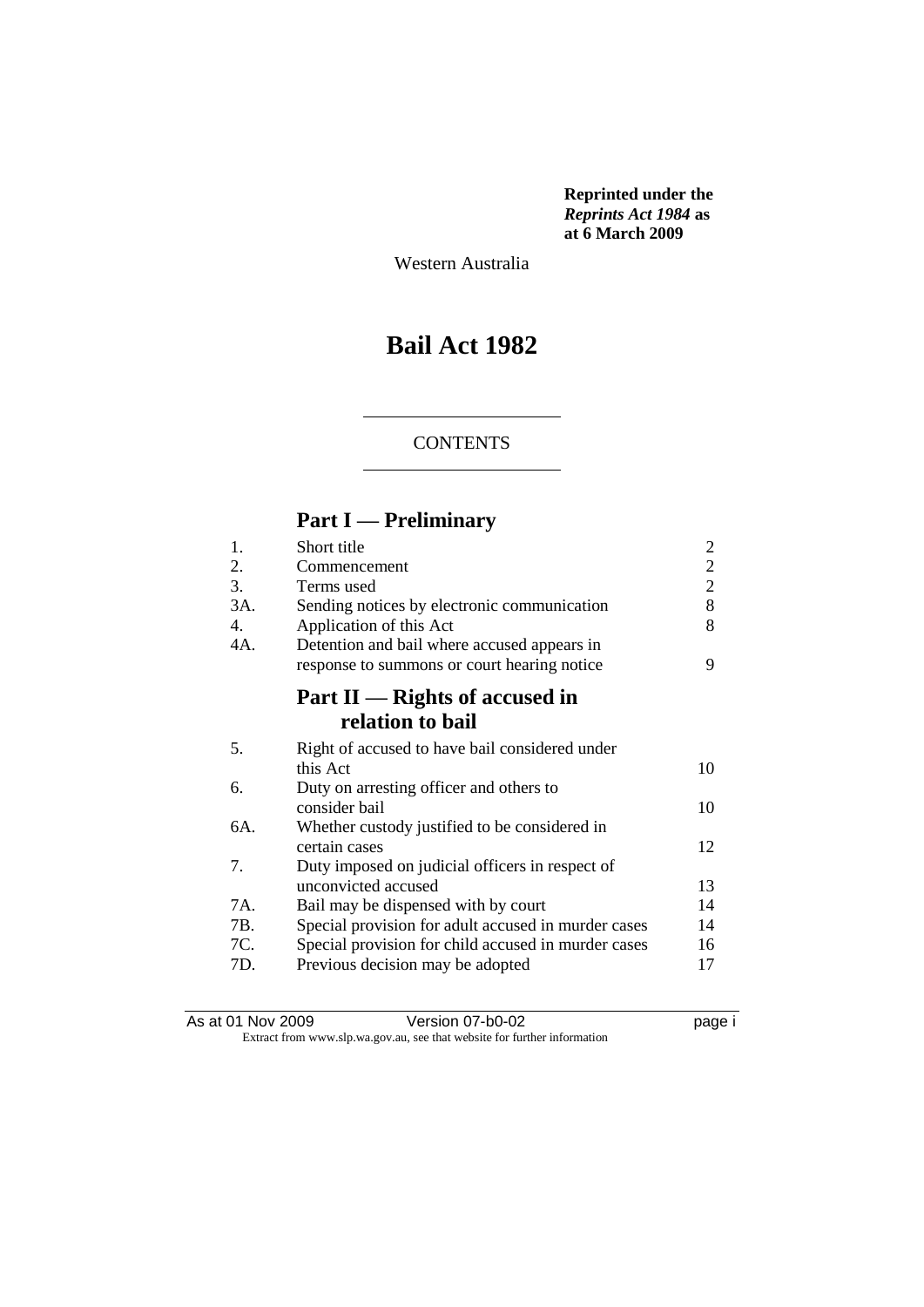**Reprinted under the *Reprints Act 1984* as at 6 March 2009**

Western Australia

# Bail Act 1982

CONTENTS

## Part I — Preliminary

| | | |
|---|---|---|
| 1. | Short title | 2 |
| 2. | Commencement | 2 |
| 3. | Terms used | 2 |
| 3A. | Sending notices by electronic communication | 8 |
| 4. | Application of this Act | 8 |
| 4A. | Detention and bail where accused appears in response to summons or court hearing notice | 9 |

## Part II — Rights of accused in relation to bail

| | | |
|---|---|---|
| 5. | Right of accused to have bail considered under this Act | 10 |
| 6. | Duty on arresting officer and others to consider bail | 10 |
| 6A. | Whether custody justified to be considered in certain cases | 12 |
| 7. | Duty imposed on judicial officers in respect of unconvicted accused | 13 |
| 7A. | Bail may be dispensed with by court | 14 |
| 7B. | Special provision for adult accused in murder cases | 14 |
| 7C. | Special provision for child accused in murder cases | 16 |
| 7D. | Previous decision may be adopted | 17 |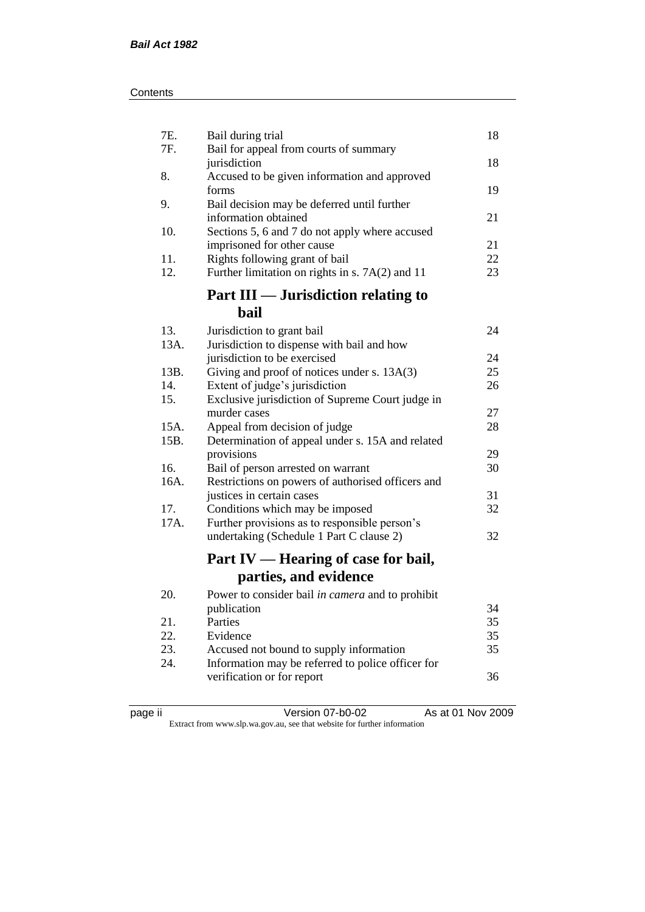| | | |
|---|---|---|
| 7E. | Bail during trial | 18 |
| 7F. | Bail for appeal from courts of summary jurisdiction | 18 |
| 8. | Accused to be given information and approved forms | 19 |
| 9. | Bail decision may be deferred until further information obtained | 21 |
| 10. | Sections 5, 6 and 7 do not apply where accused imprisoned for other cause | 21 |
| 11. | Rights following grant of bail | 22 |
| 12. | Further limitation on rights in s. 7A(2) and 11 | 23 |

## Part III — Jurisdiction relating to bail

| | | |
|---|---|---|
| 13. | Jurisdiction to grant bail | 24 |
| 13A. | Jurisdiction to dispense with bail and how jurisdiction to be exercised | 24 |
| 13B. | Giving and proof of notices under s. 13A(3) | 25 |
| 14. | Extent of judge's jurisdiction | 26 |
| 15. | Exclusive jurisdiction of Supreme Court judge in murder cases | 27 |
| 15A. | Appeal from decision of judge | 28 |
| 15B. | Determination of appeal under s. 15A and related provisions | 29 |
| 16. | Bail of person arrested on warrant | 30 |
| 16A. | Restrictions on powers of authorised officers and justices in certain cases | 31 |
| 17. | Conditions which may be imposed | 32 |
| 17A. | Further provisions as to responsible person's undertaking (Schedule 1 Part C clause 2) | 32 |

## Part IV — Hearing of case for bail, parties, and evidence

| | | |
|---|---|---|
| 20. | Power to consider bail *in camera* and to prohibit publication | 34 |
| 21. | Parties | 35 |
| 22. | Evidence | 35 |
| 23. | Accused not bound to supply information | 35 |
| 24. | Information may be referred to police officer for verification or for report | 36 |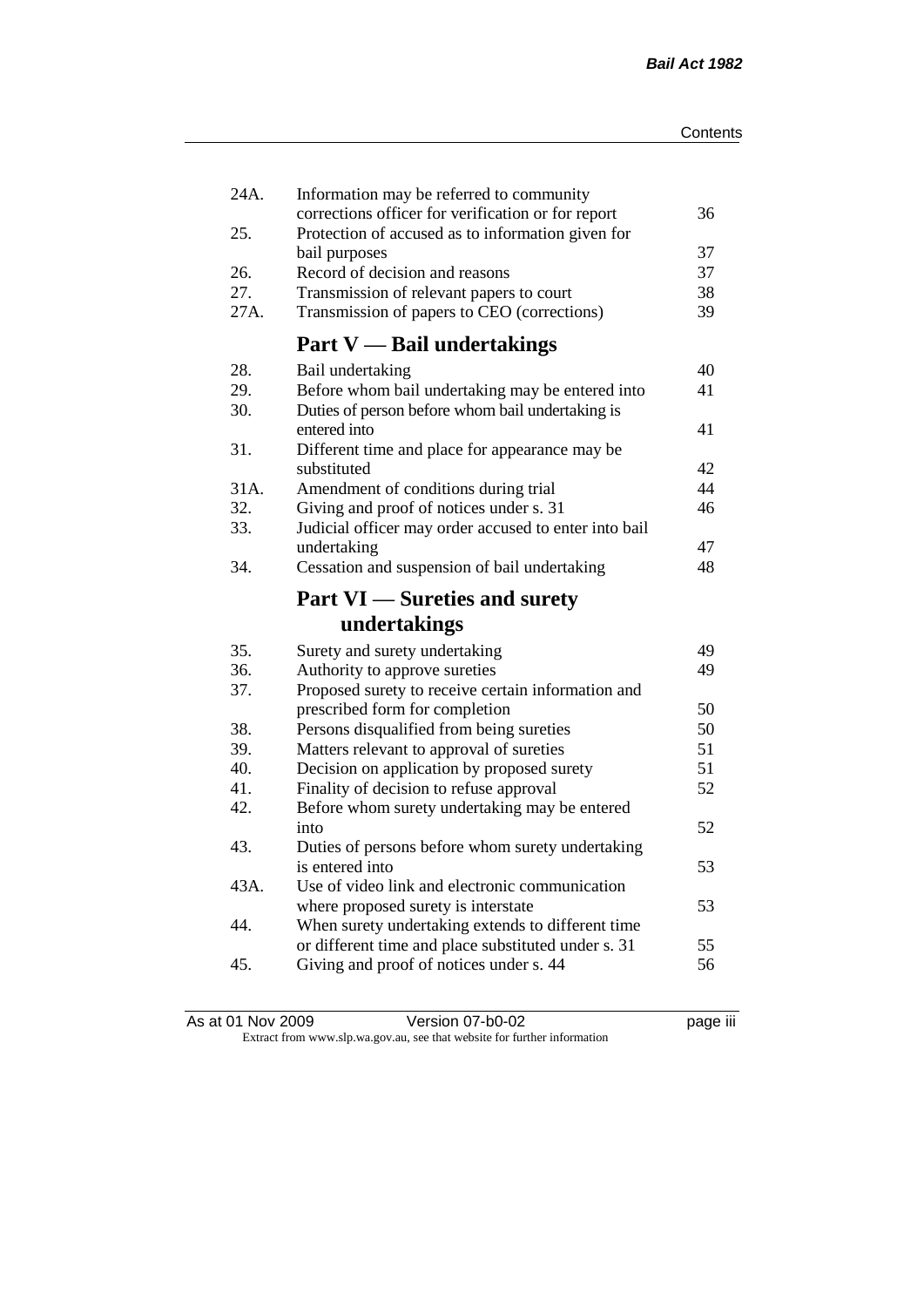| | | |
|---|---|---|
| 24A. | Information may be referred to community corrections officer for verification or for report | 36 |
| 25. | Protection of accused as to information given for bail purposes | 37 |
| 26. | Record of decision and reasons | 37 |
| 27. | Transmission of relevant papers to court | 38 |
| 27A. | Transmission of papers to CEO (corrections) | 39 |

## Part V — Bail undertakings

| | | |
|---|---|---|
| 28. | Bail undertaking | 40 |
| 29. | Before whom bail undertaking may be entered into | 41 |
| 30. | Duties of person before whom bail undertaking is entered into | 41 |
| 31. | Different time and place for appearance may be substituted | 42 |
| 31A. | Amendment of conditions during trial | 44 |
| 32. | Giving and proof of notices under s. 31 | 46 |
| 33. | Judicial officer may order accused to enter into bail undertaking | 47 |
| 34. | Cessation and suspension of bail undertaking | 48 |

## Part VI — Sureties and surety undertakings

| | | |
|---|---|---|
| 35. | Surety and surety undertaking | 49 |
| 36. | Authority to approve sureties | 49 |
| 37. | Proposed surety to receive certain information and prescribed form for completion | 50 |
| 38. | Persons disqualified from being sureties | 50 |
| 39. | Matters relevant to approval of sureties | 51 |
| 40. | Decision on application by proposed surety | 51 |
| 41. | Finality of decision to refuse approval | 52 |
| 42. | Before whom surety undertaking may be entered into | 52 |
| 43. | Duties of persons before whom surety undertaking is entered into | 53 |
| 43A. | Use of video link and electronic communication where proposed surety is interstate | 53 |
| 44. | When surety undertaking extends to different time or different time and place substituted under s. 31 | 55 |
| 45. | Giving and proof of notices under s. 44 | 56 |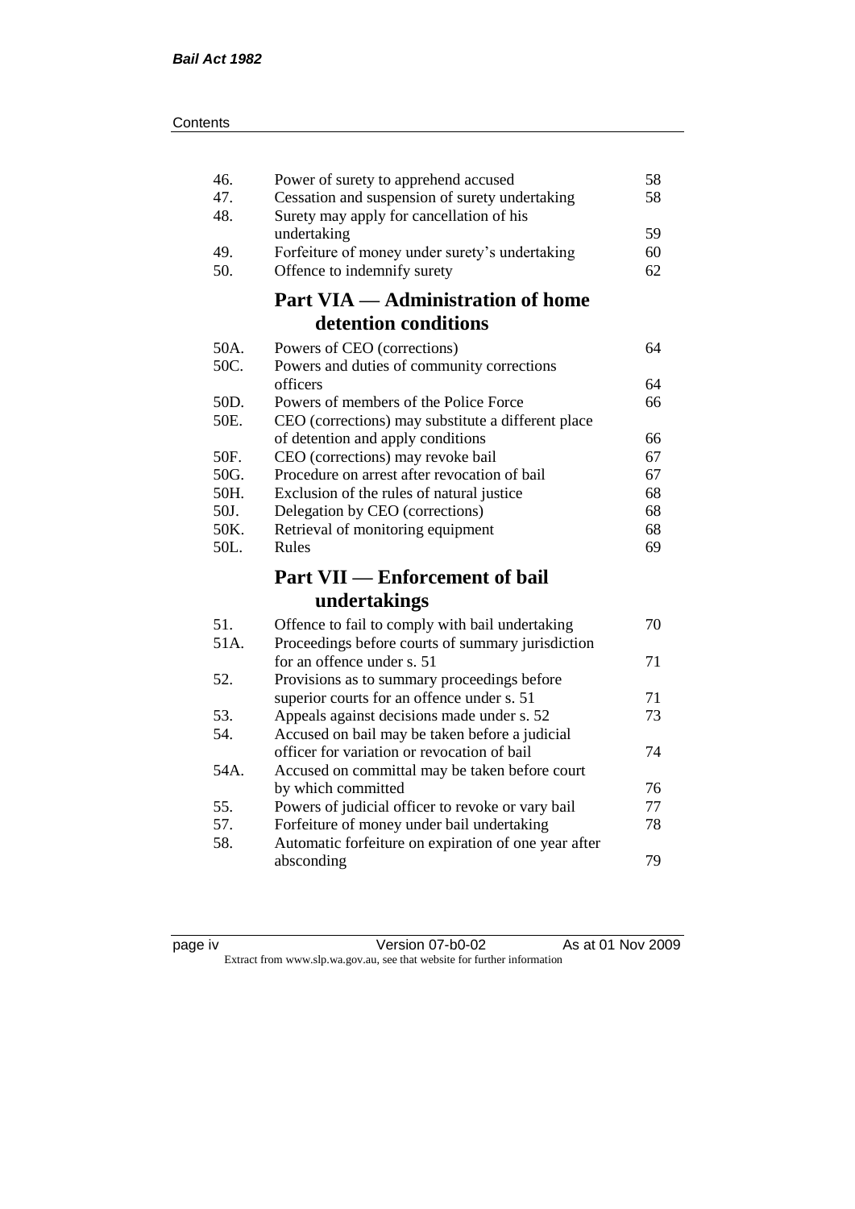| | | |
|---|---|---|
| 46. | Power of surety to apprehend accused | 58 |
| 47. | Cessation and suspension of surety undertaking | 58 |
| 48. | Surety may apply for cancellation of his undertaking | 59 |
| 49. | Forfeiture of money under surety's undertaking | 60 |
| 50. | Offence to indemnify surety | 62 |

## Part VIA — Administration of home detention conditions

| | | |
|---|---|---|
| 50A. | Powers of CEO (corrections) | 64 |
| 50C. | Powers and duties of community corrections officers | 64 |
| 50D. | Powers of members of the Police Force | 66 |
| 50E. | CEO (corrections) may substitute a different place of detention and apply conditions | 66 |
| 50F. | CEO (corrections) may revoke bail | 67 |
| 50G. | Procedure on arrest after revocation of bail | 67 |
| 50H. | Exclusion of the rules of natural justice | 68 |
| 50J. | Delegation by CEO (corrections) | 68 |
| 50K. | Retrieval of monitoring equipment | 68 |
| 50L. | Rules | 69 |

## Part VII — Enforcement of bail undertakings

| | | |
|---|---|---|
| 51. | Offence to fail to comply with bail undertaking | 70 |
| 51A. | Proceedings before courts of summary jurisdiction for an offence under s. 51 | 71 |
| 52. | Provisions as to summary proceedings before superior courts for an offence under s. 51 | 71 |
| 53. | Appeals against decisions made under s. 52 | 73 |
| 54. | Accused on bail may be taken before a judicial officer for variation or revocation of bail | 74 |
| 54A. | Accused on committal may be taken before court by which committed | 76 |
| 55. | Powers of judicial officer to revoke or vary bail | 77 |
| 57. | Forfeiture of money under bail undertaking | 78 |
| 58. | Automatic forfeiture on expiration of one year after absconding | 79 |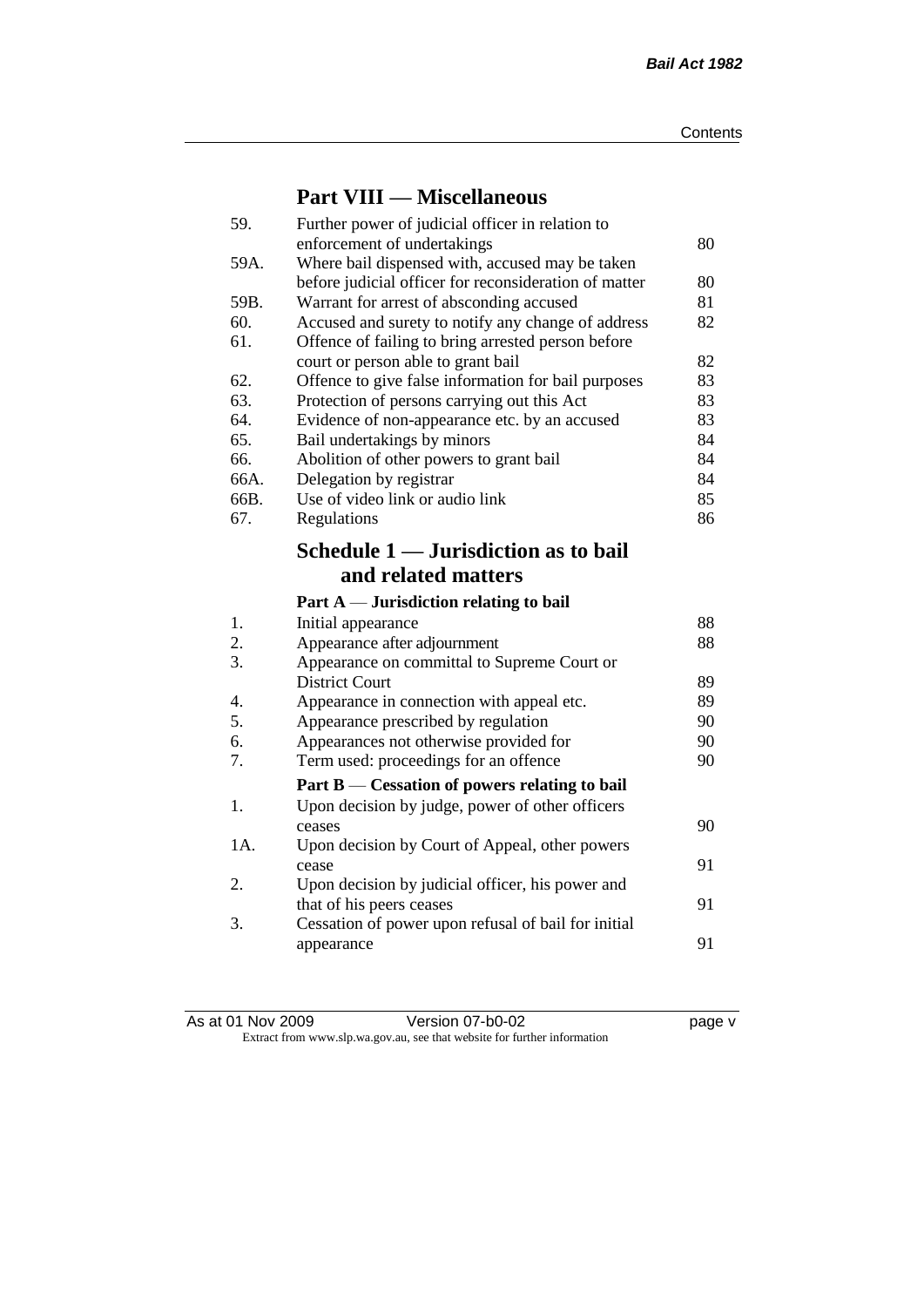## Part VIII — Miscellaneous

| | | |
|---|---|---|
| 59. | Further power of judicial officer in relation to enforcement of undertakings | 80 |
| 59A. | Where bail dispensed with, accused may be taken before judicial officer for reconsideration of matter | 80 |
| 59B. | Warrant for arrest of absconding accused | 81 |
| 60. | Accused and surety to notify any change of address | 82 |
| 61. | Offence of failing to bring arrested person before court or person able to grant bail | 82 |
| 62. | Offence to give false information for bail purposes | 83 |
| 63. | Protection of persons carrying out this Act | 83 |
| 64. | Evidence of non-appearance etc. by an accused | 83 |
| 65. | Bail undertakings by minors | 84 |
| 66. | Abolition of other powers to grant bail | 84 |
| 66A. | Delegation by registrar | 84 |
| 66B. | Use of video link or audio link | 85 |
| 67. | Regulations | 86 |

## Schedule 1 — Jurisdiction as to bail and related matters

### Part A — Jurisdiction relating to bail

| | | |
|---|---|---|
| 1. | Initial appearance | 88 |
| 2. | Appearance after adjournment | 88 |
| 3. | Appearance on committal to Supreme Court or District Court | 89 |
| 4. | Appearance in connection with appeal etc. | 89 |
| 5. | Appearance prescribed by regulation | 90 |
| 6. | Appearances not otherwise provided for | 90 |
| 7. | Term used: proceedings for an offence | 90 |

### Part B — Cessation of powers relating to bail

| | | |
|---|---|---|
| 1. | Upon decision by judge, power of other officers ceases | 90 |
| 1A. | Upon decision by Court of Appeal, other powers cease | 91 |
| 2. | Upon decision by judicial officer, his power and that of his peers ceases | 91 |
| 3. | Cessation of power upon refusal of bail for initial appearance | 91 |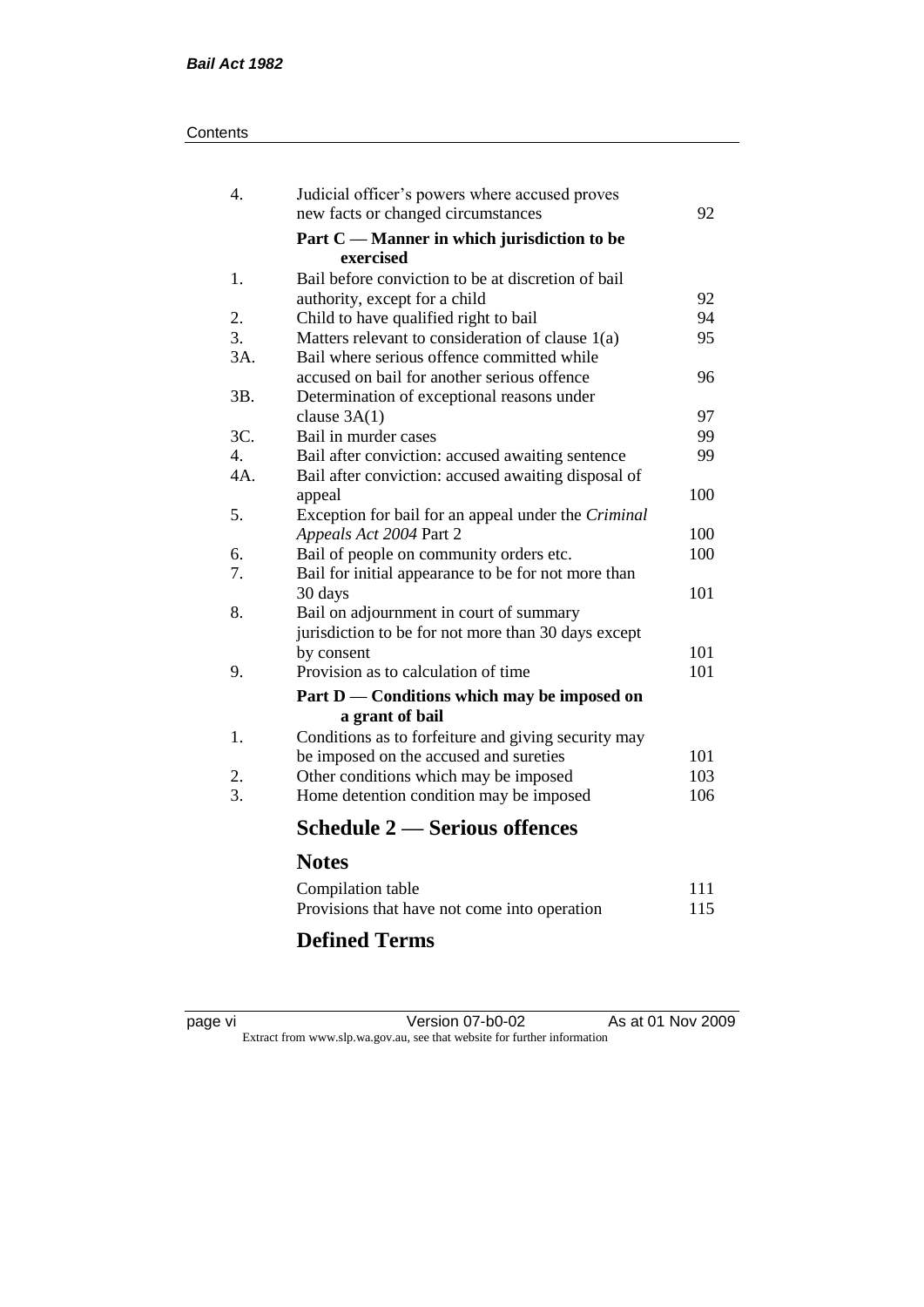| | | |
|---|---|---|
| 4. | Judicial officer's powers where accused proves new facts or changed circumstances | 92 |
| | **Part C — Manner in which jurisdiction to be exercised** | |
| 1. | Bail before conviction to be at discretion of bail authority, except for a child | 92 |
| 2. | Child to have qualified right to bail | 94 |
| 3. | Matters relevant to consideration of clause 1(a) | 95 |
| 3A. | Bail where serious offence committed while accused on bail for another serious offence | 96 |
| 3B. | Determination of exceptional reasons under clause 3A(1) | 97 |
| 3C. | Bail in murder cases | 99 |
| 4. | Bail after conviction: accused awaiting sentence | 99 |
| 4A. | Bail after conviction: accused awaiting disposal of appeal | 100 |
| 5. | Exception for bail for an appeal under the *Criminal Appeals Act 2004* Part 2 | 100 |
| 6. | Bail of people on community orders etc. | 100 |
| 7. | Bail for initial appearance to be for not more than 30 days | 101 |
| 8. | Bail on adjournment in court of summary jurisdiction to be for not more than 30 days except by consent | 101 |
| 9. | Provision as to calculation of time | 101 |
| | **Part D — Conditions which may be imposed on a grant of bail** | |
| 1. | Conditions as to forfeiture and giving security may be imposed on the accused and sureties | 101 |
| 2. | Other conditions which may be imposed | 103 |
| 3. | Home detention condition may be imposed | 106 |

## Schedule 2 — Serious offences

## Notes

| | |
|---|---|
| Compilation table | 111 |
| Provisions that have not come into operation | 115 |

## Defined Terms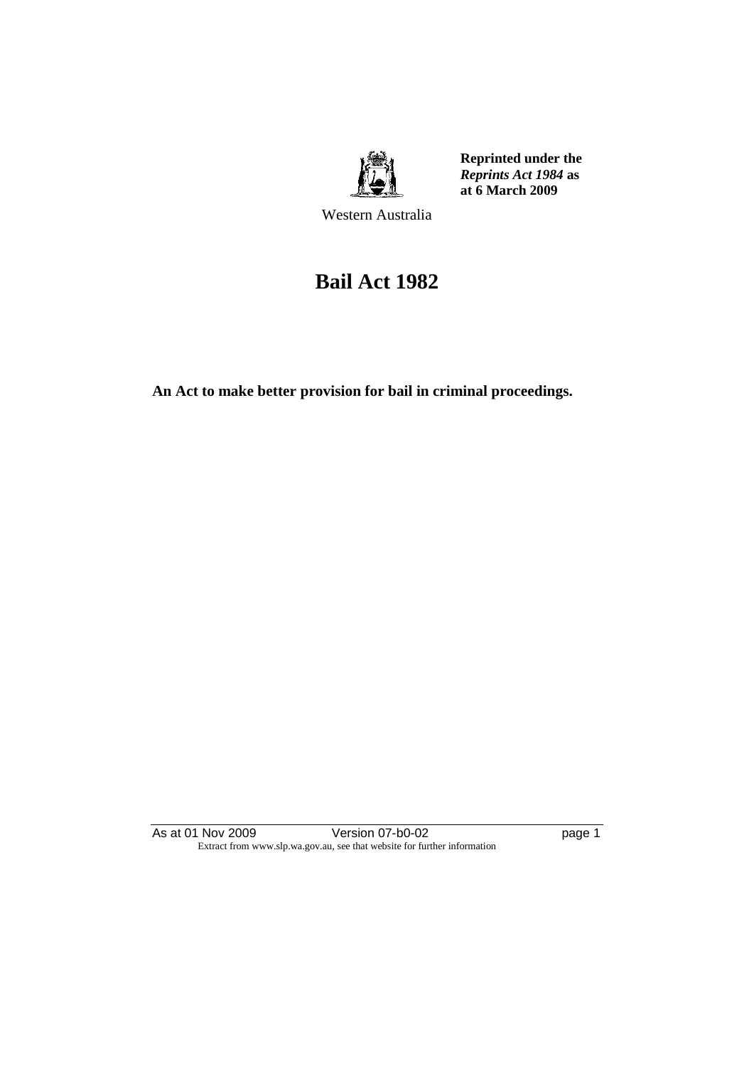**Reprinted under the *Reprints Act 1984* as at 6 March 2009**

Western Australia

# Bail Act 1982

**An Act to make better provision for bail in criminal proceedings.**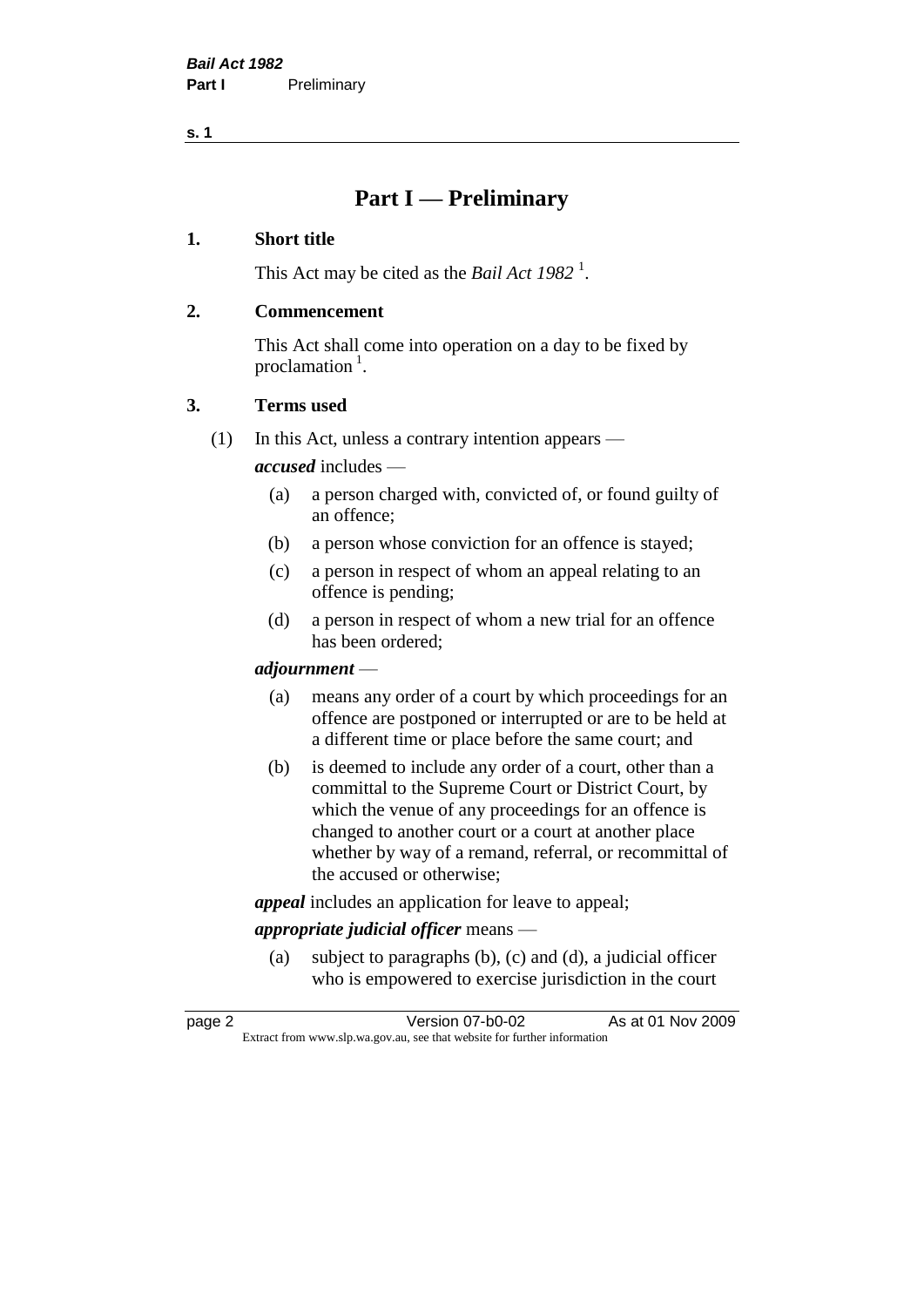# Part I — Preliminary

## 1. Short title

This Act may be cited as the *Bail Act 1982* [1].

## 2. Commencement

This Act shall come into operation on a day to be fixed by proclamation [1].

## 3. Terms used

(1) In this Act, unless a contrary intention appears —

***accused*** includes —

- (a) a person charged with, convicted of, or found guilty of an offence;
- (b) a person whose conviction for an offence is stayed;
- (c) a person in respect of whom an appeal relating to an offence is pending;
- (d) a person in respect of whom a new trial for an offence has been ordered;

***adjournment*** —

- (a) means any order of a court by which proceedings for an offence are postponed or interrupted or are to be held at a different time or place before the same court; and
- (b) is deemed to include any order of a court, other than a committal to the Supreme Court or District Court, by which the venue of any proceedings for an offence is changed to another court or a court at another place whether by way of a remand, referral, or recommittal of the accused or otherwise;

***appeal*** includes an application for leave to appeal;

***appropriate judicial officer*** means —

- (a) subject to paragraphs (b), (c) and (d), a judicial officer who is empowered to exercise jurisdiction in the court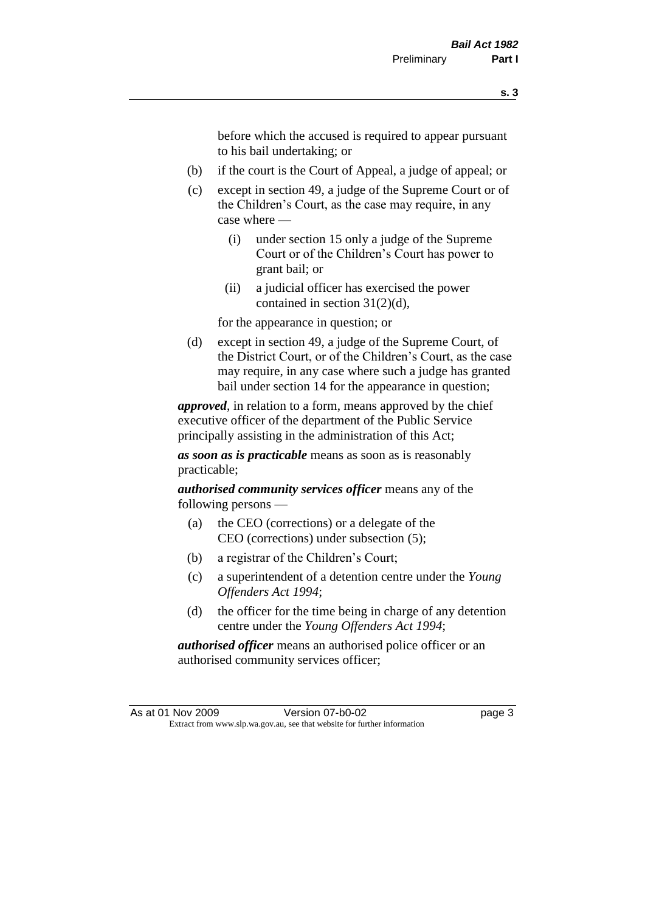before which the accused is required to appear pursuant to his bail undertaking; or

- (b) if the court is the Court of Appeal, a judge of appeal; or
- (c) except in section 49, a judge of the Supreme Court or of the Children's Court, as the case may require, in any case where —
  - (i) under section 15 only a judge of the Supreme Court or of the Children's Court has power to grant bail; or
  - (ii) a judicial officer has exercised the power contained in section 31(2)(d),

  for the appearance in question; or
- (d) except in section 49, a judge of the Supreme Court, of the District Court, or of the Children's Court, as the case may require, in any case where such a judge has granted bail under section 14 for the appearance in question;

***approved***, in relation to a form, means approved by the chief executive officer of the department of the Public Service principally assisting in the administration of this Act;

***as soon as is practicable*** means as soon as is reasonably practicable;

***authorised community services officer*** means any of the following persons —

- (a) the CEO (corrections) or a delegate of the CEO (corrections) under subsection (5);
- (b) a registrar of the Children's Court;
- (c) a superintendent of a detention centre under the *Young Offenders Act 1994*;
- (d) the officer for the time being in charge of any detention centre under the *Young Offenders Act 1994*;

***authorised officer*** means an authorised police officer or an authorised community services officer;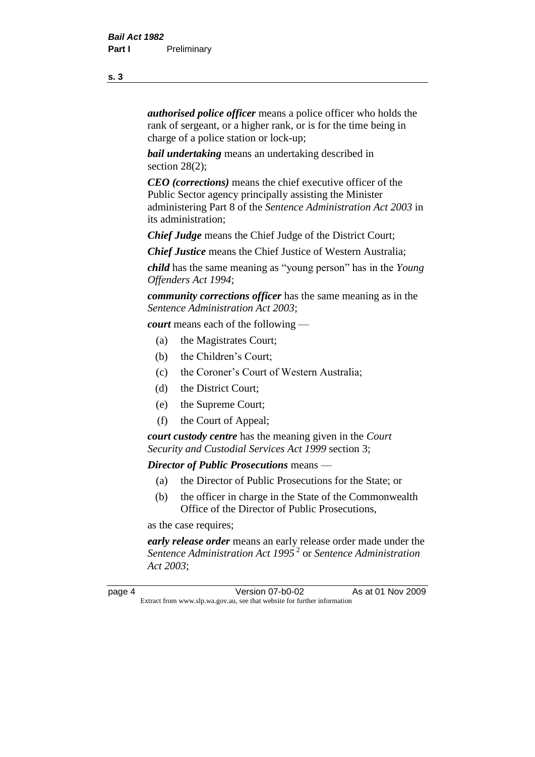***authorised police officer*** means a police officer who holds the rank of sergeant, or a higher rank, or is for the time being in charge of a police station or lock-up;

***bail undertaking*** means an undertaking described in section 28(2);

***CEO (corrections)*** means the chief executive officer of the Public Sector agency principally assisting the Minister administering Part 8 of the *Sentence Administration Act 2003* in its administration;

***Chief Judge*** means the Chief Judge of the District Court;

***Chief Justice*** means the Chief Justice of Western Australia;

***child*** has the same meaning as "young person" has in the *Young Offenders Act 1994*;

***community corrections officer*** has the same meaning as in the *Sentence Administration Act 2003*;

***court*** means each of the following —

- (a) the Magistrates Court;
- (b) the Children's Court;
- (c) the Coroner's Court of Western Australia;
- (d) the District Court;
- (e) the Supreme Court;
- (f) the Court of Appeal;

***court custody centre*** has the meaning given in the *Court Security and Custodial Services Act 1999* section 3;

***Director of Public Prosecutions*** means —

- (a) the Director of Public Prosecutions for the State; or
- (b) the officer in charge in the State of the Commonwealth Office of the Director of Public Prosecutions,

as the case requires;

***early release order*** means an early release order made under the *Sentence Administration Act 1995* [2] or *Sentence Administration Act 2003*;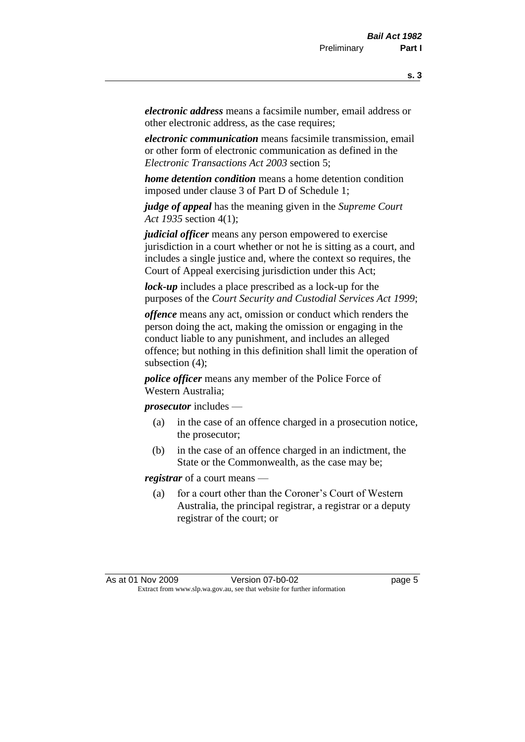***electronic address*** means a facsimile number, email address or other electronic address, as the case requires;

***electronic communication*** means facsimile transmission, email or other form of electronic communication as defined in the *Electronic Transactions Act 2003* section 5;

***home detention condition*** means a home detention condition imposed under clause 3 of Part D of Schedule 1;

***judge of appeal*** has the meaning given in the *Supreme Court Act 1935* section 4(1);

***judicial officer*** means any person empowered to exercise jurisdiction in a court whether or not he is sitting as a court, and includes a single justice and, where the context so requires, the Court of Appeal exercising jurisdiction under this Act;

***lock-up*** includes a place prescribed as a lock-up for the purposes of the *Court Security and Custodial Services Act 1999*;

***offence*** means any act, omission or conduct which renders the person doing the act, making the omission or engaging in the conduct liable to any punishment, and includes an alleged offence; but nothing in this definition shall limit the operation of subsection (4);

***police officer*** means any member of the Police Force of Western Australia;

***prosecutor*** includes —

- (a) in the case of an offence charged in a prosecution notice, the prosecutor;
- (b) in the case of an offence charged in an indictment, the State or the Commonwealth, as the case may be;

***registrar*** of a court means —

- (a) for a court other than the Coroner's Court of Western Australia, the principal registrar, a registrar or a deputy registrar of the court; or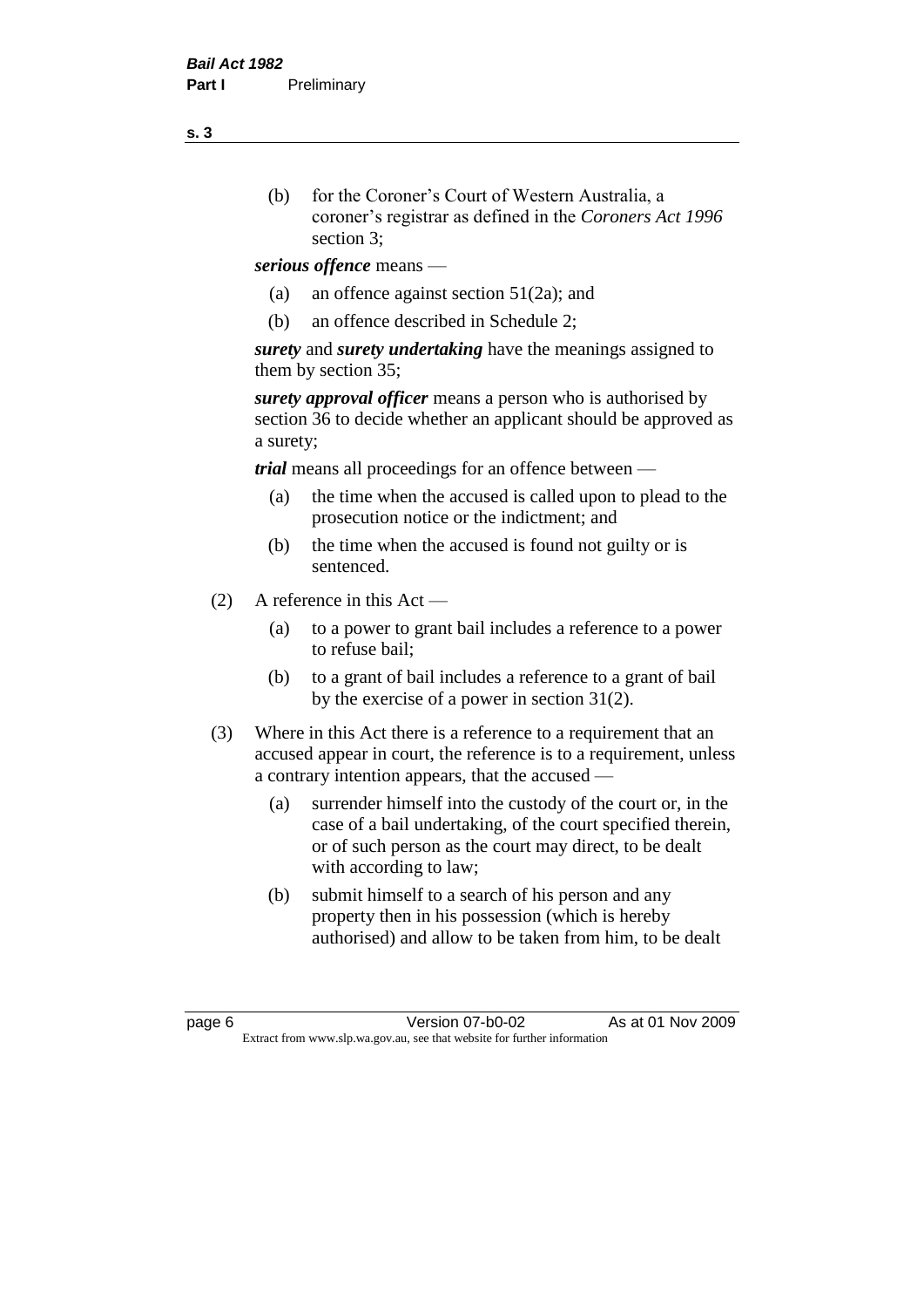(b) for the Coroner's Court of Western Australia, a coroner's registrar as defined in the *Coroners Act 1996* section 3;

***serious offence*** means —

(a) an offence against section 51(2a); and

(b) an offence described in Schedule 2;

***surety*** and ***surety undertaking*** have the meanings assigned to them by section 35;

***surety approval officer*** means a person who is authorised by section 36 to decide whether an applicant should be approved as a surety;

***trial*** means all proceedings for an offence between —

(a) the time when the accused is called upon to plead to the prosecution notice or the indictment; and

(b) the time when the accused is found not guilty or is sentenced.

(2) A reference in this Act —

(a) to a power to grant bail includes a reference to a power to refuse bail;

(b) to a grant of bail includes a reference to a grant of bail by the exercise of a power in section 31(2).

(3) Where in this Act there is a reference to a requirement that an accused appear in court, the reference is to a requirement, unless a contrary intention appears, that the accused —

(a) surrender himself into the custody of the court or, in the case of a bail undertaking, of the court specified therein, or of such person as the court may direct, to be dealt with according to law;

(b) submit himself to a search of his person and any property then in his possession (which is hereby authorised) and allow to be taken from him, to be dealt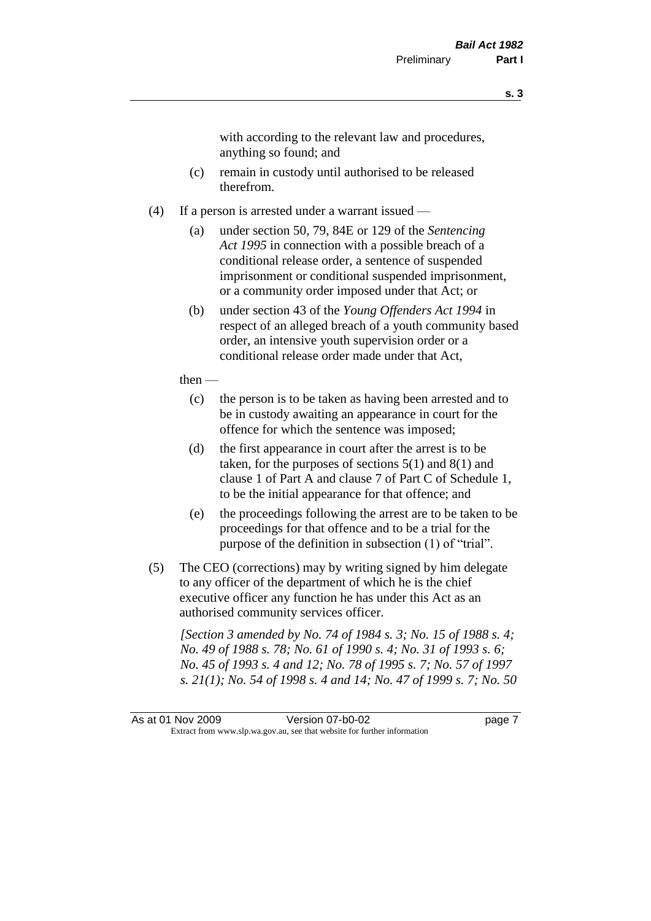with according to the relevant law and procedures, anything so found; and

(c) remain in custody until authorised to be released therefrom.

(4) If a person is arrested under a warrant issued —

(a) under section 50, 79, 84E or 129 of the *Sentencing Act 1995* in connection with a possible breach of a conditional release order, a sentence of suspended imprisonment or conditional suspended imprisonment, or a community order imposed under that Act; or

(b) under section 43 of the *Young Offenders Act 1994* in respect of an alleged breach of a youth community based order, an intensive youth supervision order or a conditional release order made under that Act,

then —

(c) the person is to be taken as having been arrested and to be in custody awaiting an appearance in court for the offence for which the sentence was imposed;

(d) the first appearance in court after the arrest is to be taken, for the purposes of sections 5(1) and 8(1) and clause 1 of Part A and clause 7 of Part C of Schedule 1, to be the initial appearance for that offence; and

(e) the proceedings following the arrest are to be taken to be proceedings for that offence and to be a trial for the purpose of the definition in subsection (1) of "trial".

(5) The CEO (corrections) may by writing signed by him delegate to any officer of the department of which he is the chief executive officer any function he has under this Act as an authorised community services officer.

*[Section 3 amended by No. 74 of 1984 s. 3; No. 15 of 1988 s. 4; No. 49 of 1988 s. 78; No. 61 of 1990 s. 4; No. 31 of 1993 s. 6; No. 45 of 1993 s. 4 and 12; No. 78 of 1995 s. 7; No. 57 of 1997 s. 21(1); No. 54 of 1998 s. 4 and 14; No. 47 of 1999 s. 7; No. 50*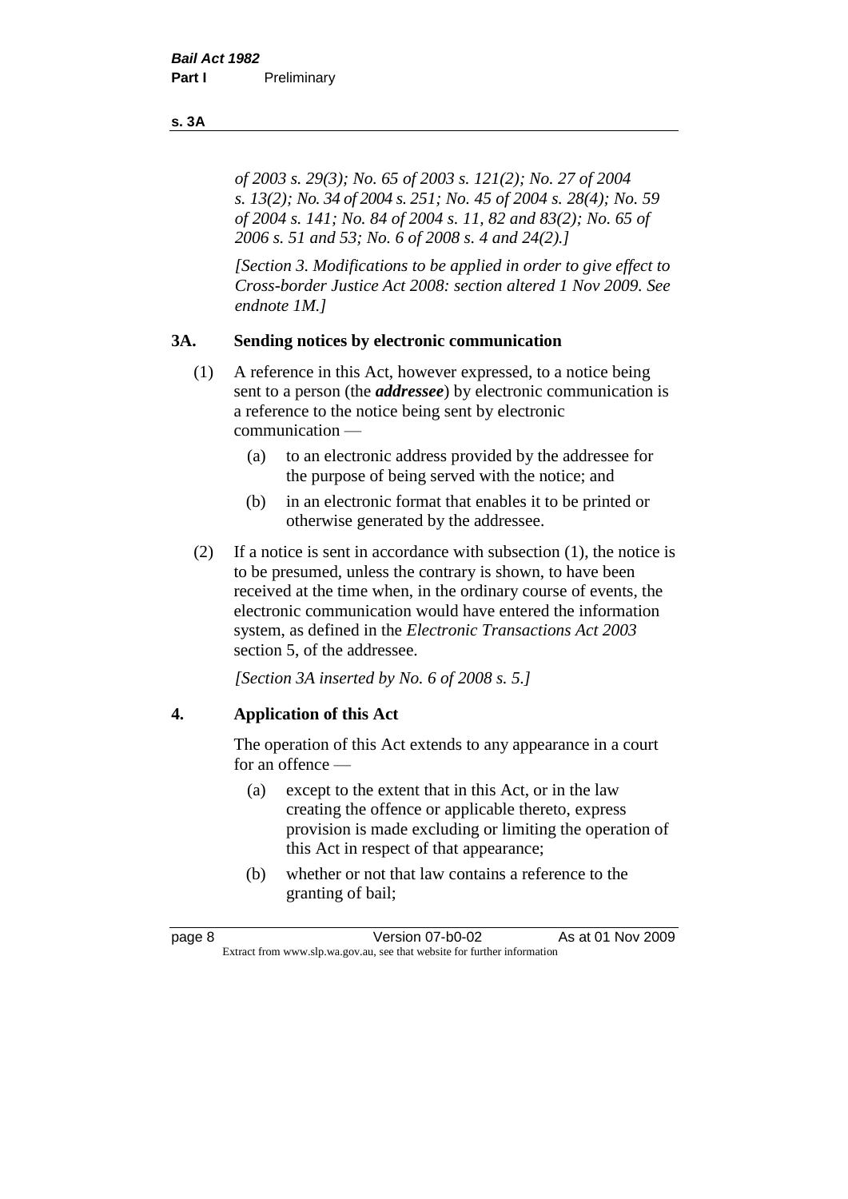*of 2003 s. 29(3); No. 65 of 2003 s. 121(2); No. 27 of 2004 s. 13(2); No. 34 of 2004 s. 251; No. 45 of 2004 s. 28(4); No. 59 of 2004 s. 141; No. 84 of 2004 s. 11, 82 and 83(2); No. 65 of 2006 s. 51 and 53; No. 6 of 2008 s. 4 and 24(2).]*

*[Section 3. Modifications to be applied in order to give effect to Cross-border Justice Act 2008: section altered 1 Nov 2009. See endnote 1M.]*

### 3A. Sending notices by electronic communication

(1) A reference in this Act, however expressed, to a notice being sent to a person (the ***addressee***) by electronic communication is a reference to the notice being sent by electronic communication —

- (a) to an electronic address provided by the addressee for the purpose of being served with the notice; and
- (b) in an electronic format that enables it to be printed or otherwise generated by the addressee.

(2) If a notice is sent in accordance with subsection (1), the notice is to be presumed, unless the contrary is shown, to have been received at the time when, in the ordinary course of events, the electronic communication would have entered the information system, as defined in the *Electronic Transactions Act 2003* section 5, of the addressee.

*[Section 3A inserted by No. 6 of 2008 s. 5.]*

### 4. Application of this Act

The operation of this Act extends to any appearance in a court for an offence —

- (a) except to the extent that in this Act, or in the law creating the offence or applicable thereto, express provision is made excluding or limiting the operation of this Act in respect of that appearance;
- (b) whether or not that law contains a reference to the granting of bail;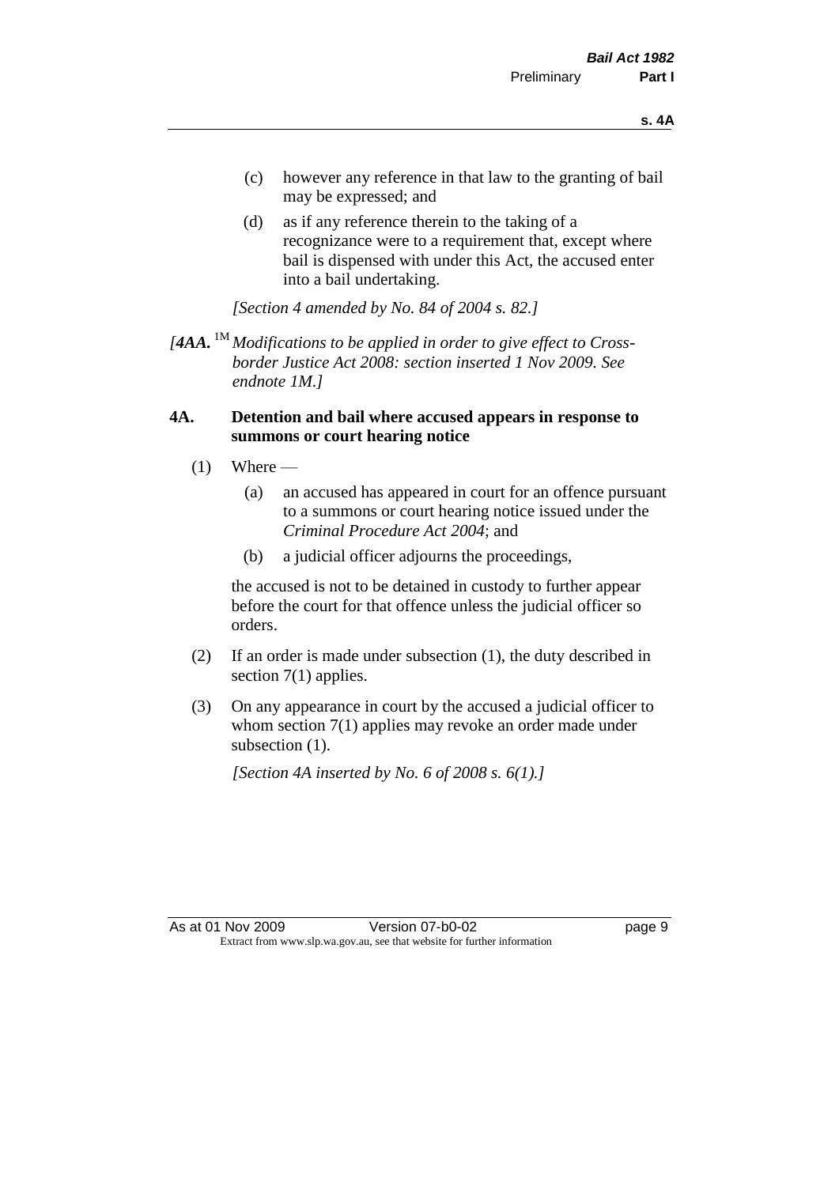(c) however any reference in that law to the granting of bail may be expressed; and

(d) as if any reference therein to the taking of a recognizance were to a requirement that, except where bail is dispensed with under this Act, the accused enter into a bail undertaking.

*[Section 4 amended by No. 84 of 2004 s. 82.]*

*[**4AA.** [1M] Modifications to be applied in order to give effect to Cross-border Justice Act 2008: section inserted 1 Nov 2009. See endnote 1M.]*

**4A. Detention and bail where accused appears in response to summons or court hearing notice**

(1) Where —

(a) an accused has appeared in court for an offence pursuant to a summons or court hearing notice issued under the *Criminal Procedure Act 2004*; and

(b) a judicial officer adjourns the proceedings,

the accused is not to be detained in custody to further appear before the court for that offence unless the judicial officer so orders.

(2) If an order is made under subsection (1), the duty described in section 7(1) applies.

(3) On any appearance in court by the accused a judicial officer to whom section 7(1) applies may revoke an order made under subsection (1).

*[Section 4A inserted by No. 6 of 2008 s. 6(1).]*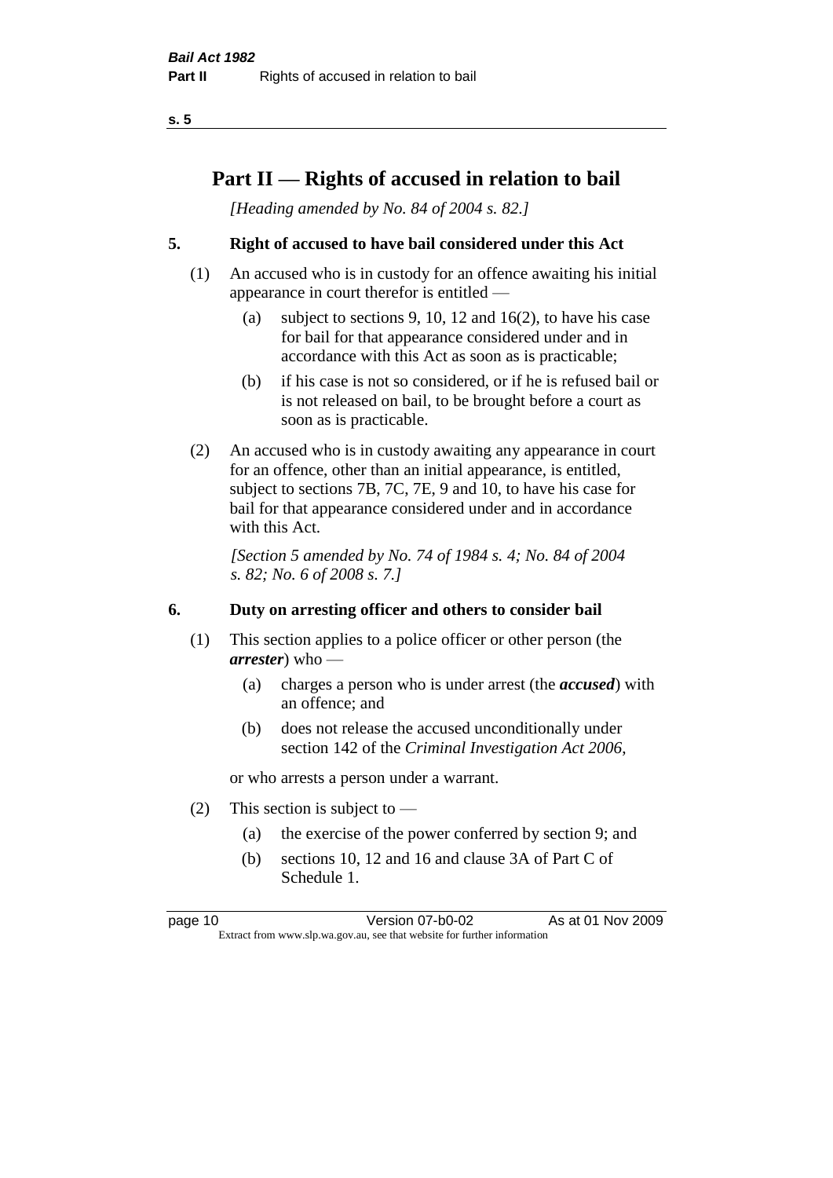# Part II — Rights of accused in relation to bail

*[Heading amended by No. 84 of 2004 s. 82.]*

## 5. Right of accused to have bail considered under this Act

(1) An accused who is in custody for an offence awaiting his initial appearance in court therefor is entitled —

- (a) subject to sections 9, 10, 12 and 16(2), to have his case for bail for that appearance considered under and in accordance with this Act as soon as is practicable;
- (b) if his case is not so considered, or if he is refused bail or is not released on bail, to be brought before a court as soon as is practicable.

(2) An accused who is in custody awaiting any appearance in court for an offence, other than an initial appearance, is entitled, subject to sections 7B, 7C, 7E, 9 and 10, to have his case for bail for that appearance considered under and in accordance with this Act.

*[Section 5 amended by No. 74 of 1984 s. 4; No. 84 of 2004 s. 82; No. 6 of 2008 s. 7.]*

## 6. Duty on arresting officer and others to consider bail

(1) This section applies to a police officer or other person (the ***arrester***) who —

- (a) charges a person who is under arrest (the ***accused***) with an offence; and
- (b) does not release the accused unconditionally under section 142 of the *Criminal Investigation Act 2006*,

or who arrests a person under a warrant.

(2) This section is subject to —

- (a) the exercise of the power conferred by section 9; and
- (b) sections 10, 12 and 16 and clause 3A of Part C of Schedule 1.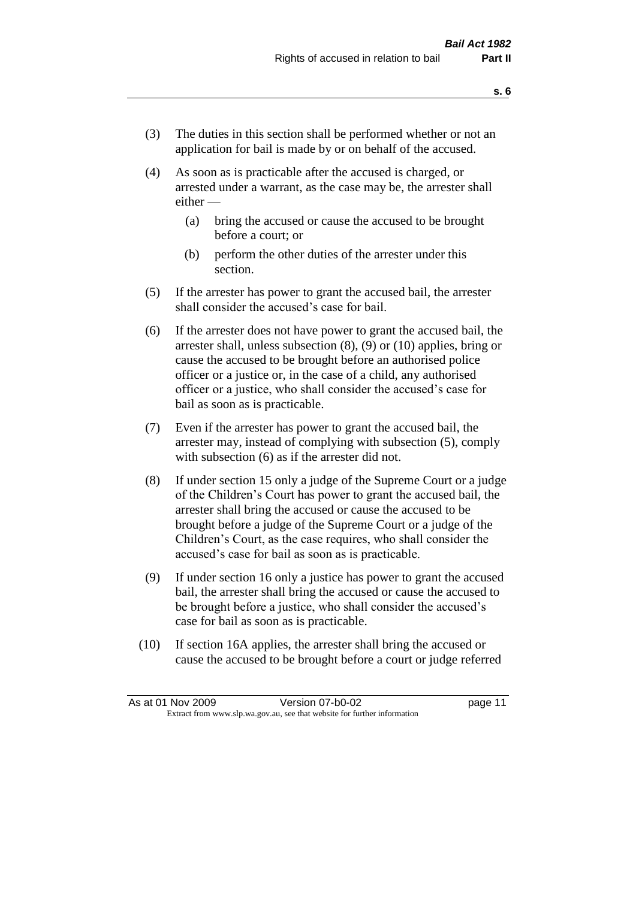(3) The duties in this section shall be performed whether or not an application for bail is made by or on behalf of the accused.

(4) As soon as is practicable after the accused is charged, or arrested under a warrant, as the case may be, the arrester shall either —

  (a) bring the accused or cause the accused to be brought before a court; or

  (b) perform the other duties of the arrester under this section.

(5) If the arrester has power to grant the accused bail, the arrester shall consider the accused's case for bail.

(6) If the arrester does not have power to grant the accused bail, the arrester shall, unless subsection (8), (9) or (10) applies, bring or cause the accused to be brought before an authorised police officer or a justice or, in the case of a child, any authorised officer or a justice, who shall consider the accused's case for bail as soon as is practicable.

(7) Even if the arrester has power to grant the accused bail, the arrester may, instead of complying with subsection (5), comply with subsection (6) as if the arrester did not.

(8) If under section 15 only a judge of the Supreme Court or a judge of the Children's Court has power to grant the accused bail, the arrester shall bring the accused or cause the accused to be brought before a judge of the Supreme Court or a judge of the Children's Court, as the case requires, who shall consider the accused's case for bail as soon as is practicable.

(9) If under section 16 only a justice has power to grant the accused bail, the arrester shall bring the accused or cause the accused to be brought before a justice, who shall consider the accused's case for bail as soon as is practicable.

(10) If section 16A applies, the arrester shall bring the accused or cause the accused to be brought before a court or judge referred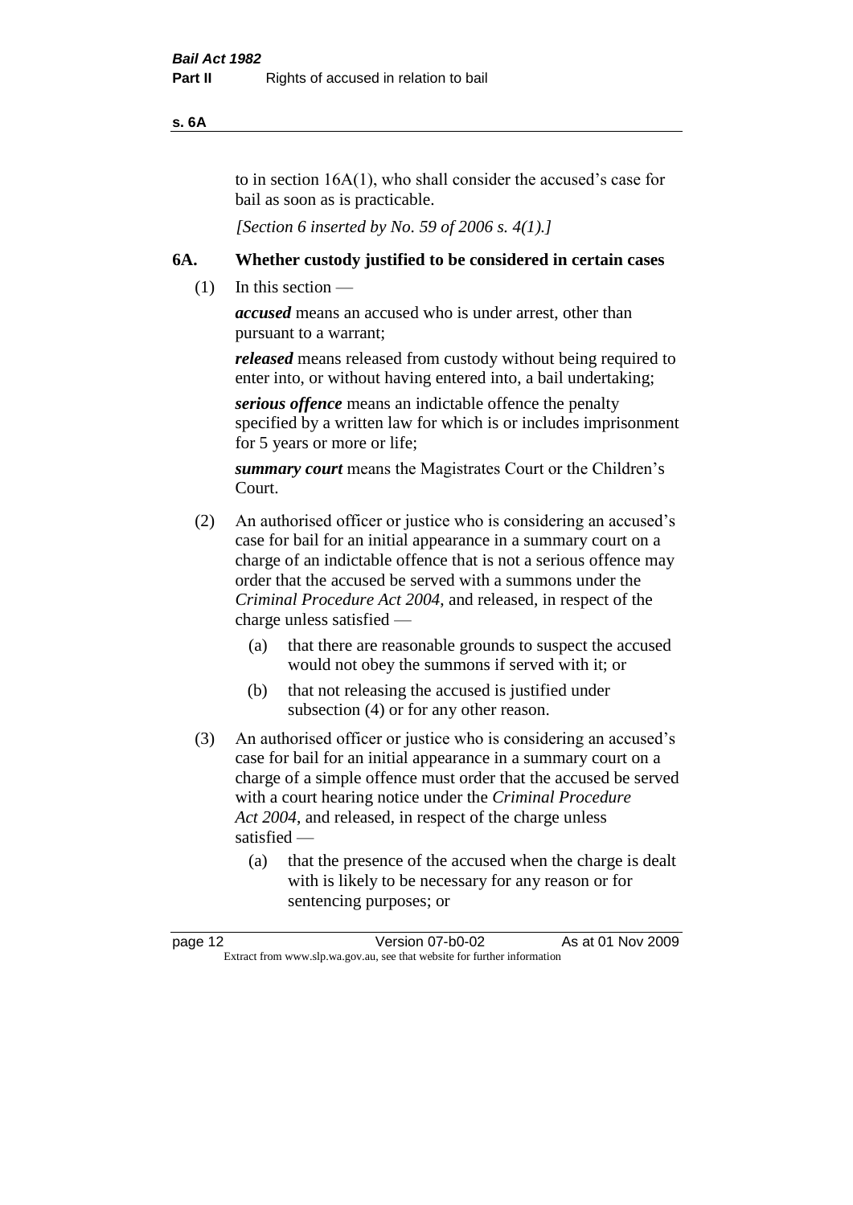to in section 16A(1), who shall consider the accused's case for bail as soon as is practicable.

*[Section 6 inserted by No. 59 of 2006 s. 4(1).]*

## 6A. Whether custody justified to be considered in certain cases

(1) In this section —

***accused*** means an accused who is under arrest, other than pursuant to a warrant;

***released*** means released from custody without being required to enter into, or without having entered into, a bail undertaking;

***serious offence*** means an indictable offence the penalty specified by a written law for which is or includes imprisonment for 5 years or more or life;

***summary court*** means the Magistrates Court or the Children's Court.

(2) An authorised officer or justice who is considering an accused's case for bail for an initial appearance in a summary court on a charge of an indictable offence that is not a serious offence may order that the accused be served with a summons under the *Criminal Procedure Act 2004*, and released, in respect of the charge unless satisfied —

(a) that there are reasonable grounds to suspect the accused would not obey the summons if served with it; or

(b) that not releasing the accused is justified under subsection (4) or for any other reason.

(3) An authorised officer or justice who is considering an accused's case for bail for an initial appearance in a summary court on a charge of a simple offence must order that the accused be served with a court hearing notice under the *Criminal Procedure Act 2004*, and released, in respect of the charge unless satisfied —

(a) that the presence of the accused when the charge is dealt with is likely to be necessary for any reason or for sentencing purposes; or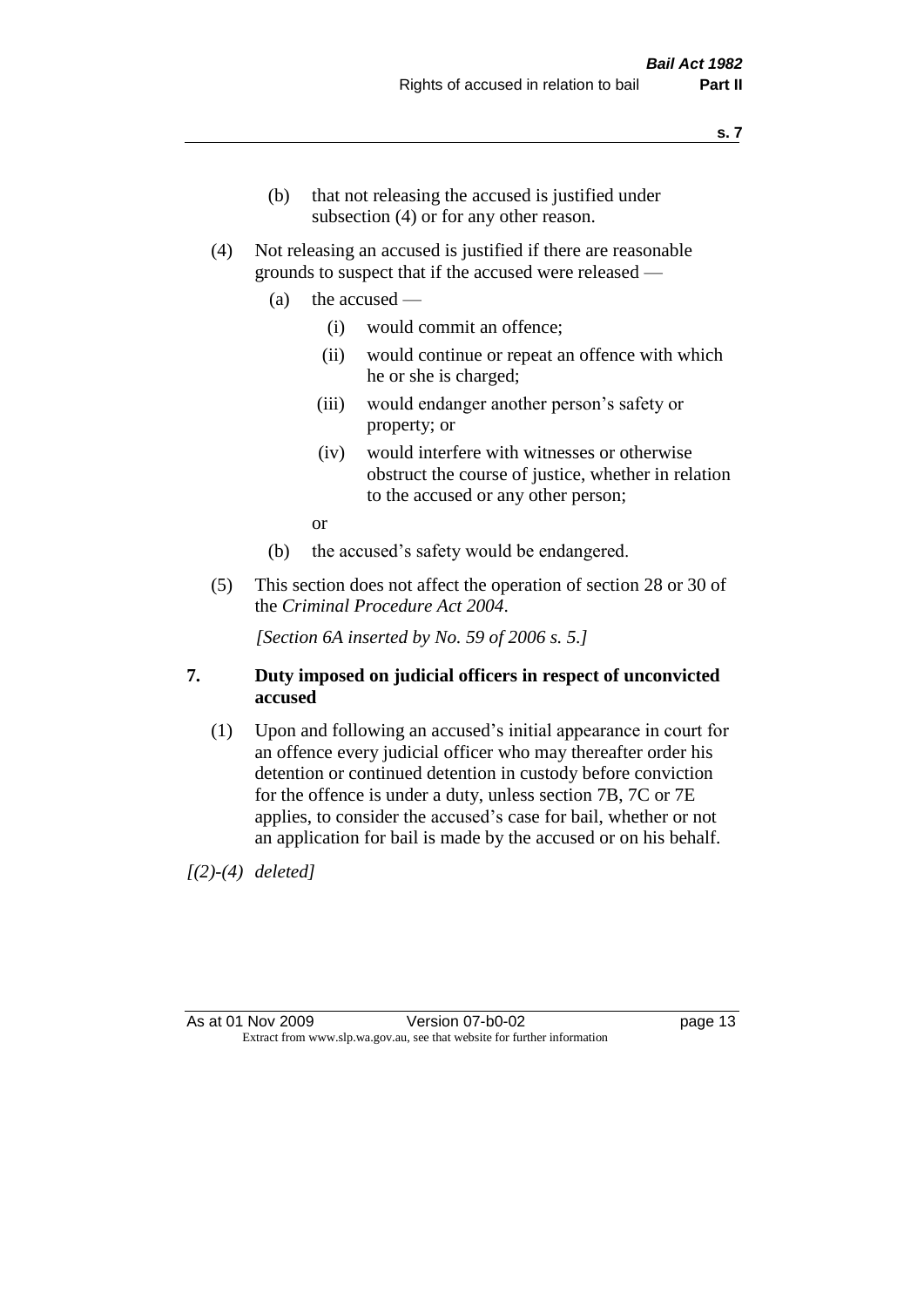(b) that not releasing the accused is justified under subsection (4) or for any other reason.

(4) Not releasing an accused is justified if there are reasonable grounds to suspect that if the accused were released —

(a) the accused —

(i) would commit an offence;

(ii) would continue or repeat an offence with which he or she is charged;

(iii) would endanger another person's safety or property; or

(iv) would interfere with witnesses or otherwise obstruct the course of justice, whether in relation to the accused or any other person;

or

(b) the accused's safety would be endangered.

(5) This section does not affect the operation of section 28 or 30 of the *Criminal Procedure Act 2004*.

*[Section 6A inserted by No. 59 of 2006 s. 5.]*

## 7. Duty imposed on judicial officers in respect of unconvicted accused

(1) Upon and following an accused's initial appearance in court for an offence every judicial officer who may thereafter order his detention or continued detention in custody before conviction for the offence is under a duty, unless section 7B, 7C or 7E applies, to consider the accused's case for bail, whether or not an application for bail is made by the accused or on his behalf.

*[(2)-(4) deleted]*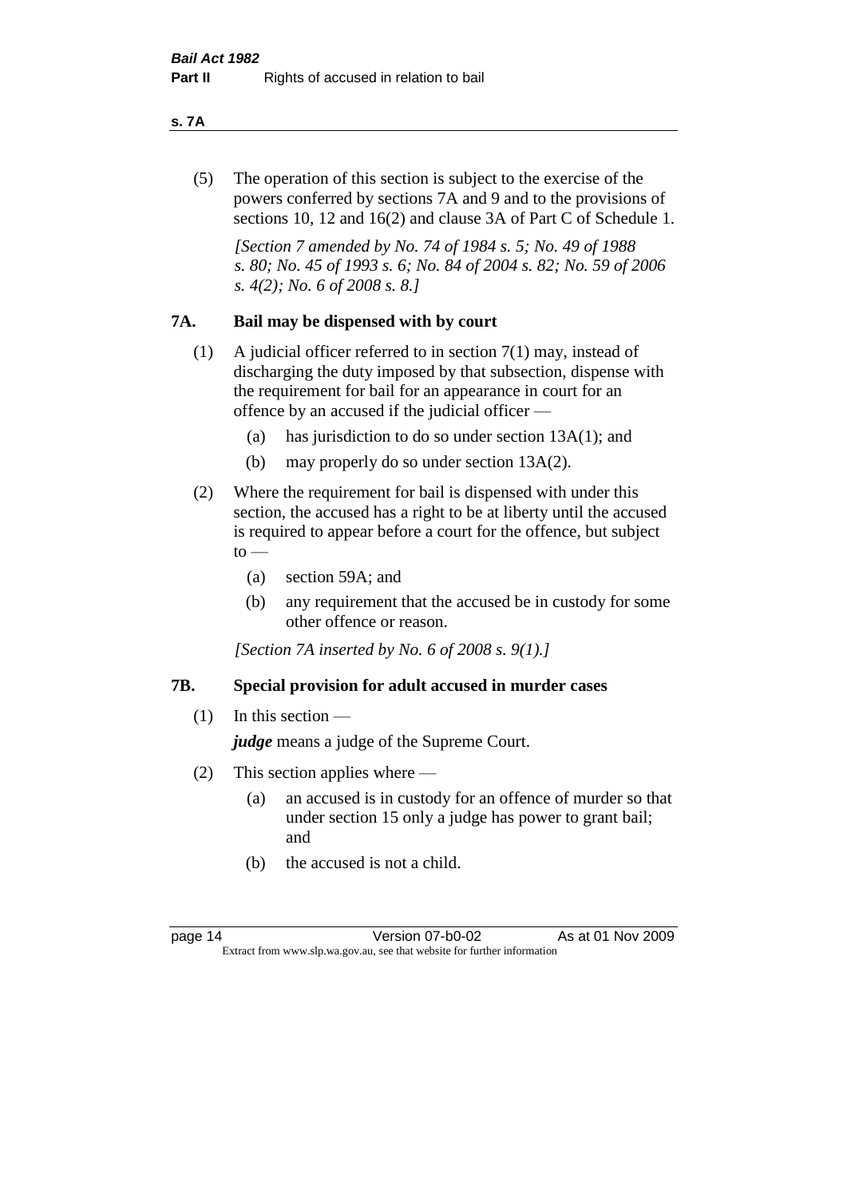(5) The operation of this section is subject to the exercise of the powers conferred by sections 7A and 9 and to the provisions of sections 10, 12 and 16(2) and clause 3A of Part C of Schedule 1.

*[Section 7 amended by No. 74 of 1984 s. 5; No. 49 of 1988 s. 80; No. 45 of 1993 s. 6; No. 84 of 2004 s. 82; No. 59 of 2006 s. 4(2); No. 6 of 2008 s. 8.]*

## 7A. Bail may be dispensed with by court

(1) A judicial officer referred to in section 7(1) may, instead of discharging the duty imposed by that subsection, dispense with the requirement for bail for an appearance in court for an offence by an accused if the judicial officer —

- (a) has jurisdiction to do so under section 13A(1); and
- (b) may properly do so under section 13A(2).

(2) Where the requirement for bail is dispensed with under this section, the accused has a right to be at liberty until the accused is required to appear before a court for the offence, but subject to —

- (a) section 59A; and
- (b) any requirement that the accused be in custody for some other offence or reason.

*[Section 7A inserted by No. 6 of 2008 s. 9(1).]*

## 7B. Special provision for adult accused in murder cases

(1) In this section —

***judge*** means a judge of the Supreme Court.

(2) This section applies where —

- (a) an accused is in custody for an offence of murder so that under section 15 only a judge has power to grant bail; and
- (b) the accused is not a child.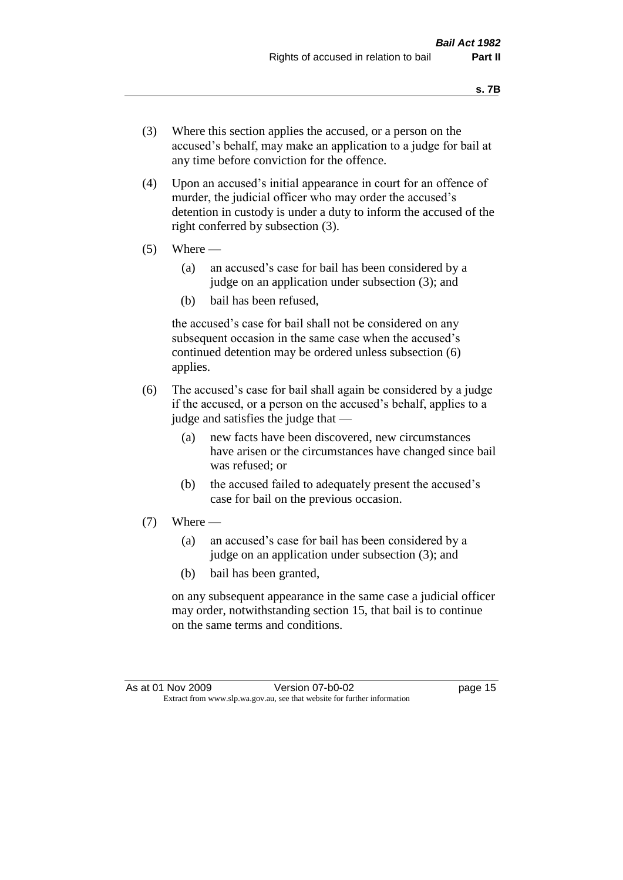(3) Where this section applies the accused, or a person on the accused's behalf, may make an application to a judge for bail at any time before conviction for the offence.

(4) Upon an accused's initial appearance in court for an offence of murder, the judicial officer who may order the accused's detention in custody is under a duty to inform the accused of the right conferred by subsection (3).

(5) Where —

  (a) an accused's case for bail has been considered by a judge on an application under subsection (3); and

  (b) bail has been refused,

  the accused's case for bail shall not be considered on any subsequent occasion in the same case when the accused's continued detention may be ordered unless subsection (6) applies.

(6) The accused's case for bail shall again be considered by a judge if the accused, or a person on the accused's behalf, applies to a judge and satisfies the judge that —

  (a) new facts have been discovered, new circumstances have arisen or the circumstances have changed since bail was refused; or

  (b) the accused failed to adequately present the accused's case for bail on the previous occasion.

(7) Where —

  (a) an accused's case for bail has been considered by a judge on an application under subsection (3); and

  (b) bail has been granted,

  on any subsequent appearance in the same case a judicial officer may order, notwithstanding section 15, that bail is to continue on the same terms and conditions.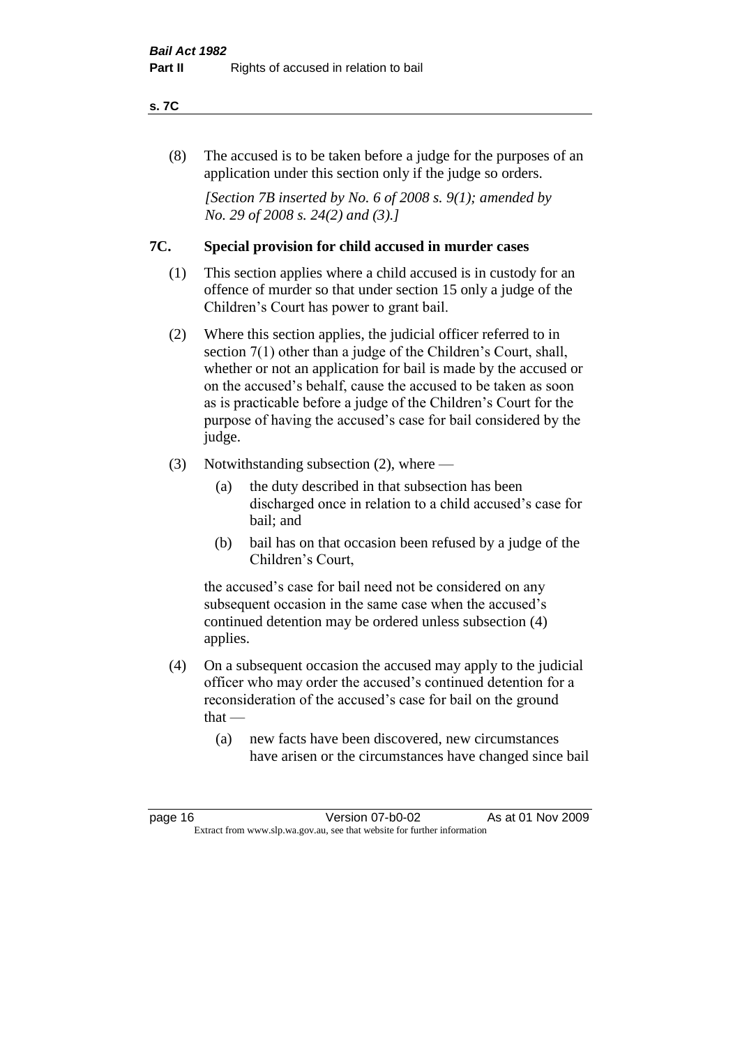(8) The accused is to be taken before a judge for the purposes of an application under this section only if the judge so orders.

*[Section 7B inserted by No. 6 of 2008 s. 9(1); amended by No. 29 of 2008 s. 24(2) and (3).]*

## 7C. Special provision for child accused in murder cases

(1) This section applies where a child accused is in custody for an offence of murder so that under section 15 only a judge of the Children's Court has power to grant bail.

(2) Where this section applies, the judicial officer referred to in section 7(1) other than a judge of the Children's Court, shall, whether or not an application for bail is made by the accused or on the accused's behalf, cause the accused to be taken as soon as is practicable before a judge of the Children's Court for the purpose of having the accused's case for bail considered by the judge.

(3) Notwithstanding subsection (2), where —

- (a) the duty described in that subsection has been discharged once in relation to a child accused's case for bail; and
- (b) bail has on that occasion been refused by a judge of the Children's Court,

the accused's case for bail need not be considered on any subsequent occasion in the same case when the accused's continued detention may be ordered unless subsection (4) applies.

(4) On a subsequent occasion the accused may apply to the judicial officer who may order the accused's continued detention for a reconsideration of the accused's case for bail on the ground that —

- (a) new facts have been discovered, new circumstances have arisen or the circumstances have changed since bail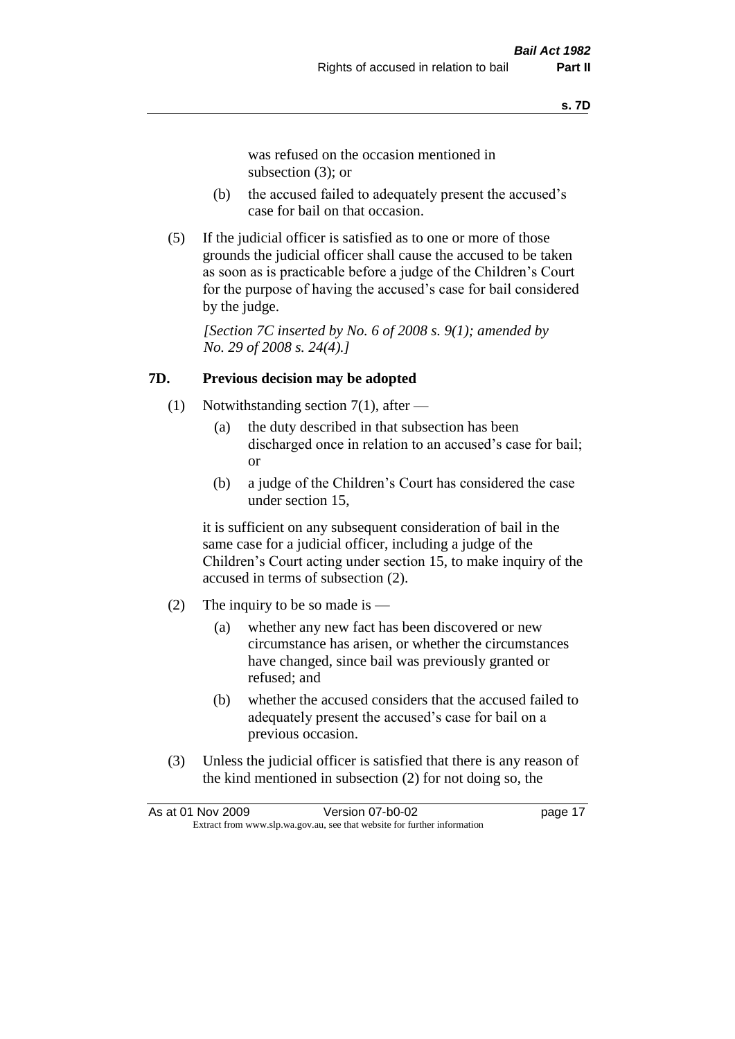was refused on the occasion mentioned in subsection (3); or

(b) the accused failed to adequately present the accused's case for bail on that occasion.

(5) If the judicial officer is satisfied as to one or more of those grounds the judicial officer shall cause the accused to be taken as soon as is practicable before a judge of the Children's Court for the purpose of having the accused's case for bail considered by the judge.

*[Section 7C inserted by No. 6 of 2008 s. 9(1); amended by No. 29 of 2008 s. 24(4).]*

## 7D. Previous decision may be adopted

(1) Notwithstanding section 7(1), after —

(a) the duty described in that subsection has been discharged once in relation to an accused's case for bail; or

(b) a judge of the Children's Court has considered the case under section 15,

it is sufficient on any subsequent consideration of bail in the same case for a judicial officer, including a judge of the Children's Court acting under section 15, to make inquiry of the accused in terms of subsection (2).

(2) The inquiry to be so made is —

(a) whether any new fact has been discovered or new circumstance has arisen, or whether the circumstances have changed, since bail was previously granted or refused; and

(b) whether the accused considers that the accused failed to adequately present the accused's case for bail on a previous occasion.

(3) Unless the judicial officer is satisfied that there is any reason of the kind mentioned in subsection (2) for not doing so, the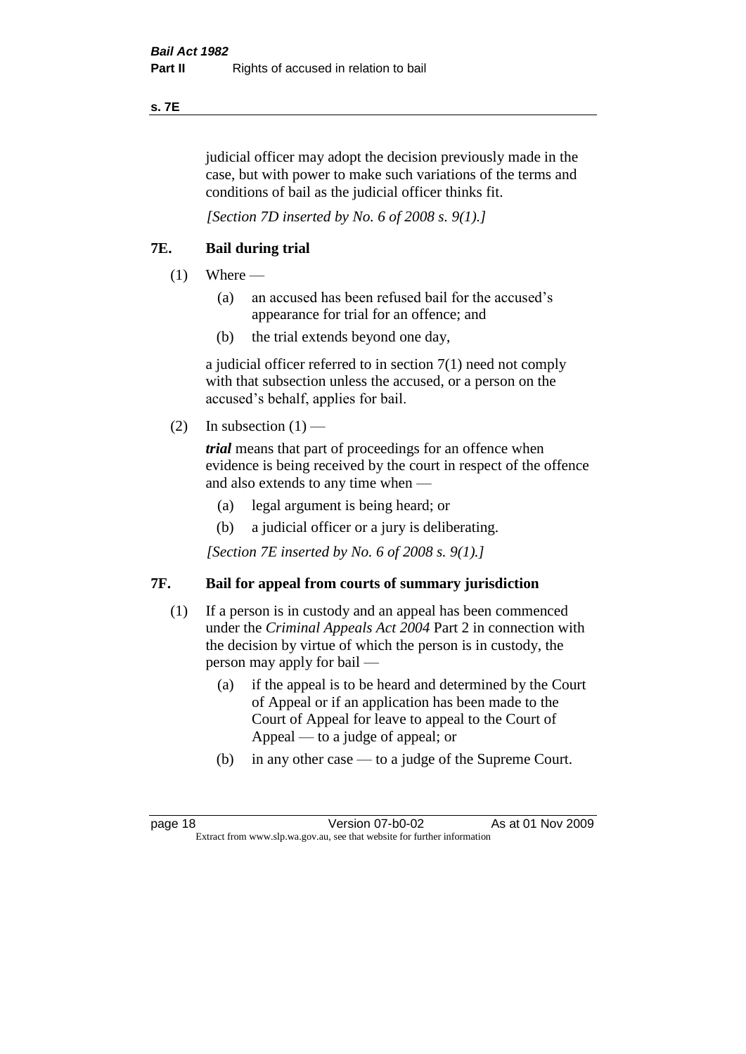judicial officer may adopt the decision previously made in the case, but with power to make such variations of the terms and conditions of bail as the judicial officer thinks fit.

*[Section 7D inserted by No. 6 of 2008 s. 9(1).]*

## 7E. Bail during trial

(1) Where —

(a) an accused has been refused bail for the accused's appearance for trial for an offence; and

(b) the trial extends beyond one day,

a judicial officer referred to in section 7(1) need not comply with that subsection unless the accused, or a person on the accused's behalf, applies for bail.

(2) In subsection (1) —

***trial*** means that part of proceedings for an offence when evidence is being received by the court in respect of the offence and also extends to any time when —

(a) legal argument is being heard; or

(b) a judicial officer or a jury is deliberating.

*[Section 7E inserted by No. 6 of 2008 s. 9(1).]*

## 7F. Bail for appeal from courts of summary jurisdiction

(1) If a person is in custody and an appeal has been commenced under the *Criminal Appeals Act 2004* Part 2 in connection with the decision by virtue of which the person is in custody, the person may apply for bail —

(a) if the appeal is to be heard and determined by the Court of Appeal or if an application has been made to the Court of Appeal for leave to appeal to the Court of Appeal — to a judge of appeal; or

(b) in any other case — to a judge of the Supreme Court.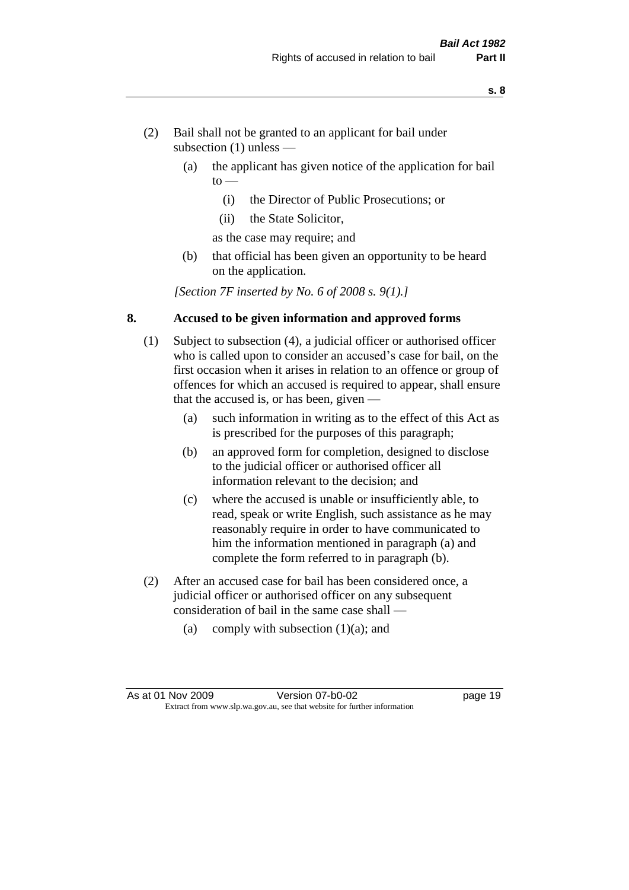(2) Bail shall not be granted to an applicant for bail under subsection (1) unless —

   (a) the applicant has given notice of the application for bail to —

      (i) the Director of Public Prosecutions; or

      (ii) the State Solicitor,

   as the case may require; and

   (b) that official has been given an opportunity to be heard on the application.

*[Section 7F inserted by No. 6 of 2008 s. 9(1).]*

## 8. Accused to be given information and approved forms

(1) Subject to subsection (4), a judicial officer or authorised officer who is called upon to consider an accused's case for bail, on the first occasion when it arises in relation to an offence or group of offences for which an accused is required to appear, shall ensure that the accused is, or has been, given —

   (a) such information in writing as to the effect of this Act as is prescribed for the purposes of this paragraph;

   (b) an approved form for completion, designed to disclose to the judicial officer or authorised officer all information relevant to the decision; and

   (c) where the accused is unable or insufficiently able, to read, speak or write English, such assistance as he may reasonably require in order to have communicated to him the information mentioned in paragraph (a) and complete the form referred to in paragraph (b).

(2) After an accused case for bail has been considered once, a judicial officer or authorised officer on any subsequent consideration of bail in the same case shall —

   (a) comply with subsection (1)(a); and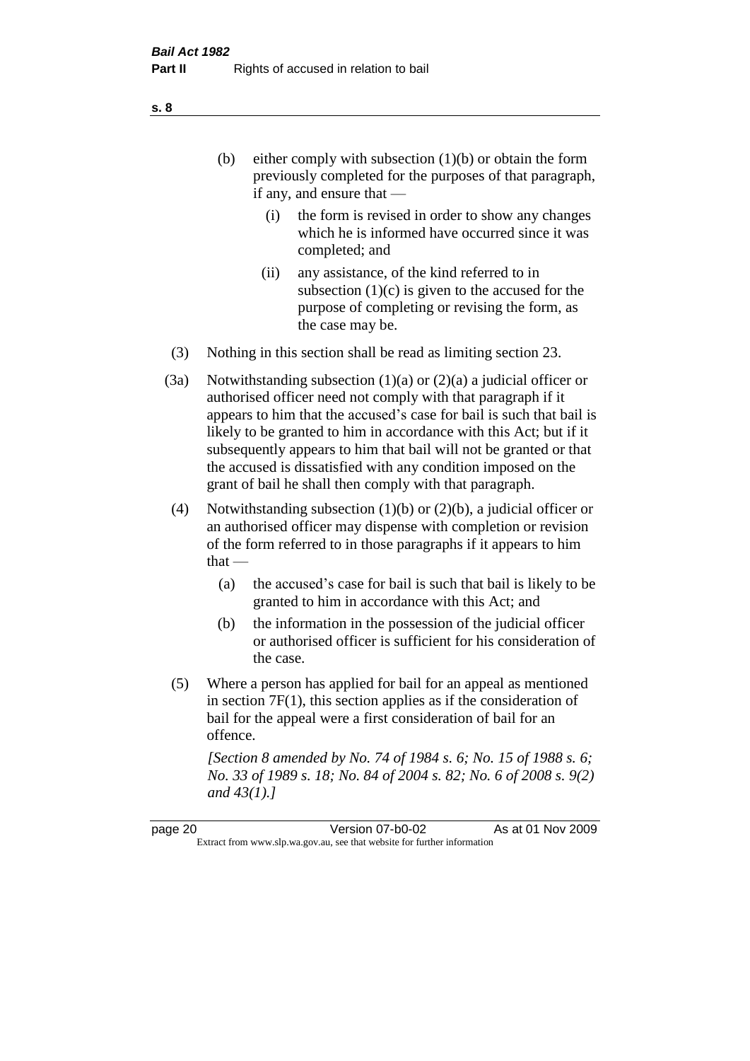(b) either comply with subsection (1)(b) or obtain the form previously completed for the purposes of that paragraph, if any, and ensure that —

  (i) the form is revised in order to show any changes which he is informed have occurred since it was completed; and

  (ii) any assistance, of the kind referred to in subsection (1)(c) is given to the accused for the purpose of completing or revising the form, as the case may be.

(3) Nothing in this section shall be read as limiting section 23.

(3a) Notwithstanding subsection (1)(a) or (2)(a) a judicial officer or authorised officer need not comply with that paragraph if it appears to him that the accused's case for bail is such that bail is likely to be granted to him in accordance with this Act; but if it subsequently appears to him that bail will not be granted or that the accused is dissatisfied with any condition imposed on the grant of bail he shall then comply with that paragraph.

(4) Notwithstanding subsection (1)(b) or (2)(b), a judicial officer or an authorised officer may dispense with completion or revision of the form referred to in those paragraphs if it appears to him that —

  (a) the accused's case for bail is such that bail is likely to be granted to him in accordance with this Act; and

  (b) the information in the possession of the judicial officer or authorised officer is sufficient for his consideration of the case.

(5) Where a person has applied for bail for an appeal as mentioned in section 7F(1), this section applies as if the consideration of bail for the appeal were a first consideration of bail for an offence.

*[Section 8 amended by No. 74 of 1984 s. 6; No. 15 of 1988 s. 6; No. 33 of 1989 s. 18; No. 84 of 2004 s. 82; No. 6 of 2008 s. 9(2) and 43(1).]*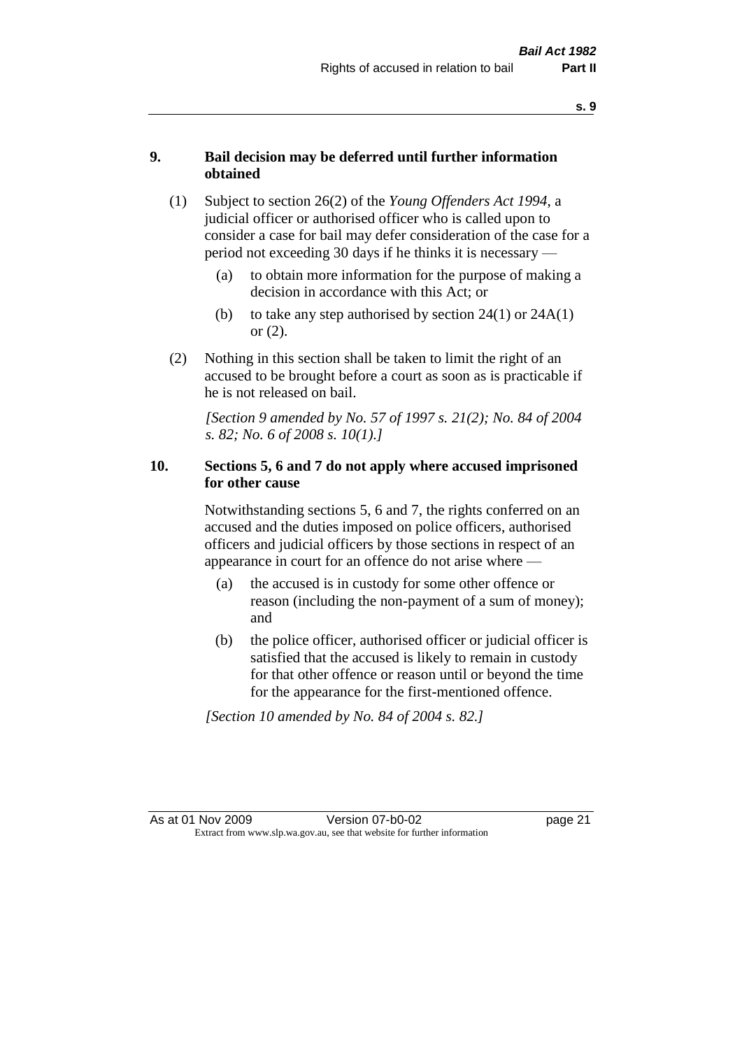### 9. Bail decision may be deferred until further information obtained

(1) Subject to section 26(2) of the *Young Offenders Act 1994*, a judicial officer or authorised officer who is called upon to consider a case for bail may defer consideration of the case for a period not exceeding 30 days if he thinks it is necessary —

(a) to obtain more information for the purpose of making a decision in accordance with this Act; or

(b) to take any step authorised by section 24(1) or 24A(1) or (2).

(2) Nothing in this section shall be taken to limit the right of an accused to be brought before a court as soon as is practicable if he is not released on bail.

*[Section 9 amended by No. 57 of 1997 s. 21(2); No. 84 of 2004 s. 82; No. 6 of 2008 s. 10(1).]*

### 10. Sections 5, 6 and 7 do not apply where accused imprisoned for other cause

Notwithstanding sections 5, 6 and 7, the rights conferred on an accused and the duties imposed on police officers, authorised officers and judicial officers by those sections in respect of an appearance in court for an offence do not arise where —

(a) the accused is in custody for some other offence or reason (including the non-payment of a sum of money); and

(b) the police officer, authorised officer or judicial officer is satisfied that the accused is likely to remain in custody for that other offence or reason until or beyond the time for the appearance for the first-mentioned offence.

*[Section 10 amended by No. 84 of 2004 s. 82.]*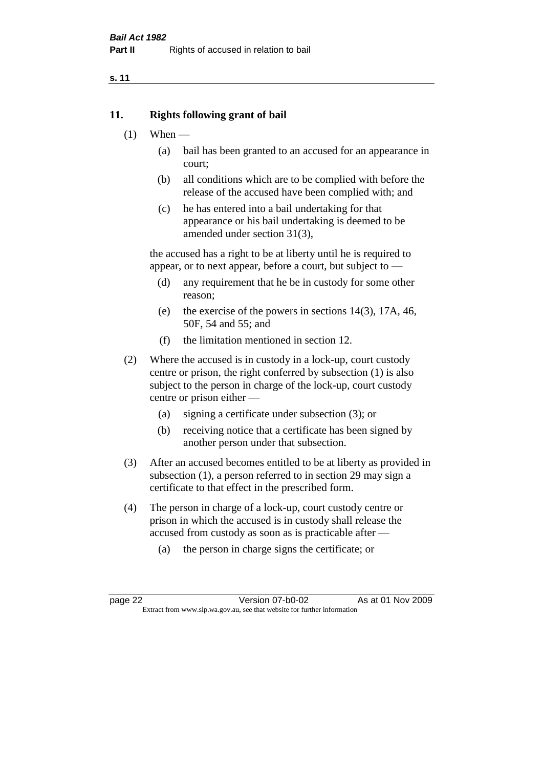## 11. Rights following grant of bail

(1) When —

- (a) bail has been granted to an accused for an appearance in court;
- (b) all conditions which are to be complied with before the release of the accused have been complied with; and
- (c) he has entered into a bail undertaking for that appearance or his bail undertaking is deemed to be amended under section 31(3),

the accused has a right to be at liberty until he is required to appear, or to next appear, before a court, but subject to —

- (d) any requirement that he be in custody for some other reason;
- (e) the exercise of the powers in sections 14(3), 17A, 46, 50F, 54 and 55; and
- (f) the limitation mentioned in section 12.

(2) Where the accused is in custody in a lock-up, court custody centre or prison, the right conferred by subsection (1) is also subject to the person in charge of the lock-up, court custody centre or prison either —

- (a) signing a certificate under subsection (3); or
- (b) receiving notice that a certificate has been signed by another person under that subsection.

(3) After an accused becomes entitled to be at liberty as provided in subsection (1), a person referred to in section 29 may sign a certificate to that effect in the prescribed form.

(4) The person in charge of a lock-up, court custody centre or prison in which the accused is in custody shall release the accused from custody as soon as is practicable after —

- (a) the person in charge signs the certificate; or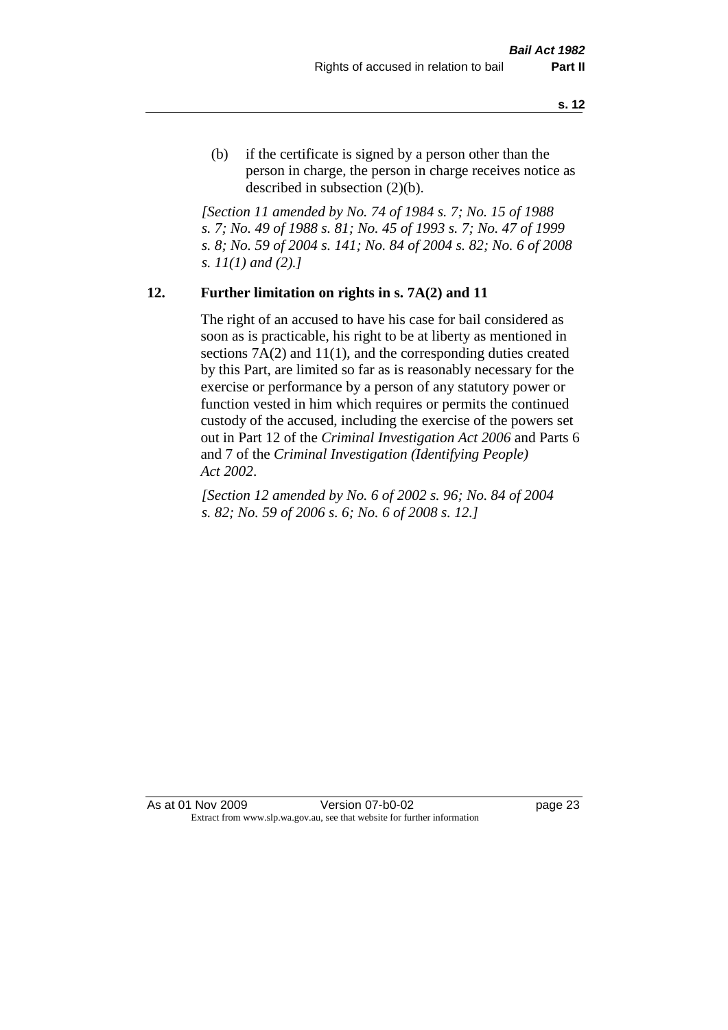(b) if the certificate is signed by a person other than the person in charge, the person in charge receives notice as described in subsection (2)(b).

*[Section 11 amended by No. 74 of 1984 s. 7; No. 15 of 1988 s. 7; No. 49 of 1988 s. 81; No. 45 of 1993 s. 7; No. 47 of 1999 s. 8; No. 59 of 2004 s. 141; No. 84 of 2004 s. 82; No. 6 of 2008 s. 11(1) and (2).]*

## 12. Further limitation on rights in s. 7A(2) and 11

The right of an accused to have his case for bail considered as soon as is practicable, his right to be at liberty as mentioned in sections 7A(2) and 11(1), and the corresponding duties created by this Part, are limited so far as is reasonably necessary for the exercise or performance by a person of any statutory power or function vested in him which requires or permits the continued custody of the accused, including the exercise of the powers set out in Part 12 of the *Criminal Investigation Act 2006* and Parts 6 and 7 of the *Criminal Investigation (Identifying People) Act 2002*.

*[Section 12 amended by No. 6 of 2002 s. 96; No. 84 of 2004 s. 82; No. 59 of 2006 s. 6; No. 6 of 2008 s. 12.]*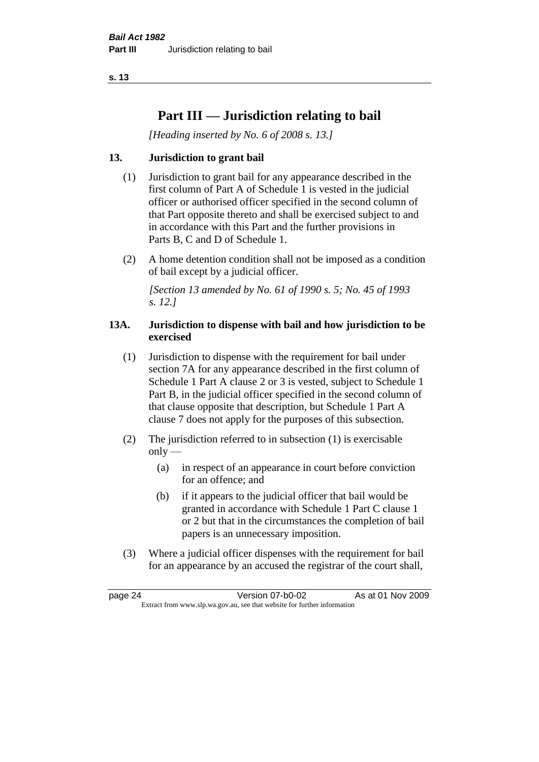# Part III — Jurisdiction relating to bail

*[Heading inserted by No. 6 of 2008 s. 13.]*

## 13. Jurisdiction to grant bail

(1) Jurisdiction to grant bail for any appearance described in the first column of Part A of Schedule 1 is vested in the judicial officer or authorised officer specified in the second column of that Part opposite thereto and shall be exercised subject to and in accordance with this Part and the further provisions in Parts B, C and D of Schedule 1.

(2) A home detention condition shall not be imposed as a condition of bail except by a judicial officer.

*[Section 13 amended by No. 61 of 1990 s. 5; No. 45 of 1993 s. 12.]*

## 13A. Jurisdiction to dispense with bail and how jurisdiction to be exercised

(1) Jurisdiction to dispense with the requirement for bail under section 7A for any appearance described in the first column of Schedule 1 Part A clause 2 or 3 is vested, subject to Schedule 1 Part B, in the judicial officer specified in the second column of that clause opposite that description, but Schedule 1 Part A clause 7 does not apply for the purposes of this subsection.

(2) The jurisdiction referred to in subsection (1) is exercisable only —

- (a) in respect of an appearance in court before conviction for an offence; and
- (b) if it appears to the judicial officer that bail would be granted in accordance with Schedule 1 Part C clause 1 or 2 but that in the circumstances the completion of bail papers is an unnecessary imposition.

(3) Where a judicial officer dispenses with the requirement for bail for an appearance by an accused the registrar of the court shall,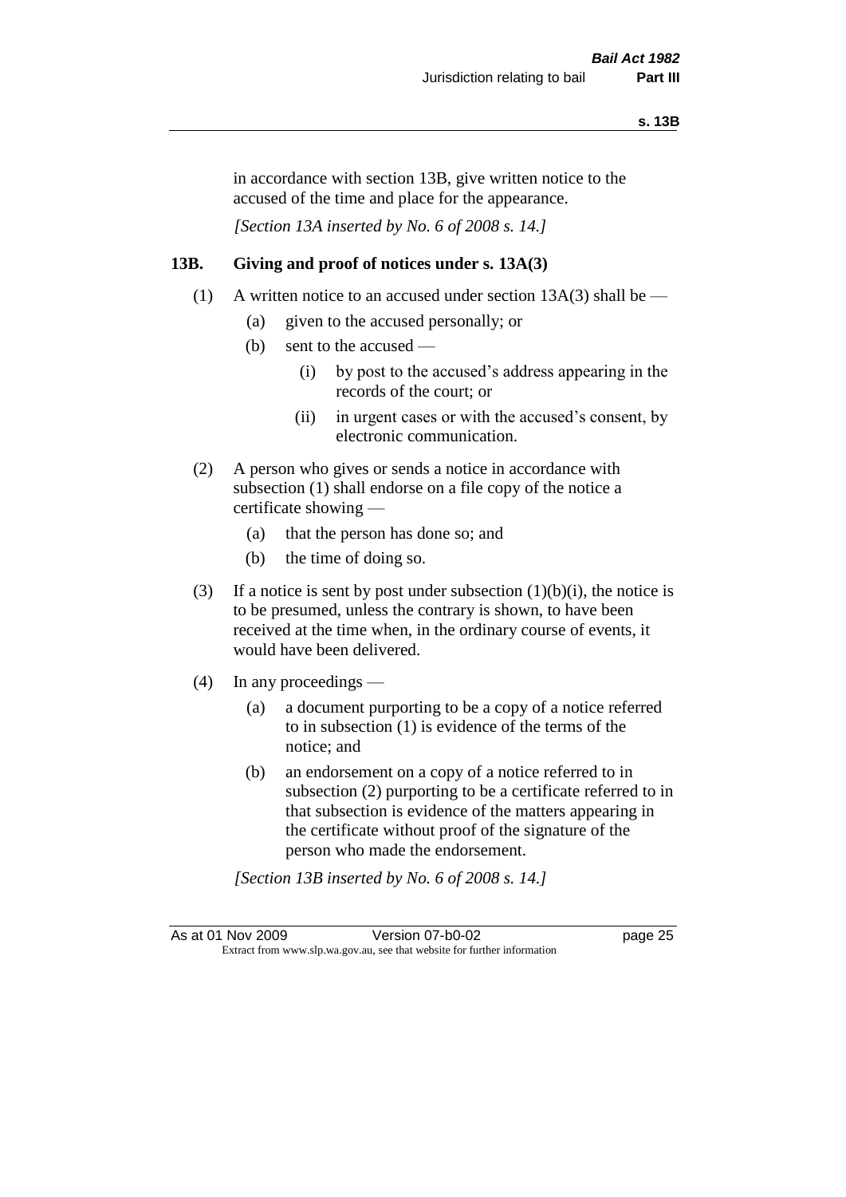in accordance with section 13B, give written notice to the accused of the time and place for the appearance.

*[Section 13A inserted by No. 6 of 2008 s. 14.]*

## 13B. Giving and proof of notices under s. 13A(3)

(1) A written notice to an accused under section 13A(3) shall be —

- (a) given to the accused personally; or
- (b) sent to the accused —
  - (i) by post to the accused's address appearing in the records of the court; or
  - (ii) in urgent cases or with the accused's consent, by electronic communication.

(2) A person who gives or sends a notice in accordance with subsection (1) shall endorse on a file copy of the notice a certificate showing —

- (a) that the person has done so; and
- (b) the time of doing so.

(3) If a notice is sent by post under subsection (1)(b)(i), the notice is to be presumed, unless the contrary is shown, to have been received at the time when, in the ordinary course of events, it would have been delivered.

(4) In any proceedings —

- (a) a document purporting to be a copy of a notice referred to in subsection (1) is evidence of the terms of the notice; and
- (b) an endorsement on a copy of a notice referred to in subsection (2) purporting to be a certificate referred to in that subsection is evidence of the matters appearing in the certificate without proof of the signature of the person who made the endorsement.

*[Section 13B inserted by No. 6 of 2008 s. 14.]*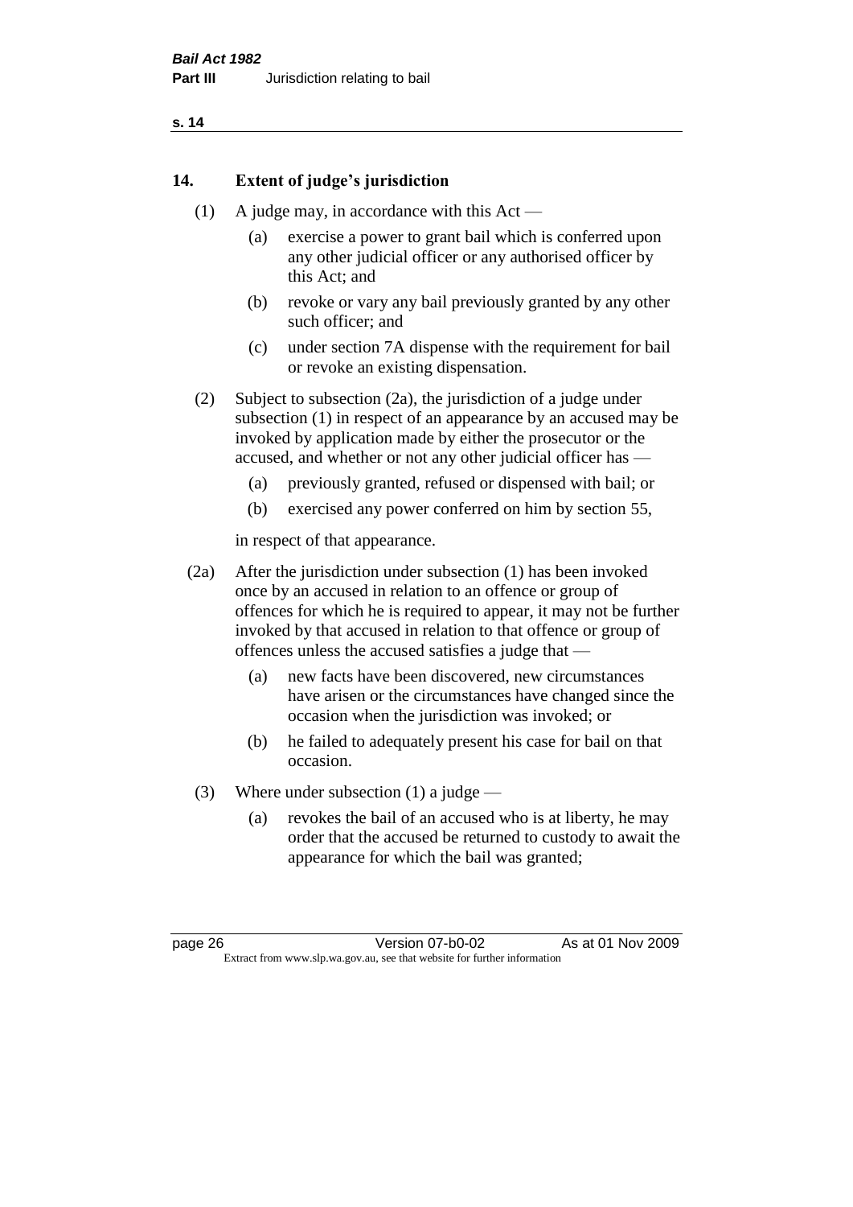## 14. Extent of judge's jurisdiction

(1) A judge may, in accordance with this Act —

- (a) exercise a power to grant bail which is conferred upon any other judicial officer or any authorised officer by this Act; and
- (b) revoke or vary any bail previously granted by any other such officer; and
- (c) under section 7A dispense with the requirement for bail or revoke an existing dispensation.

(2) Subject to subsection (2a), the jurisdiction of a judge under subsection (1) in respect of an appearance by an accused may be invoked by application made by either the prosecutor or the accused, and whether or not any other judicial officer has —

- (a) previously granted, refused or dispensed with bail; or
- (b) exercised any power conferred on him by section 55,

in respect of that appearance.

(2a) After the jurisdiction under subsection (1) has been invoked once by an accused in relation to an offence or group of offences for which he is required to appear, it may not be further invoked by that accused in relation to that offence or group of offences unless the accused satisfies a judge that —

- (a) new facts have been discovered, new circumstances have arisen or the circumstances have changed since the occasion when the jurisdiction was invoked; or
- (b) he failed to adequately present his case for bail on that occasion.

(3) Where under subsection (1) a judge —

- (a) revokes the bail of an accused who is at liberty, he may order that the accused be returned to custody to await the appearance for which the bail was granted;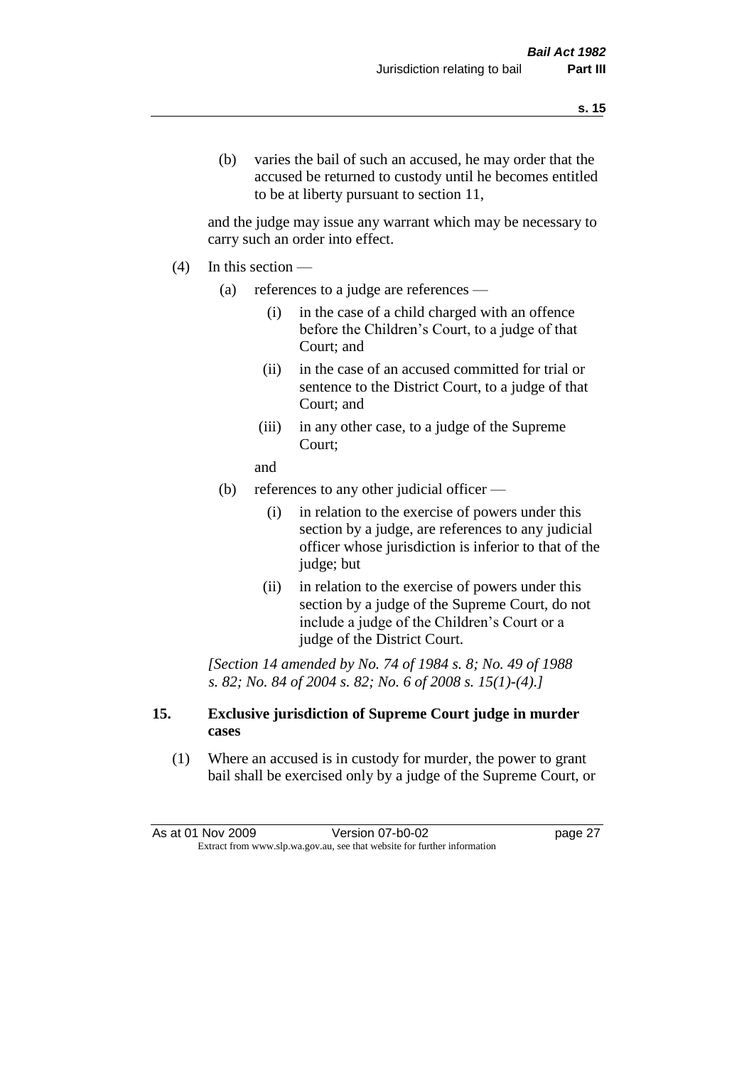(b) varies the bail of such an accused, he may order that the accused be returned to custody until he becomes entitled to be at liberty pursuant to section 11,

and the judge may issue any warrant which may be necessary to carry such an order into effect.

(4) In this section —

(a) references to a judge are references —

(i) in the case of a child charged with an offence before the Children's Court, to a judge of that Court; and

(ii) in the case of an accused committed for trial or sentence to the District Court, to a judge of that Court; and

(iii) in any other case, to a judge of the Supreme Court;

and

(b) references to any other judicial officer —

(i) in relation to the exercise of powers under this section by a judge, are references to any judicial officer whose jurisdiction is inferior to that of the judge; but

(ii) in relation to the exercise of powers under this section by a judge of the Supreme Court, do not include a judge of the Children's Court or a judge of the District Court.

*[Section 14 amended by No. 74 of 1984 s. 8; No. 49 of 1988 s. 82; No. 84 of 2004 s. 82; No. 6 of 2008 s. 15(1)-(4).]*

### 15. Exclusive jurisdiction of Supreme Court judge in murder cases

(1) Where an accused is in custody for murder, the power to grant bail shall be exercised only by a judge of the Supreme Court, or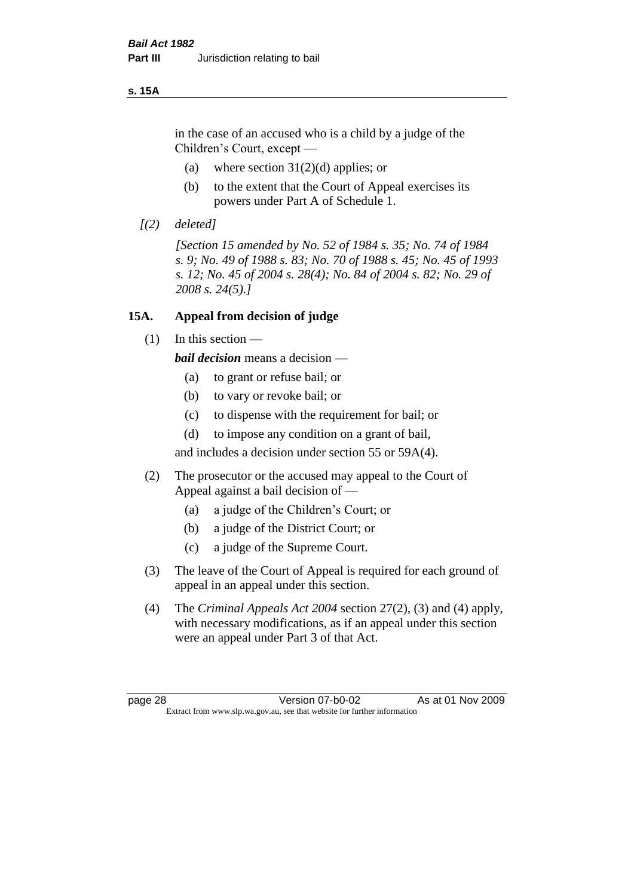in the case of an accused who is a child by a judge of the Children's Court, except —

(a) where section 31(2)(d) applies; or

(b) to the extent that the Court of Appeal exercises its powers under Part A of Schedule 1.

*[(2) deleted]*

*[Section 15 amended by No. 52 of 1984 s. 35; No. 74 of 1984 s. 9; No. 49 of 1988 s. 83; No. 70 of 1988 s. 45; No. 45 of 1993 s. 12; No. 45 of 2004 s. 28(4); No. 84 of 2004 s. 82; No. 29 of 2008 s. 24(5).]*

## 15A. Appeal from decision of judge

(1) In this section —

***bail decision*** means a decision —

(a) to grant or refuse bail; or

(b) to vary or revoke bail; or

(c) to dispense with the requirement for bail; or

(d) to impose any condition on a grant of bail,

and includes a decision under section 55 or 59A(4).

(2) The prosecutor or the accused may appeal to the Court of Appeal against a bail decision of —

(a) a judge of the Children's Court; or

(b) a judge of the District Court; or

(c) a judge of the Supreme Court.

(3) The leave of the Court of Appeal is required for each ground of appeal in an appeal under this section.

(4) The *Criminal Appeals Act 2004* section 27(2), (3) and (4) apply, with necessary modifications, as if an appeal under this section were an appeal under Part 3 of that Act.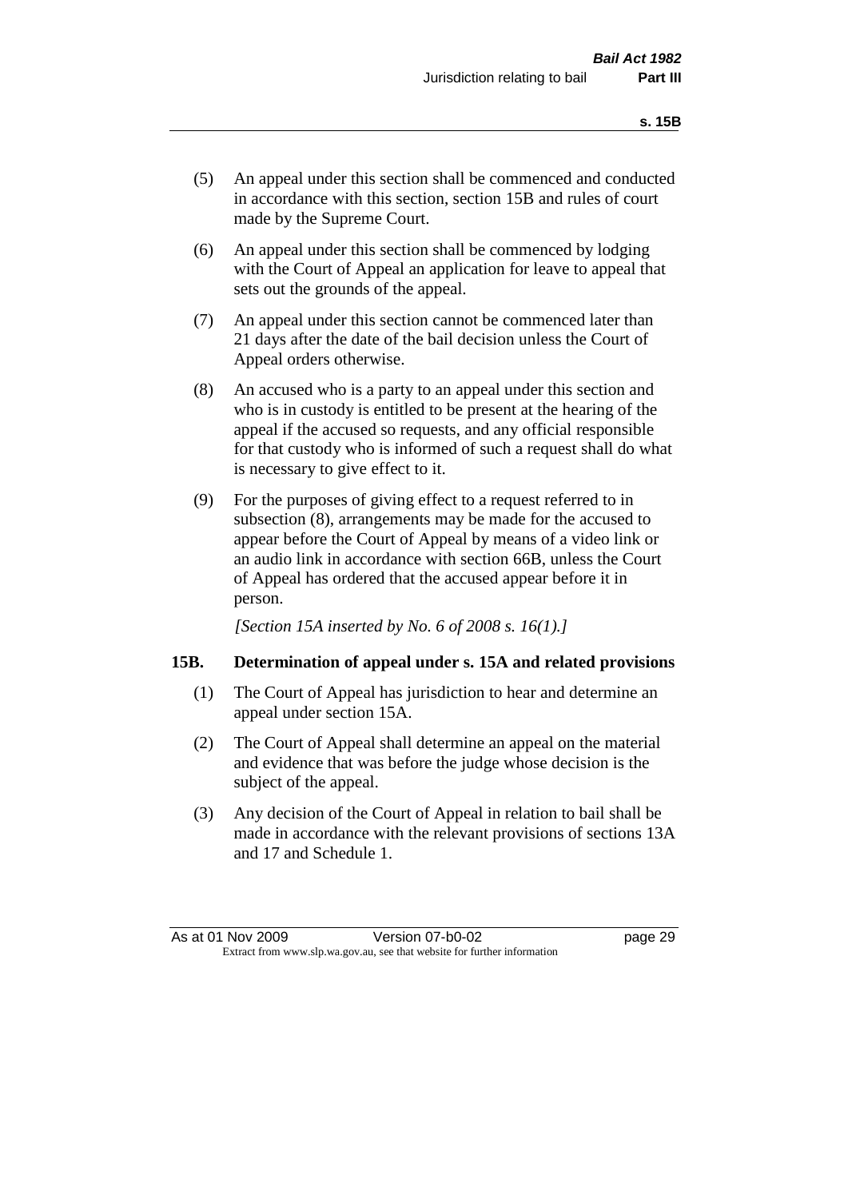(5) An appeal under this section shall be commenced and conducted in accordance with this section, section 15B and rules of court made by the Supreme Court.

(6) An appeal under this section shall be commenced by lodging with the Court of Appeal an application for leave to appeal that sets out the grounds of the appeal.

(7) An appeal under this section cannot be commenced later than 21 days after the date of the bail decision unless the Court of Appeal orders otherwise.

(8) An accused who is a party to an appeal under this section and who is in custody is entitled to be present at the hearing of the appeal if the accused so requests, and any official responsible for that custody who is informed of such a request shall do what is necessary to give effect to it.

(9) For the purposes of giving effect to a request referred to in subsection (8), arrangements may be made for the accused to appear before the Court of Appeal by means of a video link or an audio link in accordance with section 66B, unless the Court of Appeal has ordered that the accused appear before it in person.

*[Section 15A inserted by No. 6 of 2008 s. 16(1).]*

### 15B. Determination of appeal under s. 15A and related provisions

(1) The Court of Appeal has jurisdiction to hear and determine an appeal under section 15A.

(2) The Court of Appeal shall determine an appeal on the material and evidence that was before the judge whose decision is the subject of the appeal.

(3) Any decision of the Court of Appeal in relation to bail shall be made in accordance with the relevant provisions of sections 13A and 17 and Schedule 1.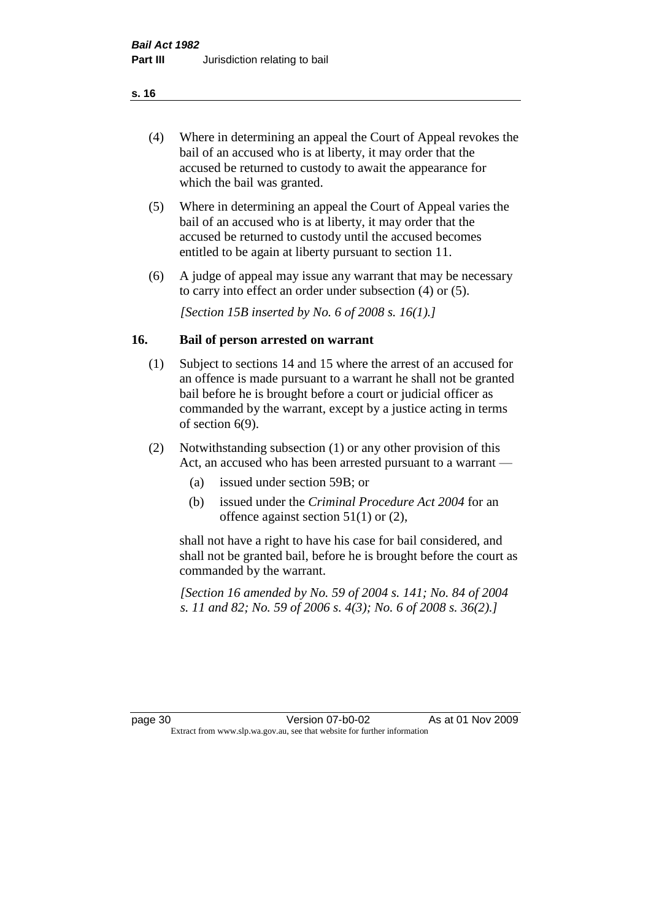(4) Where in determining an appeal the Court of Appeal revokes the bail of an accused who is at liberty, it may order that the accused be returned to custody to await the appearance for which the bail was granted.

(5) Where in determining an appeal the Court of Appeal varies the bail of an accused who is at liberty, it may order that the accused be returned to custody until the accused becomes entitled to be again at liberty pursuant to section 11.

(6) A judge of appeal may issue any warrant that may be necessary to carry into effect an order under subsection (4) or (5).

*[Section 15B inserted by No. 6 of 2008 s. 16(1).]*

## 16. Bail of person arrested on warrant

(1) Subject to sections 14 and 15 where the arrest of an accused for an offence is made pursuant to a warrant he shall not be granted bail before he is brought before a court or judicial officer as commanded by the warrant, except by a justice acting in terms of section 6(9).

(2) Notwithstanding subsection (1) or any other provision of this Act, an accused who has been arrested pursuant to a warrant —

- (a) issued under section 59B; or
- (b) issued under the *Criminal Procedure Act 2004* for an offence against section 51(1) or (2),

shall not have a right to have his case for bail considered, and shall not be granted bail, before he is brought before the court as commanded by the warrant.

*[Section 16 amended by No. 59 of 2004 s. 141; No. 84 of 2004 s. 11 and 82; No. 59 of 2006 s. 4(3); No. 6 of 2008 s. 36(2).]*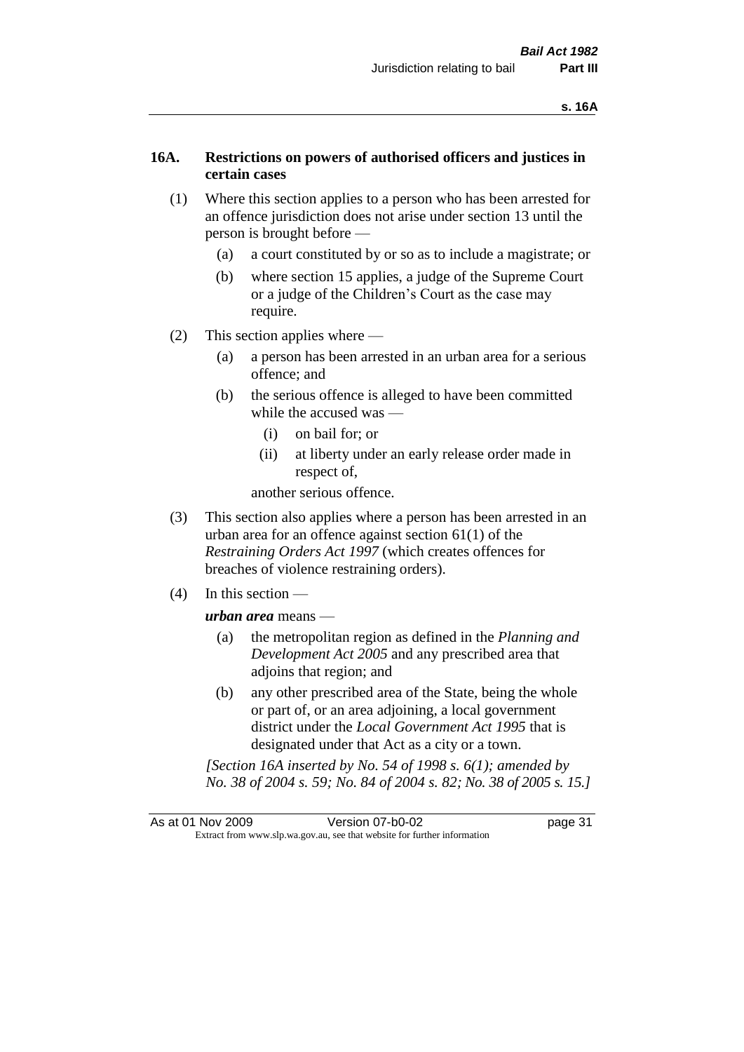### 16A. Restrictions on powers of authorised officers and justices in certain cases

(1) Where this section applies to a person who has been arrested for an offence jurisdiction does not arise under section 13 until the person is brought before —

(a) a court constituted by or so as to include a magistrate; or

(b) where section 15 applies, a judge of the Supreme Court or a judge of the Children's Court as the case may require.

(2) This section applies where —

(a) a person has been arrested in an urban area for a serious offence; and

(b) the serious offence is alleged to have been committed while the accused was —

(i) on bail for; or

(ii) at liberty under an early release order made in respect of,

another serious offence.

(3) This section also applies where a person has been arrested in an urban area for an offence against section 61(1) of the *Restraining Orders Act 1997* (which creates offences for breaches of violence restraining orders).

(4) In this section —

***urban area*** means —

(a) the metropolitan region as defined in the *Planning and Development Act 2005* and any prescribed area that adjoins that region; and

(b) any other prescribed area of the State, being the whole or part of, or an area adjoining, a local government district under the *Local Government Act 1995* that is designated under that Act as a city or a town.

*[Section 16A inserted by No. 54 of 1998 s. 6(1); amended by No. 38 of 2004 s. 59; No. 84 of 2004 s. 82; No. 38 of 2005 s. 15.]*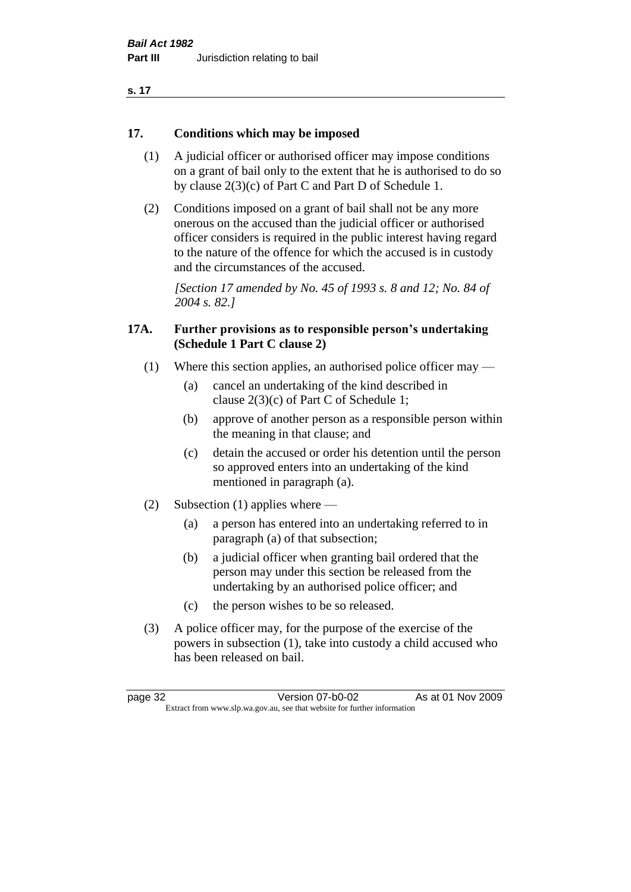## 17. Conditions which may be imposed

(1) A judicial officer or authorised officer may impose conditions on a grant of bail only to the extent that he is authorised to do so by clause 2(3)(c) of Part C and Part D of Schedule 1.

(2) Conditions imposed on a grant of bail shall not be any more onerous on the accused than the judicial officer or authorised officer considers is required in the public interest having regard to the nature of the offence for which the accused is in custody and the circumstances of the accused.

*[Section 17 amended by No. 45 of 1993 s. 8 and 12; No. 84 of 2004 s. 82.]*

## 17A. Further provisions as to responsible person's undertaking (Schedule 1 Part C clause 2)

(1) Where this section applies, an authorised police officer may —

- (a) cancel an undertaking of the kind described in clause 2(3)(c) of Part C of Schedule 1;
- (b) approve of another person as a responsible person within the meaning in that clause; and
- (c) detain the accused or order his detention until the person so approved enters into an undertaking of the kind mentioned in paragraph (a).

(2) Subsection (1) applies where —

- (a) a person has entered into an undertaking referred to in paragraph (a) of that subsection;
- (b) a judicial officer when granting bail ordered that the person may under this section be released from the undertaking by an authorised police officer; and
- (c) the person wishes to be so released.

(3) A police officer may, for the purpose of the exercise of the powers in subsection (1), take into custody a child accused who has been released on bail.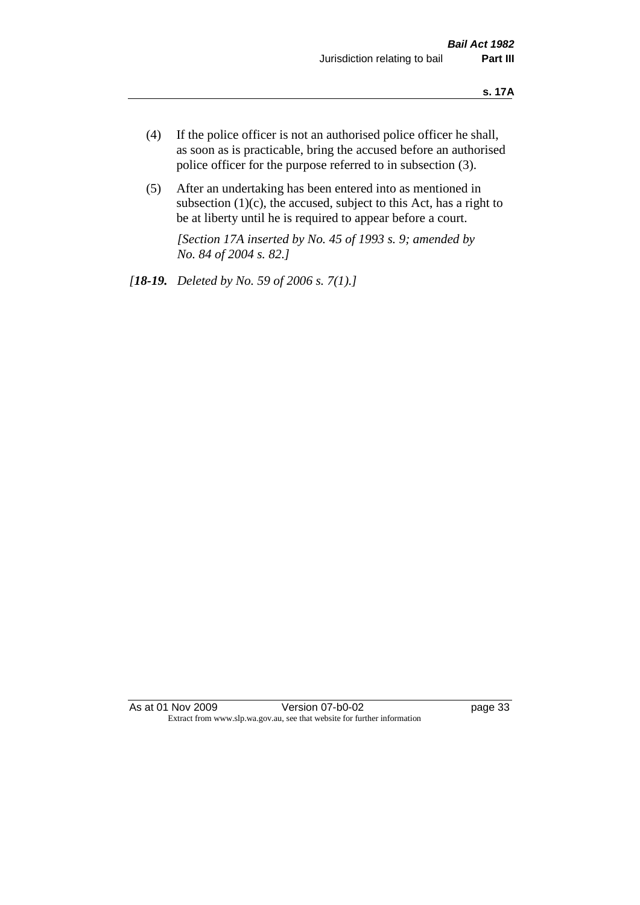(4) If the police officer is not an authorised police officer he shall, as soon as is practicable, bring the accused before an authorised police officer for the purpose referred to in subsection (3).

(5) After an undertaking has been entered into as mentioned in subsection (1)(c), the accused, subject to this Act, has a right to be at liberty until he is required to appear before a court.

*[Section 17A inserted by No. 45 of 1993 s. 9; amended by No. 84 of 2004 s. 82.]*

*[**18-19.** Deleted by No. 59 of 2006 s. 7(1).]*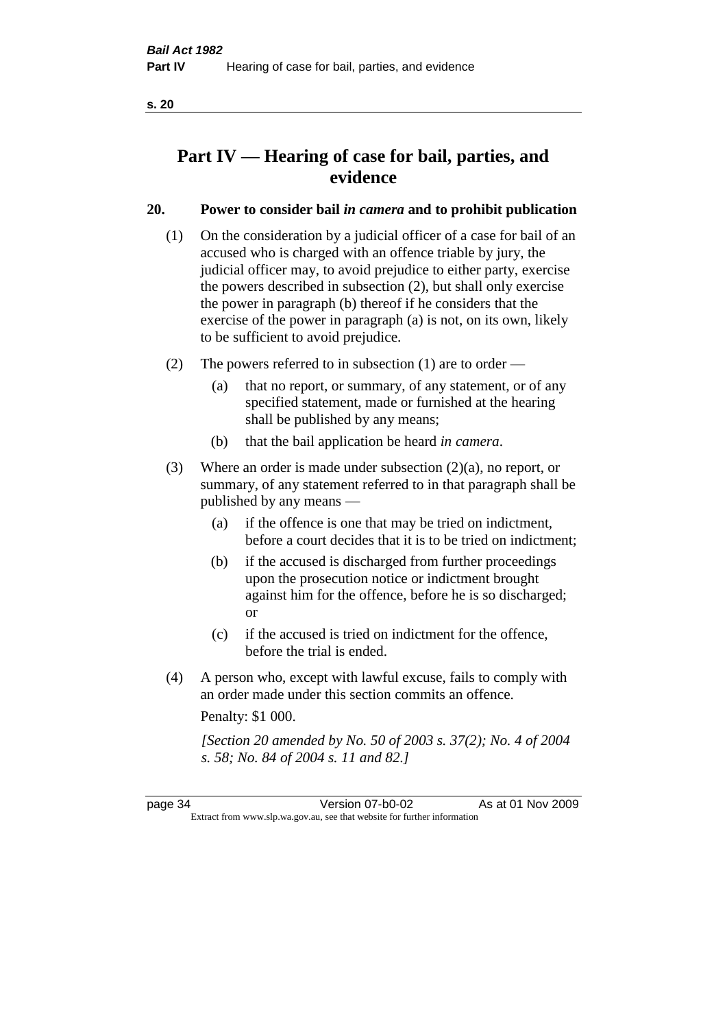# Part IV — Hearing of case for bail, parties, and evidence

## 20. Power to consider bail *in camera* and to prohibit publication

(1) On the consideration by a judicial officer of a case for bail of an accused who is charged with an offence triable by jury, the judicial officer may, to avoid prejudice to either party, exercise the powers described in subsection (2), but shall only exercise the power in paragraph (b) thereof if he considers that the exercise of the power in paragraph (a) is not, on its own, likely to be sufficient to avoid prejudice.

(2) The powers referred to in subsection (1) are to order —

(a) that no report, or summary, of any statement, or of any specified statement, made or furnished at the hearing shall be published by any means;

(b) that the bail application be heard *in camera*.

(3) Where an order is made under subsection (2)(a), no report, or summary, of any statement referred to in that paragraph shall be published by any means —

(a) if the offence is one that may be tried on indictment, before a court decides that it is to be tried on indictment;

(b) if the accused is discharged from further proceedings upon the prosecution notice or indictment brought against him for the offence, before he is so discharged; or

(c) if the accused is tried on indictment for the offence, before the trial is ended.

(4) A person who, except with lawful excuse, fails to comply with an order made under this section commits an offence.

Penalty: $1 000.

*[Section 20 amended by No. 50 of 2003 s. 37(2); No. 4 of 2004 s. 58; No. 84 of 2004 s. 11 and 82.]*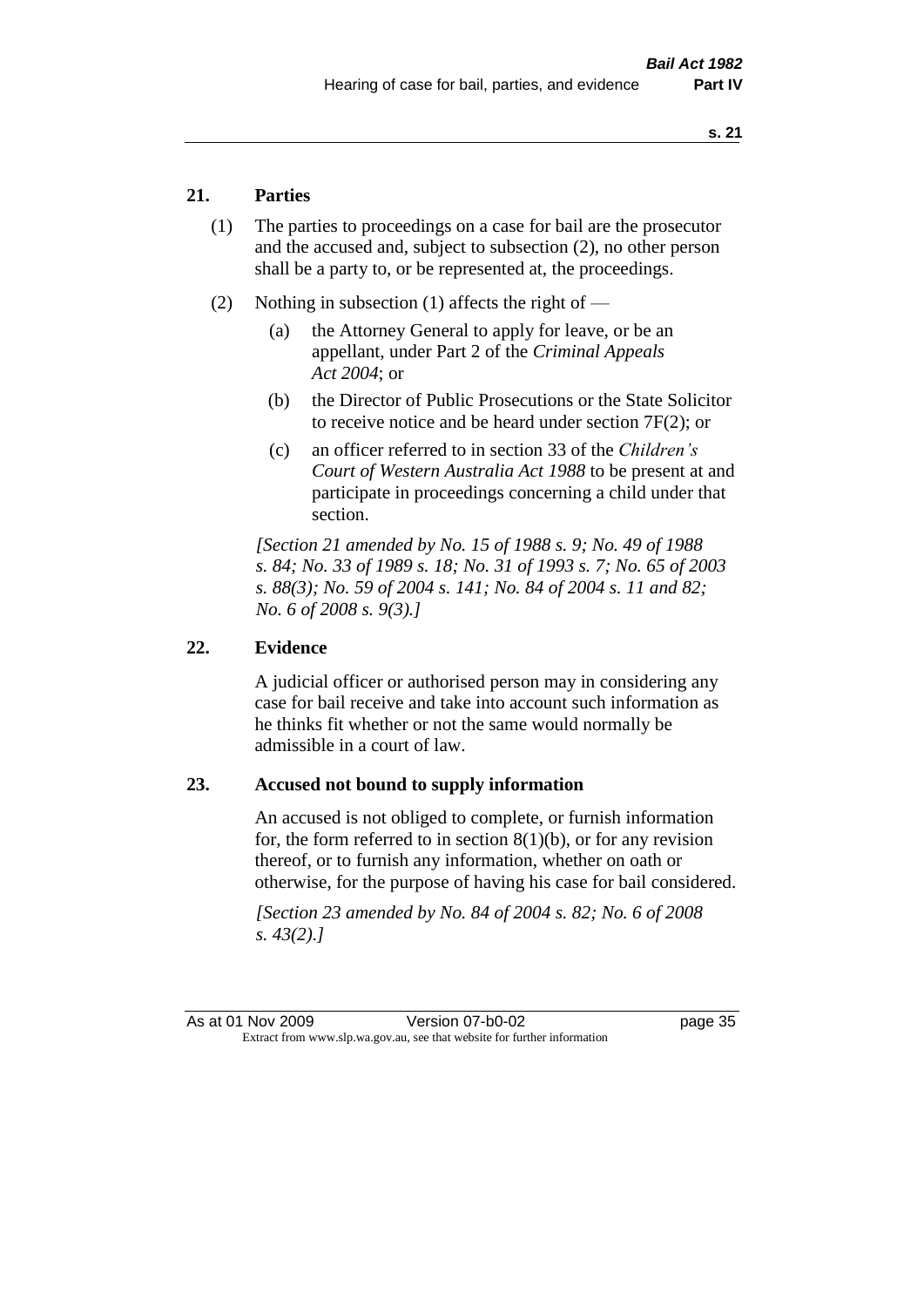## 21. Parties

(1) The parties to proceedings on a case for bail are the prosecutor and the accused and, subject to subsection (2), no other person shall be a party to, or be represented at, the proceedings.

(2) Nothing in subsection (1) affects the right of —

(a) the Attorney General to apply for leave, or be an appellant, under Part 2 of the *Criminal Appeals Act 2004*; or

(b) the Director of Public Prosecutions or the State Solicitor to receive notice and be heard under section 7F(2); or

(c) an officer referred to in section 33 of the *Children's Court of Western Australia Act 1988* to be present at and participate in proceedings concerning a child under that section.

*[Section 21 amended by No. 15 of 1988 s. 9; No. 49 of 1988 s. 84; No. 33 of 1989 s. 18; No. 31 of 1993 s. 7; No. 65 of 2003 s. 88(3); No. 59 of 2004 s. 141; No. 84 of 2004 s. 11 and 82; No. 6 of 2008 s. 9(3).]*

## 22. Evidence

A judicial officer or authorised person may in considering any case for bail receive and take into account such information as he thinks fit whether or not the same would normally be admissible in a court of law.

## 23. Accused not bound to supply information

An accused is not obliged to complete, or furnish information for, the form referred to in section 8(1)(b), or for any revision thereof, or to furnish any information, whether on oath or otherwise, for the purpose of having his case for bail considered.

*[Section 23 amended by No. 84 of 2004 s. 82; No. 6 of 2008 s. 43(2).]*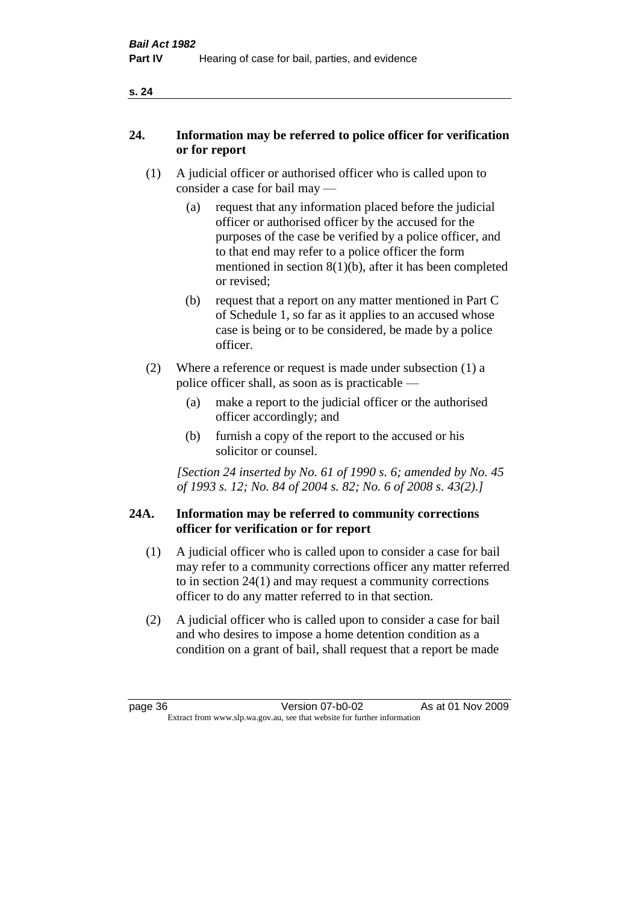## 24. Information may be referred to police officer for verification or for report

(1) A judicial officer or authorised officer who is called upon to consider a case for bail may —

(a) request that any information placed before the judicial officer or authorised officer by the accused for the purposes of the case be verified by a police officer, and to that end may refer to a police officer the form mentioned in section 8(1)(b), after it has been completed or revised;

(b) request that a report on any matter mentioned in Part C of Schedule 1, so far as it applies to an accused whose case is being or to be considered, be made by a police officer.

(2) Where a reference or request is made under subsection (1) a police officer shall, as soon as is practicable —

(a) make a report to the judicial officer or the authorised officer accordingly; and

(b) furnish a copy of the report to the accused or his solicitor or counsel.

*[Section 24 inserted by No. 61 of 1990 s. 6; amended by No. 45 of 1993 s. 12; No. 84 of 2004 s. 82; No. 6 of 2008 s. 43(2).]*

## 24A. Information may be referred to community corrections officer for verification or for report

(1) A judicial officer who is called upon to consider a case for bail may refer to a community corrections officer any matter referred to in section 24(1) and may request a community corrections officer to do any matter referred to in that section.

(2) A judicial officer who is called upon to consider a case for bail and who desires to impose a home detention condition as a condition on a grant of bail, shall request that a report be made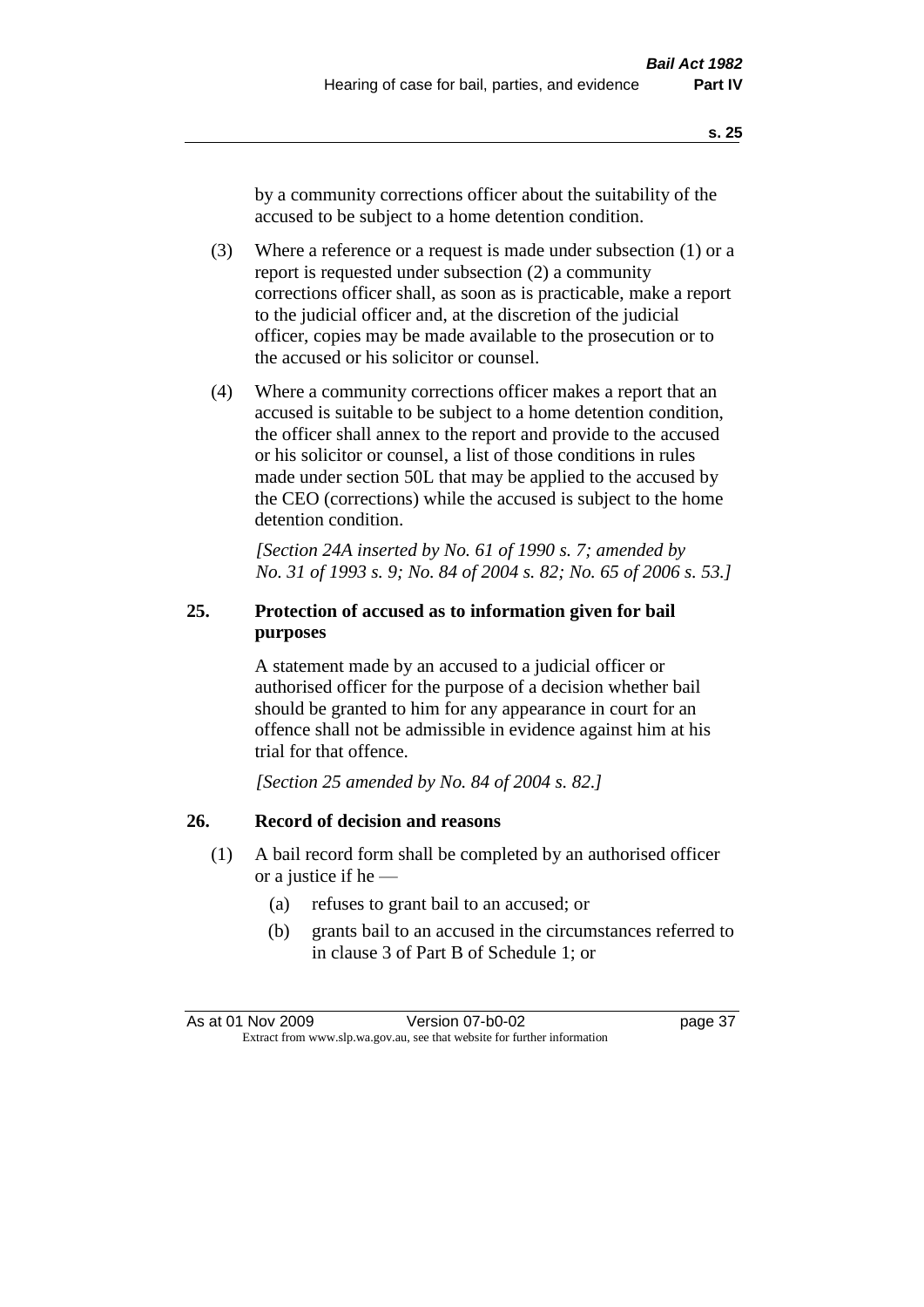by a community corrections officer about the suitability of the accused to be subject to a home detention condition.

(3) Where a reference or a request is made under subsection (1) or a report is requested under subsection (2) a community corrections officer shall, as soon as is practicable, make a report to the judicial officer and, at the discretion of the judicial officer, copies may be made available to the prosecution or to the accused or his solicitor or counsel.

(4) Where a community corrections officer makes a report that an accused is suitable to be subject to a home detention condition, the officer shall annex to the report and provide to the accused or his solicitor or counsel, a list of those conditions in rules made under section 50L that may be applied to the accused by the CEO (corrections) while the accused is subject to the home detention condition.

*[Section 24A inserted by No. 61 of 1990 s. 7; amended by No. 31 of 1993 s. 9; No. 84 of 2004 s. 82; No. 65 of 2006 s. 53.]*

### 25. Protection of accused as to information given for bail purposes

A statement made by an accused to a judicial officer or authorised officer for the purpose of a decision whether bail should be granted to him for any appearance in court for an offence shall not be admissible in evidence against him at his trial for that offence.

*[Section 25 amended by No. 84 of 2004 s. 82.]*

### 26. Record of decision and reasons

(1) A bail record form shall be completed by an authorised officer or a justice if he —

(a) refuses to grant bail to an accused; or

(b) grants bail to an accused in the circumstances referred to in clause 3 of Part B of Schedule 1; or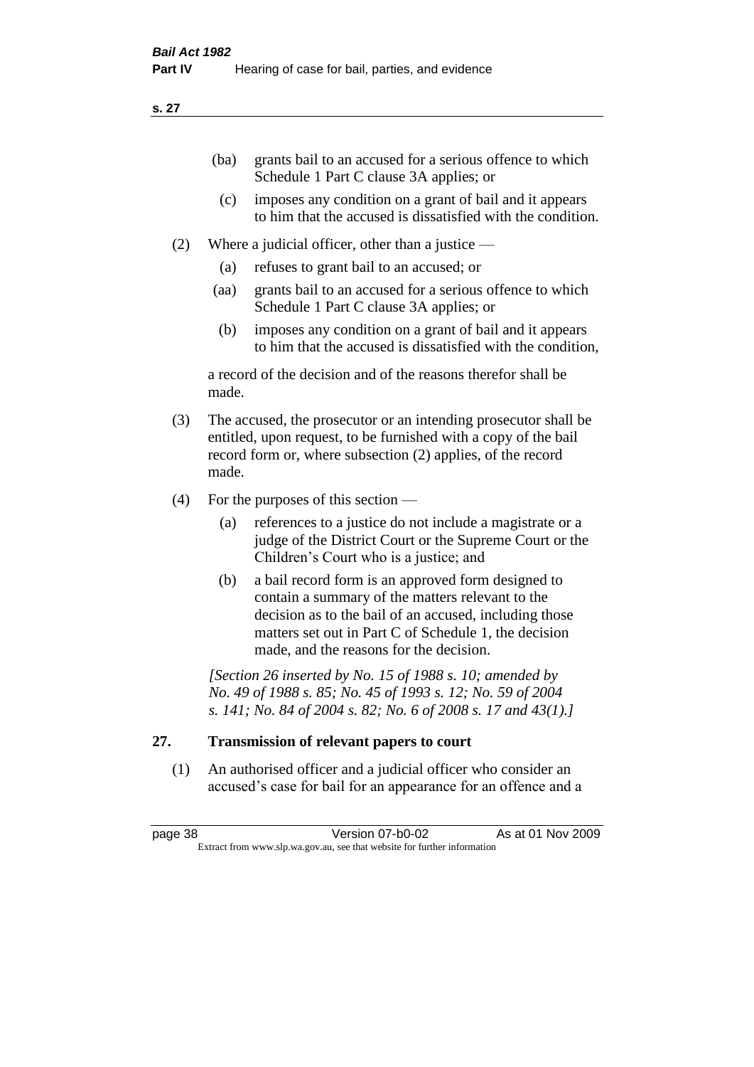(ba) grants bail to an accused for a serious offence to which Schedule 1 Part C clause 3A applies; or

(c) imposes any condition on a grant of bail and it appears to him that the accused is dissatisfied with the condition.

(2) Where a judicial officer, other than a justice —

(a) refuses to grant bail to an accused; or

(aa) grants bail to an accused for a serious offence to which Schedule 1 Part C clause 3A applies; or

(b) imposes any condition on a grant of bail and it appears to him that the accused is dissatisfied with the condition,

a record of the decision and of the reasons therefor shall be made.

(3) The accused, the prosecutor or an intending prosecutor shall be entitled, upon request, to be furnished with a copy of the bail record form or, where subsection (2) applies, of the record made.

(4) For the purposes of this section —

(a) references to a justice do not include a magistrate or a judge of the District Court or the Supreme Court or the Children's Court who is a justice; and

(b) a bail record form is an approved form designed to contain a summary of the matters relevant to the decision as to the bail of an accused, including those matters set out in Part C of Schedule 1, the decision made, and the reasons for the decision.

*[Section 26 inserted by No. 15 of 1988 s. 10; amended by No. 49 of 1988 s. 85; No. 45 of 1993 s. 12; No. 59 of 2004 s. 141; No. 84 of 2004 s. 82; No. 6 of 2008 s. 17 and 43(1).]*

## 27. Transmission of relevant papers to court

(1) An authorised officer and a judicial officer who consider an accused's case for bail for an appearance for an offence and a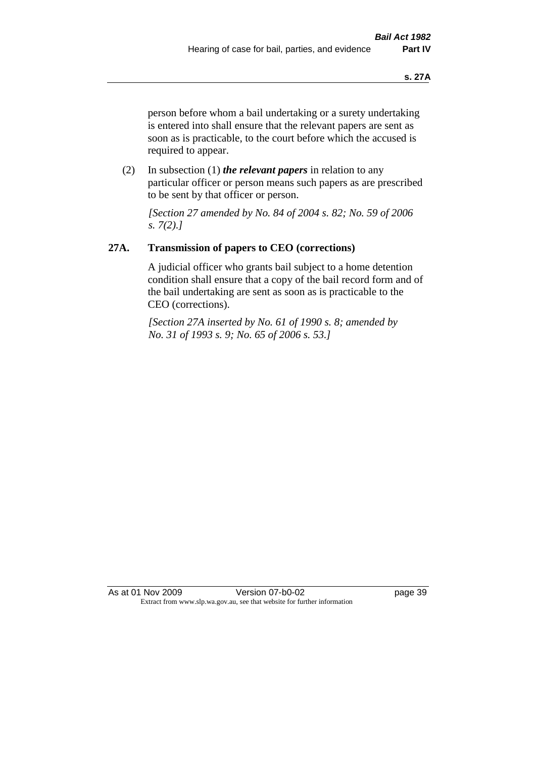person before whom a bail undertaking or a surety undertaking is entered into shall ensure that the relevant papers are sent as soon as is practicable, to the court before which the accused is required to appear.

(2) In subsection (1) ***the relevant papers*** in relation to any particular officer or person means such papers as are prescribed to be sent by that officer or person.

*[Section 27 amended by No. 84 of 2004 s. 82; No. 59 of 2006 s. 7(2).]*

## 27A. Transmission of papers to CEO (corrections)

A judicial officer who grants bail subject to a home detention condition shall ensure that a copy of the bail record form and of the bail undertaking are sent as soon as is practicable to the CEO (corrections).

*[Section 27A inserted by No. 61 of 1990 s. 8; amended by No. 31 of 1993 s. 9; No. 65 of 2006 s. 53.]*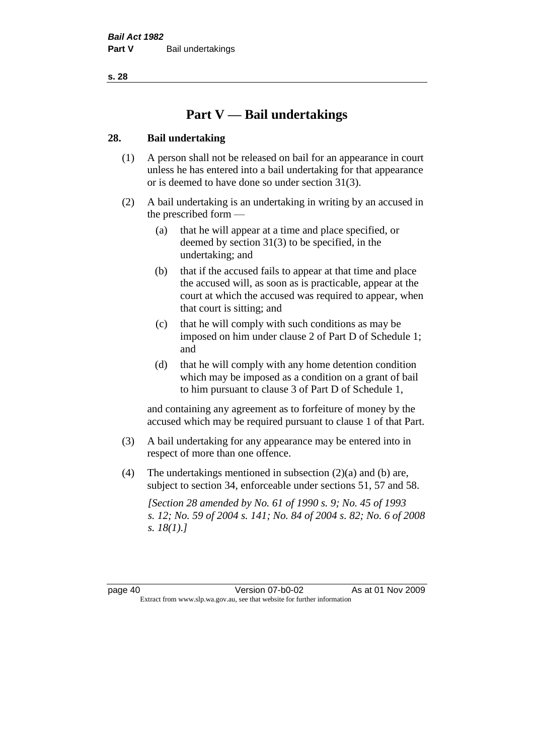# Part V — Bail undertakings

## 28. Bail undertaking

(1) A person shall not be released on bail for an appearance in court unless he has entered into a bail undertaking for that appearance or is deemed to have done so under section 31(3).

(2) A bail undertaking is an undertaking in writing by an accused in the prescribed form —

(a) that he will appear at a time and place specified, or deemed by section 31(3) to be specified, in the undertaking; and

(b) that if the accused fails to appear at that time and place the accused will, as soon as is practicable, appear at the court at which the accused was required to appear, when that court is sitting; and

(c) that he will comply with such conditions as may be imposed on him under clause 2 of Part D of Schedule 1; and

(d) that he will comply with any home detention condition which may be imposed as a condition on a grant of bail to him pursuant to clause 3 of Part D of Schedule 1,

and containing any agreement as to forfeiture of money by the accused which may be required pursuant to clause 1 of that Part.

(3) A bail undertaking for any appearance may be entered into in respect of more than one offence.

(4) The undertakings mentioned in subsection (2)(a) and (b) are, subject to section 34, enforceable under sections 51, 57 and 58.

*[Section 28 amended by No. 61 of 1990 s. 9; No. 45 of 1993 s. 12; No. 59 of 2004 s. 141; No. 84 of 2004 s. 82; No. 6 of 2008 s. 18(1).]*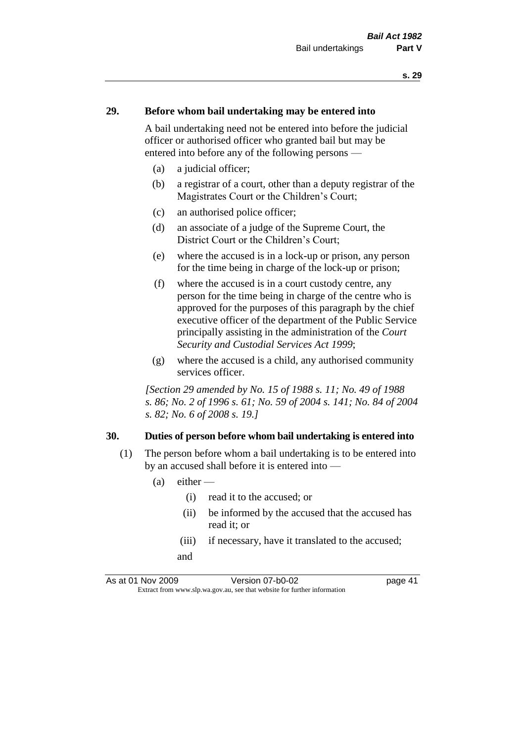## 29. Before whom bail undertaking may be entered into

A bail undertaking need not be entered into before the judicial officer or authorised officer who granted bail but may be entered into before any of the following persons —

- (a) a judicial officer;
- (b) a registrar of a court, other than a deputy registrar of the Magistrates Court or the Children's Court;
- (c) an authorised police officer;
- (d) an associate of a judge of the Supreme Court, the District Court or the Children's Court;
- (e) where the accused is in a lock-up or prison, any person for the time being in charge of the lock-up or prison;
- (f) where the accused is in a court custody centre, any person for the time being in charge of the centre who is approved for the purposes of this paragraph by the chief executive officer of the department of the Public Service principally assisting in the administration of the *Court Security and Custodial Services Act 1999*;
- (g) where the accused is a child, any authorised community services officer.

*[Section 29 amended by No. 15 of 1988 s. 11; No. 49 of 1988 s. 86; No. 2 of 1996 s. 61; No. 59 of 2004 s. 141; No. 84 of 2004 s. 82; No. 6 of 2008 s. 19.]*

## 30. Duties of person before whom bail undertaking is entered into

(1) The person before whom a bail undertaking is to be entered into by an accused shall before it is entered into —

- (a) either —
  - (i) read it to the accused; or
  - (ii) be informed by the accused that the accused has read it; or
  - (iii) if necessary, have it translated to the accused;

  and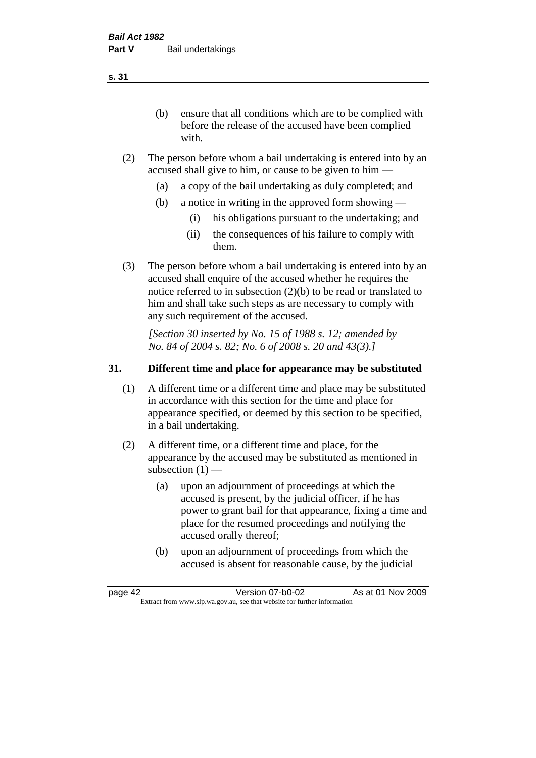(b) ensure that all conditions which are to be complied with before the release of the accused have been complied with.

(2) The person before whom a bail undertaking is entered into by an accused shall give to him, or cause to be given to him —

  (a) a copy of the bail undertaking as duly completed; and

  (b) a notice in writing in the approved form showing —

    (i) his obligations pursuant to the undertaking; and

    (ii) the consequences of his failure to comply with them.

(3) The person before whom a bail undertaking is entered into by an accused shall enquire of the accused whether he requires the notice referred to in subsection (2)(b) to be read or translated to him and shall take such steps as are necessary to comply with any such requirement of the accused.

*[Section 30 inserted by No. 15 of 1988 s. 12; amended by No. 84 of 2004 s. 82; No. 6 of 2008 s. 20 and 43(3).]*

## 31. Different time and place for appearance may be substituted

(1) A different time or a different time and place may be substituted in accordance with this section for the time and place for appearance specified, or deemed by this section to be specified, in a bail undertaking.

(2) A different time, or a different time and place, for the appearance by the accused may be substituted as mentioned in subsection (1) —

  (a) upon an adjournment of proceedings at which the accused is present, by the judicial officer, if he has power to grant bail for that appearance, fixing a time and place for the resumed proceedings and notifying the accused orally thereof;

  (b) upon an adjournment of proceedings from which the accused is absent for reasonable cause, by the judicial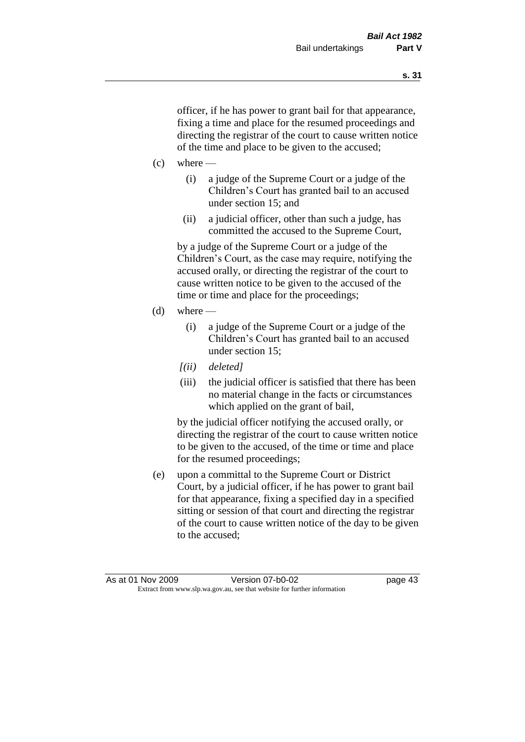officer, if he has power to grant bail for that appearance, fixing a time and place for the resumed proceedings and directing the registrar of the court to cause written notice of the time and place to be given to the accused;

(c) where —

   (i) a judge of the Supreme Court or a judge of the Children's Court has granted bail to an accused under section 15; and

   (ii) a judicial officer, other than such a judge, has committed the accused to the Supreme Court,

   by a judge of the Supreme Court or a judge of the Children's Court, as the case may require, notifying the accused orally, or directing the registrar of the court to cause written notice to be given to the accused of the time or time and place for the proceedings;

(d) where —

   (i) a judge of the Supreme Court or a judge of the Children's Court has granted bail to an accused under section 15;

   *[(ii) deleted]*

   (iii) the judicial officer is satisfied that there has been no material change in the facts or circumstances which applied on the grant of bail,

   by the judicial officer notifying the accused orally, or directing the registrar of the court to cause written notice to be given to the accused, of the time or time and place for the resumed proceedings;

(e) upon a committal to the Supreme Court or District Court, by a judicial officer, if he has power to grant bail for that appearance, fixing a specified day in a specified sitting or session of that court and directing the registrar of the court to cause written notice of the day to be given to the accused;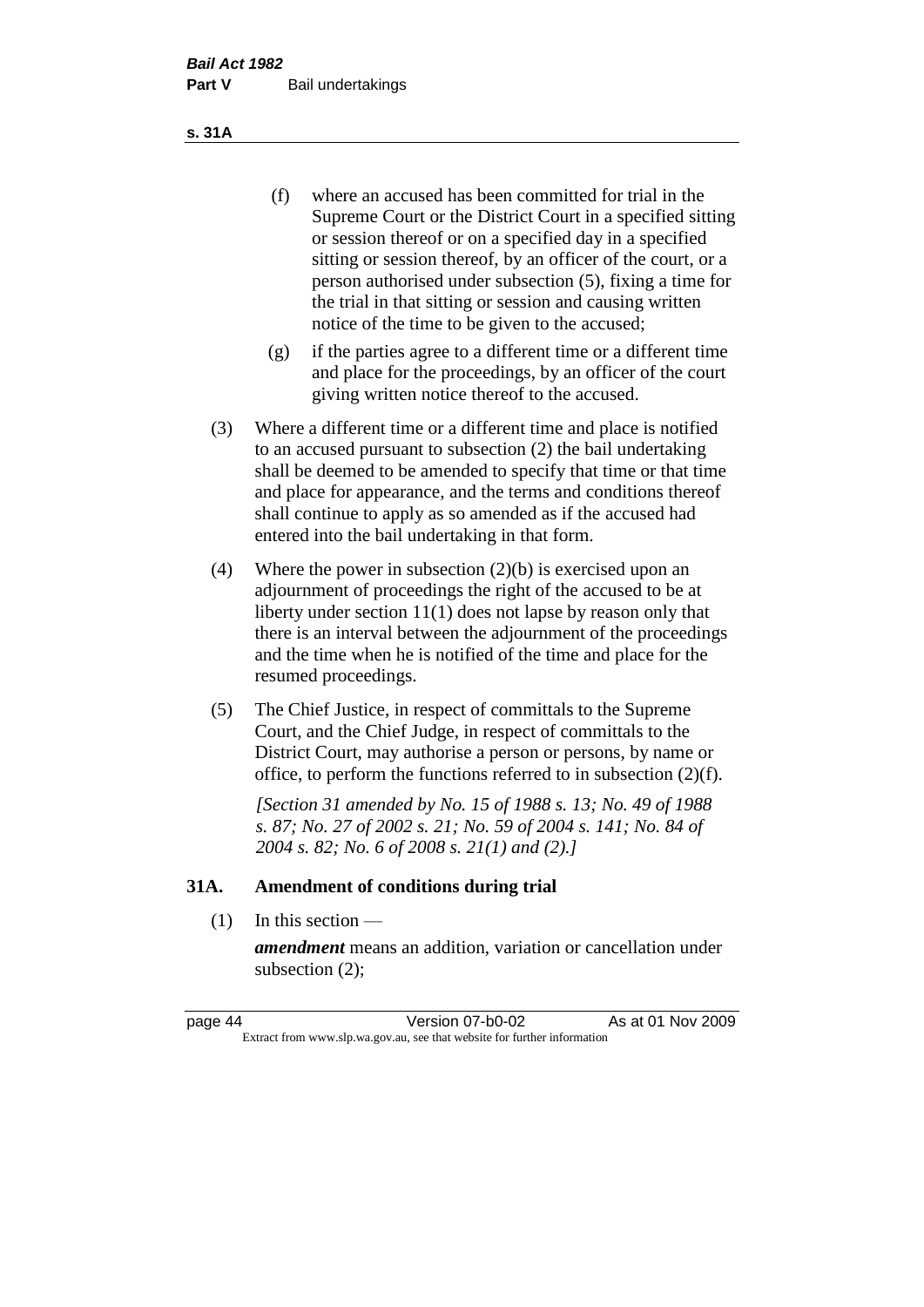(f) where an accused has been committed for trial in the Supreme Court or the District Court in a specified sitting or session thereof or on a specified day in a specified sitting or session thereof, by an officer of the court, or a person authorised under subsection (5), fixing a time for the trial in that sitting or session and causing written notice of the time to be given to the accused;

(g) if the parties agree to a different time or a different time and place for the proceedings, by an officer of the court giving written notice thereof to the accused.

(3) Where a different time or a different time and place is notified to an accused pursuant to subsection (2) the bail undertaking shall be deemed to be amended to specify that time or that time and place for appearance, and the terms and conditions thereof shall continue to apply as so amended as if the accused had entered into the bail undertaking in that form.

(4) Where the power in subsection (2)(b) is exercised upon an adjournment of proceedings the right of the accused to be at liberty under section 11(1) does not lapse by reason only that there is an interval between the adjournment of the proceedings and the time when he is notified of the time and place for the resumed proceedings.

(5) The Chief Justice, in respect of committals to the Supreme Court, and the Chief Judge, in respect of committals to the District Court, may authorise a person or persons, by name or office, to perform the functions referred to in subsection (2)(f).

*[Section 31 amended by No. 15 of 1988 s. 13; No. 49 of 1988 s. 87; No. 27 of 2002 s. 21; No. 59 of 2004 s. 141; No. 84 of 2004 s. 82; No. 6 of 2008 s. 21(1) and (2).]*

### 31A. Amendment of conditions during trial

(1) In this section —

***amendment*** means an addition, variation or cancellation under subsection (2);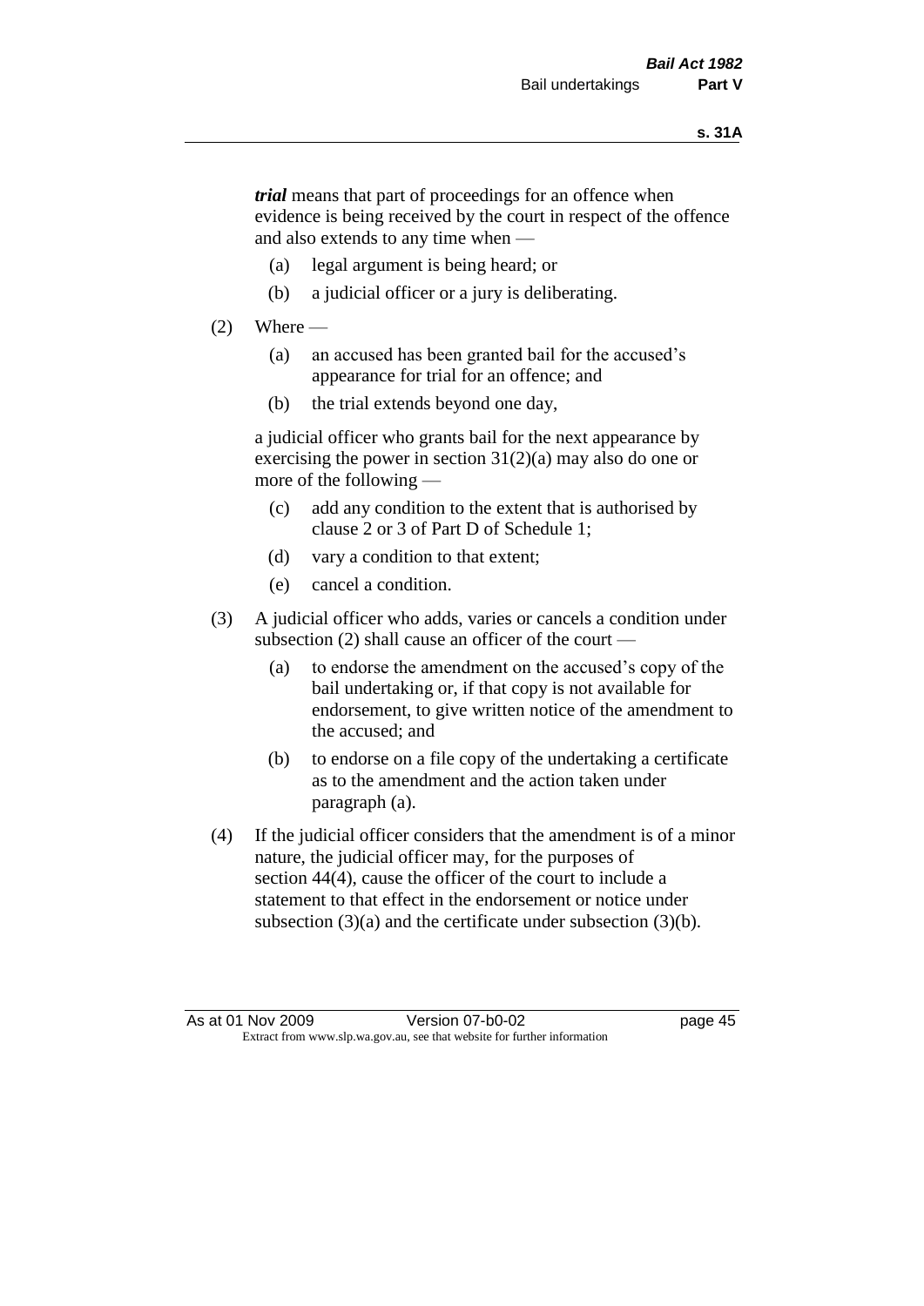***trial*** means that part of proceedings for an offence when evidence is being received by the court in respect of the offence and also extends to any time when —

(a) legal argument is being heard; or

(b) a judicial officer or a jury is deliberating.

(2) Where —

(a) an accused has been granted bail for the accused's appearance for trial for an offence; and

(b) the trial extends beyond one day,

a judicial officer who grants bail for the next appearance by exercising the power in section 31(2)(a) may also do one or more of the following —

(c) add any condition to the extent that is authorised by clause 2 or 3 of Part D of Schedule 1;

(d) vary a condition to that extent;

(e) cancel a condition.

(3) A judicial officer who adds, varies or cancels a condition under subsection (2) shall cause an officer of the court —

(a) to endorse the amendment on the accused's copy of the bail undertaking or, if that copy is not available for endorsement, to give written notice of the amendment to the accused; and

(b) to endorse on a file copy of the undertaking a certificate as to the amendment and the action taken under paragraph (a).

(4) If the judicial officer considers that the amendment is of a minor nature, the judicial officer may, for the purposes of section 44(4), cause the officer of the court to include a statement to that effect in the endorsement or notice under subsection (3)(a) and the certificate under subsection (3)(b).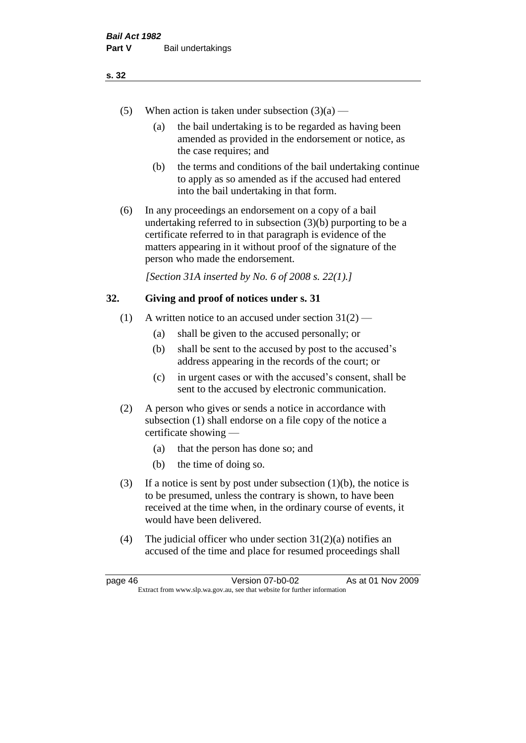(5) When action is taken under subsection (3)(a) —

(a) the bail undertaking is to be regarded as having been amended as provided in the endorsement or notice, as the case requires; and

(b) the terms and conditions of the bail undertaking continue to apply as so amended as if the accused had entered into the bail undertaking in that form.

(6) In any proceedings an endorsement on a copy of a bail undertaking referred to in subsection (3)(b) purporting to be a certificate referred to in that paragraph is evidence of the matters appearing in it without proof of the signature of the person who made the endorsement.

*[Section 31A inserted by No. 6 of 2008 s. 22(1).]*

## 32. Giving and proof of notices under s. 31

(1) A written notice to an accused under section 31(2) —

(a) shall be given to the accused personally; or

(b) shall be sent to the accused by post to the accused's address appearing in the records of the court; or

(c) in urgent cases or with the accused's consent, shall be sent to the accused by electronic communication.

(2) A person who gives or sends a notice in accordance with subsection (1) shall endorse on a file copy of the notice a certificate showing —

(a) that the person has done so; and

(b) the time of doing so.

(3) If a notice is sent by post under subsection (1)(b), the notice is to be presumed, unless the contrary is shown, to have been received at the time when, in the ordinary course of events, it would have been delivered.

(4) The judicial officer who under section 31(2)(a) notifies an accused of the time and place for resumed proceedings shall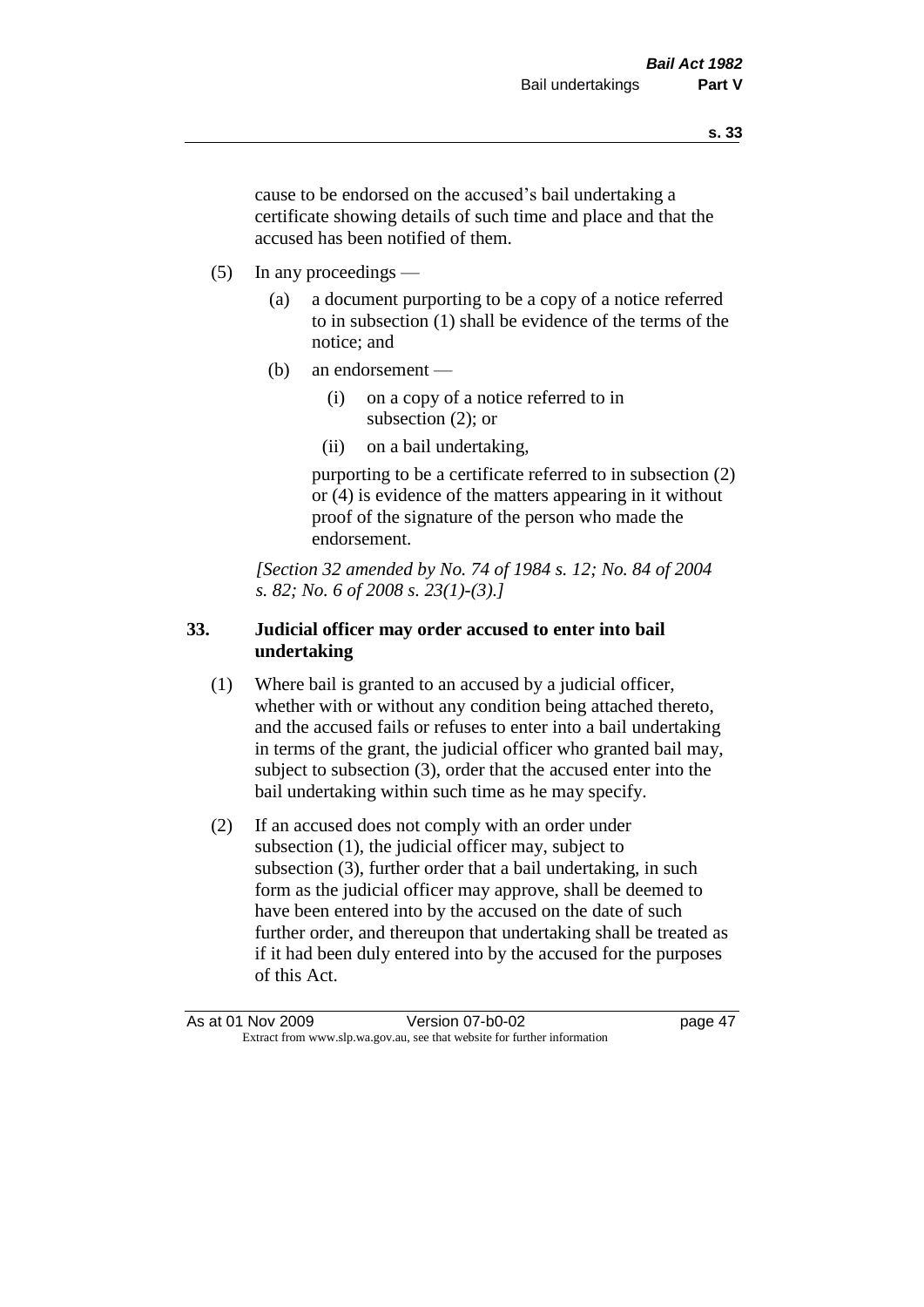cause to be endorsed on the accused's bail undertaking a certificate showing details of such time and place and that the accused has been notified of them.

(5) In any proceedings —

(a) a document purporting to be a copy of a notice referred to in subsection (1) shall be evidence of the terms of the notice; and

(b) an endorsement —

(i) on a copy of a notice referred to in subsection (2); or

(ii) on a bail undertaking,

purporting to be a certificate referred to in subsection (2) or (4) is evidence of the matters appearing in it without proof of the signature of the person who made the endorsement.

*[Section 32 amended by No. 74 of 1984 s. 12; No. 84 of 2004 s. 82; No. 6 of 2008 s. 23(1)-(3).]*

### 33. Judicial officer may order accused to enter into bail undertaking

(1) Where bail is granted to an accused by a judicial officer, whether with or without any condition being attached thereto, and the accused fails or refuses to enter into a bail undertaking in terms of the grant, the judicial officer who granted bail may, subject to subsection (3), order that the accused enter into the bail undertaking within such time as he may specify.

(2) If an accused does not comply with an order under subsection (1), the judicial officer may, subject to subsection (3), further order that a bail undertaking, in such form as the judicial officer may approve, shall be deemed to have been entered into by the accused on the date of such further order, and thereupon that undertaking shall be treated as if it had been duly entered into by the accused for the purposes of this Act.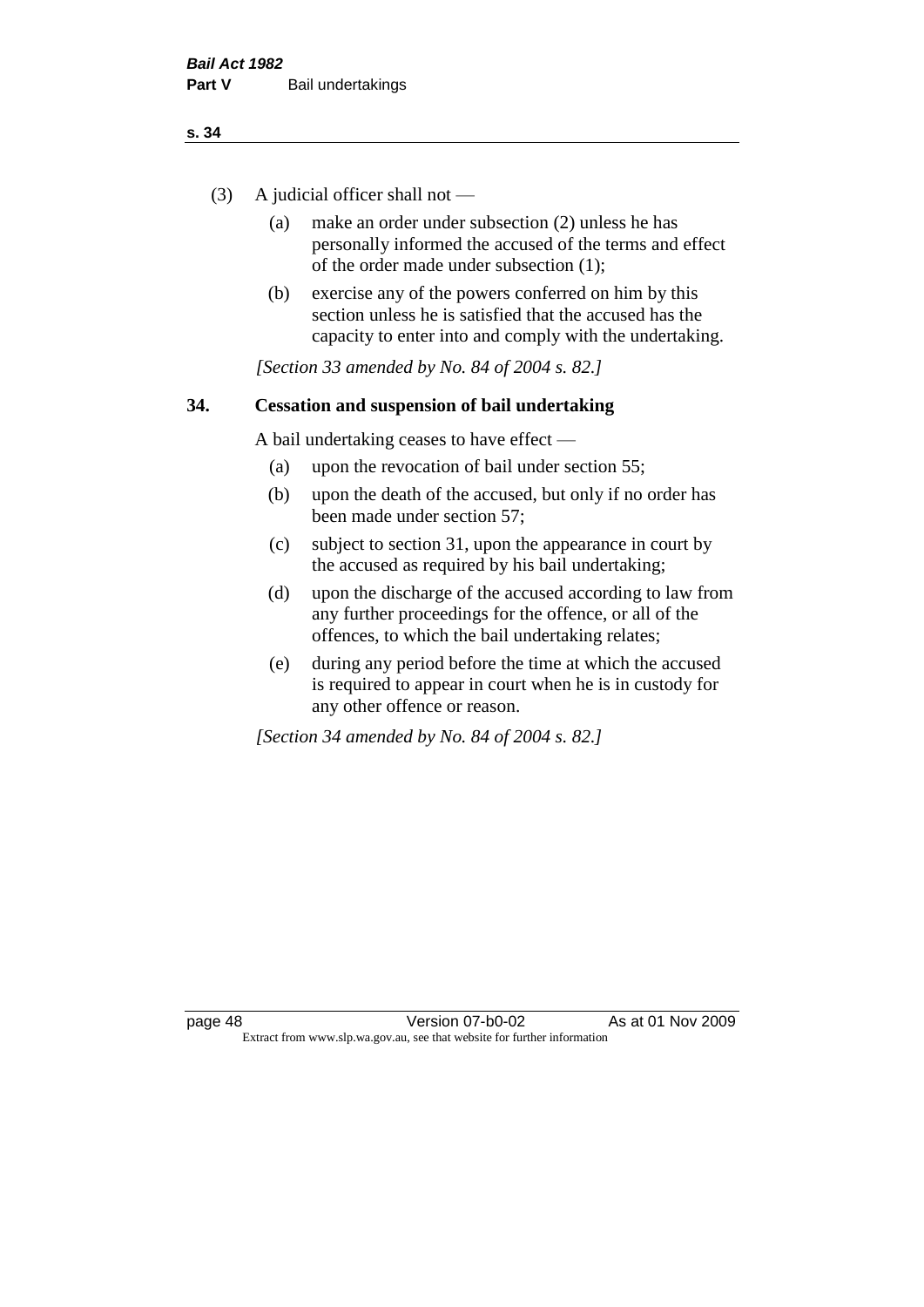(3) A judicial officer shall not —

  (a) make an order under subsection (2) unless he has personally informed the accused of the terms and effect of the order made under subsection (1);

  (b) exercise any of the powers conferred on him by this section unless he is satisfied that the accused has the capacity to enter into and comply with the undertaking.

*[Section 33 amended by No. 84 of 2004 s. 82.]*

## 34. Cessation and suspension of bail undertaking

A bail undertaking ceases to have effect —

  (a) upon the revocation of bail under section 55;

  (b) upon the death of the accused, but only if no order has been made under section 57;

  (c) subject to section 31, upon the appearance in court by the accused as required by his bail undertaking;

  (d) upon the discharge of the accused according to law from any further proceedings for the offence, or all of the offences, to which the bail undertaking relates;

  (e) during any period before the time at which the accused is required to appear in court when he is in custody for any other offence or reason.

*[Section 34 amended by No. 84 of 2004 s. 82.]*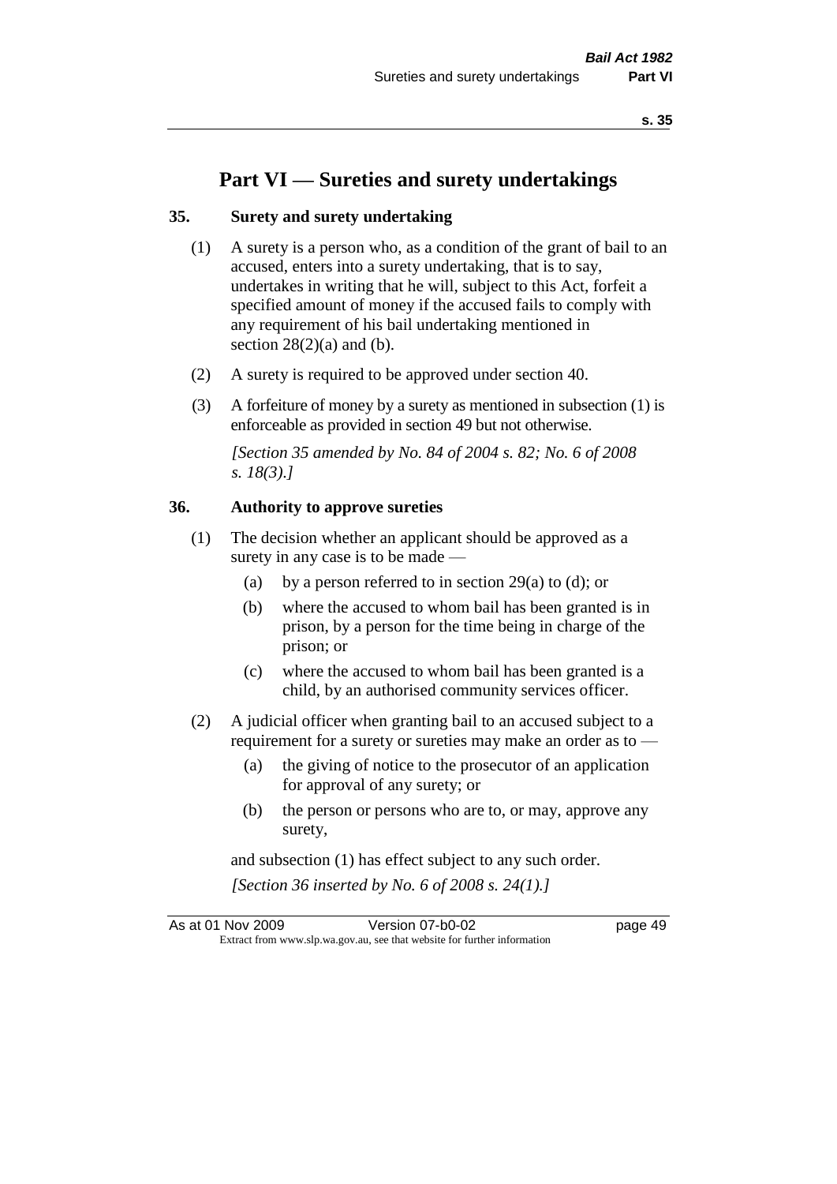# Part VI — Sureties and surety undertakings

## 35. Surety and surety undertaking

(1) A surety is a person who, as a condition of the grant of bail to an accused, enters into a surety undertaking, that is to say, undertakes in writing that he will, subject to this Act, forfeit a specified amount of money if the accused fails to comply with any requirement of his bail undertaking mentioned in section 28(2)(a) and (b).

(2) A surety is required to be approved under section 40.

(3) A forfeiture of money by a surety as mentioned in subsection (1) is enforceable as provided in section 49 but not otherwise.

*[Section 35 amended by No. 84 of 2004 s. 82; No. 6 of 2008 s. 18(3).]*

## 36. Authority to approve sureties

(1) The decision whether an applicant should be approved as a surety in any case is to be made —

- (a) by a person referred to in section 29(a) to (d); or
- (b) where the accused to whom bail has been granted is in prison, by a person for the time being in charge of the prison; or
- (c) where the accused to whom bail has been granted is a child, by an authorised community services officer.

(2) A judicial officer when granting bail to an accused subject to a requirement for a surety or sureties may make an order as to —

- (a) the giving of notice to the prosecutor of an application for approval of any surety; or
- (b) the person or persons who are to, or may, approve any surety,

and subsection (1) has effect subject to any such order.

*[Section 36 inserted by No. 6 of 2008 s. 24(1).]*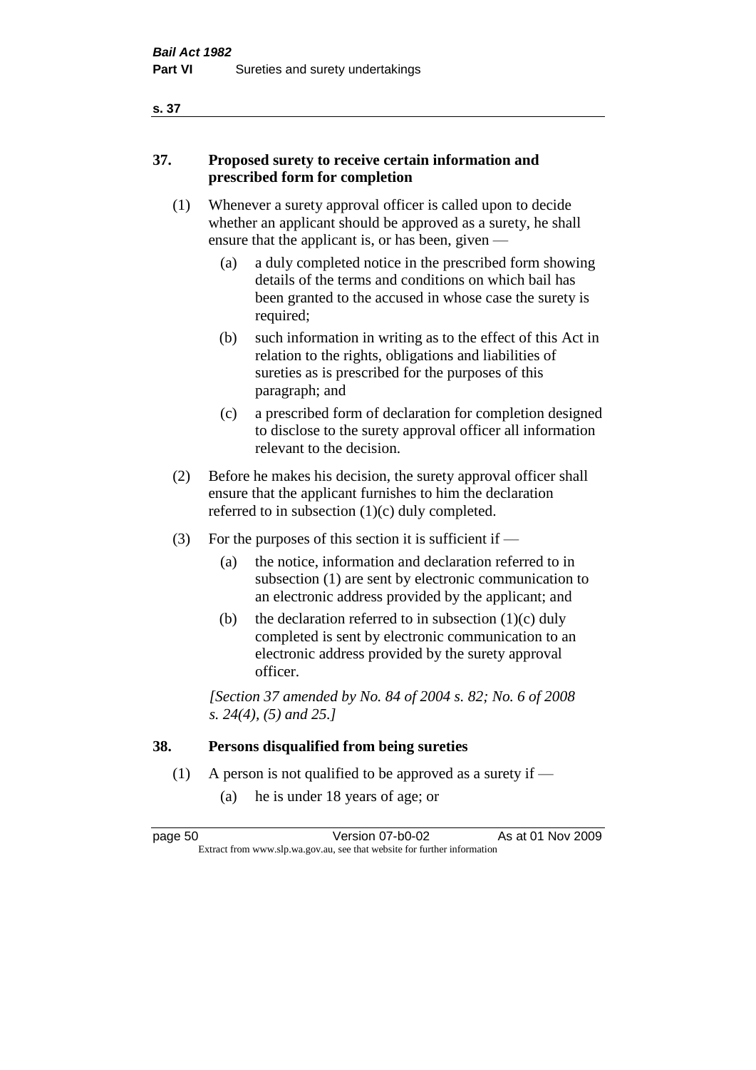## 37. Proposed surety to receive certain information and prescribed form for completion

(1) Whenever a surety approval officer is called upon to decide whether an applicant should be approved as a surety, he shall ensure that the applicant is, or has been, given —

(a) a duly completed notice in the prescribed form showing details of the terms and conditions on which bail has been granted to the accused in whose case the surety is required;

(b) such information in writing as to the effect of this Act in relation to the rights, obligations and liabilities of sureties as is prescribed for the purposes of this paragraph; and

(c) a prescribed form of declaration for completion designed to disclose to the surety approval officer all information relevant to the decision.

(2) Before he makes his decision, the surety approval officer shall ensure that the applicant furnishes to him the declaration referred to in subsection (1)(c) duly completed.

(3) For the purposes of this section it is sufficient if —

(a) the notice, information and declaration referred to in subsection (1) are sent by electronic communication to an electronic address provided by the applicant; and

(b) the declaration referred to in subsection (1)(c) duly completed is sent by electronic communication to an electronic address provided by the surety approval officer.

*[Section 37 amended by No. 84 of 2004 s. 82; No. 6 of 2008 s. 24(4), (5) and 25.]*

## 38. Persons disqualified from being sureties

(1) A person is not qualified to be approved as a surety if —

(a) he is under 18 years of age; or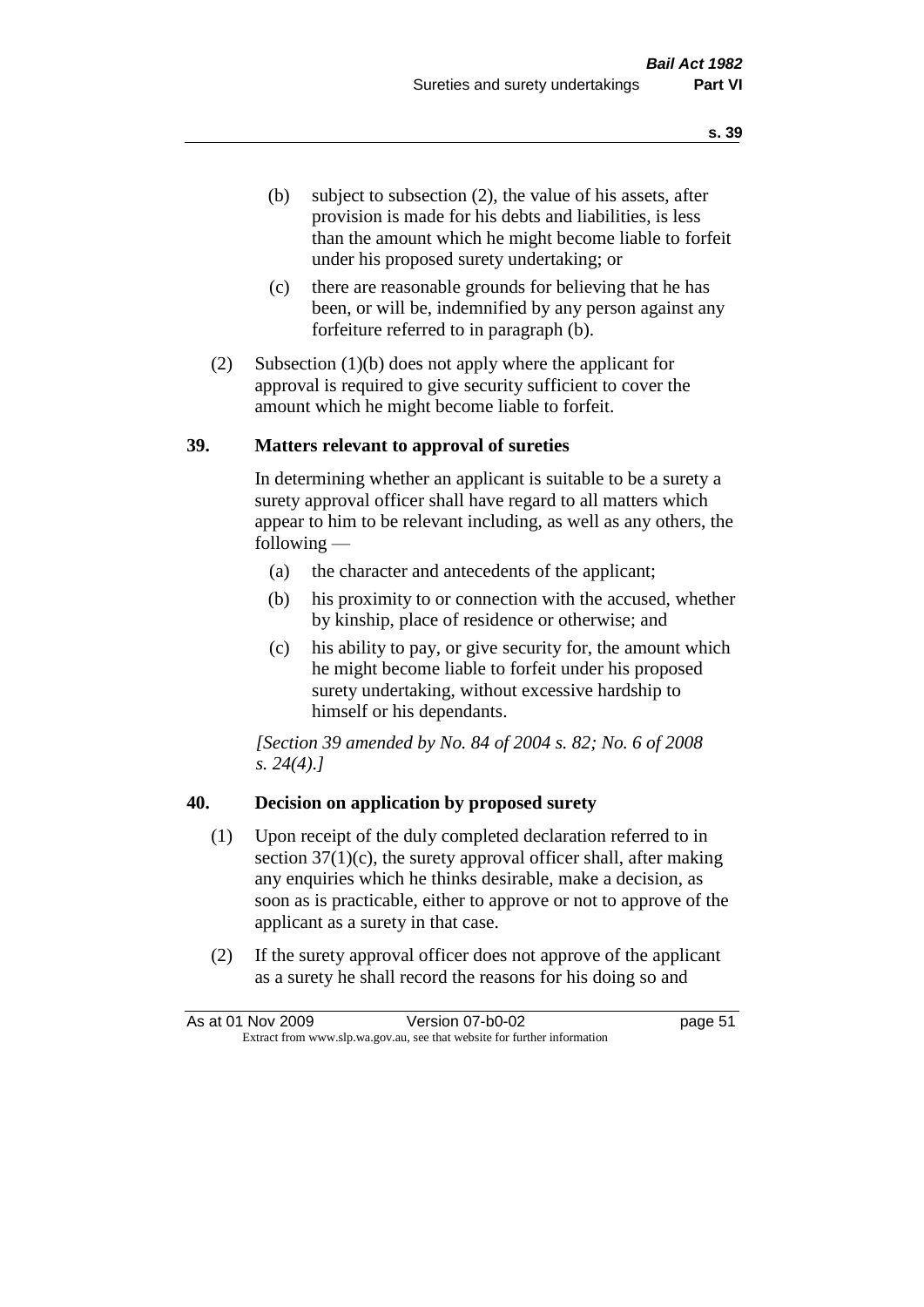(b) subject to subsection (2), the value of his assets, after provision is made for his debts and liabilities, is less than the amount which he might become liable to forfeit under his proposed surety undertaking; or

(c) there are reasonable grounds for believing that he has been, or will be, indemnified by any person against any forfeiture referred to in paragraph (b).

(2) Subsection (1)(b) does not apply where the applicant for approval is required to give security sufficient to cover the amount which he might become liable to forfeit.

## 39. Matters relevant to approval of sureties

In determining whether an applicant is suitable to be a surety a surety approval officer shall have regard to all matters which appear to him to be relevant including, as well as any others, the following —

(a) the character and antecedents of the applicant;

(b) his proximity to or connection with the accused, whether by kinship, place of residence or otherwise; and

(c) his ability to pay, or give security for, the amount which he might become liable to forfeit under his proposed surety undertaking, without excessive hardship to himself or his dependants.

*[Section 39 amended by No. 84 of 2004 s. 82; No. 6 of 2008 s. 24(4).]*

## 40. Decision on application by proposed surety

(1) Upon receipt of the duly completed declaration referred to in section 37(1)(c), the surety approval officer shall, after making any enquiries which he thinks desirable, make a decision, as soon as is practicable, either to approve or not to approve of the applicant as a surety in that case.

(2) If the surety approval officer does not approve of the applicant as a surety he shall record the reasons for his doing so and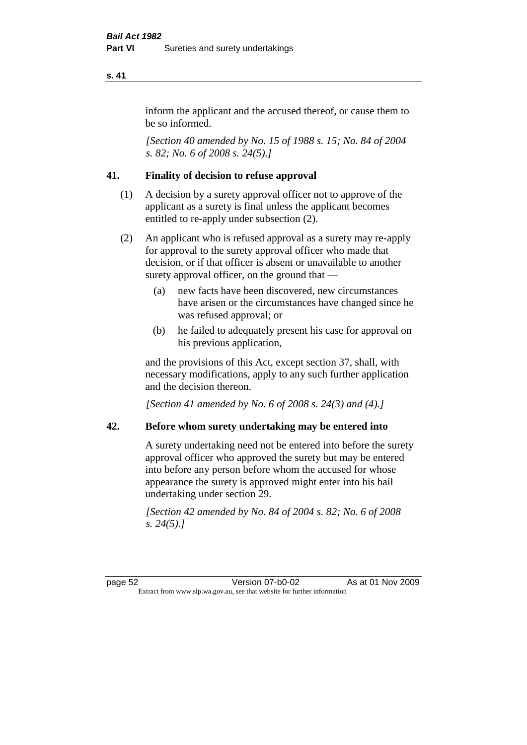inform the applicant and the accused thereof, or cause them to be so informed.

*[Section 40 amended by No. 15 of 1988 s. 15; No. 84 of 2004 s. 82; No. 6 of 2008 s. 24(5).]*

### 41. Finality of decision to refuse approval

(1) A decision by a surety approval officer not to approve of the applicant as a surety is final unless the applicant becomes entitled to re-apply under subsection (2).

(2) An applicant who is refused approval as a surety may re-apply for approval to the surety approval officer who made that decision, or if that officer is absent or unavailable to another surety approval officer, on the ground that —

- (a) new facts have been discovered, new circumstances have arisen or the circumstances have changed since he was refused approval; or
- (b) he failed to adequately present his case for approval on his previous application,

and the provisions of this Act, except section 37, shall, with necessary modifications, apply to any such further application and the decision thereon.

*[Section 41 amended by No. 6 of 2008 s. 24(3) and (4).]*

### 42. Before whom surety undertaking may be entered into

A surety undertaking need not be entered into before the surety approval officer who approved the surety but may be entered into before any person before whom the accused for whose appearance the surety is approved might enter into his bail undertaking under section 29.

*[Section 42 amended by No. 84 of 2004 s. 82; No. 6 of 2008 s. 24(5).]*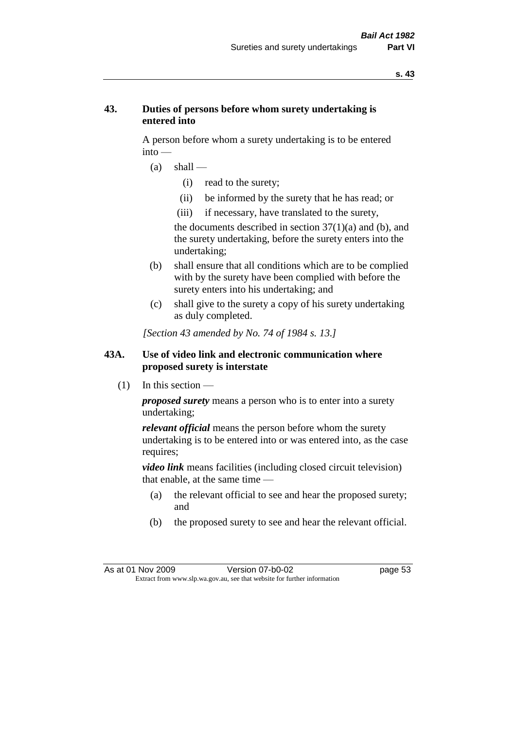### 43. Duties of persons before whom surety undertaking is entered into

A person before whom a surety undertaking is to be entered into —

- (a) shall —
  - (i) read to the surety;
  - (ii) be informed by the surety that he has read; or
  - (iii) if necessary, have translated to the surety,

  the documents described in section 37(1)(a) and (b), and the surety undertaking, before the surety enters into the undertaking;
- (b) shall ensure that all conditions which are to be complied with by the surety have been complied with before the surety enters into his undertaking; and
- (c) shall give to the surety a copy of his surety undertaking as duly completed.

*[Section 43 amended by No. 74 of 1984 s. 13.]*

### 43A. Use of video link and electronic communication where proposed surety is interstate

(1) In this section —

***proposed surety*** means a person who is to enter into a surety undertaking;

***relevant official*** means the person before whom the surety undertaking is to be entered into or was entered into, as the case requires;

***video link*** means facilities (including closed circuit television) that enable, at the same time —

- (a) the relevant official to see and hear the proposed surety; and
- (b) the proposed surety to see and hear the relevant official.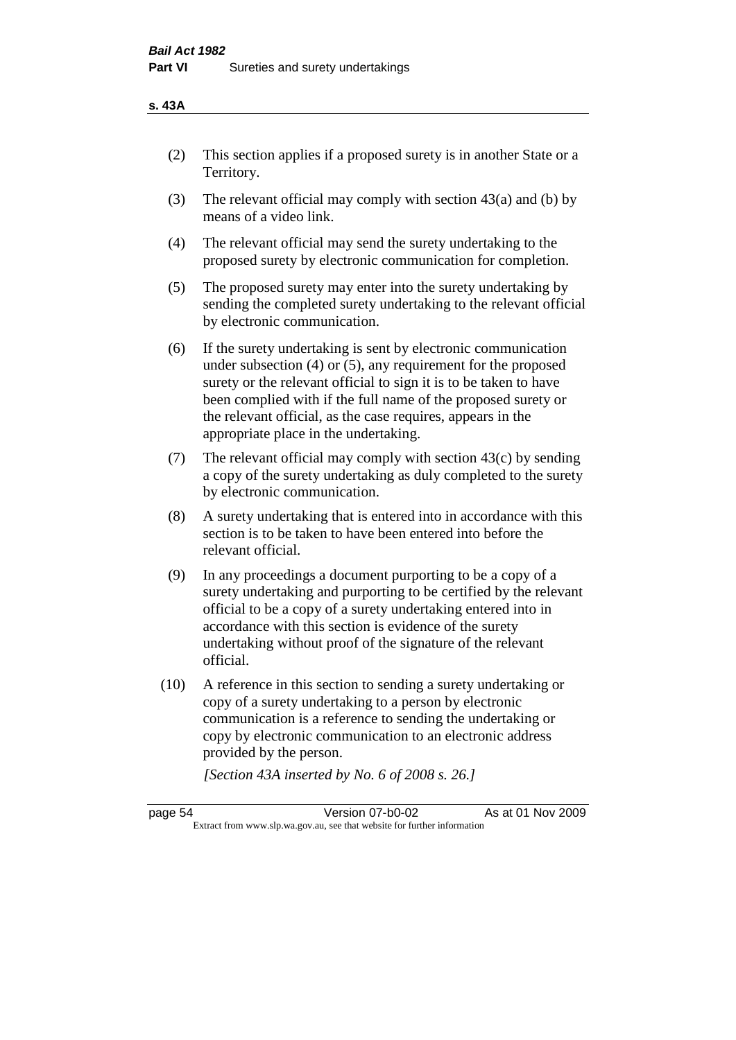**s. 43A**

(2) This section applies if a proposed surety is in another State or a Territory.

(3) The relevant official may comply with section 43(a) and (b) by means of a video link.

(4) The relevant official may send the surety undertaking to the proposed surety by electronic communication for completion.

(5) The proposed surety may enter into the surety undertaking by sending the completed surety undertaking to the relevant official by electronic communication.

(6) If the surety undertaking is sent by electronic communication under subsection (4) or (5), any requirement for the proposed surety or the relevant official to sign it is to be taken to have been complied with if the full name of the proposed surety or the relevant official, as the case requires, appears in the appropriate place in the undertaking.

(7) The relevant official may comply with section 43(c) by sending a copy of the surety undertaking as duly completed to the surety by electronic communication.

(8) A surety undertaking that is entered into in accordance with this section is to be taken to have been entered into before the relevant official.

(9) In any proceedings a document purporting to be a copy of a surety undertaking and purporting to be certified by the relevant official to be a copy of a surety undertaking entered into in accordance with this section is evidence of the surety undertaking without proof of the signature of the relevant official.

(10) A reference in this section to sending a surety undertaking or copy of a surety undertaking to a person by electronic communication is a reference to sending the undertaking or copy by electronic communication to an electronic address provided by the person.

*[Section 43A inserted by No. 6 of 2008 s. 26.]*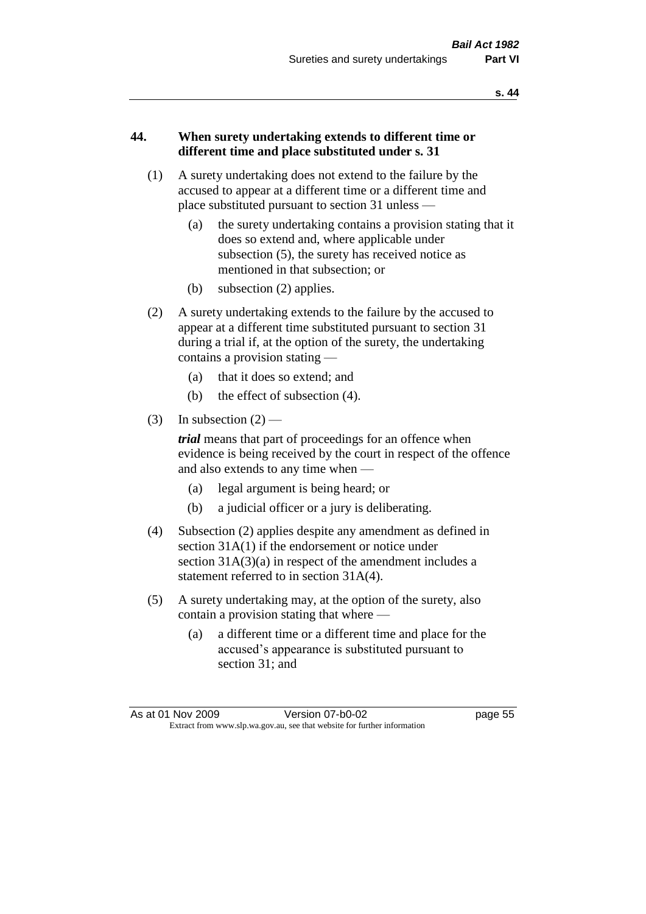## 44. When surety undertaking extends to different time or different time and place substituted under s. 31

(1) A surety undertaking does not extend to the failure by the accused to appear at a different time or a different time and place substituted pursuant to section 31 unless —

- (a) the surety undertaking contains a provision stating that it does so extend and, where applicable under subsection (5), the surety has received notice as mentioned in that subsection; or
- (b) subsection (2) applies.

(2) A surety undertaking extends to the failure by the accused to appear at a different time substituted pursuant to section 31 during a trial if, at the option of the surety, the undertaking contains a provision stating —

- (a) that it does so extend; and
- (b) the effect of subsection (4).

(3) In subsection (2) —

***trial*** means that part of proceedings for an offence when evidence is being received by the court in respect of the offence and also extends to any time when —

- (a) legal argument is being heard; or
- (b) a judicial officer or a jury is deliberating.

(4) Subsection (2) applies despite any amendment as defined in section 31A(1) if the endorsement or notice under section 31A(3)(a) in respect of the amendment includes a statement referred to in section 31A(4).

(5) A surety undertaking may, at the option of the surety, also contain a provision stating that where —

- (a) a different time or a different time and place for the accused's appearance is substituted pursuant to section 31; and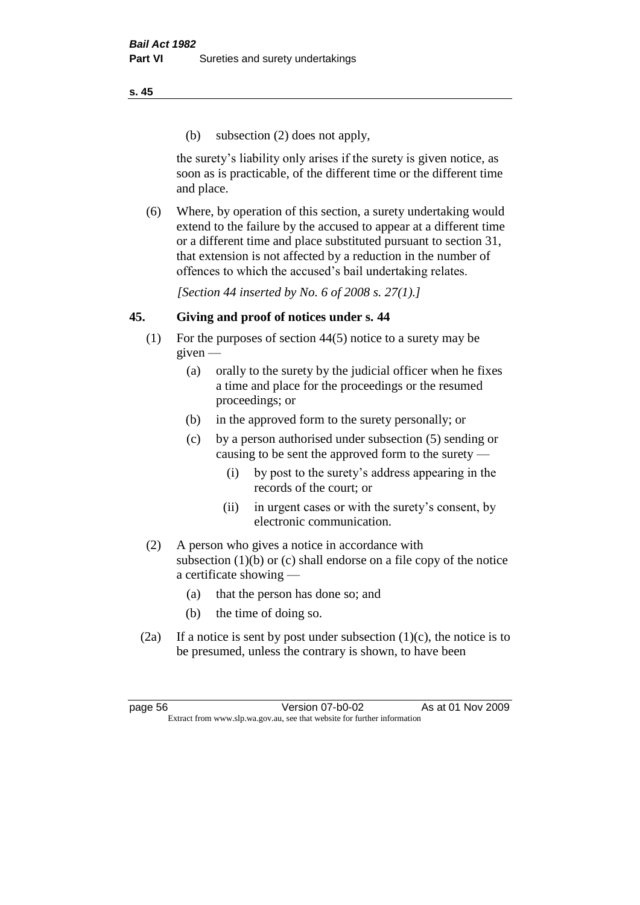(b) subsection (2) does not apply,

the surety's liability only arises if the surety is given notice, as soon as is practicable, of the different time or the different time and place.

(6) Where, by operation of this section, a surety undertaking would extend to the failure by the accused to appear at a different time or a different time and place substituted pursuant to section 31, that extension is not affected by a reduction in the number of offences to which the accused's bail undertaking relates.

*[Section 44 inserted by No. 6 of 2008 s. 27(1).]*

## 45. Giving and proof of notices under s. 44

(1) For the purposes of section 44(5) notice to a surety may be given —

- (a) orally to the surety by the judicial officer when he fixes a time and place for the proceedings or the resumed proceedings; or
- (b) in the approved form to the surety personally; or
- (c) by a person authorised under subsection (5) sending or causing to be sent the approved form to the surety —
  - (i) by post to the surety's address appearing in the records of the court; or
  - (ii) in urgent cases or with the surety's consent, by electronic communication.

(2) A person who gives a notice in accordance with subsection (1)(b) or (c) shall endorse on a file copy of the notice a certificate showing —

- (a) that the person has done so; and
- (b) the time of doing so.

(2a) If a notice is sent by post under subsection (1)(c), the notice is to be presumed, unless the contrary is shown, to have been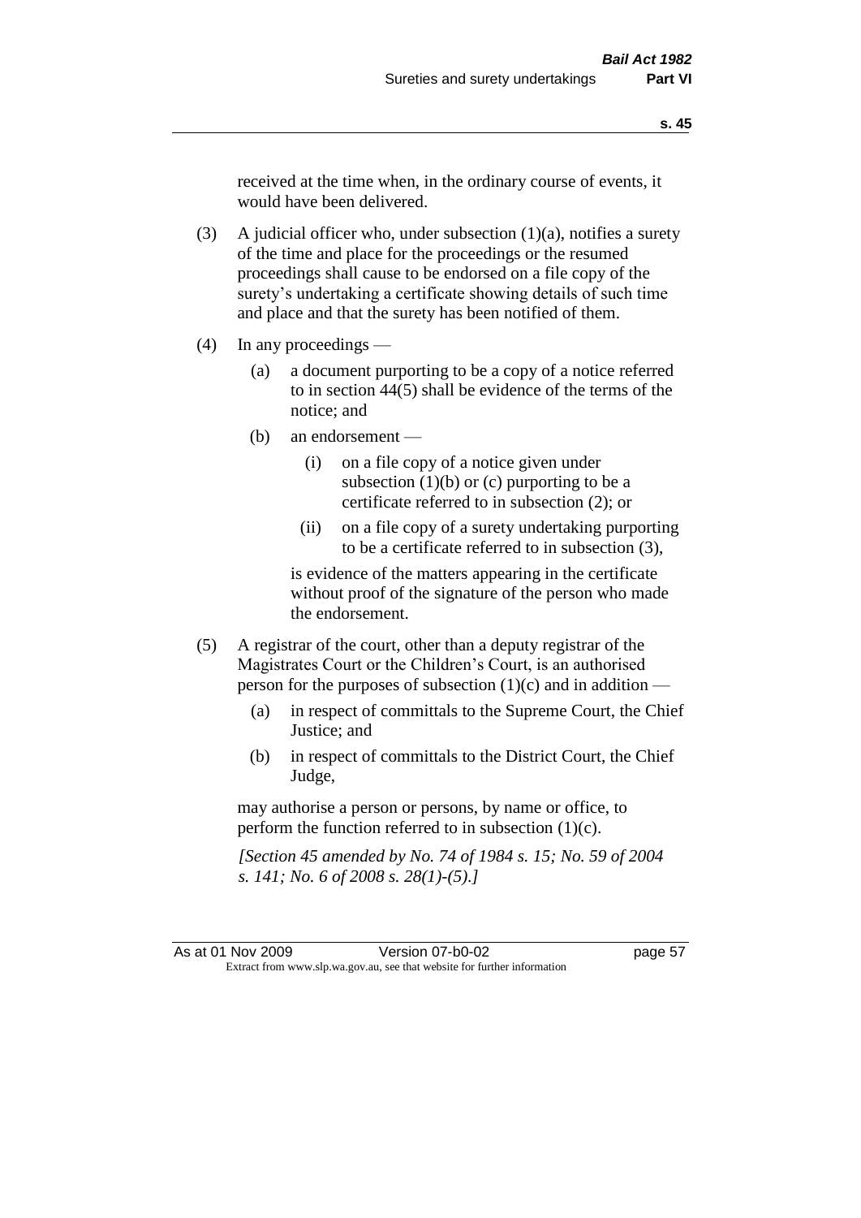received at the time when, in the ordinary course of events, it would have been delivered.

(3) A judicial officer who, under subsection (1)(a), notifies a surety of the time and place for the proceedings or the resumed proceedings shall cause to be endorsed on a file copy of the surety's undertaking a certificate showing details of such time and place and that the surety has been notified of them.

(4) In any proceedings —

(a) a document purporting to be a copy of a notice referred to in section 44(5) shall be evidence of the terms of the notice; and

(b) an endorsement —

(i) on a file copy of a notice given under subsection (1)(b) or (c) purporting to be a certificate referred to in subsection (2); or

(ii) on a file copy of a surety undertaking purporting to be a certificate referred to in subsection (3),

is evidence of the matters appearing in the certificate without proof of the signature of the person who made the endorsement.

(5) A registrar of the court, other than a deputy registrar of the Magistrates Court or the Children's Court, is an authorised person for the purposes of subsection (1)(c) and in addition —

(a) in respect of committals to the Supreme Court, the Chief Justice; and

(b) in respect of committals to the District Court, the Chief Judge,

may authorise a person or persons, by name or office, to perform the function referred to in subsection (1)(c).

*[Section 45 amended by No. 74 of 1984 s. 15; No. 59 of 2004 s. 141; No. 6 of 2008 s. 28(1)-(5).]*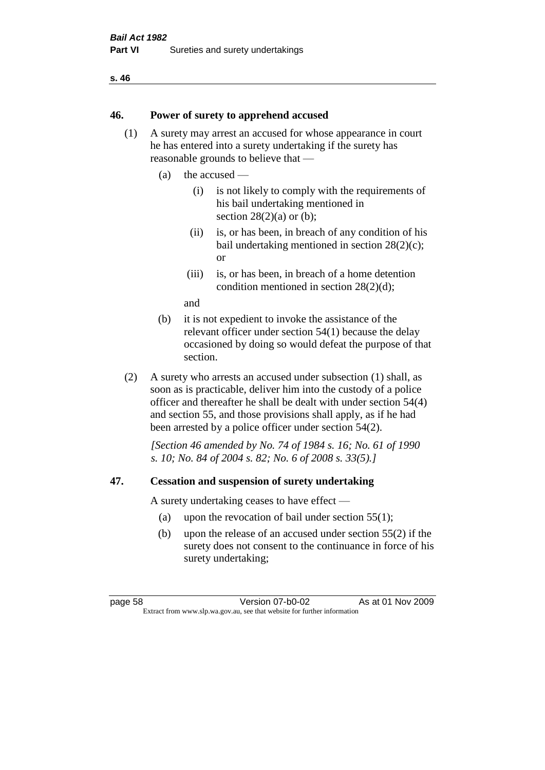## 46. Power of surety to apprehend accused

(1) A surety may arrest an accused for whose appearance in court he has entered into a surety undertaking if the surety has reasonable grounds to believe that —

- (a) the accused —
  - (i) is not likely to comply with the requirements of his bail undertaking mentioned in section 28(2)(a) or (b);
  - (ii) is, or has been, in breach of any condition of his bail undertaking mentioned in section 28(2)(c); or
  - (iii) is, or has been, in breach of a home detention condition mentioned in section 28(2)(d);

  and
- (b) it is not expedient to invoke the assistance of the relevant officer under section 54(1) because the delay occasioned by doing so would defeat the purpose of that section.

(2) A surety who arrests an accused under subsection (1) shall, as soon as is practicable, deliver him into the custody of a police officer and thereafter he shall be dealt with under section 54(4) and section 55, and those provisions shall apply, as if he had been arrested by a police officer under section 54(2).

*[Section 46 amended by No. 74 of 1984 s. 16; No. 61 of 1990 s. 10; No. 84 of 2004 s. 82; No. 6 of 2008 s. 33(5).]*

## 47. Cessation and suspension of surety undertaking

A surety undertaking ceases to have effect —

- (a) upon the revocation of bail under section 55(1);
- (b) upon the release of an accused under section 55(2) if the surety does not consent to the continuance in force of his surety undertaking;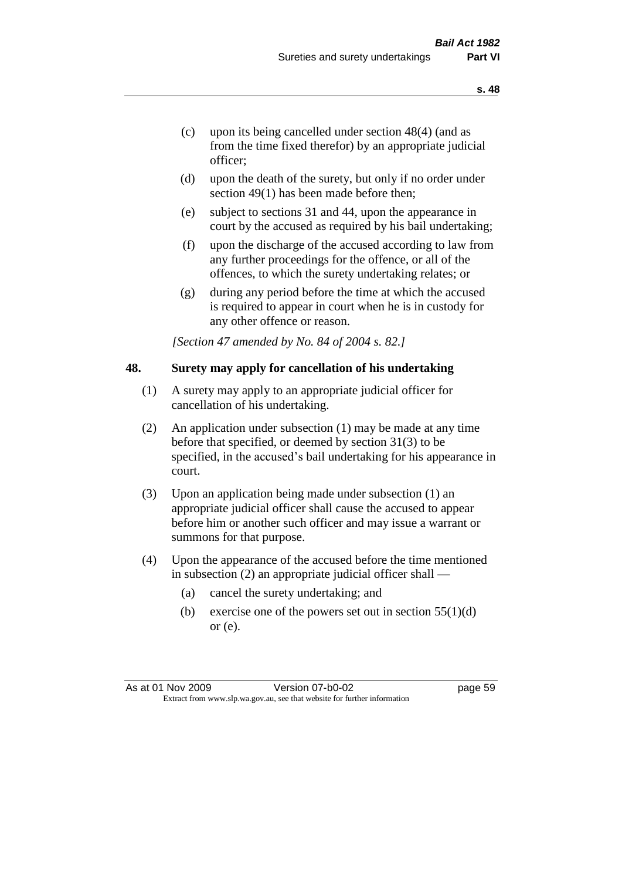(c) upon its being cancelled under section 48(4) (and as from the time fixed therefor) by an appropriate judicial officer;

(d) upon the death of the surety, but only if no order under section 49(1) has been made before then;

(e) subject to sections 31 and 44, upon the appearance in court by the accused as required by his bail undertaking;

(f) upon the discharge of the accused according to law from any further proceedings for the offence, or all of the offences, to which the surety undertaking relates; or

(g) during any period before the time at which the accused is required to appear in court when he is in custody for any other offence or reason.

*[Section 47 amended by No. 84 of 2004 s. 82.]*

## 48. Surety may apply for cancellation of his undertaking

(1) A surety may apply to an appropriate judicial officer for cancellation of his undertaking.

(2) An application under subsection (1) may be made at any time before that specified, or deemed by section 31(3) to be specified, in the accused's bail undertaking for his appearance in court.

(3) Upon an application being made under subsection (1) an appropriate judicial officer shall cause the accused to appear before him or another such officer and may issue a warrant or summons for that purpose.

(4) Upon the appearance of the accused before the time mentioned in subsection (2) an appropriate judicial officer shall —

(a) cancel the surety undertaking; and

(b) exercise one of the powers set out in section 55(1)(d) or (e).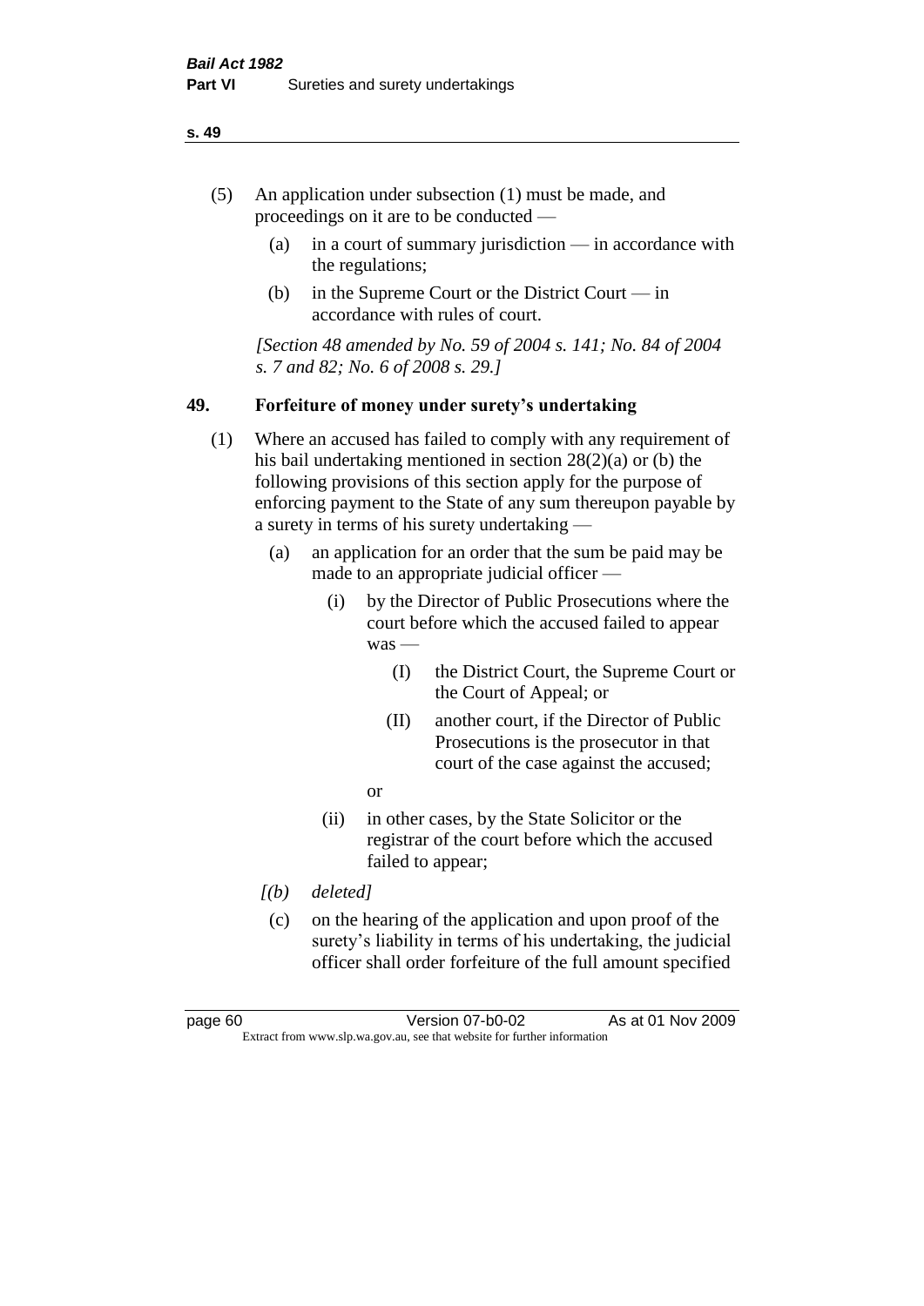(5) An application under subsection (1) must be made, and proceedings on it are to be conducted —

  (a) in a court of summary jurisdiction — in accordance with the regulations;

  (b) in the Supreme Court or the District Court — in accordance with rules of court.

*[Section 48 amended by No. 59 of 2004 s. 141; No. 84 of 2004 s. 7 and 82; No. 6 of 2008 s. 29.]*

## 49. Forfeiture of money under surety's undertaking

(1) Where an accused has failed to comply with any requirement of his bail undertaking mentioned in section 28(2)(a) or (b) the following provisions of this section apply for the purpose of enforcing payment to the State of any sum thereupon payable by a surety in terms of his surety undertaking —

  (a) an application for an order that the sum be paid may be made to an appropriate judicial officer —

    (i) by the Director of Public Prosecutions where the court before which the accused failed to appear was —

      (I) the District Court, the Supreme Court or the Court of Appeal; or

      (II) another court, if the Director of Public Prosecutions is the prosecutor in that court of the case against the accused;

    or

    (ii) in other cases, by the State Solicitor or the registrar of the court before which the accused failed to appear;

  *[(b) deleted]*

  (c) on the hearing of the application and upon proof of the surety's liability in terms of his undertaking, the judicial officer shall order forfeiture of the full amount specified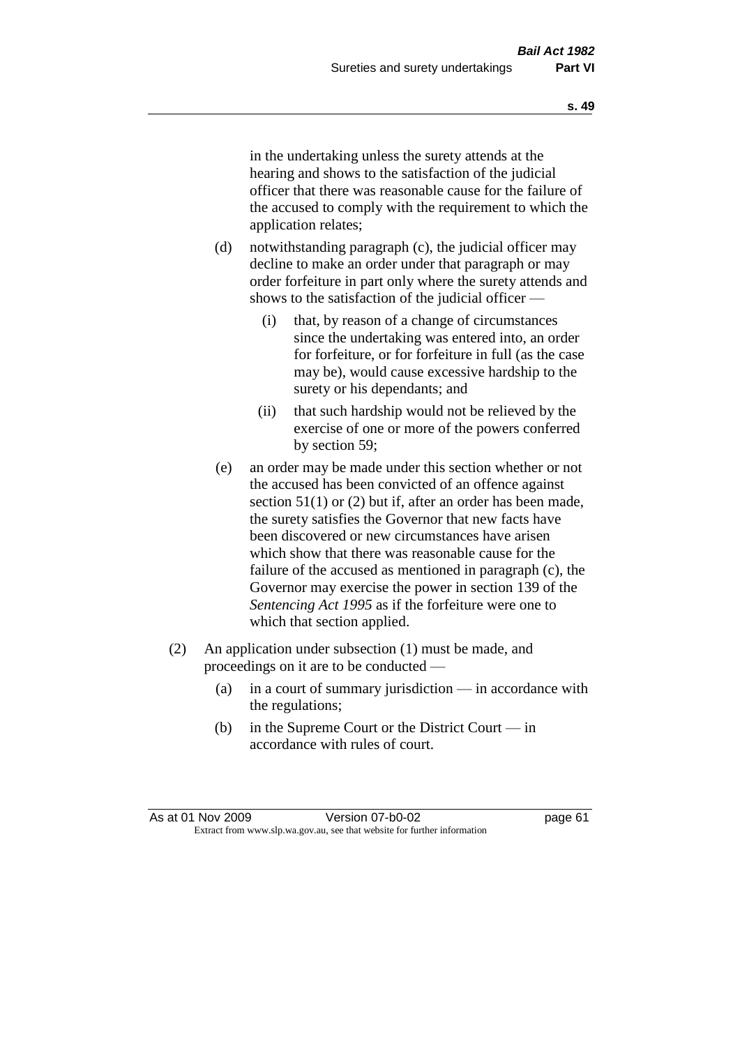in the undertaking unless the surety attends at the hearing and shows to the satisfaction of the judicial officer that there was reasonable cause for the failure of the accused to comply with the requirement to which the application relates;

(d) notwithstanding paragraph (c), the judicial officer may decline to make an order under that paragraph or may order forfeiture in part only where the surety attends and shows to the satisfaction of the judicial officer —

(i) that, by reason of a change of circumstances since the undertaking was entered into, an order for forfeiture, or for forfeiture in full (as the case may be), would cause excessive hardship to the surety or his dependants; and

(ii) that such hardship would not be relieved by the exercise of one or more of the powers conferred by section 59;

(e) an order may be made under this section whether or not the accused has been convicted of an offence against section 51(1) or (2) but if, after an order has been made, the surety satisfies the Governor that new facts have been discovered or new circumstances have arisen which show that there was reasonable cause for the failure of the accused as mentioned in paragraph (c), the Governor may exercise the power in section 139 of the *Sentencing Act 1995* as if the forfeiture were one to which that section applied.

(2) An application under subsection (1) must be made, and proceedings on it are to be conducted —

(a) in a court of summary jurisdiction — in accordance with the regulations;

(b) in the Supreme Court or the District Court — in accordance with rules of court.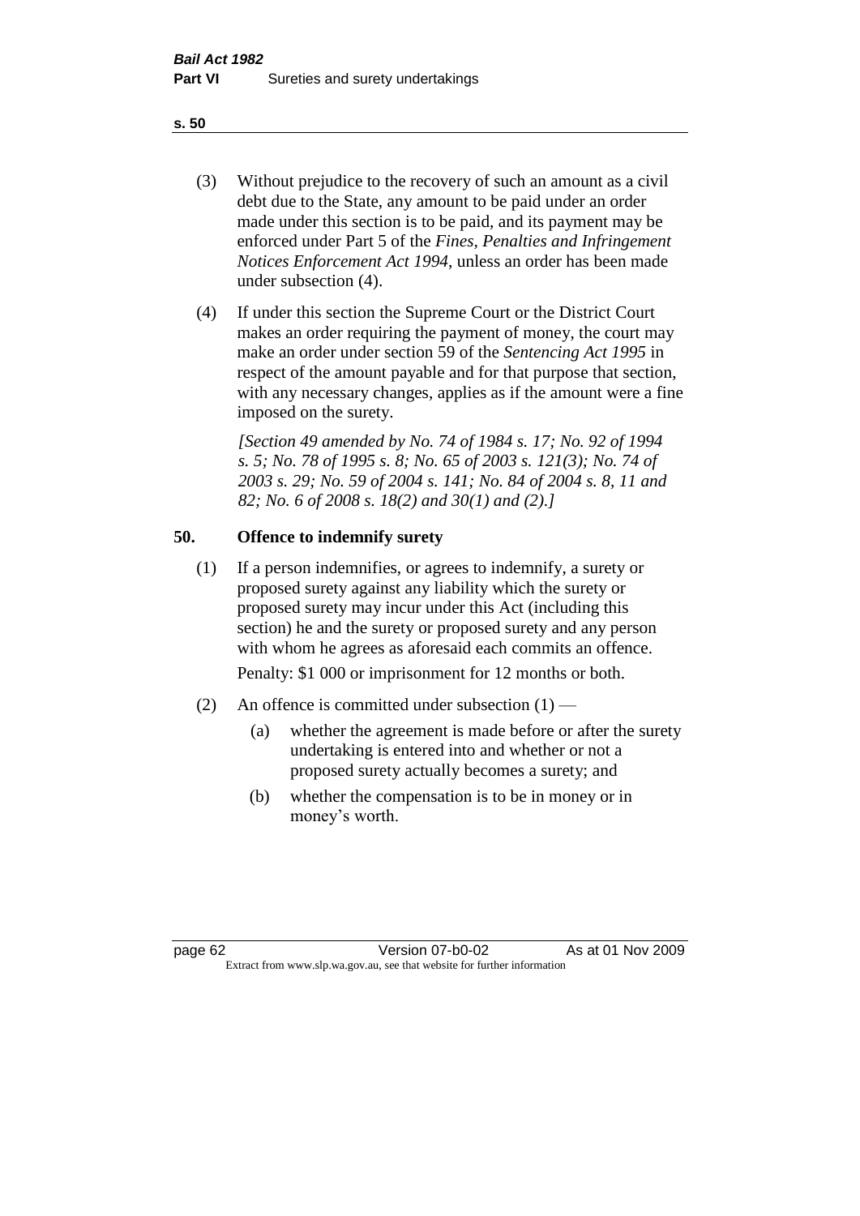(3) Without prejudice to the recovery of such an amount as a civil debt due to the State, any amount to be paid under an order made under this section is to be paid, and its payment may be enforced under Part 5 of the *Fines, Penalties and Infringement Notices Enforcement Act 1994*, unless an order has been made under subsection (4).

(4) If under this section the Supreme Court or the District Court makes an order requiring the payment of money, the court may make an order under section 59 of the *Sentencing Act 1995* in respect of the amount payable and for that purpose that section, with any necessary changes, applies as if the amount were a fine imposed on the surety.

*[Section 49 amended by No. 74 of 1984 s. 17; No. 92 of 1994 s. 5; No. 78 of 1995 s. 8; No. 65 of 2003 s. 121(3); No. 74 of 2003 s. 29; No. 59 of 2004 s. 141; No. 84 of 2004 s. 8, 11 and 82; No. 6 of 2008 s. 18(2) and 30(1) and (2).]*

## 50. Offence to indemnify surety

(1) If a person indemnifies, or agrees to indemnify, a surety or proposed surety against any liability which the surety or proposed surety may incur under this Act (including this section) he and the surety or proposed surety and any person with whom he agrees as aforesaid each commits an offence.

Penalty: $1 000 or imprisonment for 12 months or both.

(2) An offence is committed under subsection (1) —

   (a) whether the agreement is made before or after the surety undertaking is entered into and whether or not a proposed surety actually becomes a surety; and

   (b) whether the compensation is to be in money or in money's worth.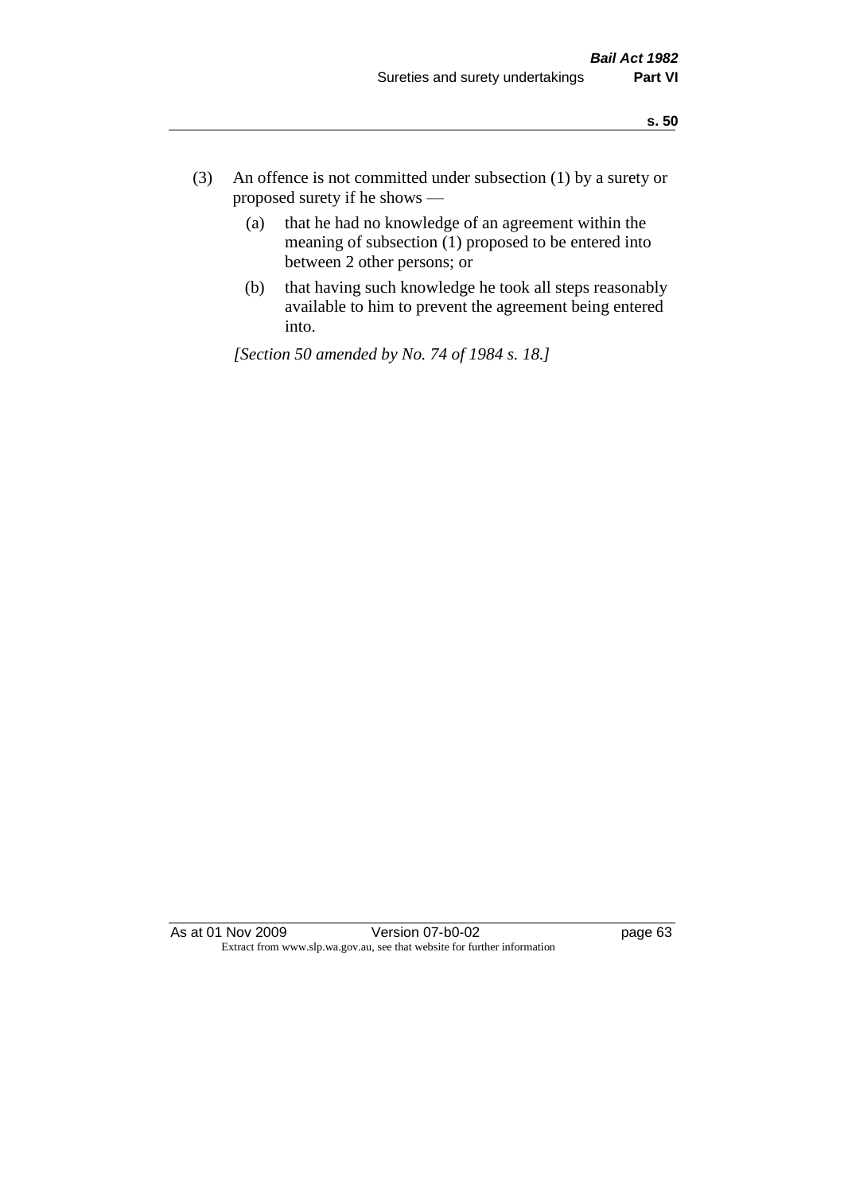(3) An offence is not committed under subsection (1) by a surety or proposed surety if he shows —

(a) that he had no knowledge of an agreement within the meaning of subsection (1) proposed to be entered into between 2 other persons; or

(b) that having such knowledge he took all steps reasonably available to him to prevent the agreement being entered into.

*[Section 50 amended by No. 74 of 1984 s. 18.]*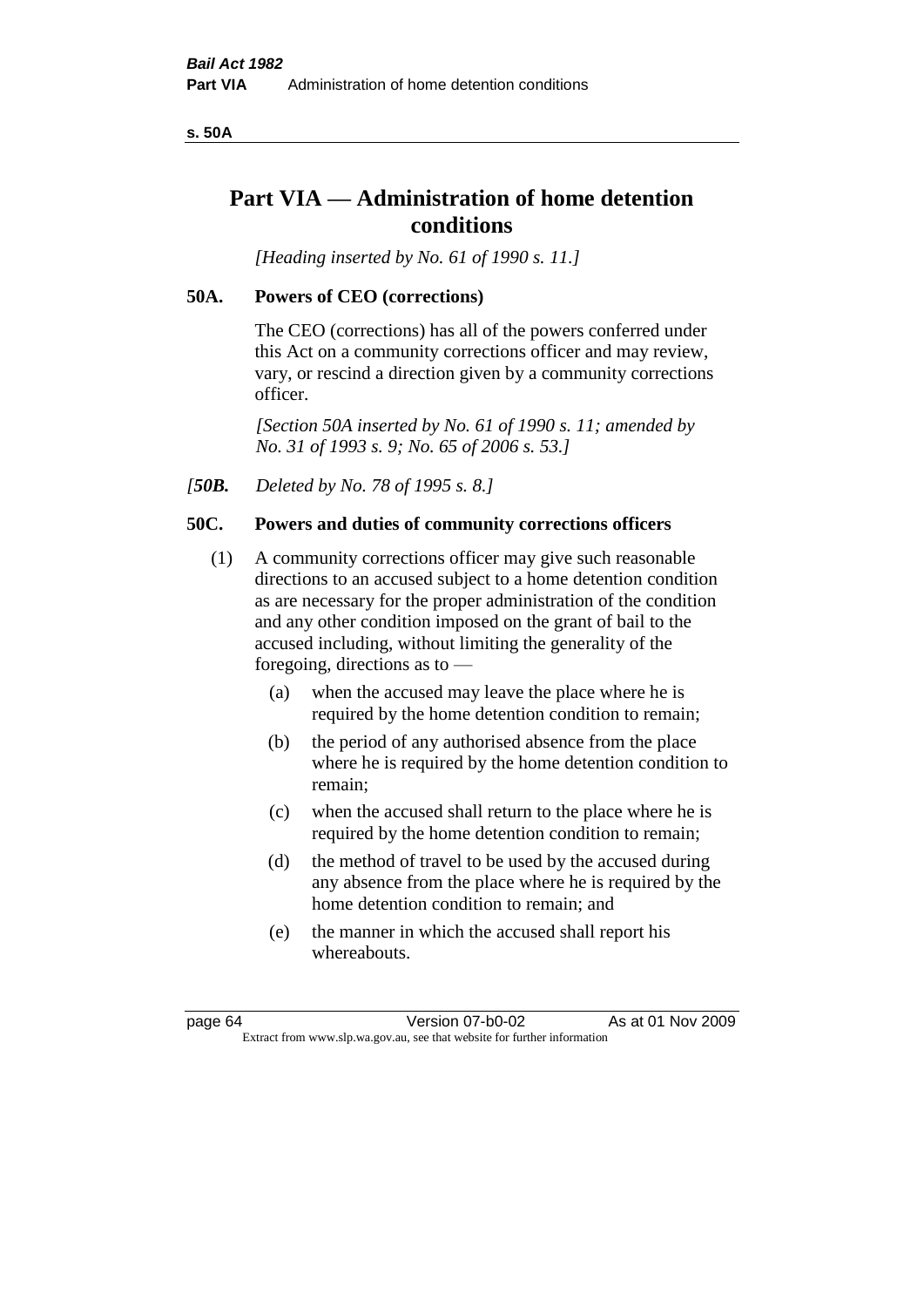# Part VIA — Administration of home detention conditions

*[Heading inserted by No. 61 of 1990 s. 11.]*

## 50A. Powers of CEO (corrections)

The CEO (corrections) has all of the powers conferred under this Act on a community corrections officer and may review, vary, or rescind a direction given by a community corrections officer.

*[Section 50A inserted by No. 61 of 1990 s. 11; amended by No. 31 of 1993 s. 9; No. 65 of 2006 s. 53.]*

*[**50B.** Deleted by No. 78 of 1995 s. 8.]*

## 50C. Powers and duties of community corrections officers

(1) A community corrections officer may give such reasonable directions to an accused subject to a home detention condition as are necessary for the proper administration of the condition and any other condition imposed on the grant of bail to the accused including, without limiting the generality of the foregoing, directions as to —

- (a) when the accused may leave the place where he is required by the home detention condition to remain;
- (b) the period of any authorised absence from the place where he is required by the home detention condition to remain;
- (c) when the accused shall return to the place where he is required by the home detention condition to remain;
- (d) the method of travel to be used by the accused during any absence from the place where he is required by the home detention condition to remain; and
- (e) the manner in which the accused shall report his whereabouts.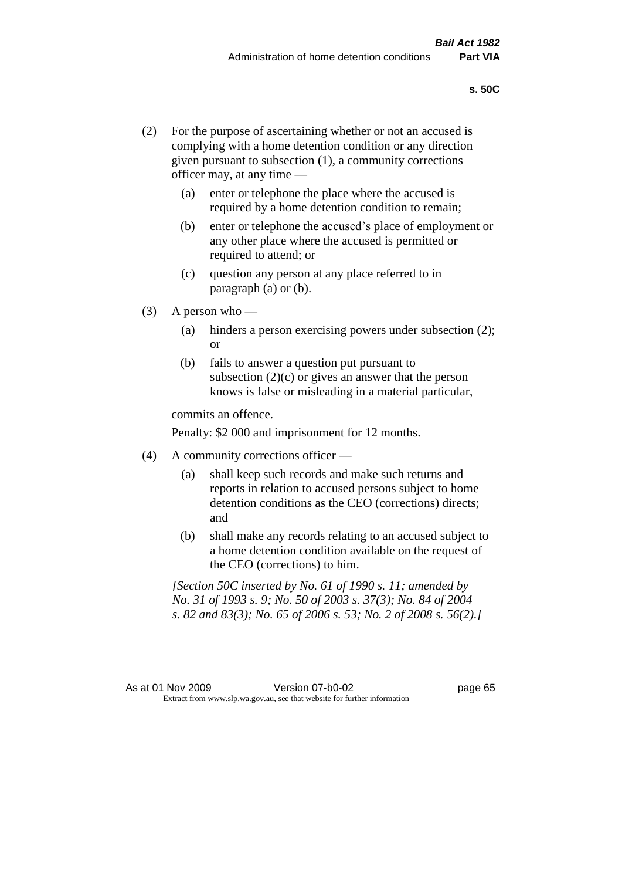(2) For the purpose of ascertaining whether or not an accused is complying with a home detention condition or any direction given pursuant to subsection (1), a community corrections officer may, at any time —

   (a) enter or telephone the place where the accused is required by a home detention condition to remain;

   (b) enter or telephone the accused's place of employment or any other place where the accused is permitted or required to attend; or

   (c) question any person at any place referred to in paragraph (a) or (b).

(3) A person who —

   (a) hinders a person exercising powers under subsection (2); or

   (b) fails to answer a question put pursuant to subsection (2)(c) or gives an answer that the person knows is false or misleading in a material particular,

   commits an offence.

   Penalty: $2 000 and imprisonment for 12 months.

(4) A community corrections officer —

   (a) shall keep such records and make such returns and reports in relation to accused persons subject to home detention conditions as the CEO (corrections) directs; and

   (b) shall make any records relating to an accused subject to a home detention condition available on the request of the CEO (corrections) to him.

*[Section 50C inserted by No. 61 of 1990 s. 11; amended by No. 31 of 1993 s. 9; No. 50 of 2003 s. 37(3); No. 84 of 2004 s. 82 and 83(3); No. 65 of 2006 s. 53; No. 2 of 2008 s. 56(2).]*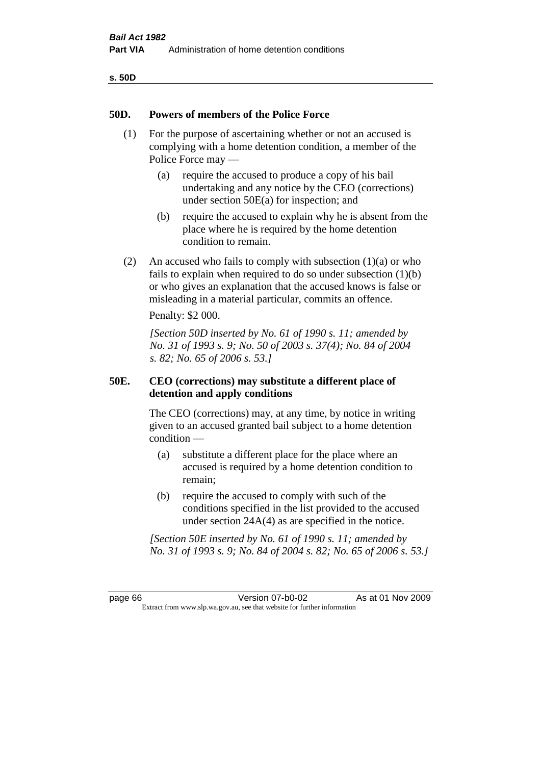## 50D. Powers of members of the Police Force

(1) For the purpose of ascertaining whether or not an accused is complying with a home detention condition, a member of the Police Force may —

(a) require the accused to produce a copy of his bail undertaking and any notice by the CEO (corrections) under section 50E(a) for inspection; and

(b) require the accused to explain why he is absent from the place where he is required by the home detention condition to remain.

(2) An accused who fails to comply with subsection (1)(a) or who fails to explain when required to do so under subsection (1)(b) or who gives an explanation that the accused knows is false or misleading in a material particular, commits an offence.

Penalty: $2 000.

*[Section 50D inserted by No. 61 of 1990 s. 11; amended by No. 31 of 1993 s. 9; No. 50 of 2003 s. 37(4); No. 84 of 2004 s. 82; No. 65 of 2006 s. 53.]*

## 50E. CEO (corrections) may substitute a different place of detention and apply conditions

The CEO (corrections) may, at any time, by notice in writing given to an accused granted bail subject to a home detention condition —

(a) substitute a different place for the place where an accused is required by a home detention condition to remain;

(b) require the accused to comply with such of the conditions specified in the list provided to the accused under section 24A(4) as are specified in the notice.

*[Section 50E inserted by No. 61 of 1990 s. 11; amended by No. 31 of 1993 s. 9; No. 84 of 2004 s. 82; No. 65 of 2006 s. 53.]*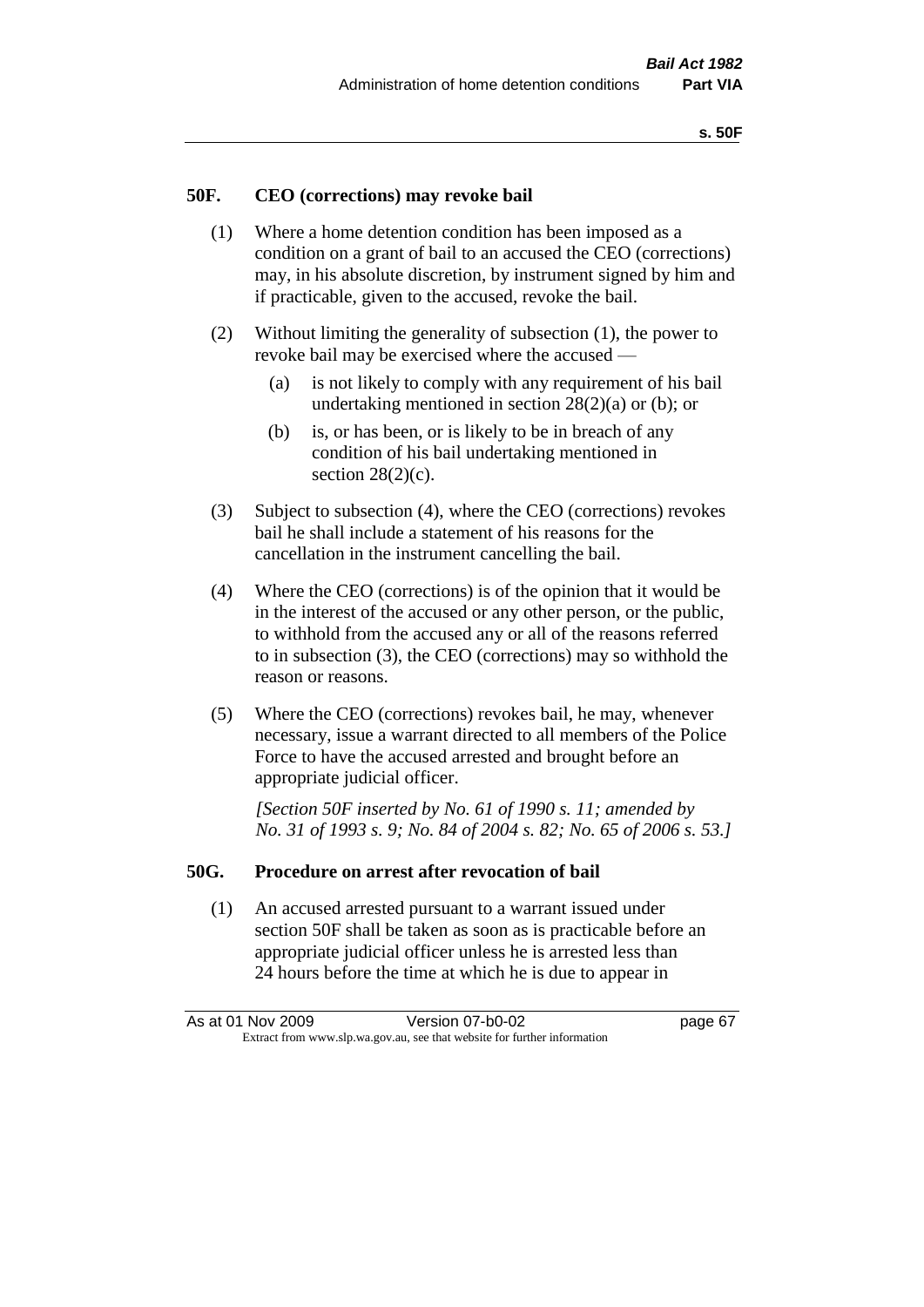## 50F. CEO (corrections) may revoke bail

(1) Where a home detention condition has been imposed as a condition on a grant of bail to an accused the CEO (corrections) may, in his absolute discretion, by instrument signed by him and if practicable, given to the accused, revoke the bail.

(2) Without limiting the generality of subsection (1), the power to revoke bail may be exercised where the accused —

- (a) is not likely to comply with any requirement of his bail undertaking mentioned in section 28(2)(a) or (b); or
- (b) is, or has been, or is likely to be in breach of any condition of his bail undertaking mentioned in section 28(2)(c).

(3) Subject to subsection (4), where the CEO (corrections) revokes bail he shall include a statement of his reasons for the cancellation in the instrument cancelling the bail.

(4) Where the CEO (corrections) is of the opinion that it would be in the interest of the accused or any other person, or the public, to withhold from the accused any or all of the reasons referred to in subsection (3), the CEO (corrections) may so withhold the reason or reasons.

(5) Where the CEO (corrections) revokes bail, he may, whenever necessary, issue a warrant directed to all members of the Police Force to have the accused arrested and brought before an appropriate judicial officer.

*[Section 50F inserted by No. 61 of 1990 s. 11; amended by No. 31 of 1993 s. 9; No. 84 of 2004 s. 82; No. 65 of 2006 s. 53.]*

## 50G. Procedure on arrest after revocation of bail

(1) An accused arrested pursuant to a warrant issued under section 50F shall be taken as soon as is practicable before an appropriate judicial officer unless he is arrested less than 24 hours before the time at which he is due to appear in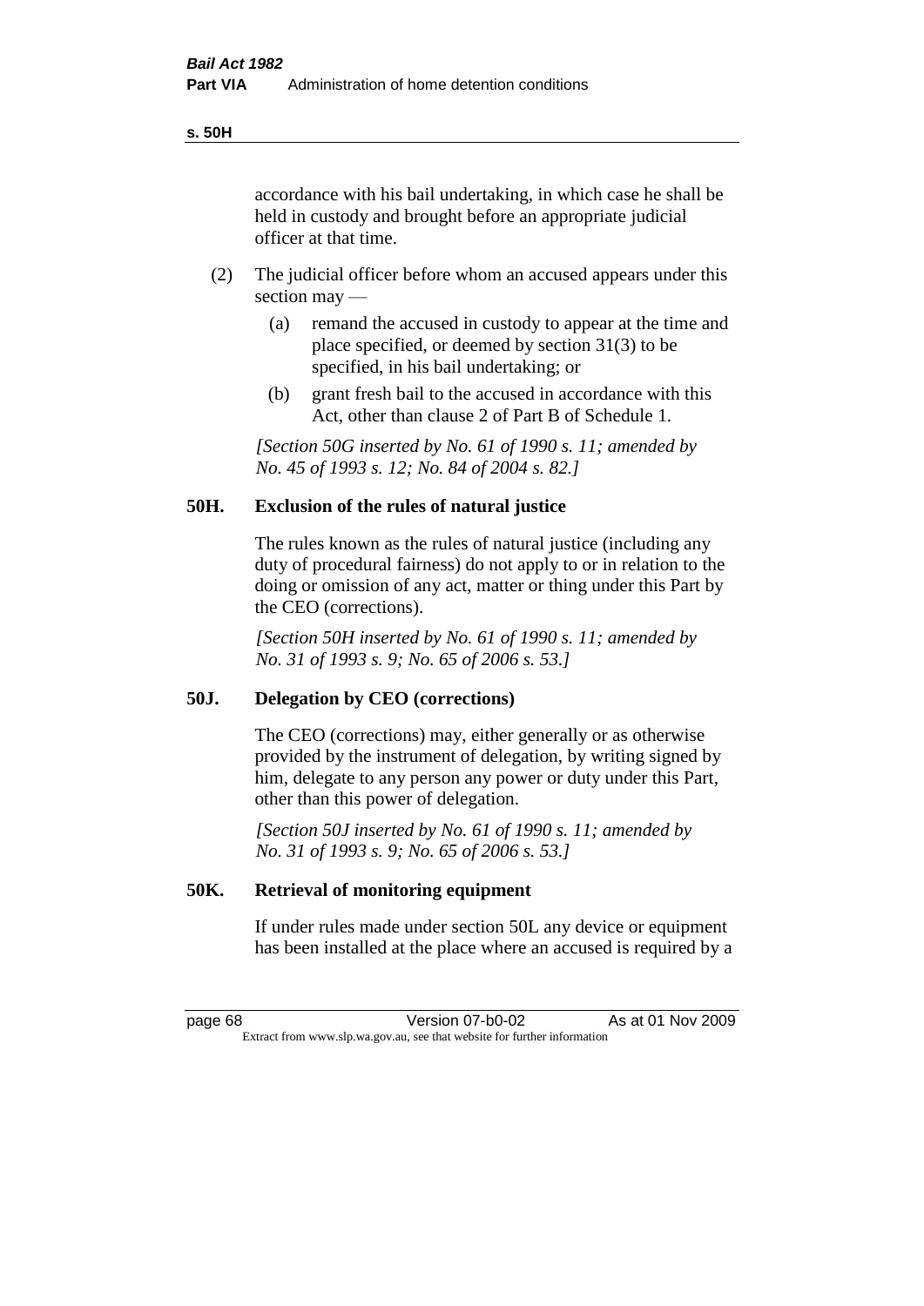accordance with his bail undertaking, in which case he shall be held in custody and brought before an appropriate judicial officer at that time.

(2) The judicial officer before whom an accused appears under this section may —

(a) remand the accused in custody to appear at the time and place specified, or deemed by section 31(3) to be specified, in his bail undertaking; or

(b) grant fresh bail to the accused in accordance with this Act, other than clause 2 of Part B of Schedule 1.

*[Section 50G inserted by No. 61 of 1990 s. 11; amended by No. 45 of 1993 s. 12; No. 84 of 2004 s. 82.]*

### 50H. Exclusion of the rules of natural justice

The rules known as the rules of natural justice (including any duty of procedural fairness) do not apply to or in relation to the doing or omission of any act, matter or thing under this Part by the CEO (corrections).

*[Section 50H inserted by No. 61 of 1990 s. 11; amended by No. 31 of 1993 s. 9; No. 65 of 2006 s. 53.]*

### 50J. Delegation by CEO (corrections)

The CEO (corrections) may, either generally or as otherwise provided by the instrument of delegation, by writing signed by him, delegate to any person any power or duty under this Part, other than this power of delegation.

*[Section 50J inserted by No. 61 of 1990 s. 11; amended by No. 31 of 1993 s. 9; No. 65 of 2006 s. 53.]*

### 50K. Retrieval of monitoring equipment

If under rules made under section 50L any device or equipment has been installed at the place where an accused is required by a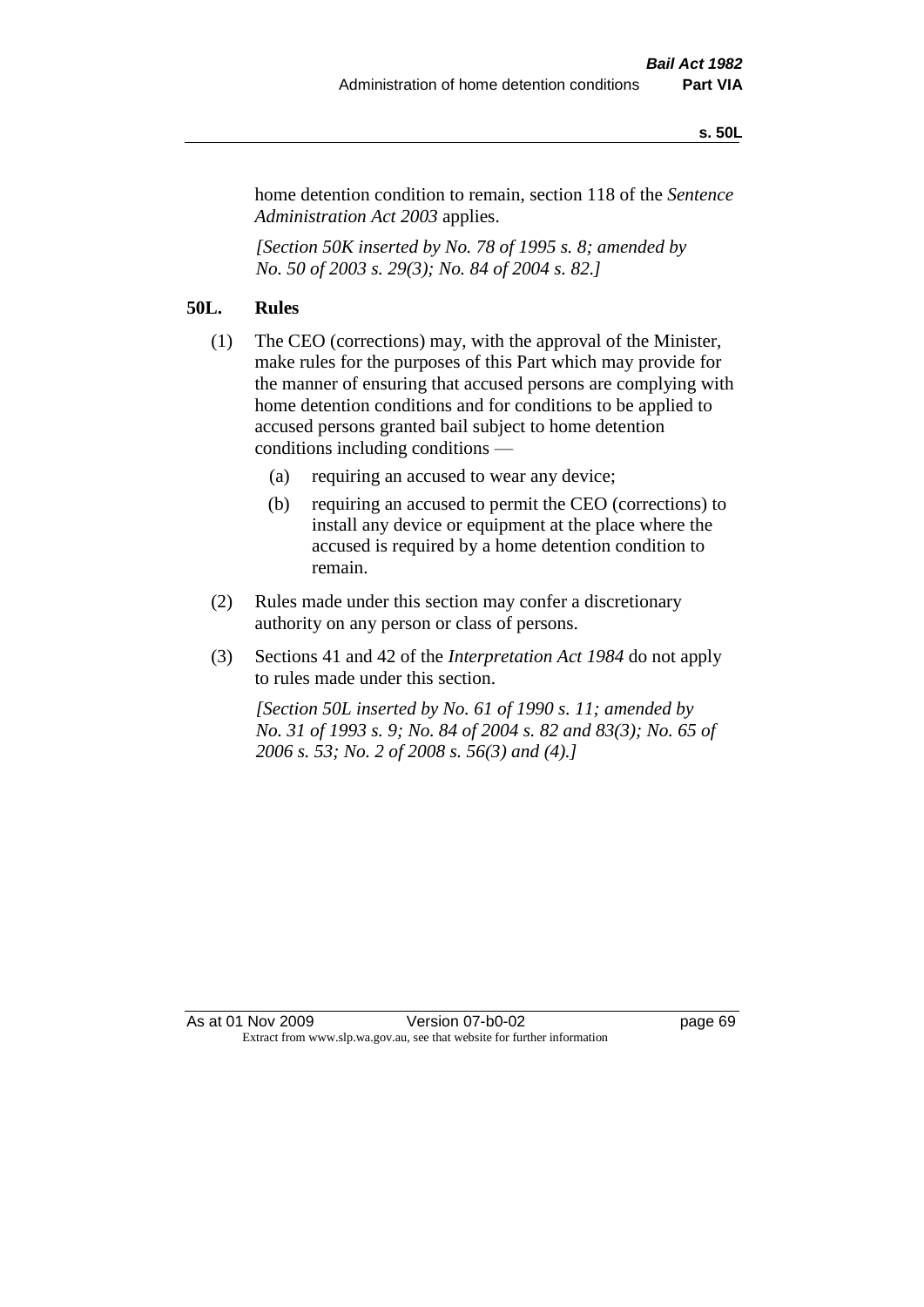home detention condition to remain, section 118 of the *Sentence Administration Act 2003* applies.

*[Section 50K inserted by No. 78 of 1995 s. 8; amended by No. 50 of 2003 s. 29(3); No. 84 of 2004 s. 82.]*

**50L. Rules**

(1) The CEO (corrections) may, with the approval of the Minister, make rules for the purposes of this Part which may provide for the manner of ensuring that accused persons are complying with home detention conditions and for conditions to be applied to accused persons granted bail subject to home detention conditions including conditions —

(a) requiring an accused to wear any device;

(b) requiring an accused to permit the CEO (corrections) to install any device or equipment at the place where the accused is required by a home detention condition to remain.

(2) Rules made under this section may confer a discretionary authority on any person or class of persons.

(3) Sections 41 and 42 of the *Interpretation Act 1984* do not apply to rules made under this section.

*[Section 50L inserted by No. 61 of 1990 s. 11; amended by No. 31 of 1993 s. 9; No. 84 of 2004 s. 82 and 83(3); No. 65 of 2006 s. 53; No. 2 of 2008 s. 56(3) and (4).]*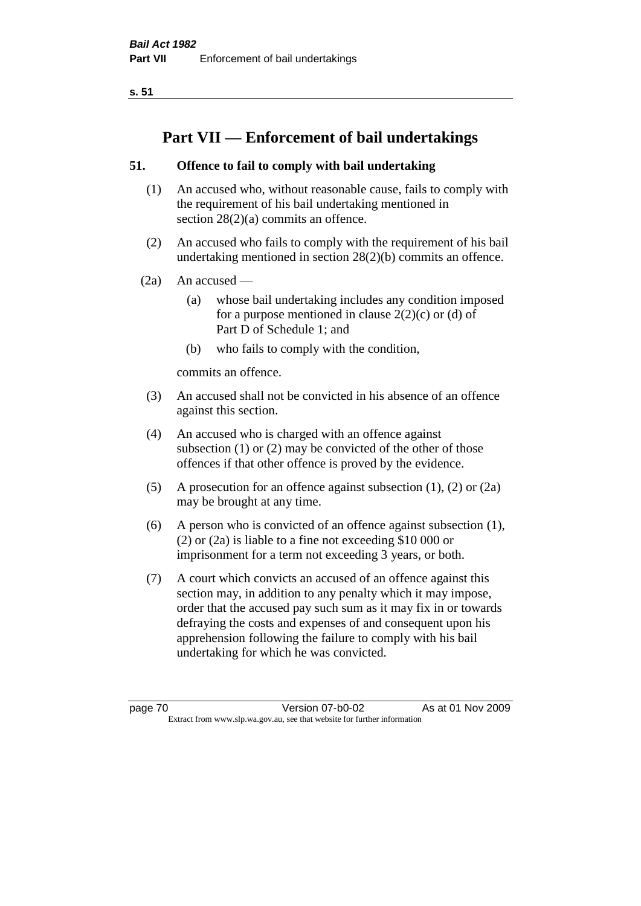# Part VII — Enforcement of bail undertakings

## 51. Offence to fail to comply with bail undertaking

(1) An accused who, without reasonable cause, fails to comply with the requirement of his bail undertaking mentioned in section 28(2)(a) commits an offence.

(2) An accused who fails to comply with the requirement of his bail undertaking mentioned in section 28(2)(b) commits an offence.

(2a) An accused —

- (a) whose bail undertaking includes any condition imposed for a purpose mentioned in clause 2(2)(c) or (d) of Part D of Schedule 1; and
- (b) who fails to comply with the condition,

commits an offence.

(3) An accused shall not be convicted in his absence of an offence against this section.

(4) An accused who is charged with an offence against subsection (1) or (2) may be convicted of the other of those offences if that other offence is proved by the evidence.

(5) A prosecution for an offence against subsection (1), (2) or (2a) may be brought at any time.

(6) A person who is convicted of an offence against subsection (1), (2) or (2a) is liable to a fine not exceeding $10 000 or imprisonment for a term not exceeding 3 years, or both.

(7) A court which convicts an accused of an offence against this section may, in addition to any penalty which it may impose, order that the accused pay such sum as it may fix in or towards defraying the costs and expenses of and consequent upon his apprehension following the failure to comply with his bail undertaking for which he was convicted.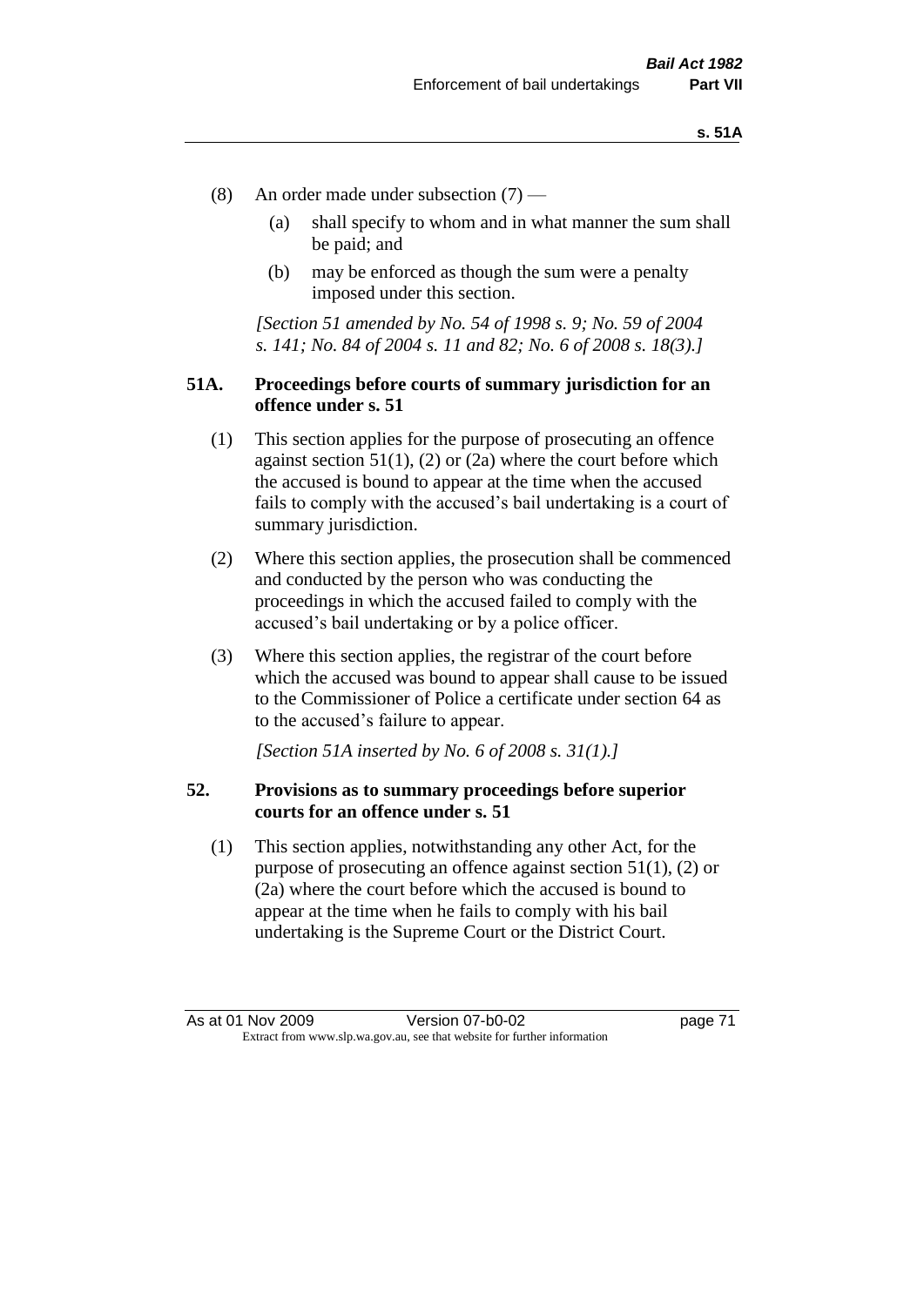(8) An order made under subsection (7) —

(a) shall specify to whom and in what manner the sum shall be paid; and

(b) may be enforced as though the sum were a penalty imposed under this section.

*[Section 51 amended by No. 54 of 1998 s. 9; No. 59 of 2004 s. 141; No. 84 of 2004 s. 11 and 82; No. 6 of 2008 s. 18(3).]*

### 51A. Proceedings before courts of summary jurisdiction for an offence under s. 51

(1) This section applies for the purpose of prosecuting an offence against section 51(1), (2) or (2a) where the court before which the accused is bound to appear at the time when the accused fails to comply with the accused's bail undertaking is a court of summary jurisdiction.

(2) Where this section applies, the prosecution shall be commenced and conducted by the person who was conducting the proceedings in which the accused failed to comply with the accused's bail undertaking or by a police officer.

(3) Where this section applies, the registrar of the court before which the accused was bound to appear shall cause to be issued to the Commissioner of Police a certificate under section 64 as to the accused's failure to appear.

*[Section 51A inserted by No. 6 of 2008 s. 31(1).]*

### 52. Provisions as to summary proceedings before superior courts for an offence under s. 51

(1) This section applies, notwithstanding any other Act, for the purpose of prosecuting an offence against section 51(1), (2) or (2a) where the court before which the accused is bound to appear at the time when he fails to comply with his bail undertaking is the Supreme Court or the District Court.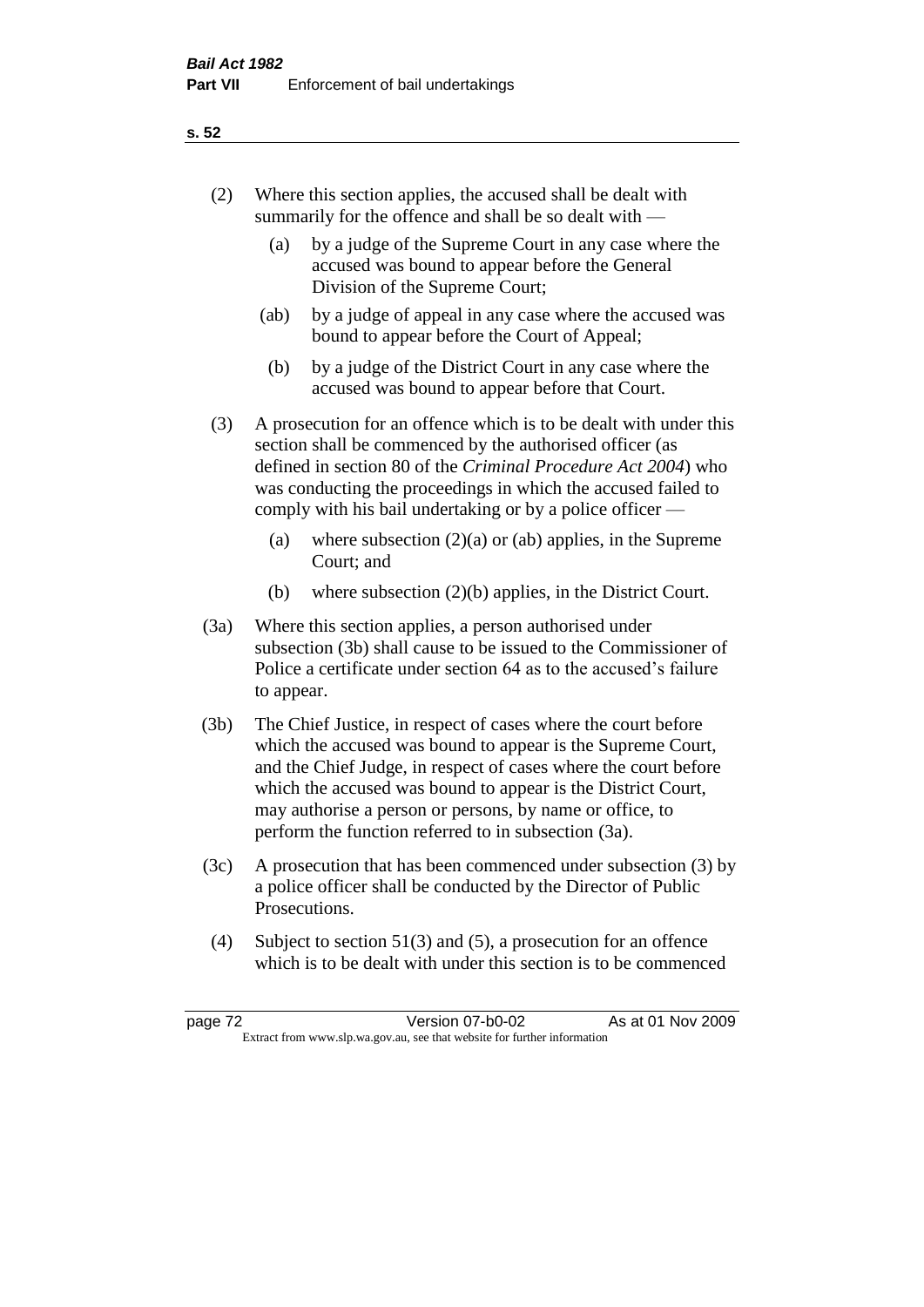(2) Where this section applies, the accused shall be dealt with summarily for the offence and shall be so dealt with —

(a) by a judge of the Supreme Court in any case where the accused was bound to appear before the General Division of the Supreme Court;

(ab) by a judge of appeal in any case where the accused was bound to appear before the Court of Appeal;

(b) by a judge of the District Court in any case where the accused was bound to appear before that Court.

(3) A prosecution for an offence which is to be dealt with under this section shall be commenced by the authorised officer (as defined in section 80 of the *Criminal Procedure Act 2004*) who was conducting the proceedings in which the accused failed to comply with his bail undertaking or by a police officer —

(a) where subsection (2)(a) or (ab) applies, in the Supreme Court; and

(b) where subsection (2)(b) applies, in the District Court.

(3a) Where this section applies, a person authorised under subsection (3b) shall cause to be issued to the Commissioner of Police a certificate under section 64 as to the accused's failure to appear.

(3b) The Chief Justice, in respect of cases where the court before which the accused was bound to appear is the Supreme Court, and the Chief Judge, in respect of cases where the court before which the accused was bound to appear is the District Court, may authorise a person or persons, by name or office, to perform the function referred to in subsection (3a).

(3c) A prosecution that has been commenced under subsection (3) by a police officer shall be conducted by the Director of Public Prosecutions.

(4) Subject to section 51(3) and (5), a prosecution for an offence which is to be dealt with under this section is to be commenced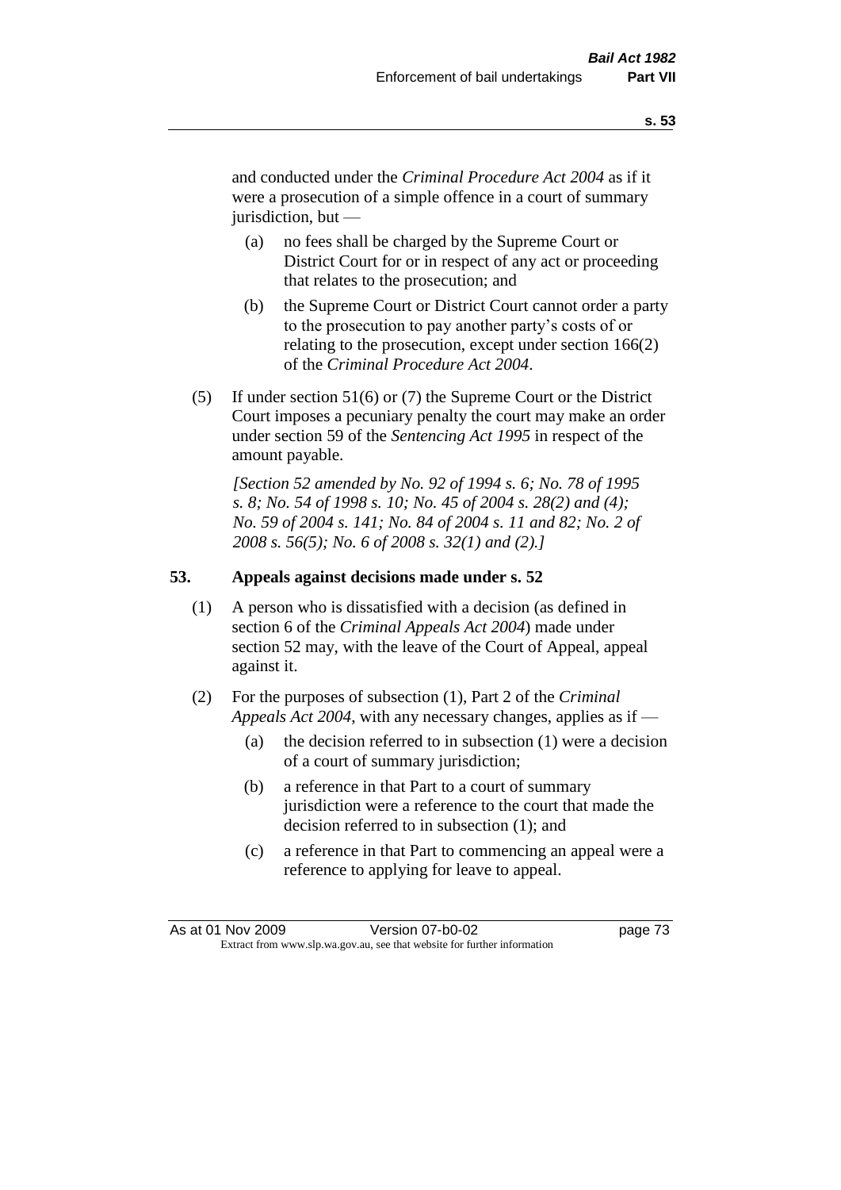and conducted under the *Criminal Procedure Act 2004* as if it were a prosecution of a simple offence in a court of summary jurisdiction, but —

(a) no fees shall be charged by the Supreme Court or District Court for or in respect of any act or proceeding that relates to the prosecution; and

(b) the Supreme Court or District Court cannot order a party to the prosecution to pay another party's costs of or relating to the prosecution, except under section 166(2) of the *Criminal Procedure Act 2004*.

(5) If under section 51(6) or (7) the Supreme Court or the District Court imposes a pecuniary penalty the court may make an order under section 59 of the *Sentencing Act 1995* in respect of the amount payable.

*[Section 52 amended by No. 92 of 1994 s. 6; No. 78 of 1995 s. 8; No. 54 of 1998 s. 10; No. 45 of 2004 s. 28(2) and (4); No. 59 of 2004 s. 141; No. 84 of 2004 s. 11 and 82; No. 2 of 2008 s. 56(5); No. 6 of 2008 s. 32(1) and (2).]*

## 53. Appeals against decisions made under s. 52

(1) A person who is dissatisfied with a decision (as defined in section 6 of the *Criminal Appeals Act 2004*) made under section 52 may, with the leave of the Court of Appeal, appeal against it.

(2) For the purposes of subsection (1), Part 2 of the *Criminal Appeals Act 2004*, with any necessary changes, applies as if —

(a) the decision referred to in subsection (1) were a decision of a court of summary jurisdiction;

(b) a reference in that Part to a court of summary jurisdiction were a reference to the court that made the decision referred to in subsection (1); and

(c) a reference in that Part to commencing an appeal were a reference to applying for leave to appeal.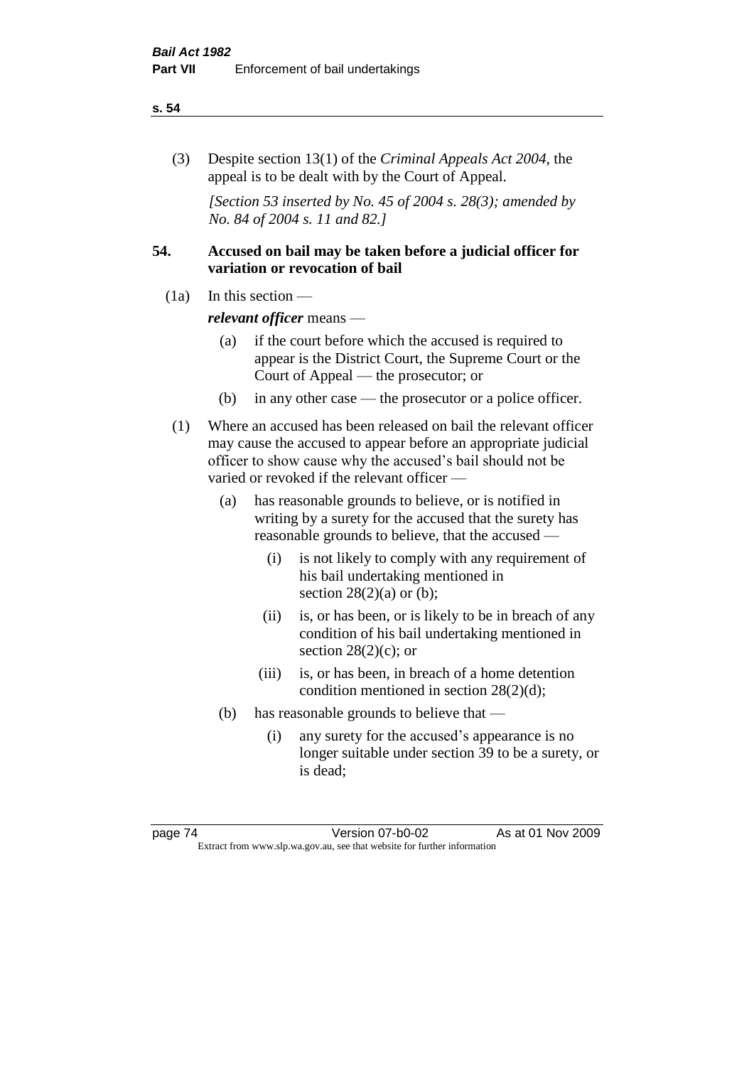(3) Despite section 13(1) of the *Criminal Appeals Act 2004*, the appeal is to be dealt with by the Court of Appeal.

*[Section 53 inserted by No. 45 of 2004 s. 28(3); amended by No. 84 of 2004 s. 11 and 82.]*

## 54. Accused on bail may be taken before a judicial officer for variation or revocation of bail

(1a) In this section —

***relevant officer*** means —

- (a) if the court before which the accused is required to appear is the District Court, the Supreme Court or the Court of Appeal — the prosecutor; or
- (b) in any other case — the prosecutor or a police officer.

(1) Where an accused has been released on bail the relevant officer may cause the accused to appear before an appropriate judicial officer to show cause why the accused's bail should not be varied or revoked if the relevant officer —

- (a) has reasonable grounds to believe, or is notified in writing by a surety for the accused that the surety has reasonable grounds to believe, that the accused —
  - (i) is not likely to comply with any requirement of his bail undertaking mentioned in section 28(2)(a) or (b);
  - (ii) is, or has been, or is likely to be in breach of any condition of his bail undertaking mentioned in section 28(2)(c); or
  - (iii) is, or has been, in breach of a home detention condition mentioned in section 28(2)(d);
- (b) has reasonable grounds to believe that —
  - (i) any surety for the accused's appearance is no longer suitable under section 39 to be a surety, or is dead;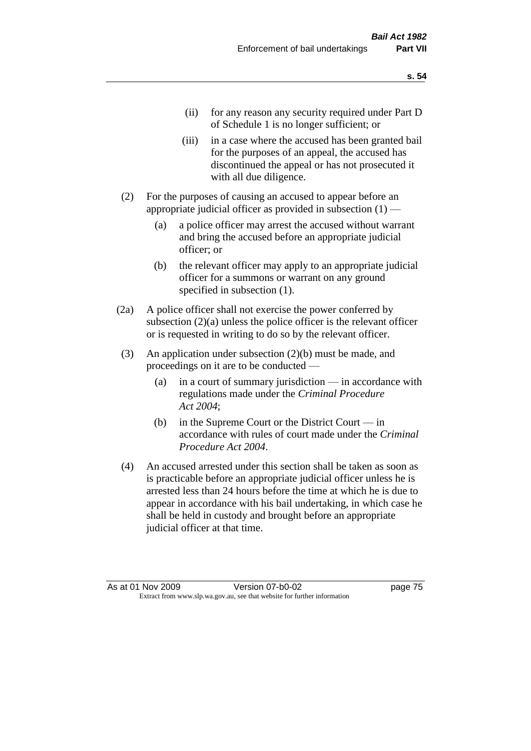(ii) for any reason any security required under Part D of Schedule 1 is no longer sufficient; or

(iii) in a case where the accused has been granted bail for the purposes of an appeal, the accused has discontinued the appeal or has not prosecuted it with all due diligence.

(2) For the purposes of causing an accused to appear before an appropriate judicial officer as provided in subsection (1) —

(a) a police officer may arrest the accused without warrant and bring the accused before an appropriate judicial officer; or

(b) the relevant officer may apply to an appropriate judicial officer for a summons or warrant on any ground specified in subsection (1).

(2a) A police officer shall not exercise the power conferred by subsection (2)(a) unless the police officer is the relevant officer or is requested in writing to do so by the relevant officer.

(3) An application under subsection (2)(b) must be made, and proceedings on it are to be conducted —

(a) in a court of summary jurisdiction — in accordance with regulations made under the *Criminal Procedure Act 2004*;

(b) in the Supreme Court or the District Court — in accordance with rules of court made under the *Criminal Procedure Act 2004*.

(4) An accused arrested under this section shall be taken as soon as is practicable before an appropriate judicial officer unless he is arrested less than 24 hours before the time at which he is due to appear in accordance with his bail undertaking, in which case he shall be held in custody and brought before an appropriate judicial officer at that time.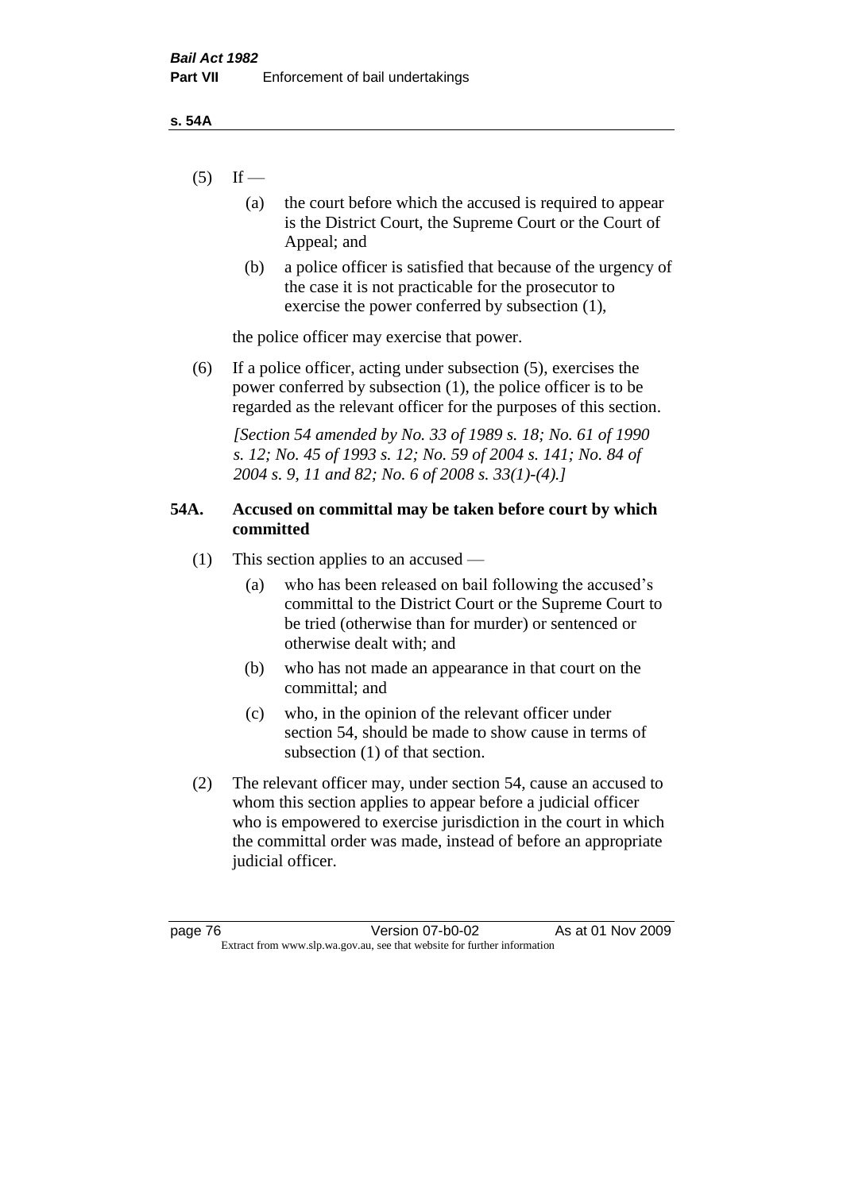(5) If —

   (a) the court before which the accused is required to appear is the District Court, the Supreme Court or the Court of Appeal; and

   (b) a police officer is satisfied that because of the urgency of the case it is not practicable for the prosecutor to exercise the power conferred by subsection (1),

   the police officer may exercise that power.

(6) If a police officer, acting under subsection (5), exercises the power conferred by subsection (1), the police officer is to be regarded as the relevant officer for the purposes of this section.

*[Section 54 amended by No. 33 of 1989 s. 18; No. 61 of 1990 s. 12; No. 45 of 1993 s. 12; No. 59 of 2004 s. 141; No. 84 of 2004 s. 9, 11 and 82; No. 6 of 2008 s. 33(1)-(4).]*

### 54A. Accused on committal may be taken before court by which committed

(1) This section applies to an accused —

   (a) who has been released on bail following the accused's committal to the District Court or the Supreme Court to be tried (otherwise than for murder) or sentenced or otherwise dealt with; and

   (b) who has not made an appearance in that court on the committal; and

   (c) who, in the opinion of the relevant officer under section 54, should be made to show cause in terms of subsection (1) of that section.

(2) The relevant officer may, under section 54, cause an accused to whom this section applies to appear before a judicial officer who is empowered to exercise jurisdiction in the court in which the committal order was made, instead of before an appropriate judicial officer.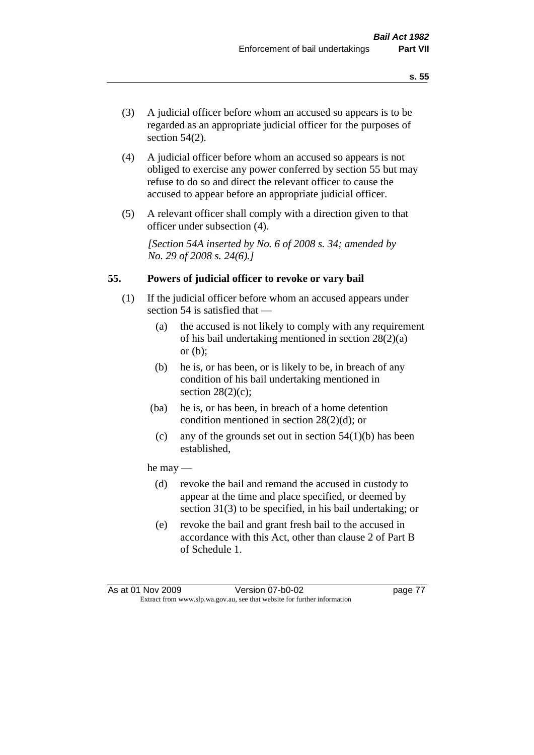(3) A judicial officer before whom an accused so appears is to be regarded as an appropriate judicial officer for the purposes of section 54(2).

(4) A judicial officer before whom an accused so appears is not obliged to exercise any power conferred by section 55 but may refuse to do so and direct the relevant officer to cause the accused to appear before an appropriate judicial officer.

(5) A relevant officer shall comply with a direction given to that officer under subsection (4).

*[Section 54A inserted by No. 6 of 2008 s. 34; amended by No. 29 of 2008 s. 24(6).]*

## 55. Powers of judicial officer to revoke or vary bail

(1) If the judicial officer before whom an accused appears under section 54 is satisfied that —

- (a) the accused is not likely to comply with any requirement of his bail undertaking mentioned in section 28(2)(a) or (b);
- (b) he is, or has been, or is likely to be, in breach of any condition of his bail undertaking mentioned in section 28(2)(c);
- (ba) he is, or has been, in breach of a home detention condition mentioned in section 28(2)(d); or
- (c) any of the grounds set out in section 54(1)(b) has been established,

he may —

- (d) revoke the bail and remand the accused in custody to appear at the time and place specified, or deemed by section 31(3) to be specified, in his bail undertaking; or
- (e) revoke the bail and grant fresh bail to the accused in accordance with this Act, other than clause 2 of Part B of Schedule 1.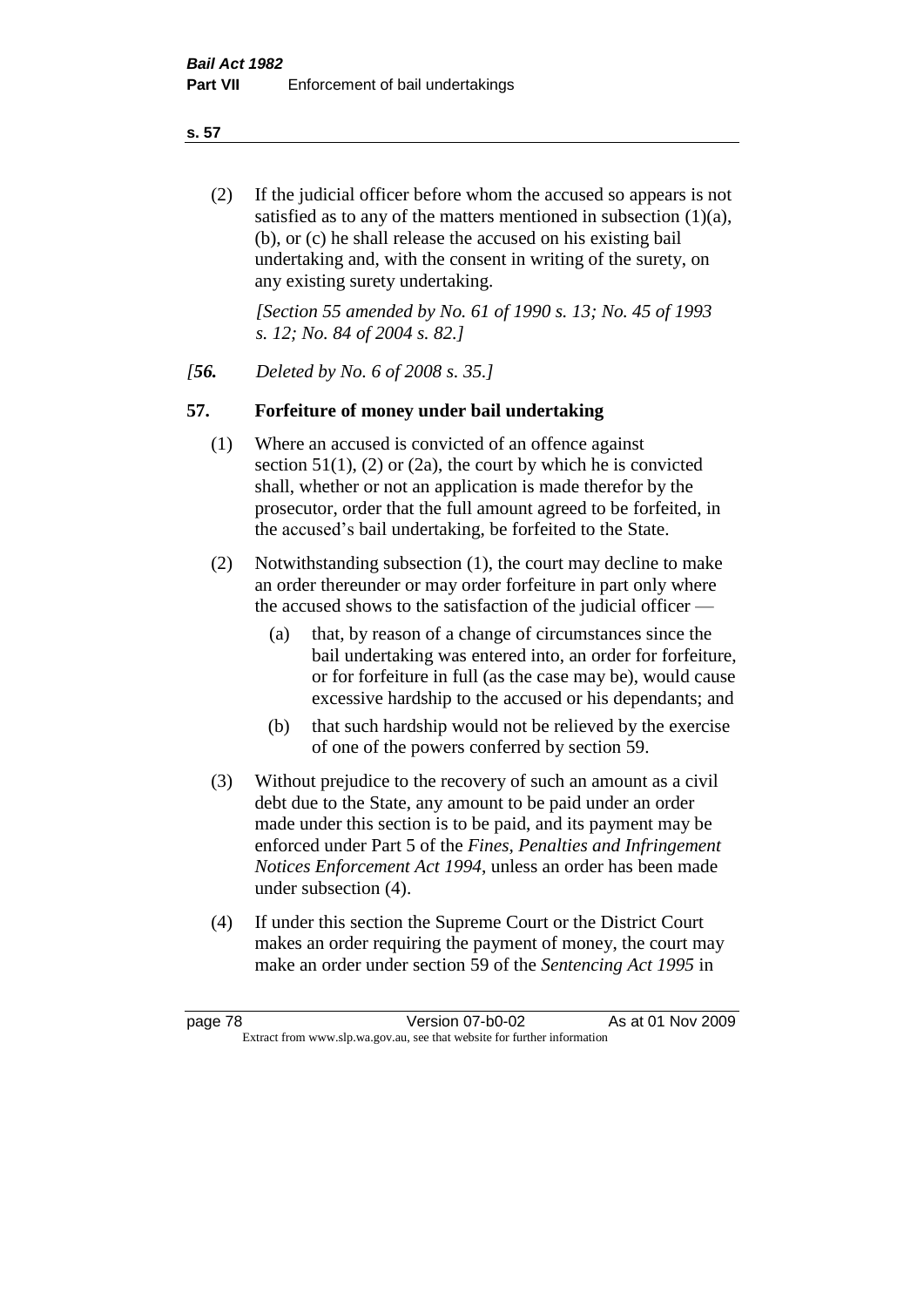(2) If the judicial officer before whom the accused so appears is not satisfied as to any of the matters mentioned in subsection (1)(a), (b), or (c) he shall release the accused on his existing bail undertaking and, with the consent in writing of the surety, on any existing surety undertaking.

*[Section 55 amended by No. 61 of 1990 s. 13; No. 45 of 1993 s. 12; No. 84 of 2004 s. 82.]*

*[**56.** Deleted by No. 6 of 2008 s. 35.]*

## 57. Forfeiture of money under bail undertaking

(1) Where an accused is convicted of an offence against section 51(1), (2) or (2a), the court by which he is convicted shall, whether or not an application is made therefor by the prosecutor, order that the full amount agreed to be forfeited, in the accused's bail undertaking, be forfeited to the State.

(2) Notwithstanding subsection (1), the court may decline to make an order thereunder or may order forfeiture in part only where the accused shows to the satisfaction of the judicial officer —

- (a) that, by reason of a change of circumstances since the bail undertaking was entered into, an order for forfeiture, or for forfeiture in full (as the case may be), would cause excessive hardship to the accused or his dependants; and
- (b) that such hardship would not be relieved by the exercise of one of the powers conferred by section 59.

(3) Without prejudice to the recovery of such an amount as a civil debt due to the State, any amount to be paid under an order made under this section is to be paid, and its payment may be enforced under Part 5 of the *Fines, Penalties and Infringement Notices Enforcement Act 1994*, unless an order has been made under subsection (4).

(4) If under this section the Supreme Court or the District Court makes an order requiring the payment of money, the court may make an order under section 59 of the *Sentencing Act 1995* in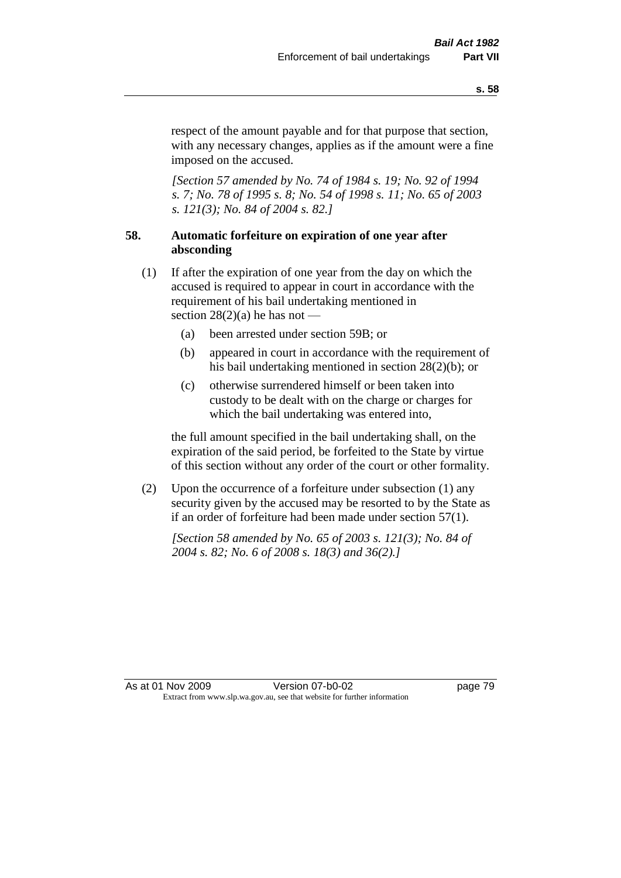respect of the amount payable and for that purpose that section, with any necessary changes, applies as if the amount were a fine imposed on the accused.

*[Section 57 amended by No. 74 of 1984 s. 19; No. 92 of 1994 s. 7; No. 78 of 1995 s. 8; No. 54 of 1998 s. 11; No. 65 of 2003 s. 121(3); No. 84 of 2004 s. 82.]*

### 58. Automatic forfeiture on expiration of one year after absconding

(1) If after the expiration of one year from the day on which the accused is required to appear in court in accordance with the requirement of his bail undertaking mentioned in section 28(2)(a) he has not —

- (a) been arrested under section 59B; or
- (b) appeared in court in accordance with the requirement of his bail undertaking mentioned in section 28(2)(b); or
- (c) otherwise surrendered himself or been taken into custody to be dealt with on the charge or charges for which the bail undertaking was entered into,

the full amount specified in the bail undertaking shall, on the expiration of the said period, be forfeited to the State by virtue of this section without any order of the court or other formality.

(2) Upon the occurrence of a forfeiture under subsection (1) any security given by the accused may be resorted to by the State as if an order of forfeiture had been made under section 57(1).

*[Section 58 amended by No. 65 of 2003 s. 121(3); No. 84 of 2004 s. 82; No. 6 of 2008 s. 18(3) and 36(2).]*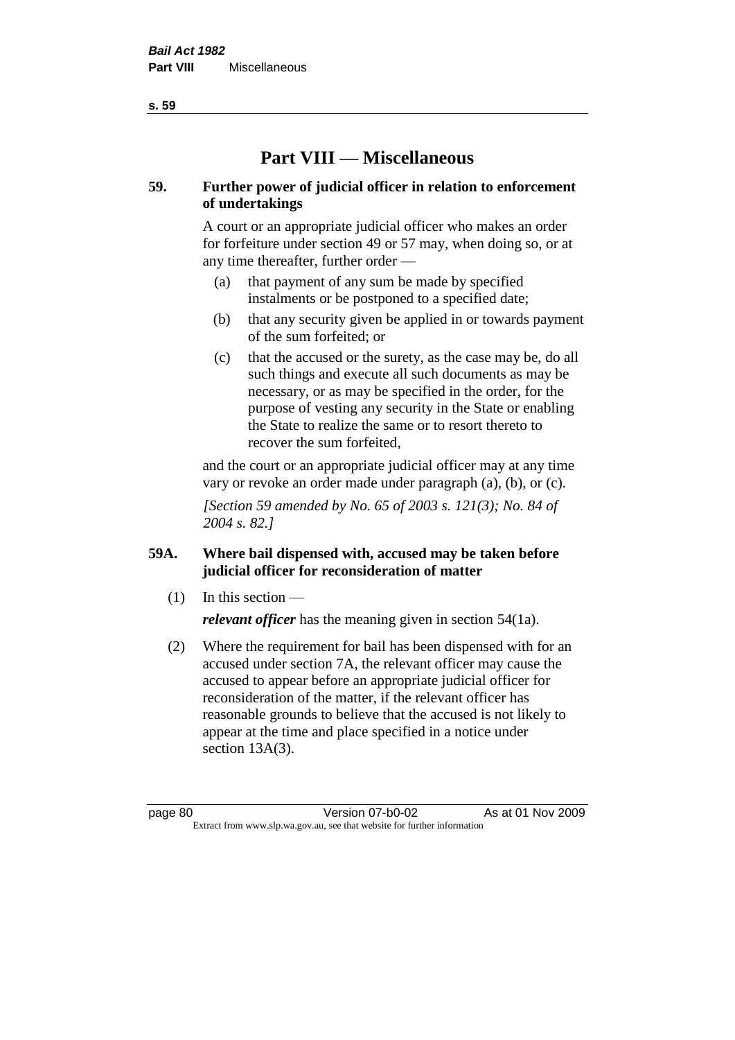# Part VIII — Miscellaneous

**59. Further power of judicial officer in relation to enforcement of undertakings**

A court or an appropriate judicial officer who makes an order for forfeiture under section 49 or 57 may, when doing so, or at any time thereafter, further order —

(a) that payment of any sum be made by specified instalments or be postponed to a specified date;

(b) that any security given be applied in or towards payment of the sum forfeited; or

(c) that the accused or the surety, as the case may be, do all such things and execute all such documents as may be necessary, or as may be specified in the order, for the purpose of vesting any security in the State or enabling the State to realize the same or to resort thereto to recover the sum forfeited,

and the court or an appropriate judicial officer may at any time vary or revoke an order made under paragraph (a), (b), or (c).

*[Section 59 amended by No. 65 of 2003 s. 121(3); No. 84 of 2004 s. 82.]*

**59A. Where bail dispensed with, accused may be taken before judicial officer for reconsideration of matter**

(1) In this section —

***relevant officer*** has the meaning given in section 54(1a).

(2) Where the requirement for bail has been dispensed with for an accused under section 7A, the relevant officer may cause the accused to appear before an appropriate judicial officer for reconsideration of the matter, if the relevant officer has reasonable grounds to believe that the accused is not likely to appear at the time and place specified in a notice under section 13A(3).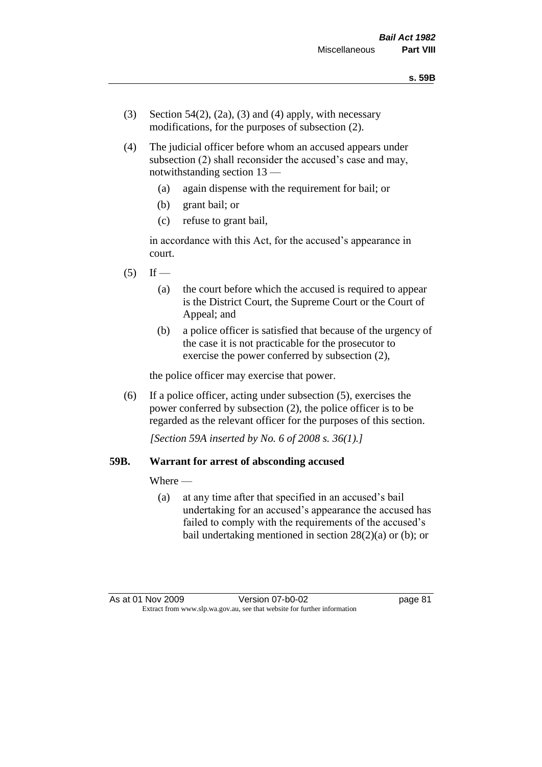(3) Section 54(2), (2a), (3) and (4) apply, with necessary modifications, for the purposes of subsection (2).

(4) The judicial officer before whom an accused appears under subsection (2) shall reconsider the accused's case and may, notwithstanding section 13 —

  (a) again dispense with the requirement for bail; or

  (b) grant bail; or

  (c) refuse to grant bail,

  in accordance with this Act, for the accused's appearance in court.

(5) If —

  (a) the court before which the accused is required to appear is the District Court, the Supreme Court or the Court of Appeal; and

  (b) a police officer is satisfied that because of the urgency of the case it is not practicable for the prosecutor to exercise the power conferred by subsection (2),

  the police officer may exercise that power.

(6) If a police officer, acting under subsection (5), exercises the power conferred by subsection (2), the police officer is to be regarded as the relevant officer for the purposes of this section.

*[Section 59A inserted by No. 6 of 2008 s. 36(1).]*

### 59B. Warrant for arrest of absconding accused

Where —

  (a) at any time after that specified in an accused's bail undertaking for an accused's appearance the accused has failed to comply with the requirements of the accused's bail undertaking mentioned in section 28(2)(a) or (b); or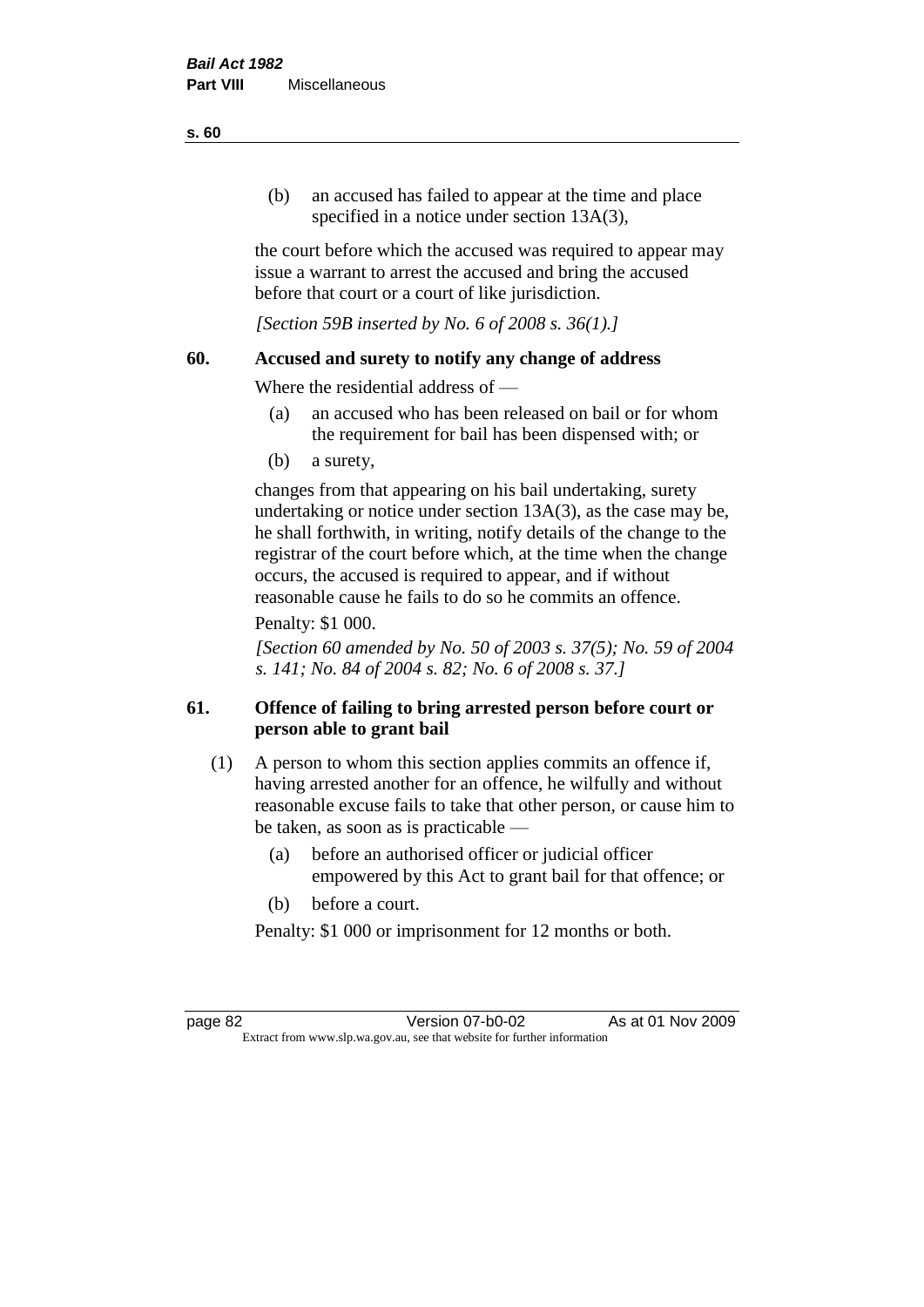(b) an accused has failed to appear at the time and place specified in a notice under section 13A(3),

the court before which the accused was required to appear may issue a warrant to arrest the accused and bring the accused before that court or a court of like jurisdiction.

*[Section 59B inserted by No. 6 of 2008 s. 36(1).]*

### 60. Accused and surety to notify any change of address

Where the residential address of —

(a) an accused who has been released on bail or for whom the requirement for bail has been dispensed with; or

(b) a surety,

changes from that appearing on his bail undertaking, surety undertaking or notice under section 13A(3), as the case may be, he shall forthwith, in writing, notify details of the change to the registrar of the court before which, at the time when the change occurs, the accused is required to appear, and if without reasonable cause he fails to do so he commits an offence.

Penalty: $1 000.

*[Section 60 amended by No. 50 of 2003 s. 37(5); No. 59 of 2004 s. 141; No. 84 of 2004 s. 82; No. 6 of 2008 s. 37.]*

### 61. Offence of failing to bring arrested person before court or person able to grant bail

(1) A person to whom this section applies commits an offence if, having arrested another for an offence, he wilfully and without reasonable excuse fails to take that other person, or cause him to be taken, as soon as is practicable —

(a) before an authorised officer or judicial officer empowered by this Act to grant bail for that offence; or

(b) before a court.

Penalty: $1 000 or imprisonment for 12 months or both.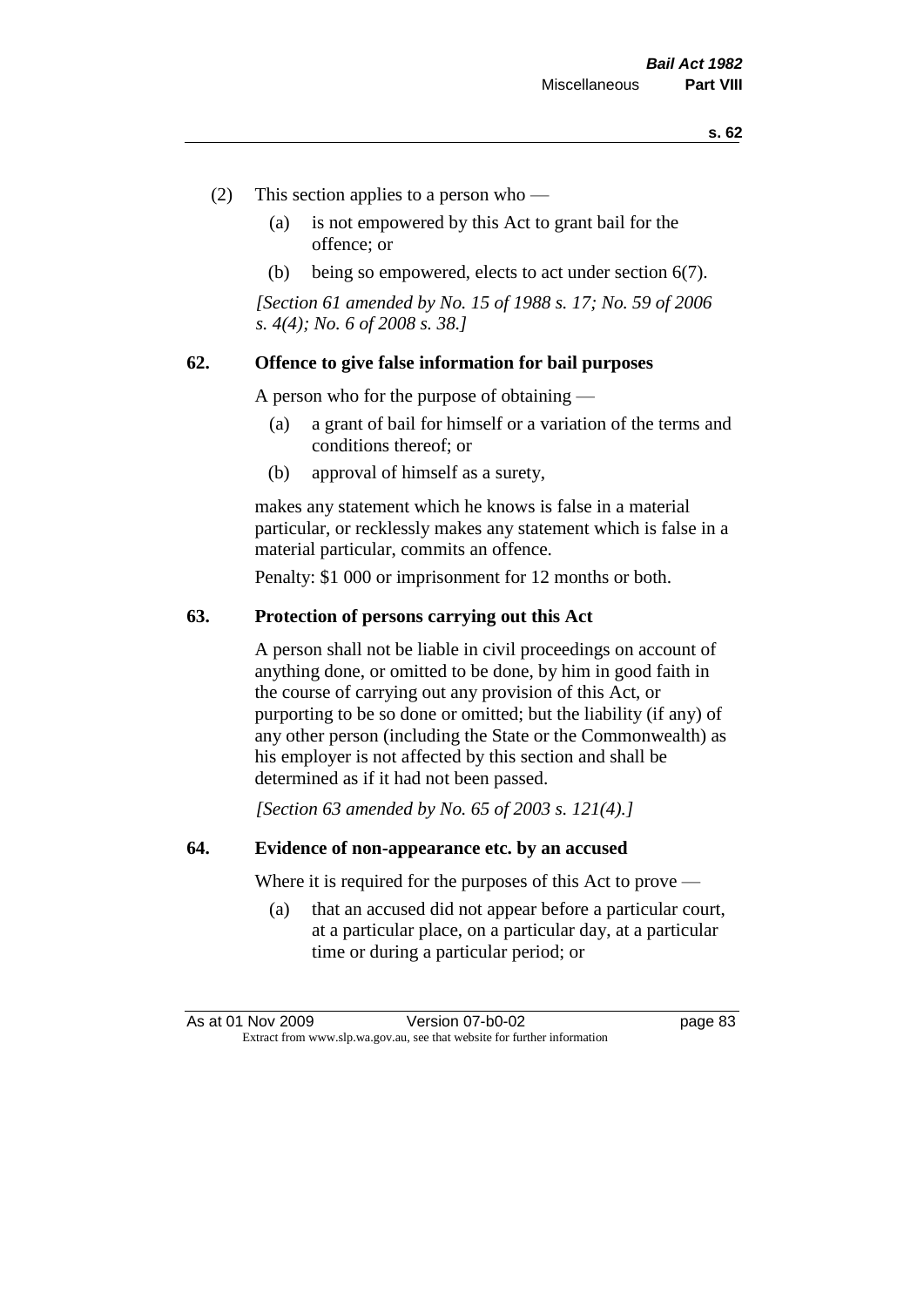(2) This section applies to a person who —

(a) is not empowered by this Act to grant bail for the offence; or

(b) being so empowered, elects to act under section 6(7).

*[Section 61 amended by No. 15 of 1988 s. 17; No. 59 of 2006 s. 4(4); No. 6 of 2008 s. 38.]*

### 62. Offence to give false information for bail purposes

A person who for the purpose of obtaining —

(a) a grant of bail for himself or a variation of the terms and conditions thereof; or

(b) approval of himself as a surety,

makes any statement which he knows is false in a material particular, or recklessly makes any statement which is false in a material particular, commits an offence.

Penalty: $1 000 or imprisonment for 12 months or both.

### 63. Protection of persons carrying out this Act

A person shall not be liable in civil proceedings on account of anything done, or omitted to be done, by him in good faith in the course of carrying out any provision of this Act, or purporting to be so done or omitted; but the liability (if any) of any other person (including the State or the Commonwealth) as his employer is not affected by this section and shall be determined as if it had not been passed.

*[Section 63 amended by No. 65 of 2003 s. 121(4).]*

### 64. Evidence of non-appearance etc. by an accused

Where it is required for the purposes of this Act to prove —

(a) that an accused did not appear before a particular court, at a particular place, on a particular day, at a particular time or during a particular period; or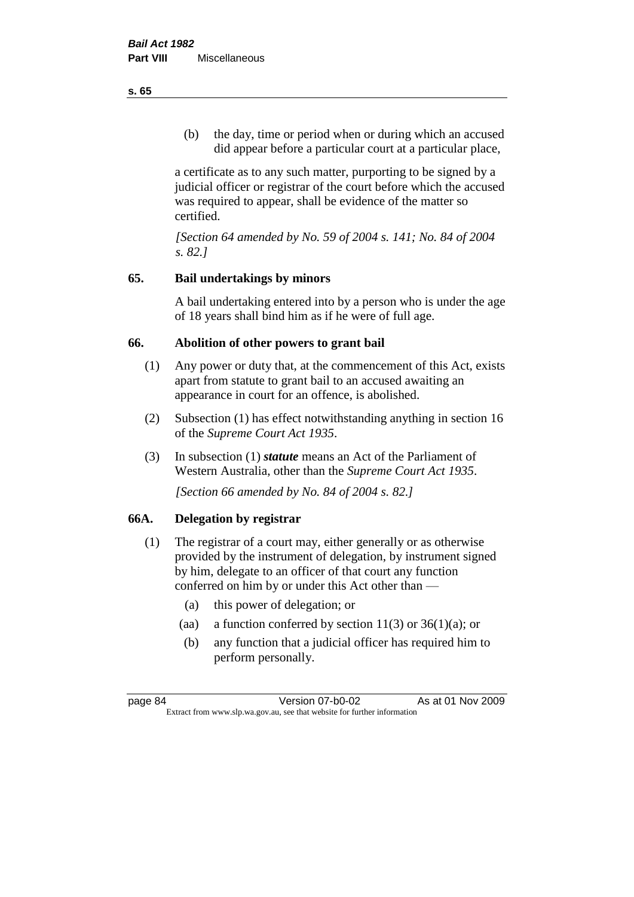(b) the day, time or period when or during which an accused did appear before a particular court at a particular place,

a certificate as to any such matter, purporting to be signed by a judicial officer or registrar of the court before which the accused was required to appear, shall be evidence of the matter so certified.

*[Section 64 amended by No. 59 of 2004 s. 141; No. 84 of 2004 s. 82.]*

## 65. Bail undertakings by minors

A bail undertaking entered into by a person who is under the age of 18 years shall bind him as if he were of full age.

## 66. Abolition of other powers to grant bail

(1) Any power or duty that, at the commencement of this Act, exists apart from statute to grant bail to an accused awaiting an appearance in court for an offence, is abolished.

(2) Subsection (1) has effect notwithstanding anything in section 16 of the *Supreme Court Act 1935*.

(3) In subsection (1) ***statute*** means an Act of the Parliament of Western Australia, other than the *Supreme Court Act 1935*.

*[Section 66 amended by No. 84 of 2004 s. 82.]*

## 66A. Delegation by registrar

(1) The registrar of a court may, either generally or as otherwise provided by the instrument of delegation, by instrument signed by him, delegate to an officer of that court any function conferred on him by or under this Act other than —

- (a) this power of delegation; or
- (aa) a function conferred by section 11(3) or 36(1)(a); or
- (b) any function that a judicial officer has required him to perform personally.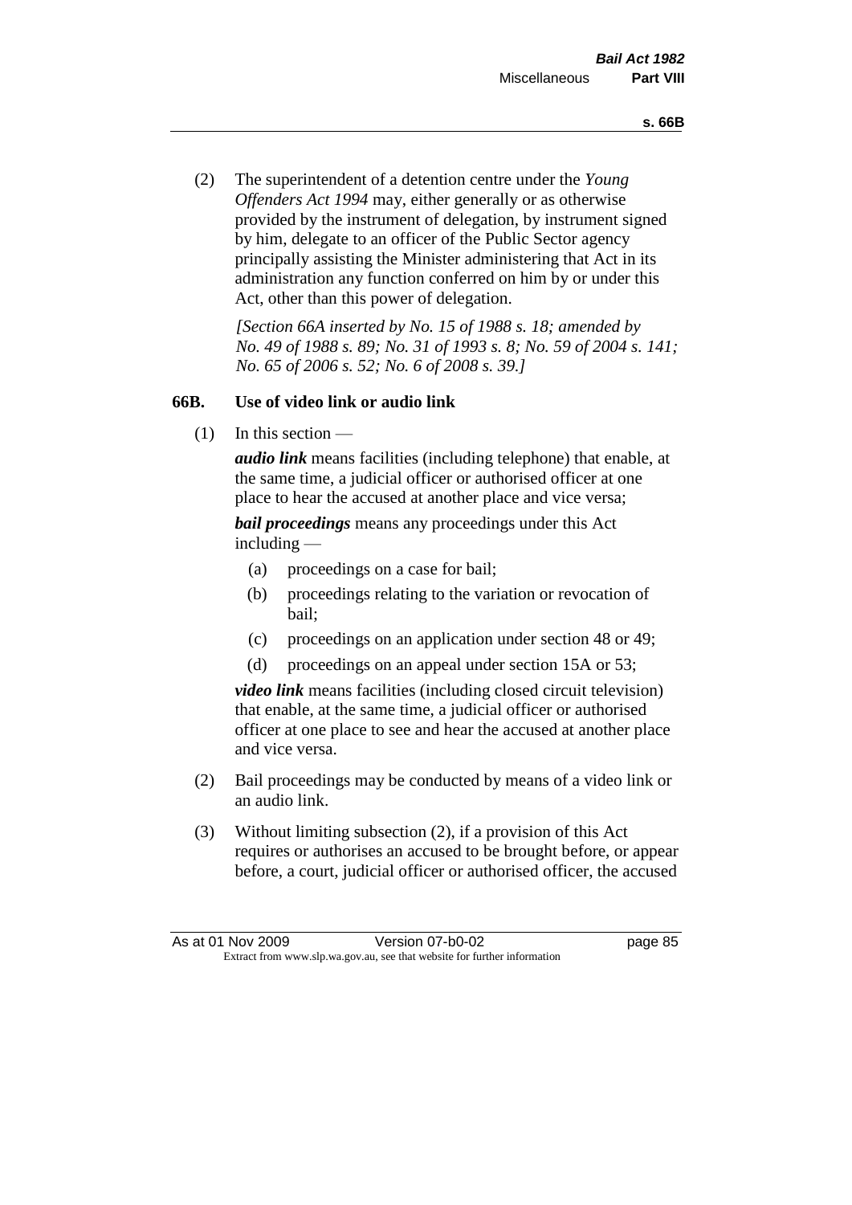(2) The superintendent of a detention centre under the *Young Offenders Act 1994* may, either generally or as otherwise provided by the instrument of delegation, by instrument signed by him, delegate to an officer of the Public Sector agency principally assisting the Minister administering that Act in its administration any function conferred on him by or under this Act, other than this power of delegation.

*[Section 66A inserted by No. 15 of 1988 s. 18; amended by No. 49 of 1988 s. 89; No. 31 of 1993 s. 8; No. 59 of 2004 s. 141; No. 65 of 2006 s. 52; No. 6 of 2008 s. 39.]*

### 66B. Use of video link or audio link

(1) In this section —

***audio link*** means facilities (including telephone) that enable, at the same time, a judicial officer or authorised officer at one place to hear the accused at another place and vice versa;

***bail proceedings*** means any proceedings under this Act including —

- (a) proceedings on a case for bail;
- (b) proceedings relating to the variation or revocation of bail;
- (c) proceedings on an application under section 48 or 49;
- (d) proceedings on an appeal under section 15A or 53;

***video link*** means facilities (including closed circuit television) that enable, at the same time, a judicial officer or authorised officer at one place to see and hear the accused at another place and vice versa.

(2) Bail proceedings may be conducted by means of a video link or an audio link.

(3) Without limiting subsection (2), if a provision of this Act requires or authorises an accused to be brought before, or appear before, a court, judicial officer or authorised officer, the accused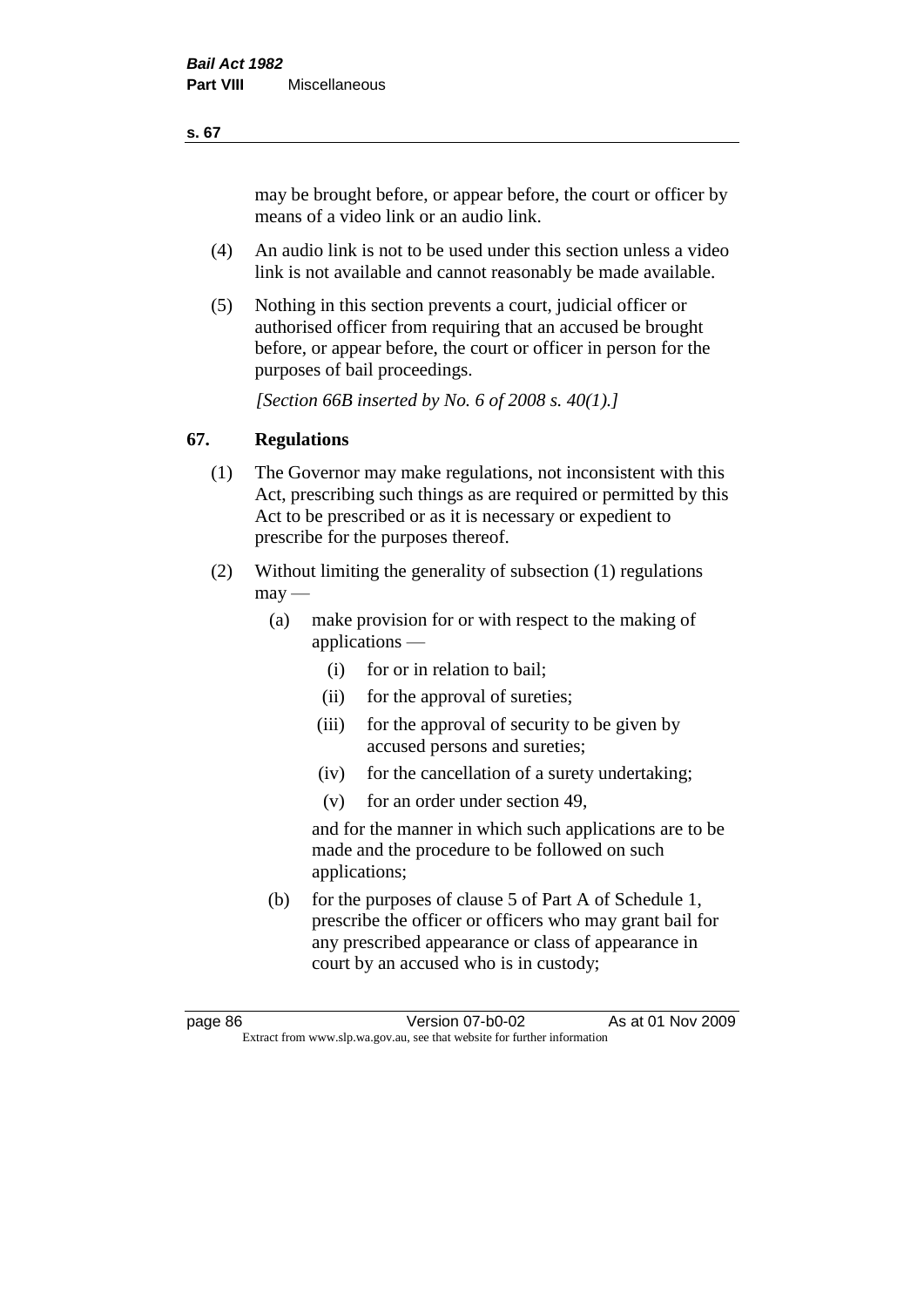may be brought before, or appear before, the court or officer by means of a video link or an audio link.

(4) An audio link is not to be used under this section unless a video link is not available and cannot reasonably be made available.

(5) Nothing in this section prevents a court, judicial officer or authorised officer from requiring that an accused be brought before, or appear before, the court or officer in person for the purposes of bail proceedings.

*[Section 66B inserted by No. 6 of 2008 s. 40(1).]*

## 67. Regulations

(1) The Governor may make regulations, not inconsistent with this Act, prescribing such things as are required or permitted by this Act to be prescribed or as it is necessary or expedient to prescribe for the purposes thereof.

(2) Without limiting the generality of subsection (1) regulations may —

(a) make provision for or with respect to the making of applications —

(i) for or in relation to bail;

(ii) for the approval of sureties;

(iii) for the approval of security to be given by accused persons and sureties;

(iv) for the cancellation of a surety undertaking;

(v) for an order under section 49,

and for the manner in which such applications are to be made and the procedure to be followed on such applications;

(b) for the purposes of clause 5 of Part A of Schedule 1, prescribe the officer or officers who may grant bail for any prescribed appearance or class of appearance in court by an accused who is in custody;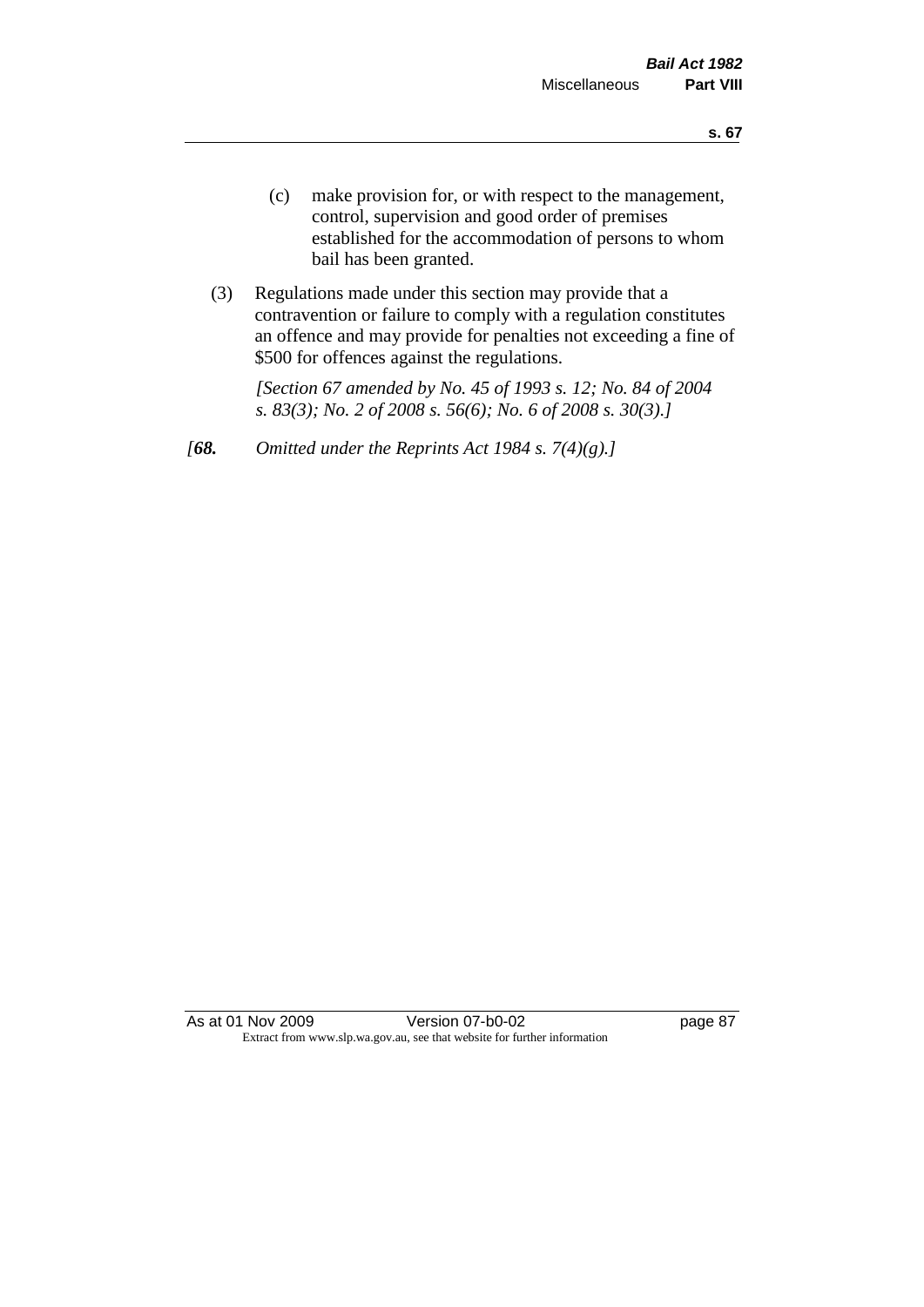(c) make provision for, or with respect to the management, control, supervision and good order of premises established for the accommodation of persons to whom bail has been granted.

(3) Regulations made under this section may provide that a contravention or failure to comply with a regulation constitutes an offence and may provide for penalties not exceeding a fine of $500 for offences against the regulations.

*[Section 67 amended by No. 45 of 1993 s. 12; No. 84 of 2004 s. 83(3); No. 2 of 2008 s. 56(6); No. 6 of 2008 s. 30(3).]*

*[**68.** Omitted under the Reprints Act 1984 s. 7(4)(g).]*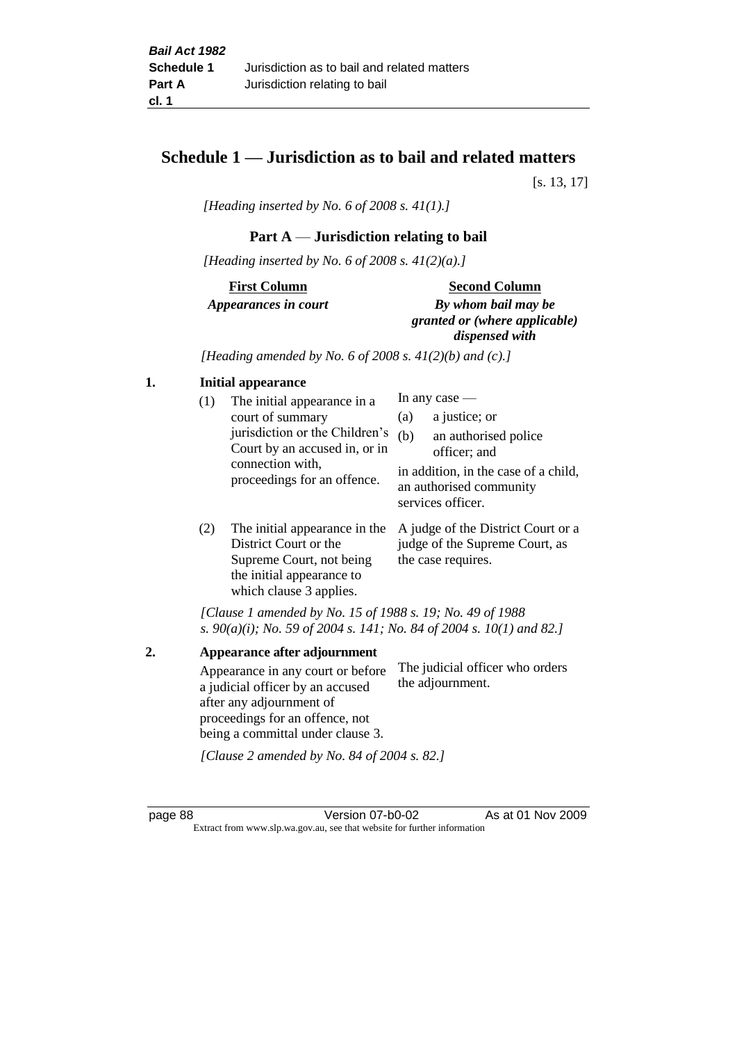# Schedule 1 — Jurisdiction as to bail and related matters

[s. 13, 17]

*[Heading inserted by No. 6 of 2008 s. 41(1).]*

## Part A — Jurisdiction relating to bail

*[Heading inserted by No. 6 of 2008 s. 41(2)(a).]*

| First Column *Appearances in court* | Second Column *By whom bail may be granted or (where applicable) dispensed with* |
|---|---|

*[Heading amended by No. 6 of 2008 s. 41(2)(b) and (c).]*

**1. Initial appearance**

| | |
|---|---|
| (1) The initial appearance in a court of summary jurisdiction or the Children's Court by an accused in, or in connection with, proceedings for an offence. | In any case — (a) a justice; or (b) an authorised police officer; and in addition, in the case of a child, an authorised community services officer. |
| (2) The initial appearance in the District Court or the Supreme Court, not being the initial appearance to which clause 3 applies. | A judge of the District Court or a judge of the Supreme Court, as the case requires. |

*[Clause 1 amended by No. 15 of 1988 s. 19; No. 49 of 1988 s. 90(a)(i); No. 59 of 2004 s. 141; No. 84 of 2004 s. 10(1) and 82.]*

**2. Appearance after adjournment**

| | |
|---|---|
| Appearance in any court or before a judicial officer by an accused after any adjournment of proceedings for an offence, not being a committal under clause 3. | The judicial officer who orders the adjournment. |

*[Clause 2 amended by No. 84 of 2004 s. 82.]*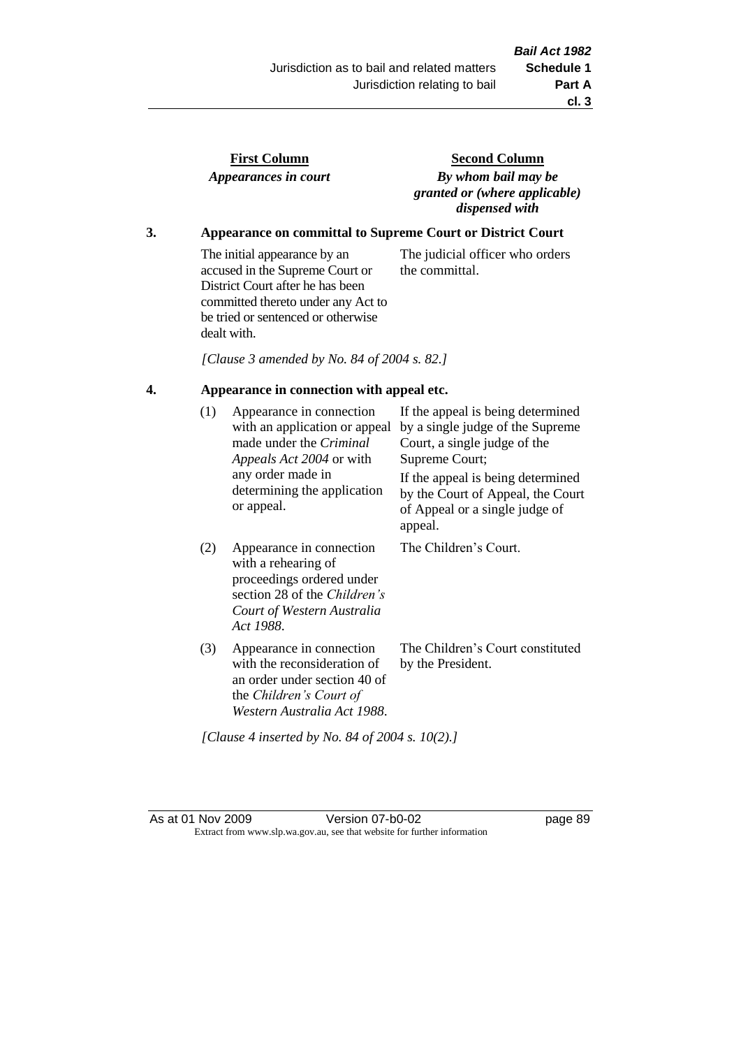| First Column | Second Column |
| --- | --- |
| *Appearances in court* | *By whom bail may be granted or (where applicable) dispensed with* |

### 3. Appearance on committal to Supreme Court or District Court

| | |
| --- | --- |
| The initial appearance by an accused in the Supreme Court or District Court after he has been committed thereto under any Act to be tried or sentenced or otherwise dealt with. | The judicial officer who orders the committal. |

*[Clause 3 amended by No. 84 of 2004 s. 82.]*

### 4. Appearance in connection with appeal etc.

| | | |
| --- | --- | --- |
| (1) | Appearance in connection with an application or appeal made under the *Criminal Appeals Act 2004* or with any order made in determining the application or appeal. | If the appeal is being determined by a single judge of the Supreme Court, a single judge of the Supreme Court;<br>If the appeal is being determined by the Court of Appeal, the Court of Appeal or a single judge of appeal. |
| (2) | Appearance in connection with a rehearing of proceedings ordered under section 28 of the *Children's Court of Western Australia Act 1988*. | The Children's Court. |
| (3) | Appearance in connection with the reconsideration of an order under section 40 of the *Children's Court of Western Australia Act 1988*. | The Children's Court constituted by the President. |

*[Clause 4 inserted by No. 84 of 2004 s. 10(2).]*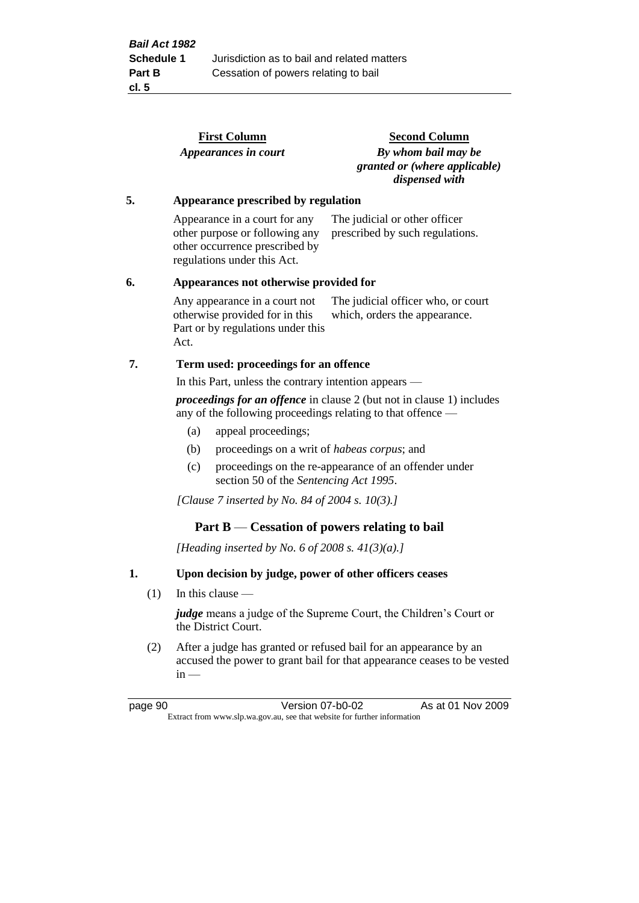| First Column | Second Column |
| --- | --- |
| *Appearances in court* | *By whom bail may be granted or (where applicable) dispensed with* |

**5. Appearance prescribed by regulation**

| | |
| --- | --- |
| Appearance in a court for any other purpose or following any other occurrence prescribed by regulations under this Act. | The judicial or other officer prescribed by such regulations. |

**6. Appearances not otherwise provided for**

| | |
| --- | --- |
| Any appearance in a court not otherwise provided for in this Part or by regulations under this Act. | The judicial officer who, or court which, orders the appearance. |

**7. Term used: proceedings for an offence**

In this Part, unless the contrary intention appears —

***proceedings for an offence*** in clause 2 (but not in clause 1) includes any of the following proceedings relating to that offence —

(a) appeal proceedings;

(b) proceedings on a writ of *habeas corpus*; and

(c) proceedings on the re-appearance of an offender under section 50 of the *Sentencing Act 1995*.

*[Clause 7 inserted by No. 84 of 2004 s. 10(3).]*

## Part B — Cessation of powers relating to bail

*[Heading inserted by No. 6 of 2008 s. 41(3)(a).]*

**1. Upon decision by judge, power of other officers ceases**

(1) In this clause —

***judge*** means a judge of the Supreme Court, the Children's Court or the District Court.

(2) After a judge has granted or refused bail for an appearance by an accused the power to grant bail for that appearance ceases to be vested in —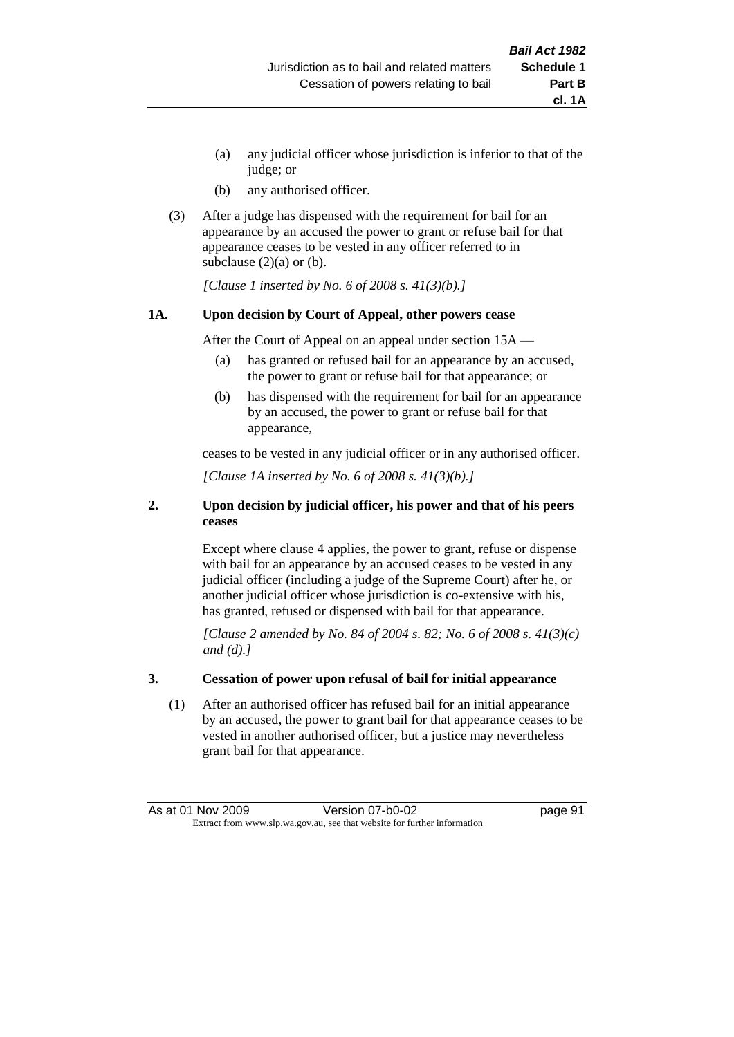(a) any judicial officer whose jurisdiction is inferior to that of the judge; or

(b) any authorised officer.

(3) After a judge has dispensed with the requirement for bail for an appearance by an accused the power to grant or refuse bail for that appearance ceases to be vested in any officer referred to in subclause (2)(a) or (b).

*[Clause 1 inserted by No. 6 of 2008 s. 41(3)(b).]*

### 1A. Upon decision by Court of Appeal, other powers cease

After the Court of Appeal on an appeal under section 15A —

(a) has granted or refused bail for an appearance by an accused, the power to grant or refuse bail for that appearance; or

(b) has dispensed with the requirement for bail for an appearance by an accused, the power to grant or refuse bail for that appearance,

ceases to be vested in any judicial officer or in any authorised officer.

*[Clause 1A inserted by No. 6 of 2008 s. 41(3)(b).]*

### 2. Upon decision by judicial officer, his power and that of his peers ceases

Except where clause 4 applies, the power to grant, refuse or dispense with bail for an appearance by an accused ceases to be vested in any judicial officer (including a judge of the Supreme Court) after he, or another judicial officer whose jurisdiction is co-extensive with his, has granted, refused or dispensed with bail for that appearance.

*[Clause 2 amended by No. 84 of 2004 s. 82; No. 6 of 2008 s. 41(3)(c) and (d).]*

### 3. Cessation of power upon refusal of bail for initial appearance

(1) After an authorised officer has refused bail for an initial appearance by an accused, the power to grant bail for that appearance ceases to be vested in another authorised officer, but a justice may nevertheless grant bail for that appearance.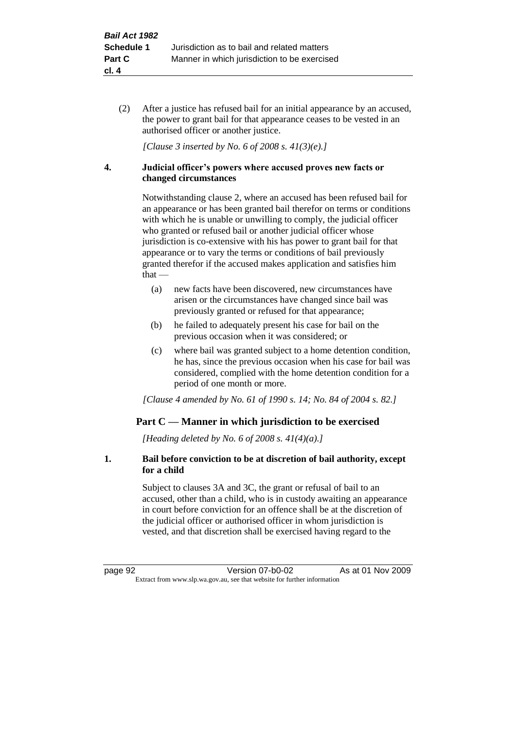(2) After a justice has refused bail for an initial appearance by an accused, the power to grant bail for that appearance ceases to be vested in an authorised officer or another justice.

*[Clause 3 inserted by No. 6 of 2008 s. 41(3)(e).]*

**4. Judicial officer's powers where accused proves new facts or changed circumstances**

Notwithstanding clause 2, where an accused has been refused bail for an appearance or has been granted bail therefor on terms or conditions with which he is unable or unwilling to comply, the judicial officer who granted or refused bail or another judicial officer whose jurisdiction is co-extensive with his has power to grant bail for that appearance or to vary the terms or conditions of bail previously granted therefor if the accused makes application and satisfies him that —

(a) new facts have been discovered, new circumstances have arisen or the circumstances have changed since bail was previously granted or refused for that appearance;

(b) he failed to adequately present his case for bail on the previous occasion when it was considered; or

(c) where bail was granted subject to a home detention condition, he has, since the previous occasion when his case for bail was considered, complied with the home detention condition for a period of one month or more.

*[Clause 4 amended by No. 61 of 1990 s. 14; No. 84 of 2004 s. 82.]*

## Part C — Manner in which jurisdiction to be exercised

*[Heading deleted by No. 6 of 2008 s. 41(4)(a).]*

**1. Bail before conviction to be at discretion of bail authority, except for a child**

Subject to clauses 3A and 3C, the grant or refusal of bail to an accused, other than a child, who is in custody awaiting an appearance in court before conviction for an offence shall be at the discretion of the judicial officer or authorised officer in whom jurisdiction is vested, and that discretion shall be exercised having regard to the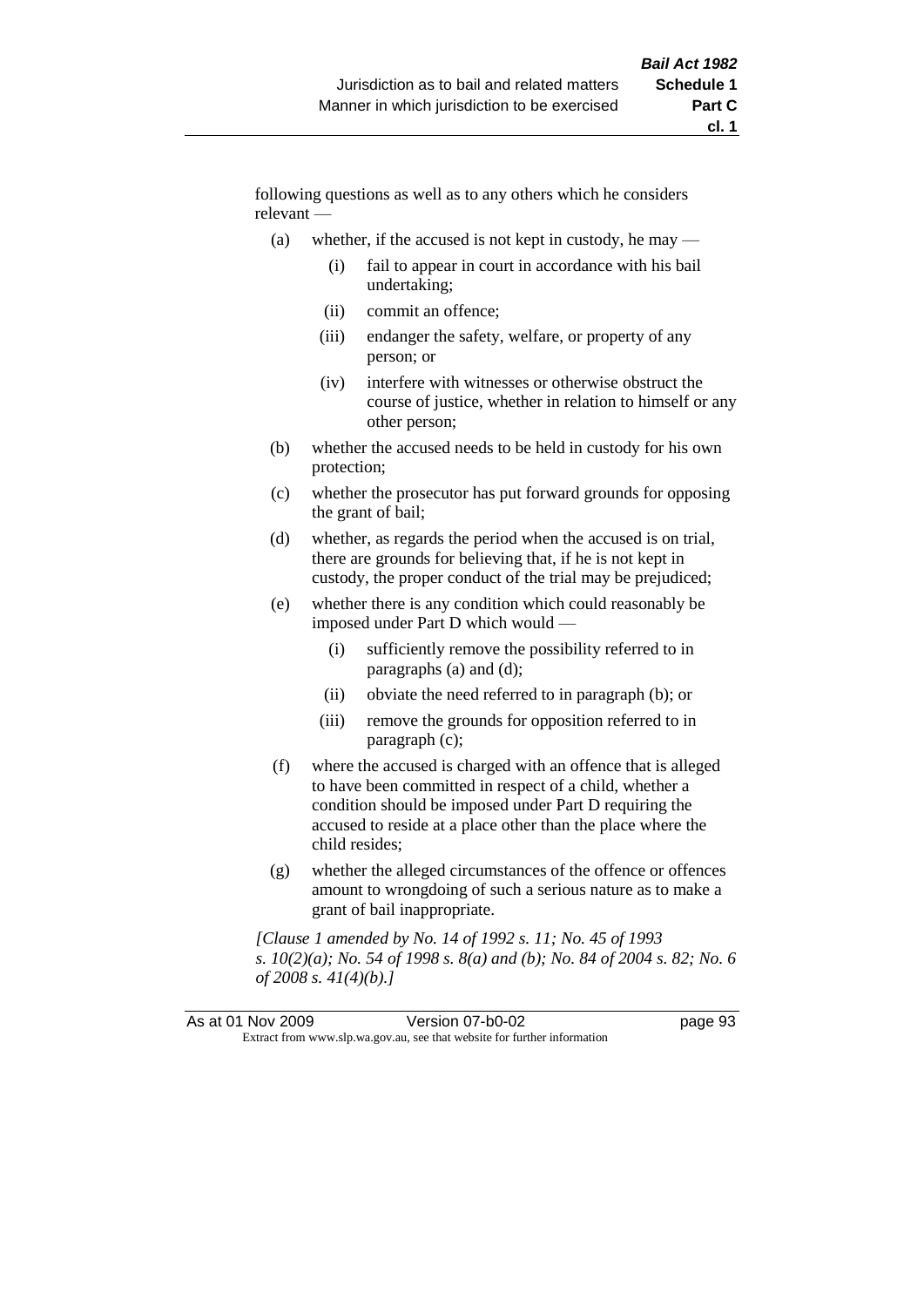following questions as well as to any others which he considers relevant —

(a) whether, if the accused is not kept in custody, he may —

  (i) fail to appear in court in accordance with his bail undertaking;

  (ii) commit an offence;

  (iii) endanger the safety, welfare, or property of any person; or

  (iv) interfere with witnesses or otherwise obstruct the course of justice, whether in relation to himself or any other person;

(b) whether the accused needs to be held in custody for his own protection;

(c) whether the prosecutor has put forward grounds for opposing the grant of bail;

(d) whether, as regards the period when the accused is on trial, there are grounds for believing that, if he is not kept in custody, the proper conduct of the trial may be prejudiced;

(e) whether there is any condition which could reasonably be imposed under Part D which would —

  (i) sufficiently remove the possibility referred to in paragraphs (a) and (d);

  (ii) obviate the need referred to in paragraph (b); or

  (iii) remove the grounds for opposition referred to in paragraph (c);

(f) where the accused is charged with an offence that is alleged to have been committed in respect of a child, whether a condition should be imposed under Part D requiring the accused to reside at a place other than the place where the child resides;

(g) whether the alleged circumstances of the offence or offences amount to wrongdoing of such a serious nature as to make a grant of bail inappropriate.

*[Clause 1 amended by No. 14 of 1992 s. 11; No. 45 of 1993 s. 10(2)(a); No. 54 of 1998 s. 8(a) and (b); No. 84 of 2004 s. 82; No. 6 of 2008 s. 41(4)(b).]*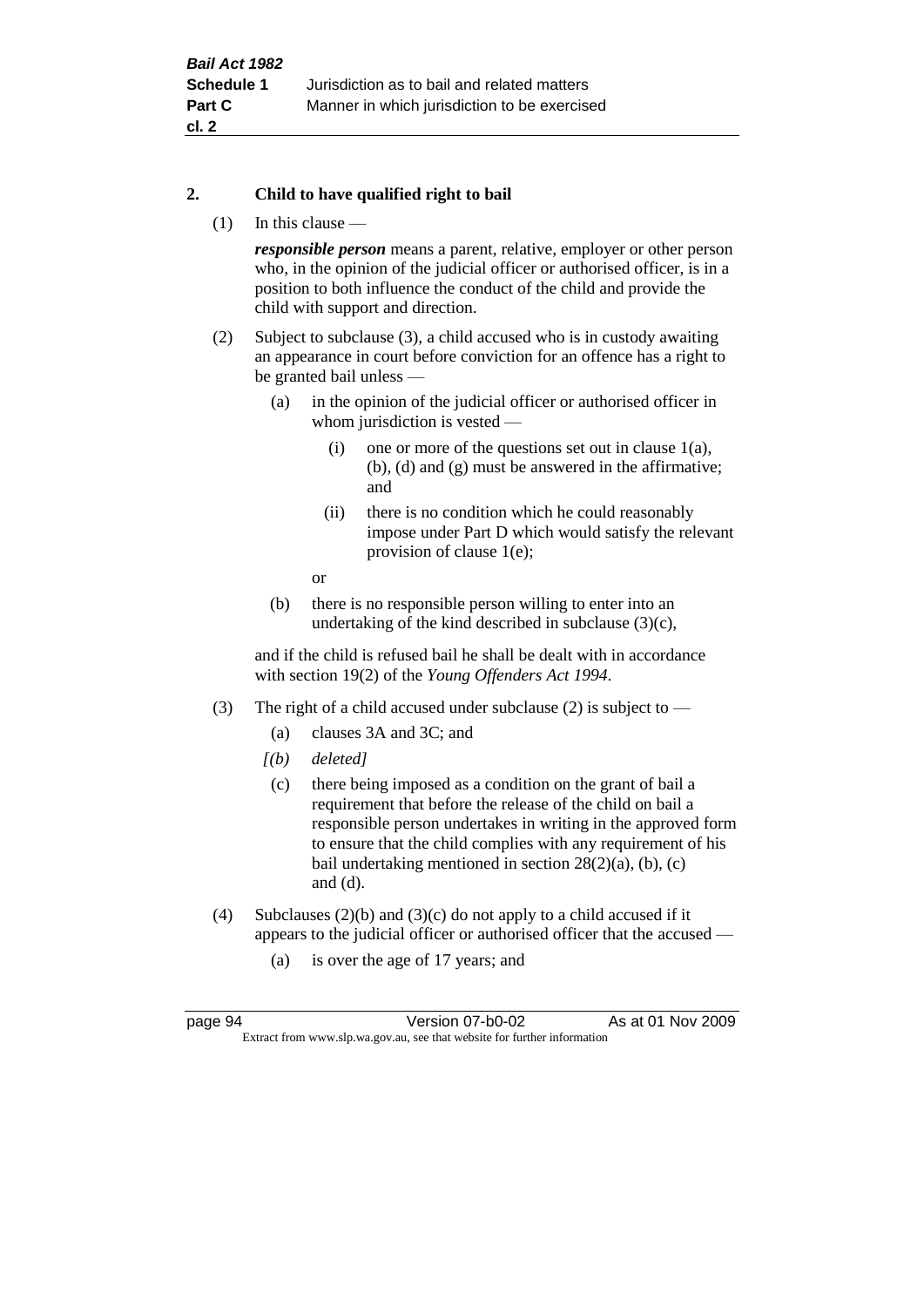## 2. Child to have qualified right to bail

(1) In this clause —

***responsible person*** means a parent, relative, employer or other person who, in the opinion of the judicial officer or authorised officer, is in a position to both influence the conduct of the child and provide the child with support and direction.

(2) Subject to subclause (3), a child accused who is in custody awaiting an appearance in court before conviction for an offence has a right to be granted bail unless —

(a) in the opinion of the judicial officer or authorised officer in whom jurisdiction is vested —

(i) one or more of the questions set out in clause 1(a), (b), (d) and (g) must be answered in the affirmative; and

(ii) there is no condition which he could reasonably impose under Part D which would satisfy the relevant provision of clause 1(e);

or

(b) there is no responsible person willing to enter into an undertaking of the kind described in subclause (3)(c),

and if the child is refused bail he shall be dealt with in accordance with section 19(2) of the *Young Offenders Act 1994*.

(3) The right of a child accused under subclause (2) is subject to —

(a) clauses 3A and 3C; and

*[(b) deleted]*

(c) there being imposed as a condition on the grant of bail a requirement that before the release of the child on bail a responsible person undertakes in writing in the approved form to ensure that the child complies with any requirement of his bail undertaking mentioned in section 28(2)(a), (b), (c) and (d).

(4) Subclauses (2)(b) and (3)(c) do not apply to a child accused if it appears to the judicial officer or authorised officer that the accused —

(a) is over the age of 17 years; and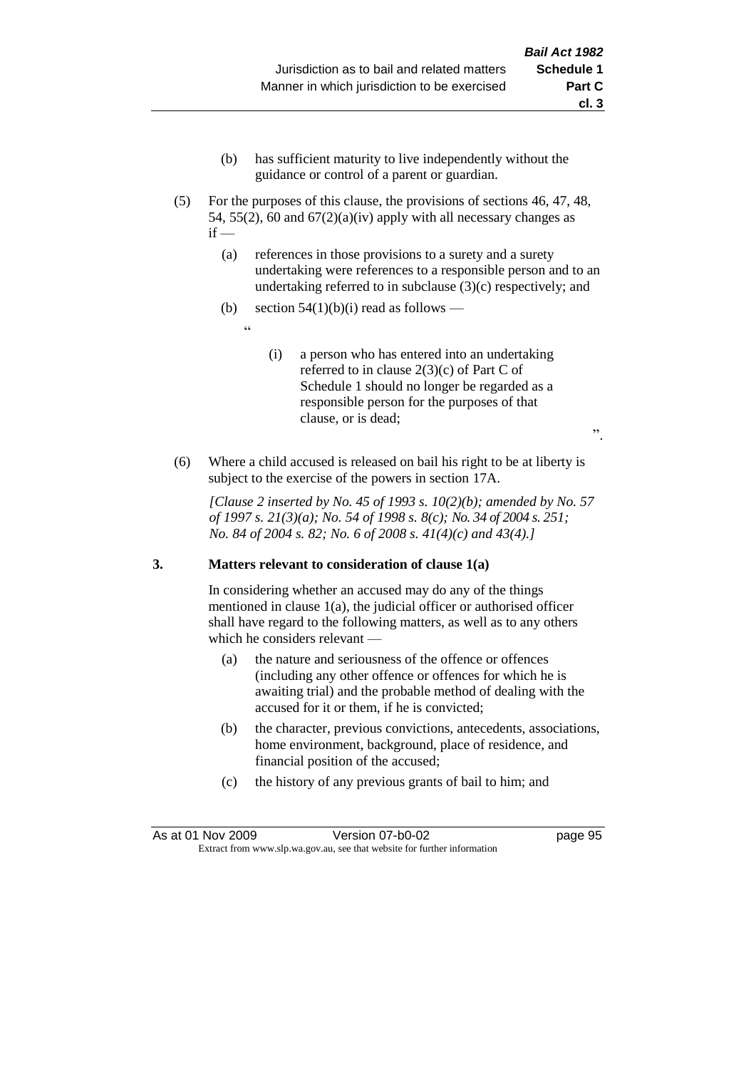(b) has sufficient maturity to live independently without the guidance or control of a parent or guardian.

(5) For the purposes of this clause, the provisions of sections 46, 47, 48, 54, 55(2), 60 and 67(2)(a)(iv) apply with all necessary changes as if —

(a) references in those provisions to a surety and a surety undertaking were references to a responsible person and to an undertaking referred to in subclause (3)(c) respectively; and

(b) section 54(1)(b)(i) read as follows —

"

(i) a person who has entered into an undertaking referred to in clause 2(3)(c) of Part C of Schedule 1 should no longer be regarded as a responsible person for the purposes of that clause, or is dead;

".

(6) Where a child accused is released on bail his right to be at liberty is subject to the exercise of the powers in section 17A.

*[Clause 2 inserted by No. 45 of 1993 s. 10(2)(b); amended by No. 57 of 1997 s. 21(3)(a); No. 54 of 1998 s. 8(c); No. 34 of 2004 s. 251; No. 84 of 2004 s. 82; No. 6 of 2008 s. 41(4)(c) and 43(4).]*

**3. Matters relevant to consideration of clause 1(a)**

In considering whether an accused may do any of the things mentioned in clause 1(a), the judicial officer or authorised officer shall have regard to the following matters, as well as to any others which he considers relevant —

(a) the nature and seriousness of the offence or offences (including any other offence or offences for which he is awaiting trial) and the probable method of dealing with the accused for it or them, if he is convicted;

(b) the character, previous convictions, antecedents, associations, home environment, background, place of residence, and financial position of the accused;

(c) the history of any previous grants of bail to him; and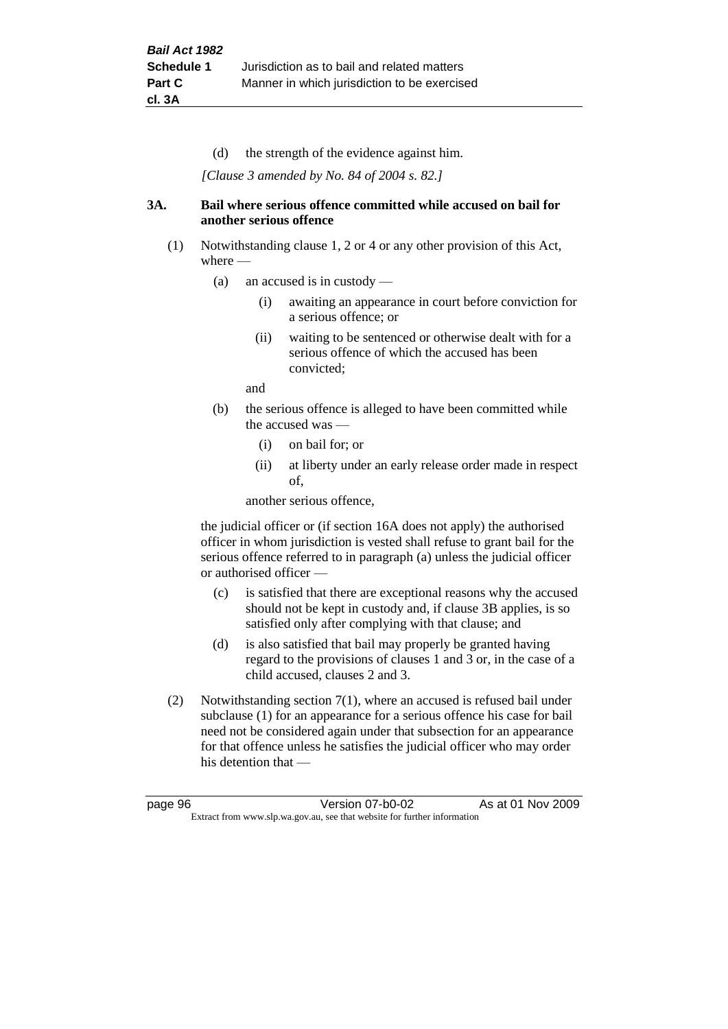(d) the strength of the evidence against him.

*[Clause 3 amended by No. 84 of 2004 s. 82.]*

### 3A. Bail where serious offence committed while accused on bail for another serious offence

(1) Notwithstanding clause 1, 2 or 4 or any other provision of this Act, where —

(a) an accused is in custody —

(i) awaiting an appearance in court before conviction for a serious offence; or

(ii) waiting to be sentenced or otherwise dealt with for a serious offence of which the accused has been convicted;

and

(b) the serious offence is alleged to have been committed while the accused was —

(i) on bail for; or

(ii) at liberty under an early release order made in respect of,

another serious offence,

the judicial officer or (if section 16A does not apply) the authorised officer in whom jurisdiction is vested shall refuse to grant bail for the serious offence referred to in paragraph (a) unless the judicial officer or authorised officer —

(c) is satisfied that there are exceptional reasons why the accused should not be kept in custody and, if clause 3B applies, is so satisfied only after complying with that clause; and

(d) is also satisfied that bail may properly be granted having regard to the provisions of clauses 1 and 3 or, in the case of a child accused, clauses 2 and 3.

(2) Notwithstanding section 7(1), where an accused is refused bail under subclause (1) for an appearance for a serious offence his case for bail need not be considered again under that subsection for an appearance for that offence unless he satisfies the judicial officer who may order his detention that —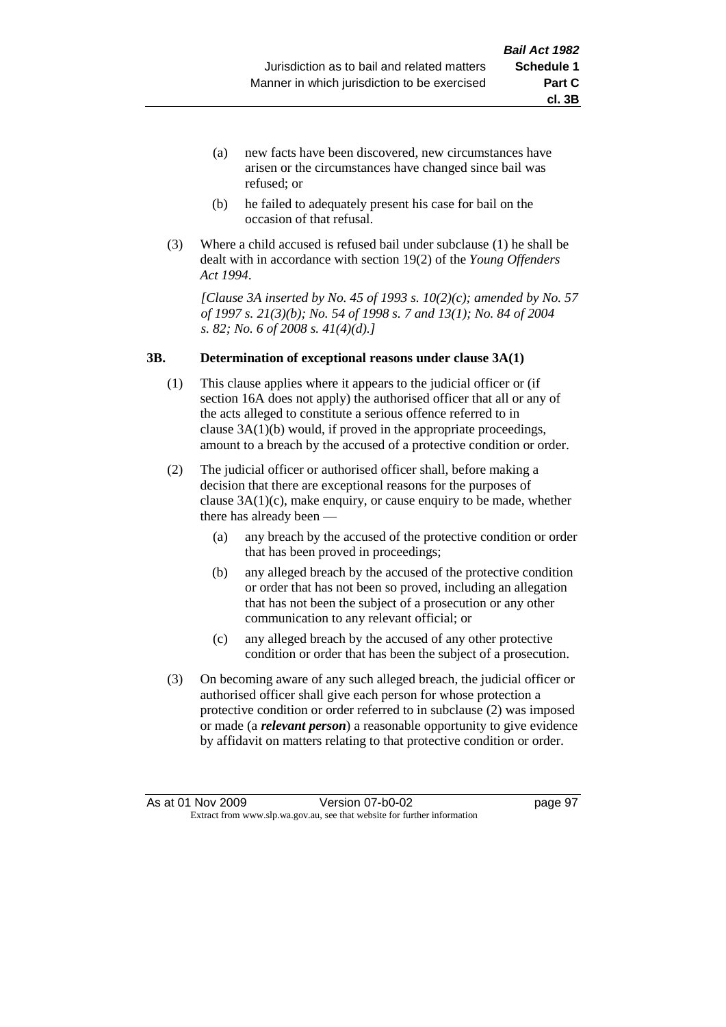(a) new facts have been discovered, new circumstances have arisen or the circumstances have changed since bail was refused; or

(b) he failed to adequately present his case for bail on the occasion of that refusal.

(3) Where a child accused is refused bail under subclause (1) he shall be dealt with in accordance with section 19(2) of the *Young Offenders Act 1994*.

*[Clause 3A inserted by No. 45 of 1993 s. 10(2)(c); amended by No. 57 of 1997 s. 21(3)(b); No. 54 of 1998 s. 7 and 13(1); No. 84 of 2004 s. 82; No. 6 of 2008 s. 41(4)(d).]*

### 3B. Determination of exceptional reasons under clause 3A(1)

(1) This clause applies where it appears to the judicial officer or (if section 16A does not apply) the authorised officer that all or any of the acts alleged to constitute a serious offence referred to in clause 3A(1)(b) would, if proved in the appropriate proceedings, amount to a breach by the accused of a protective condition or order.

(2) The judicial officer or authorised officer shall, before making a decision that there are exceptional reasons for the purposes of clause 3A(1)(c), make enquiry, or cause enquiry to be made, whether there has already been —

(a) any breach by the accused of the protective condition or order that has been proved in proceedings;

(b) any alleged breach by the accused of the protective condition or order that has not been so proved, including an allegation that has not been the subject of a prosecution or any other communication to any relevant official; or

(c) any alleged breach by the accused of any other protective condition or order that has been the subject of a prosecution.

(3) On becoming aware of any such alleged breach, the judicial officer or authorised officer shall give each person for whose protection a protective condition or order referred to in subclause (2) was imposed or made (a ***relevant person***) a reasonable opportunity to give evidence by affidavit on matters relating to that protective condition or order.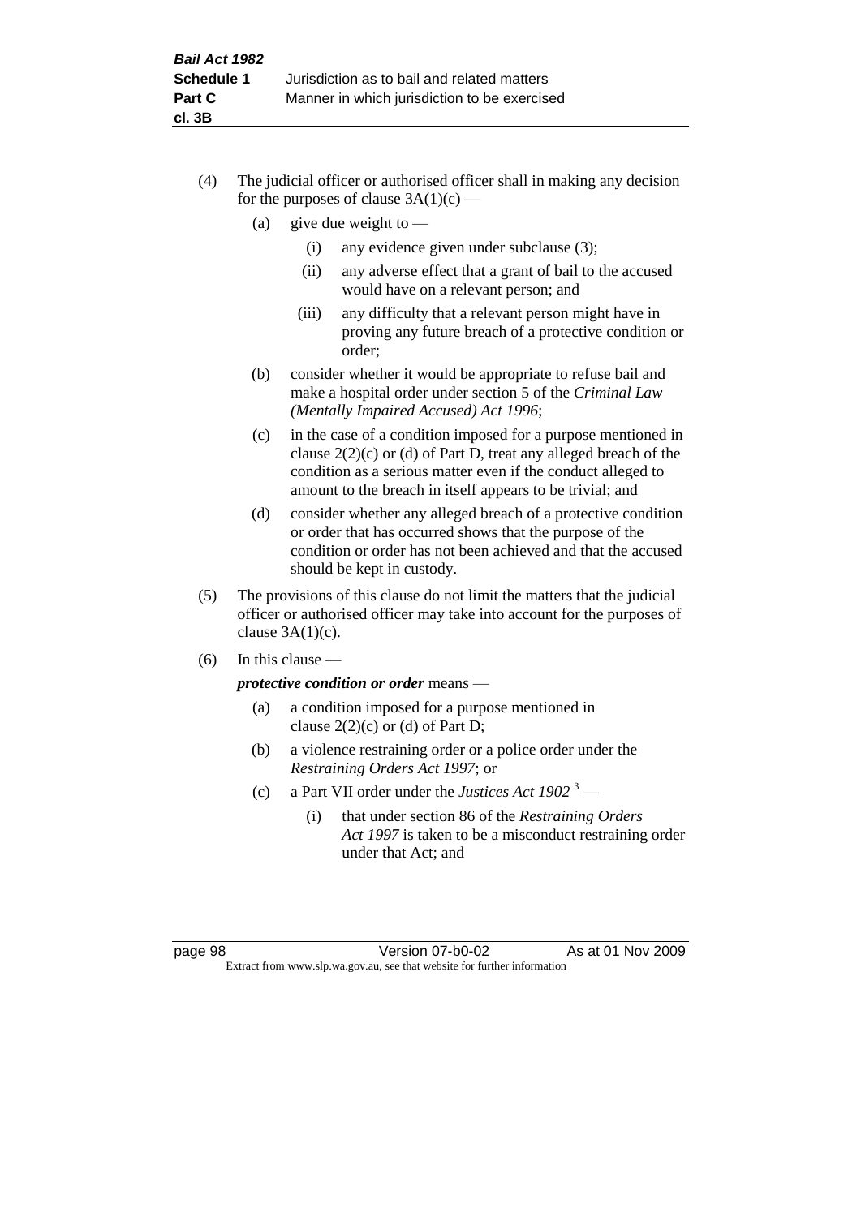(4) The judicial officer or authorised officer shall in making any decision for the purposes of clause 3A(1)(c) —

(a) give due weight to —

(i) any evidence given under subclause (3);

(ii) any adverse effect that a grant of bail to the accused would have on a relevant person; and

(iii) any difficulty that a relevant person might have in proving any future breach of a protective condition or order;

(b) consider whether it would be appropriate to refuse bail and make a hospital order under section 5 of the *Criminal Law (Mentally Impaired Accused) Act 1996*;

(c) in the case of a condition imposed for a purpose mentioned in clause 2(2)(c) or (d) of Part D, treat any alleged breach of the condition as a serious matter even if the conduct alleged to amount to the breach in itself appears to be trivial; and

(d) consider whether any alleged breach of a protective condition or order that has occurred shows that the purpose of the condition or order has not been achieved and that the accused should be kept in custody.

(5) The provisions of this clause do not limit the matters that the judicial officer or authorised officer may take into account for the purposes of clause 3A(1)(c).

(6) In this clause —

***protective condition or order*** means —

(a) a condition imposed for a purpose mentioned in clause 2(2)(c) or (d) of Part D;

(b) a violence restraining order or a police order under the *Restraining Orders Act 1997*; or

(c) a Part VII order under the *Justices Act 1902* [3] —

(i) that under section 86 of the *Restraining Orders Act 1997* is taken to be a misconduct restraining order under that Act; and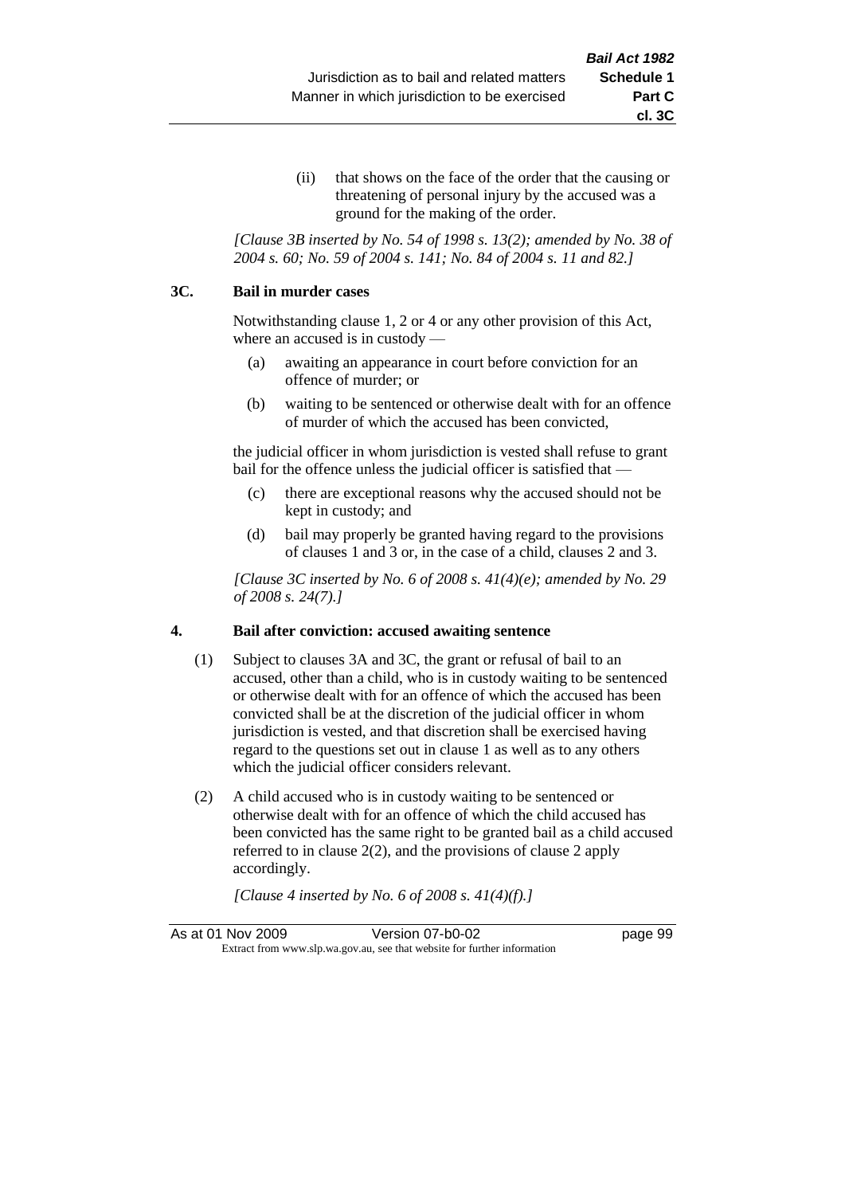(ii) that shows on the face of the order that the causing or threatening of personal injury by the accused was a ground for the making of the order.

*[Clause 3B inserted by No. 54 of 1998 s. 13(2); amended by No. 38 of 2004 s. 60; No. 59 of 2004 s. 141; No. 84 of 2004 s. 11 and 82.]*

### 3C. Bail in murder cases

Notwithstanding clause 1, 2 or 4 or any other provision of this Act, where an accused is in custody —

(a) awaiting an appearance in court before conviction for an offence of murder; or

(b) waiting to be sentenced or otherwise dealt with for an offence of murder of which the accused has been convicted,

the judicial officer in whom jurisdiction is vested shall refuse to grant bail for the offence unless the judicial officer is satisfied that —

(c) there are exceptional reasons why the accused should not be kept in custody; and

(d) bail may properly be granted having regard to the provisions of clauses 1 and 3 or, in the case of a child, clauses 2 and 3.

*[Clause 3C inserted by No. 6 of 2008 s. 41(4)(e); amended by No. 29 of 2008 s. 24(7).]*

### 4. Bail after conviction: accused awaiting sentence

(1) Subject to clauses 3A and 3C, the grant or refusal of bail to an accused, other than a child, who is in custody waiting to be sentenced or otherwise dealt with for an offence of which the accused has been convicted shall be at the discretion of the judicial officer in whom jurisdiction is vested, and that discretion shall be exercised having regard to the questions set out in clause 1 as well as to any others which the judicial officer considers relevant.

(2) A child accused who is in custody waiting to be sentenced or otherwise dealt with for an offence of which the child accused has been convicted has the same right to be granted bail as a child accused referred to in clause 2(2), and the provisions of clause 2 apply accordingly.

*[Clause 4 inserted by No. 6 of 2008 s. 41(4)(f).]*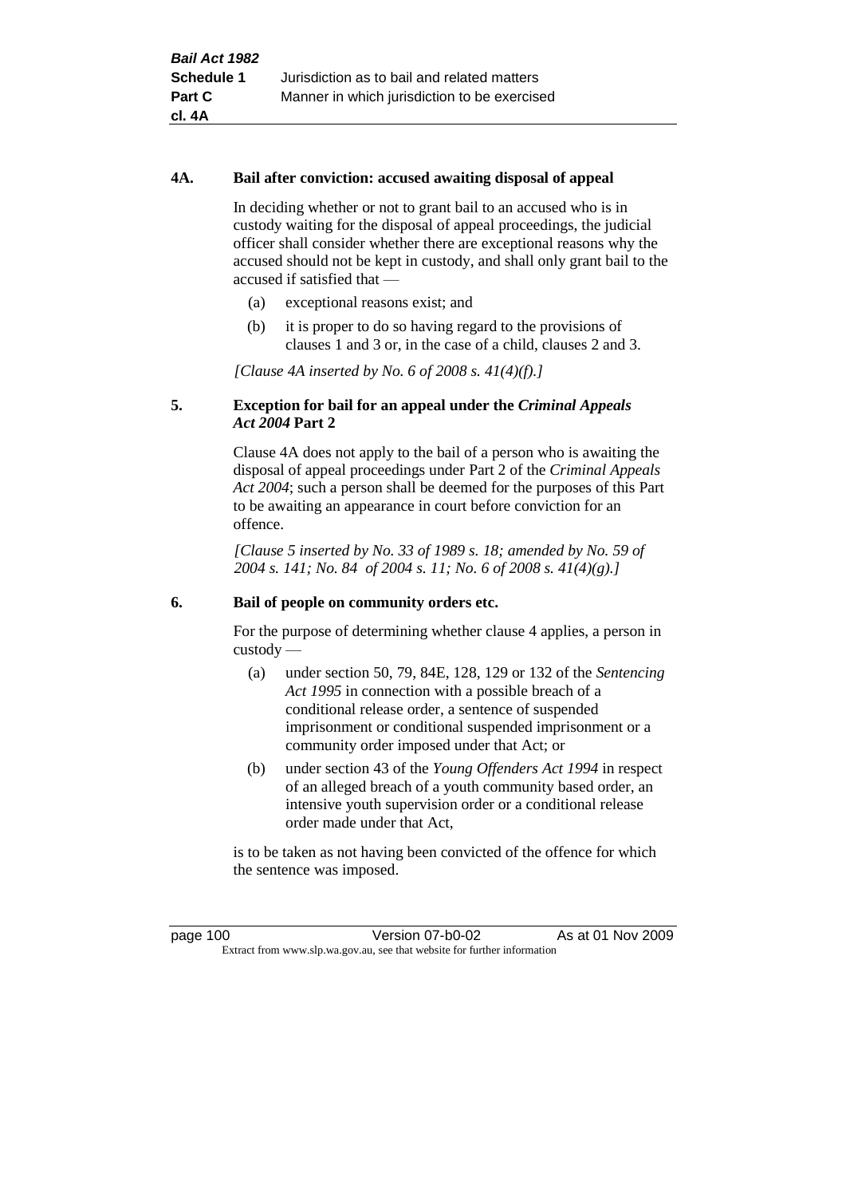#### 4A. Bail after conviction: accused awaiting disposal of appeal

In deciding whether or not to grant bail to an accused who is in custody waiting for the disposal of appeal proceedings, the judicial officer shall consider whether there are exceptional reasons why the accused should not be kept in custody, and shall only grant bail to the accused if satisfied that —

(a) exceptional reasons exist; and

(b) it is proper to do so having regard to the provisions of clauses 1 and 3 or, in the case of a child, clauses 2 and 3.

*[Clause 4A inserted by No. 6 of 2008 s. 41(4)(f).]*

#### 5. Exception for bail for an appeal under the *Criminal Appeals Act 2004* Part 2

Clause 4A does not apply to the bail of a person who is awaiting the disposal of appeal proceedings under Part 2 of the *Criminal Appeals Act 2004*; such a person shall be deemed for the purposes of this Part to be awaiting an appearance in court before conviction for an offence.

*[Clause 5 inserted by No. 33 of 1989 s. 18; amended by No. 59 of 2004 s. 141; No. 84 of 2004 s. 11; No. 6 of 2008 s. 41(4)(g).]*

#### 6. Bail of people on community orders etc.

For the purpose of determining whether clause 4 applies, a person in custody —

(a) under section 50, 79, 84E, 128, 129 or 132 of the *Sentencing Act 1995* in connection with a possible breach of a conditional release order, a sentence of suspended imprisonment or conditional suspended imprisonment or a community order imposed under that Act; or

(b) under section 43 of the *Young Offenders Act 1994* in respect of an alleged breach of a youth community based order, an intensive youth supervision order or a conditional release order made under that Act,

is to be taken as not having been convicted of the offence for which the sentence was imposed.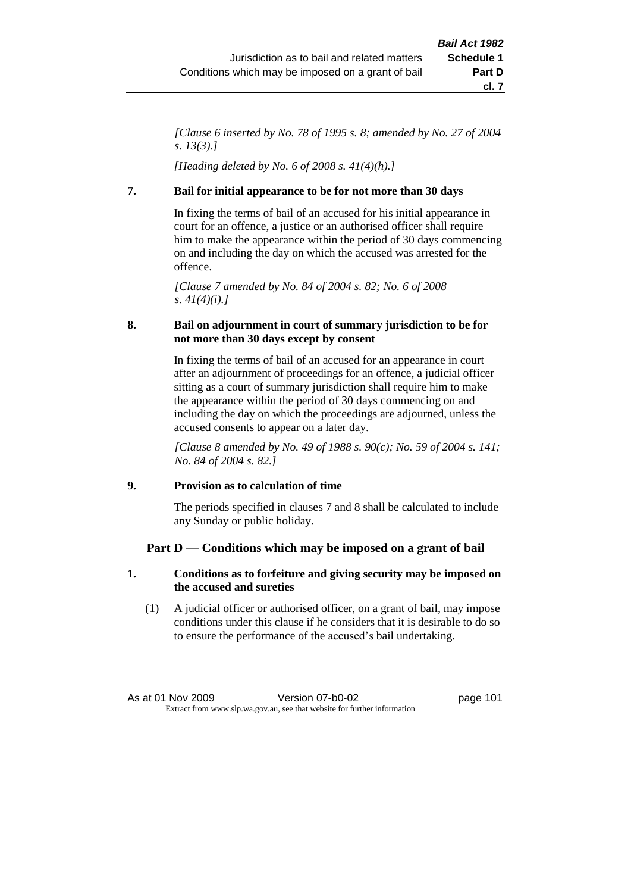*[Clause 6 inserted by No. 78 of 1995 s. 8; amended by No. 27 of 2004 s. 13(3).]*

*[Heading deleted by No. 6 of 2008 s. 41(4)(h).]*

**7. Bail for initial appearance to be for not more than 30 days**

In fixing the terms of bail of an accused for his initial appearance in court for an offence, a justice or an authorised officer shall require him to make the appearance within the period of 30 days commencing on and including the day on which the accused was arrested for the offence.

*[Clause 7 amended by No. 84 of 2004 s. 82; No. 6 of 2008 s. 41(4)(i).]*

**8. Bail on adjournment in court of summary jurisdiction to be for not more than 30 days except by consent**

In fixing the terms of bail of an accused for an appearance in court after an adjournment of proceedings for an offence, a judicial officer sitting as a court of summary jurisdiction shall require him to make the appearance within the period of 30 days commencing on and including the day on which the proceedings are adjourned, unless the accused consents to appear on a later day.

*[Clause 8 amended by No. 49 of 1988 s. 90(c); No. 59 of 2004 s. 141; No. 84 of 2004 s. 82.]*

**9. Provision as to calculation of time**

The periods specified in clauses 7 and 8 shall be calculated to include any Sunday or public holiday.

## Part D — Conditions which may be imposed on a grant of bail

**1. Conditions as to forfeiture and giving security may be imposed on the accused and sureties**

(1) A judicial officer or authorised officer, on a grant of bail, may impose conditions under this clause if he considers that it is desirable to do so to ensure the performance of the accused's bail undertaking.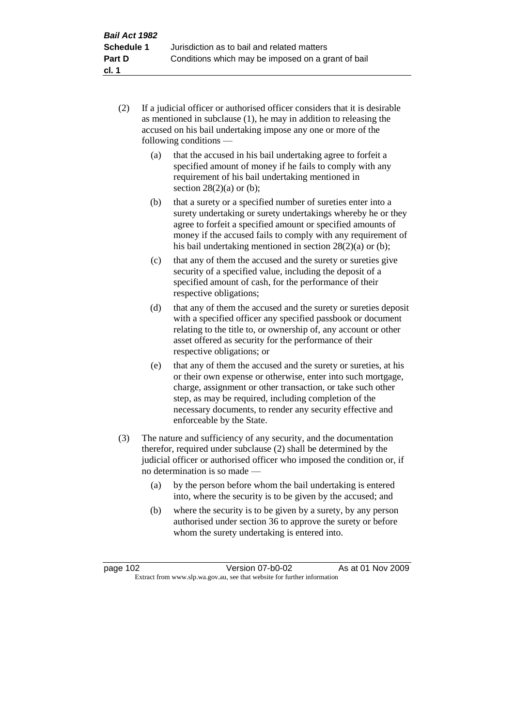(2) If a judicial officer or authorised officer considers that it is desirable as mentioned in subclause (1), he may in addition to releasing the accused on his bail undertaking impose any one or more of the following conditions —

   (a) that the accused in his bail undertaking agree to forfeit a specified amount of money if he fails to comply with any requirement of his bail undertaking mentioned in section 28(2)(a) or (b);

   (b) that a surety or a specified number of sureties enter into a surety undertaking or surety undertakings whereby he or they agree to forfeit a specified amount or specified amounts of money if the accused fails to comply with any requirement of his bail undertaking mentioned in section 28(2)(a) or (b);

   (c) that any of them the accused and the surety or sureties give security of a specified value, including the deposit of a specified amount of cash, for the performance of their respective obligations;

   (d) that any of them the accused and the surety or sureties deposit with a specified officer any specified passbook or document relating to the title to, or ownership of, any account or other asset offered as security for the performance of their respective obligations; or

   (e) that any of them the accused and the surety or sureties, at his or their own expense or otherwise, enter into such mortgage, charge, assignment or other transaction, or take such other step, as may be required, including completion of the necessary documents, to render any security effective and enforceable by the State.

(3) The nature and sufficiency of any security, and the documentation therefor, required under subclause (2) shall be determined by the judicial officer or authorised officer who imposed the condition or, if no determination is so made —

   (a) by the person before whom the bail undertaking is entered into, where the security is to be given by the accused; and

   (b) where the security is to be given by a surety, by any person authorised under section 36 to approve the surety or before whom the surety undertaking is entered into.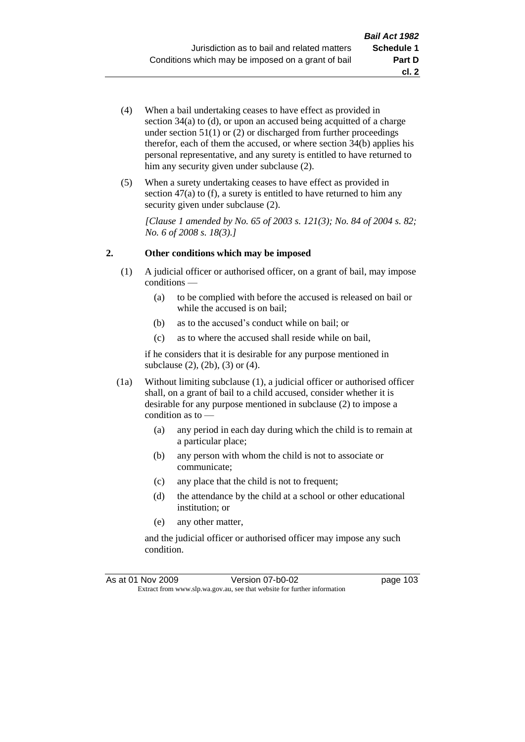(4) When a bail undertaking ceases to have effect as provided in section 34(a) to (d), or upon an accused being acquitted of a charge under section 51(1) or (2) or discharged from further proceedings therefor, each of them the accused, or where section 34(b) applies his personal representative, and any surety is entitled to have returned to him any security given under subclause (2).

(5) When a surety undertaking ceases to have effect as provided in section 47(a) to (f), a surety is entitled to have returned to him any security given under subclause (2).

*[Clause 1 amended by No. 65 of 2003 s. 121(3); No. 84 of 2004 s. 82; No. 6 of 2008 s. 18(3).]*

**2. Other conditions which may be imposed**

(1) A judicial officer or authorised officer, on a grant of bail, may impose conditions —

- (a) to be complied with before the accused is released on bail or while the accused is on bail;
- (b) as to the accused's conduct while on bail; or
- (c) as to where the accused shall reside while on bail,

if he considers that it is desirable for any purpose mentioned in subclause (2), (2b), (3) or (4).

(1a) Without limiting subclause (1), a judicial officer or authorised officer shall, on a grant of bail to a child accused, consider whether it is desirable for any purpose mentioned in subclause (2) to impose a condition as to —

- (a) any period in each day during which the child is to remain at a particular place;
- (b) any person with whom the child is not to associate or communicate;
- (c) any place that the child is not to frequent;
- (d) the attendance by the child at a school or other educational institution; or
- (e) any other matter,

and the judicial officer or authorised officer may impose any such condition.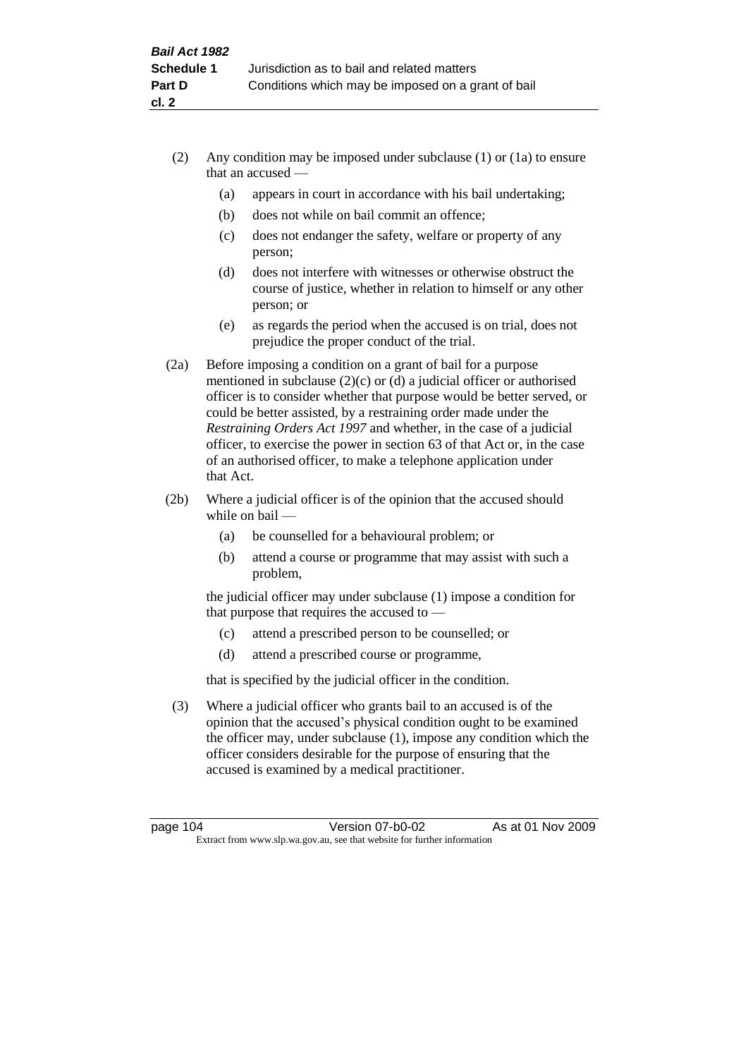(2) Any condition may be imposed under subclause (1) or (1a) to ensure that an accused —

(a) appears in court in accordance with his bail undertaking;

(b) does not while on bail commit an offence;

(c) does not endanger the safety, welfare or property of any person;

(d) does not interfere with witnesses or otherwise obstruct the course of justice, whether in relation to himself or any other person; or

(e) as regards the period when the accused is on trial, does not prejudice the proper conduct of the trial.

(2a) Before imposing a condition on a grant of bail for a purpose mentioned in subclause (2)(c) or (d) a judicial officer or authorised officer is to consider whether that purpose would be better served, or could be better assisted, by a restraining order made under the *Restraining Orders Act 1997* and whether, in the case of a judicial officer, to exercise the power in section 63 of that Act or, in the case of an authorised officer, to make a telephone application under that Act.

(2b) Where a judicial officer is of the opinion that the accused should while on bail —

(a) be counselled for a behavioural problem; or

(b) attend a course or programme that may assist with such a problem,

the judicial officer may under subclause (1) impose a condition for that purpose that requires the accused to —

(c) attend a prescribed person to be counselled; or

(d) attend a prescribed course or programme,

that is specified by the judicial officer in the condition.

(3) Where a judicial officer who grants bail to an accused is of the opinion that the accused's physical condition ought to be examined the officer may, under subclause (1), impose any condition which the officer considers desirable for the purpose of ensuring that the accused is examined by a medical practitioner.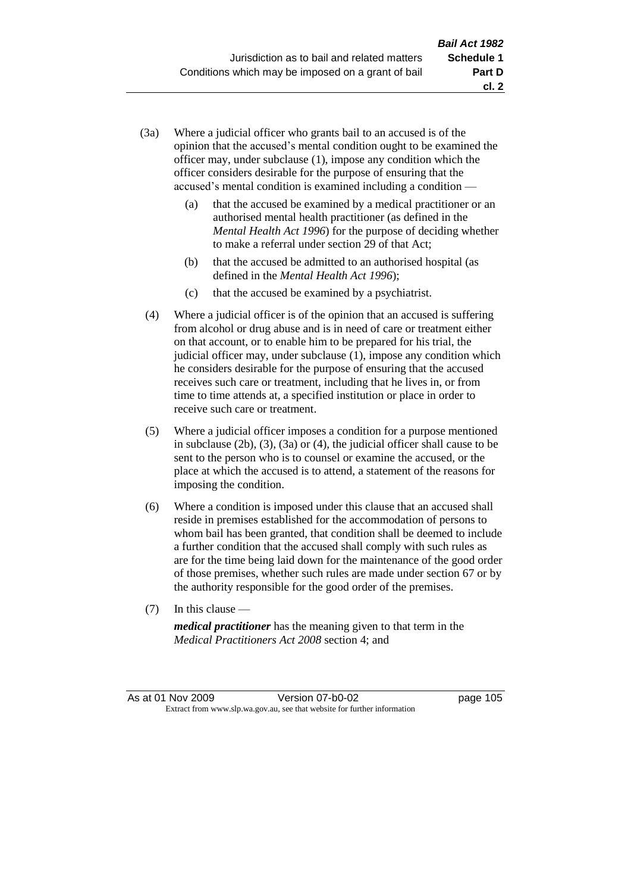(3a) Where a judicial officer who grants bail to an accused is of the opinion that the accused's mental condition ought to be examined the officer may, under subclause (1), impose any condition which the officer considers desirable for the purpose of ensuring that the accused's mental condition is examined including a condition —

   (a) that the accused be examined by a medical practitioner or an authorised mental health practitioner (as defined in the *Mental Health Act 1996*) for the purpose of deciding whether to make a referral under section 29 of that Act;

   (b) that the accused be admitted to an authorised hospital (as defined in the *Mental Health Act 1996*);

   (c) that the accused be examined by a psychiatrist.

(4) Where a judicial officer is of the opinion that an accused is suffering from alcohol or drug abuse and is in need of care or treatment either on that account, or to enable him to be prepared for his trial, the judicial officer may, under subclause (1), impose any condition which he considers desirable for the purpose of ensuring that the accused receives such care or treatment, including that he lives in, or from time to time attends at, a specified institution or place in order to receive such care or treatment.

(5) Where a judicial officer imposes a condition for a purpose mentioned in subclause (2b), (3), (3a) or (4), the judicial officer shall cause to be sent to the person who is to counsel or examine the accused, or the place at which the accused is to attend, a statement of the reasons for imposing the condition.

(6) Where a condition is imposed under this clause that an accused shall reside in premises established for the accommodation of persons to whom bail has been granted, that condition shall be deemed to include a further condition that the accused shall comply with such rules as are for the time being laid down for the maintenance of the good order of those premises, whether such rules are made under section 67 or by the authority responsible for the good order of the premises.

(7) In this clause —

   ***medical practitioner*** has the meaning given to that term in the *Medical Practitioners Act 2008* section 4; and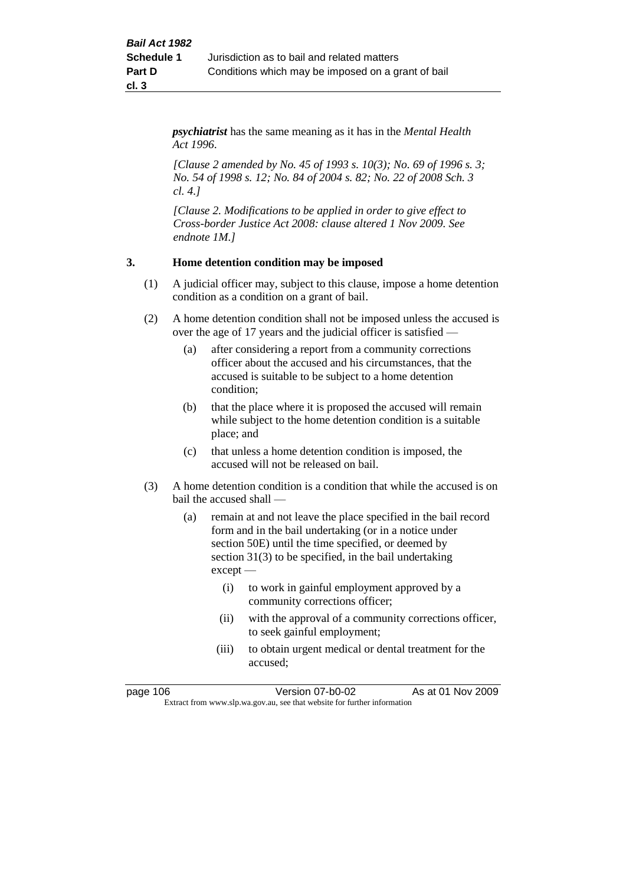***psychiatrist*** has the same meaning as it has in the *Mental Health Act 1996*.

*[Clause 2 amended by No. 45 of 1993 s. 10(3); No. 69 of 1996 s. 3; No. 54 of 1998 s. 12; No. 84 of 2004 s. 82; No. 22 of 2008 Sch. 3 cl. 4.]*

*[Clause 2. Modifications to be applied in order to give effect to Cross-border Justice Act 2008: clause altered 1 Nov 2009. See endnote 1M.]*

### 3. Home detention condition may be imposed

(1) A judicial officer may, subject to this clause, impose a home detention condition as a condition on a grant of bail.

(2) A home detention condition shall not be imposed unless the accused is over the age of 17 years and the judicial officer is satisfied —

- (a) after considering a report from a community corrections officer about the accused and his circumstances, that the accused is suitable to be subject to a home detention condition;
- (b) that the place where it is proposed the accused will remain while subject to the home detention condition is a suitable place; and
- (c) that unless a home detention condition is imposed, the accused will not be released on bail.

(3) A home detention condition is a condition that while the accused is on bail the accused shall —

- (a) remain at and not leave the place specified in the bail record form and in the bail undertaking (or in a notice under section 50E) until the time specified, or deemed by section 31(3) to be specified, in the bail undertaking except —
  - (i) to work in gainful employment approved by a community corrections officer;
  - (ii) with the approval of a community corrections officer, to seek gainful employment;
  - (iii) to obtain urgent medical or dental treatment for the accused;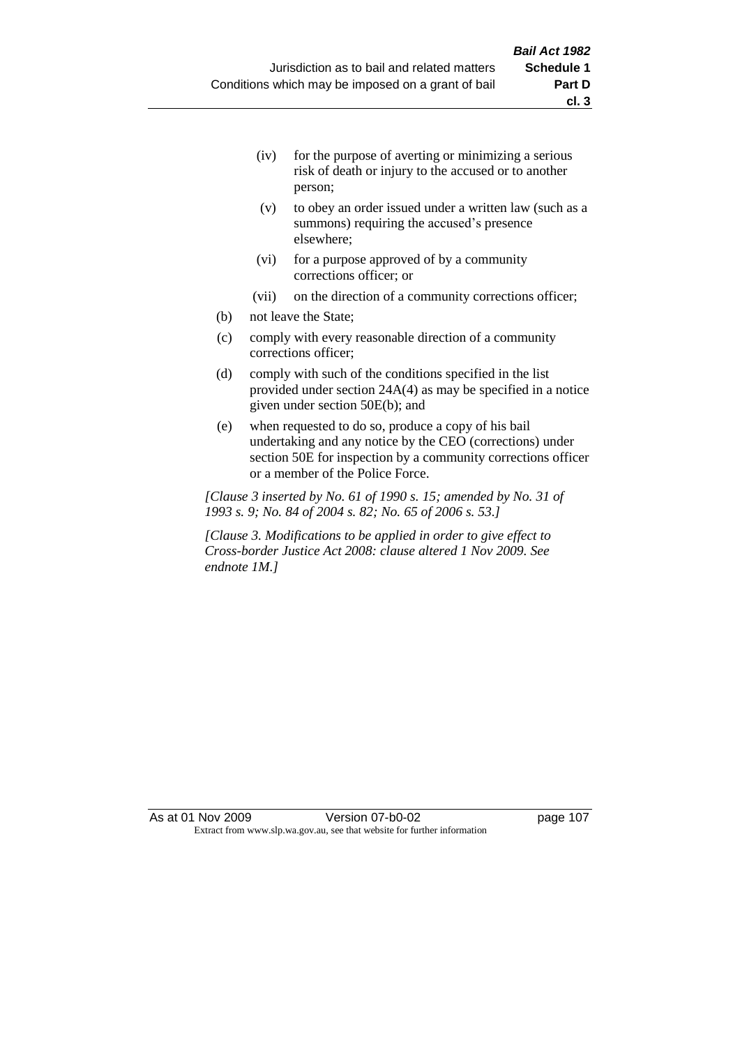(iv) for the purpose of averting or minimizing a serious risk of death or injury to the accused or to another person;

(v) to obey an order issued under a written law (such as a summons) requiring the accused's presence elsewhere;

(vi) for a purpose approved of by a community corrections officer; or

(vii) on the direction of a community corrections officer;

(b) not leave the State;

(c) comply with every reasonable direction of a community corrections officer;

(d) comply with such of the conditions specified in the list provided under section 24A(4) as may be specified in a notice given under section 50E(b); and

(e) when requested to do so, produce a copy of his bail undertaking and any notice by the CEO (corrections) under section 50E for inspection by a community corrections officer or a member of the Police Force.

*[Clause 3 inserted by No. 61 of 1990 s. 15; amended by No. 31 of 1993 s. 9; No. 84 of 2004 s. 82; No. 65 of 2006 s. 53.]*

*[Clause 3. Modifications to be applied in order to give effect to Cross-border Justice Act 2008: clause altered 1 Nov 2009. See endnote 1M.]*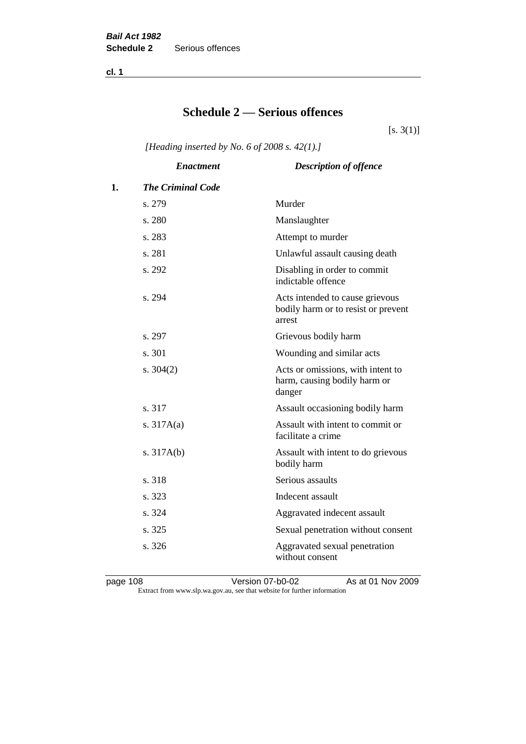# Schedule 2 — Serious offences

[s. 3(1)]

*[Heading inserted by No. 6 of 2008 s. 42(1).]*

| | *Enactment* | *Description of offence* |
|---|---|---|
| **1.** | ***The Criminal Code*** | |
| | s. 279 | Murder |
| | s. 280 | Manslaughter |
| | s. 283 | Attempt to murder |
| | s. 281 | Unlawful assault causing death |
| | s. 292 | Disabling in order to commit indictable offence |
| | s. 294 | Acts intended to cause grievous bodily harm or to resist or prevent arrest |
| | s. 297 | Grievous bodily harm |
| | s. 301 | Wounding and similar acts |
| | s. 304(2) | Acts or omissions, with intent to harm, causing bodily harm or danger |
| | s. 317 | Assault occasioning bodily harm |
| | s. 317A(a) | Assault with intent to commit or facilitate a crime |
| | s. 317A(b) | Assault with intent to do grievous bodily harm |
| | s. 318 | Serious assaults |
| | s. 323 | Indecent assault |
| | s. 324 | Aggravated indecent assault |
| | s. 325 | Sexual penetration without consent |
| | s. 326 | Aggravated sexual penetration without consent |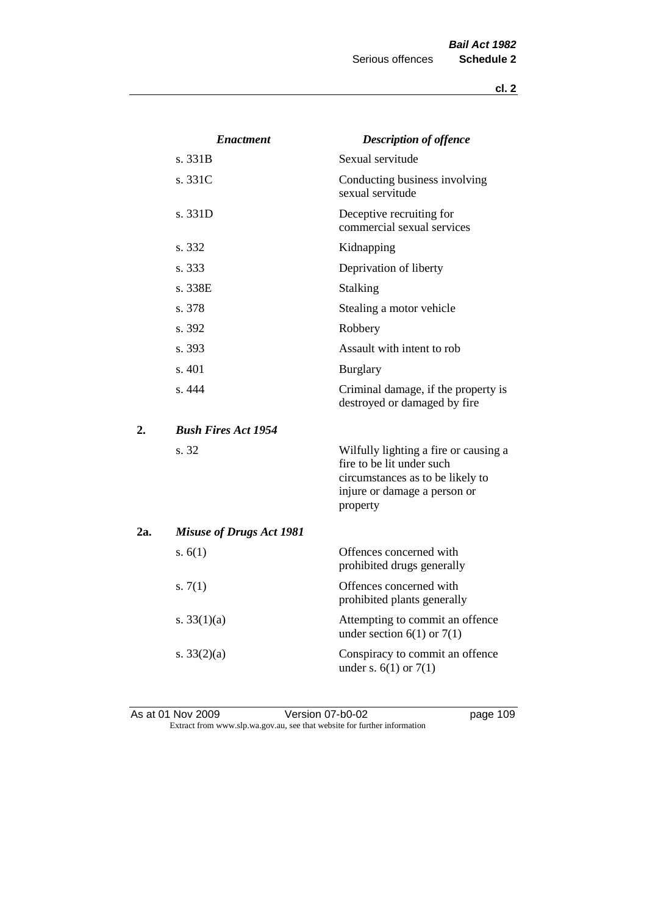| *Enactment* | *Description of offence* |
|---|---|
| s. 331B | Sexual servitude |
| s. 331C | Conducting business involving sexual servitude |
| s. 331D | Deceptive recruiting for commercial sexual services |
| s. 332 | Kidnapping |
| s. 333 | Deprivation of liberty |
| s. 338E | Stalking |
| s. 378 | Stealing a motor vehicle |
| s. 392 | Robbery |
| s. 393 | Assault with intent to rob |
| s. 401 | Burglary |
| s. 444 | Criminal damage, if the property is destroyed or damaged by fire |

**2.** ***Bush Fires Act 1954***

| | |
|---|---|
| s. 32 | Wilfully lighting a fire or causing a fire to be lit under such circumstances as to be likely to injure or damage a person or property |

**2a.** ***Misuse of Drugs Act 1981***

| | |
|---|---|
| s. 6(1) | Offences concerned with prohibited drugs generally |
| s. 7(1) | Offences concerned with prohibited plants generally |
| s. 33(1)(a) | Attempting to commit an offence under section 6(1) or 7(1) |
| s. 33(2)(a) | Conspiracy to commit an offence under s. 6(1) or 7(1) |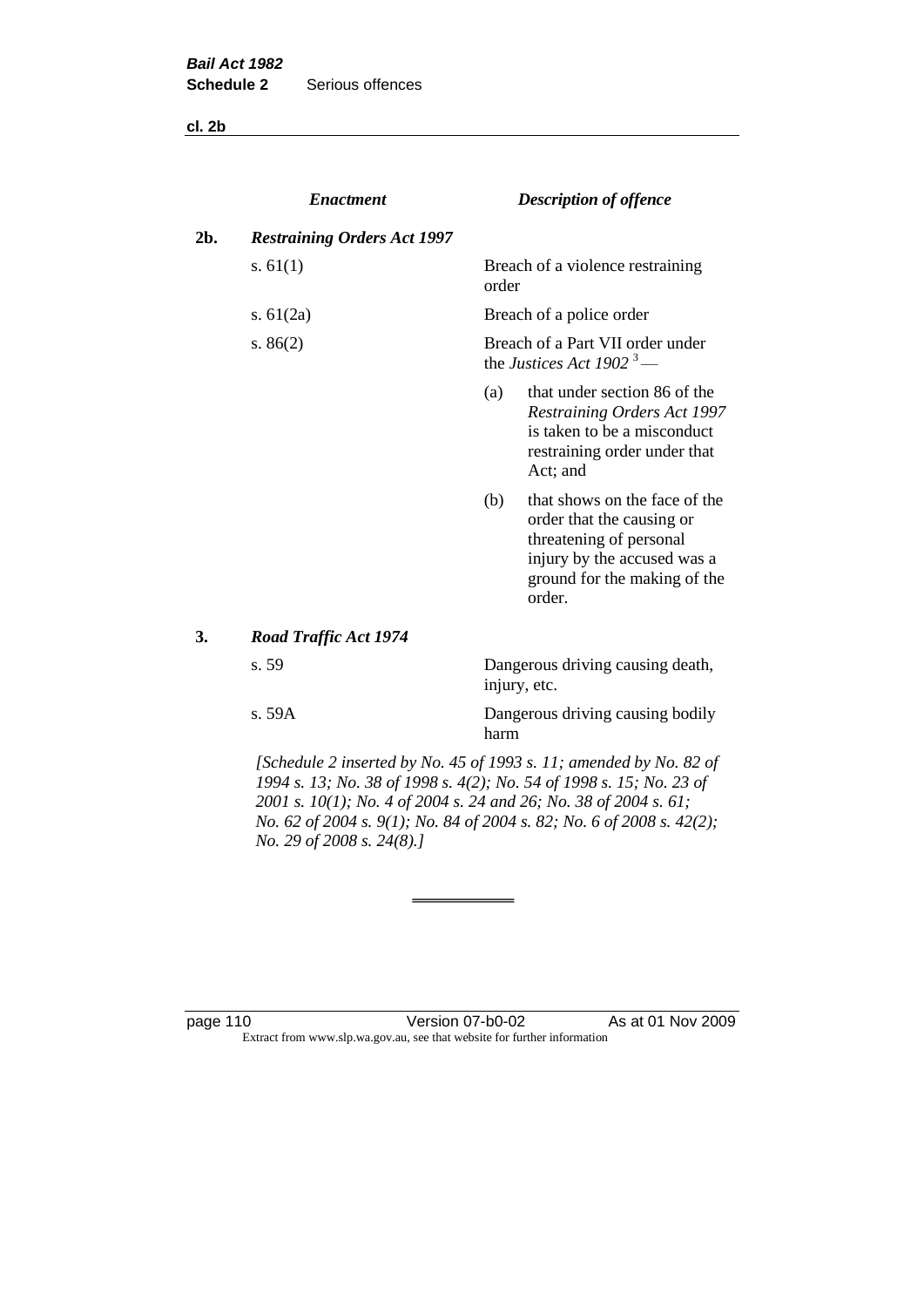| | *Enactment* | *Description of offence* |
|---|---|---|
| **2b.** | ***Restraining Orders Act 1997*** | |
| | s. 61(1) | Breach of a violence restraining order |
| | s. 61(2a) | Breach of a police order |
| | s. 86(2) | Breach of a Part VII order under the *Justices Act 1902* [3] —<br>(a) that under section 86 of the *Restraining Orders Act 1997* is taken to be a misconduct restraining order under that Act; and<br>(b) that shows on the face of the order that the causing or threatening of personal injury by the accused was a ground for the making of the order. |
| **3.** | ***Road Traffic Act 1974*** | |
| | s. 59 | Dangerous driving causing death, injury, etc. |
| | s. 59A | Dangerous driving causing bodily harm |

*[Schedule 2 inserted by No. 45 of 1993 s. 11; amended by No. 82 of 1994 s. 13; No. 38 of 1998 s. 4(2); No. 54 of 1998 s. 15; No. 23 of 2001 s. 10(1); No. 4 of 2004 s. 24 and 26; No. 38 of 2004 s. 61; No. 62 of 2004 s. 9(1); No. 84 of 2004 s. 82; No. 6 of 2008 s. 42(2); No. 29 of 2008 s. 24(8).]*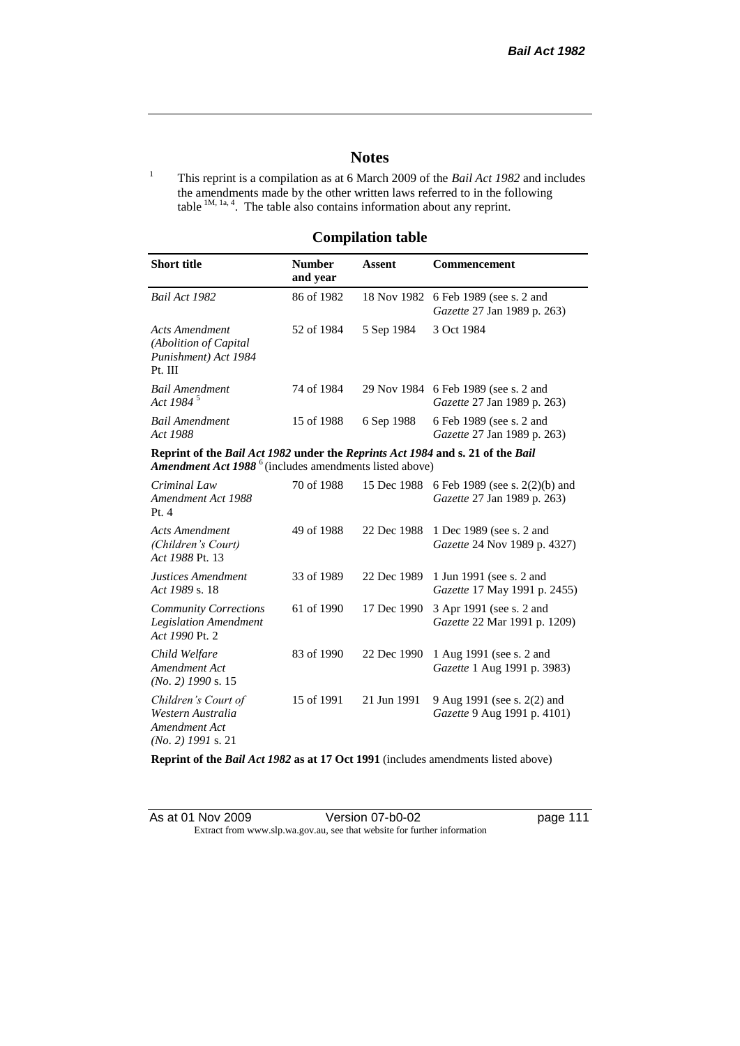# Notes

[1] This reprint is a compilation as at 6 March 2009 of the *Bail Act 1982* and includes the amendments made by the other written laws referred to in the following table [1M, 1a, 4]. The table also contains information about any reprint.

## Compilation table

| Short title | Number and year | Assent | Commencement |
|---|---|---|---|
| *Bail Act 1982* | 86 of 1982 | 18 Nov 1982 | 6 Feb 1989 (see s. 2 and *Gazette* 27 Jan 1989 p. 263) |
| *Acts Amendment (Abolition of Capital Punishment) Act 1984* Pt. III | 52 of 1984 | 5 Sep 1984 | 3 Oct 1984 |
| *Bail Amendment Act 1984* [5] | 74 of 1984 | 29 Nov 1984 | 6 Feb 1989 (see s. 2 and *Gazette* 27 Jan 1989 p. 263) |
| *Bail Amendment Act 1988* | 15 of 1988 | 6 Sep 1988 | 6 Feb 1989 (see s. 2 and *Gazette* 27 Jan 1989 p. 263) |
| **Reprint of the *Bail Act 1982* under the *Reprints Act 1984* and s. 21 of the *Bail Amendment Act 1988*** [6] (includes amendments listed above) | | | |
| *Criminal Law Amendment Act 1988* Pt. 4 | 70 of 1988 | 15 Dec 1988 | 6 Feb 1989 (see s. 2(2)(b) and *Gazette* 27 Jan 1989 p. 263) |
| *Acts Amendment (Children's Court) Act 1988* Pt. 13 | 49 of 1988 | 22 Dec 1988 | 1 Dec 1989 (see s. 2 and *Gazette* 24 Nov 1989 p. 4327) |
| *Justices Amendment Act 1989* s. 18 | 33 of 1989 | 22 Dec 1989 | 1 Jun 1991 (see s. 2 and *Gazette* 17 May 1991 p. 2455) |
| *Community Corrections Legislation Amendment Act 1990* Pt. 2 | 61 of 1990 | 17 Dec 1990 | 3 Apr 1991 (see s. 2 and *Gazette* 22 Mar 1991 p. 1209) |
| *Child Welfare Amendment Act (No. 2) 1990* s. 15 | 83 of 1990 | 22 Dec 1990 | 1 Aug 1991 (see s. 2 and *Gazette* 1 Aug 1991 p. 3983) |
| *Children's Court of Western Australia Amendment Act (No. 2) 1991* s. 21 | 15 of 1991 | 21 Jun 1991 | 9 Aug 1991 (see s. 2(2) and *Gazette* 9 Aug 1991 p. 4101) |
| **Reprint of the *Bail Act 1982* as at 17 Oct 1991** (includes amendments listed above) | | | |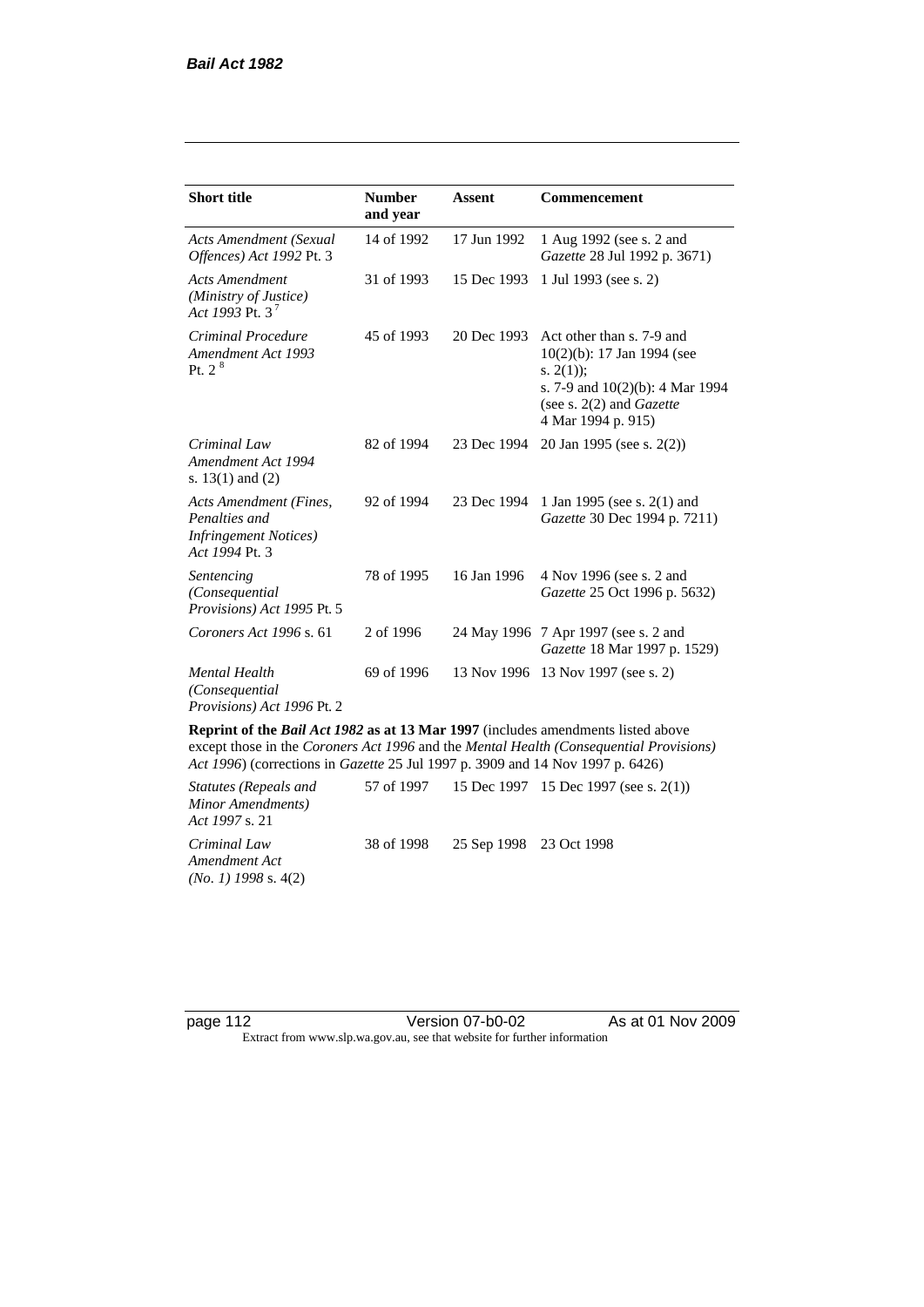| **Short title** | **Number and year** | **Assent** | **Commencement** |
|---|---|---|---|
| *Acts Amendment (Sexual Offences) Act 1992* Pt. 3 | 14 of 1992 | 17 Jun 1992 | 1 Aug 1992 (see s. 2 and *Gazette* 28 Jul 1992 p. 3671) |
| *Acts Amendment (Ministry of Justice) Act 1993* Pt. 3 [7] | 31 of 1993 | 15 Dec 1993 | 1 Jul 1993 (see s. 2) |
| *Criminal Procedure Amendment Act 1993* Pt. 2 [8] | 45 of 1993 | 20 Dec 1993 | Act other than s. 7-9 and 10(2)(b): 17 Jan 1994 (see s. 2(1)); s. 7-9 and 10(2)(b): 4 Mar 1994 (see s. 2(2) and *Gazette* 4 Mar 1994 p. 915) |
| *Criminal Law Amendment Act 1994* s. 13(1) and (2) | 82 of 1994 | 23 Dec 1994 | 20 Jan 1995 (see s. 2(2)) |
| *Acts Amendment (Fines, Penalties and Infringement Notices) Act 1994* Pt. 3 | 92 of 1994 | 23 Dec 1994 | 1 Jan 1995 (see s. 2(1) and *Gazette* 30 Dec 1994 p. 7211) |
| *Sentencing (Consequential Provisions) Act 1995* Pt. 5 | 78 of 1995 | 16 Jan 1996 | 4 Nov 1996 (see s. 2 and *Gazette* 25 Oct 1996 p. 5632) |
| *Coroners Act 1996* s. 61 | 2 of 1996 | 24 May 1996 | 7 Apr 1997 (see s. 2 and *Gazette* 18 Mar 1997 p. 1529) |
| *Mental Health (Consequential Provisions) Act 1996* Pt. 2 | 69 of 1996 | 13 Nov 1996 | 13 Nov 1997 (see s. 2) |
| **Reprint of the *Bail Act 1982* as at 13 Mar 1997** (includes amendments listed above except those in the *Coroners Act 1996* and the *Mental Health (Consequential Provisions) Act 1996*) (corrections in *Gazette* 25 Jul 1997 p. 3909 and 14 Nov 1997 p. 6426) | | | |
| *Statutes (Repeals and Minor Amendments) Act 1997* s. 21 | 57 of 1997 | 15 Dec 1997 | 15 Dec 1997 (see s. 2(1)) |
| *Criminal Law Amendment Act (No. 1) 1998* s. 4(2) | 38 of 1998 | 25 Sep 1998 | 23 Oct 1998 |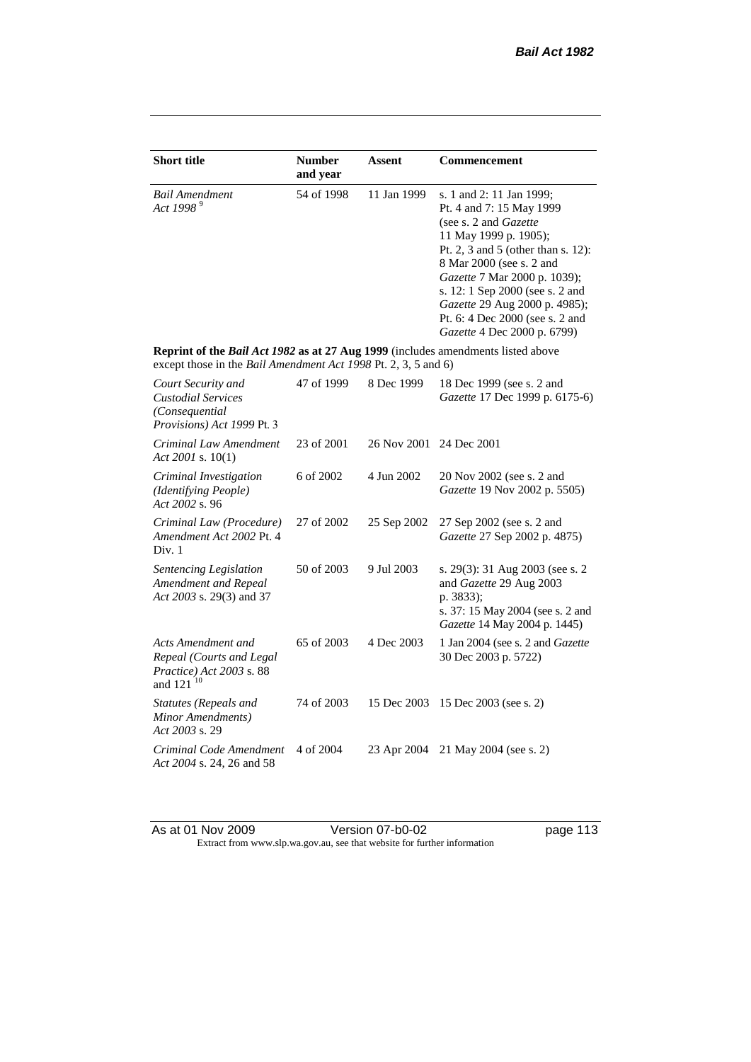| Short title | Number and year | Assent | Commencement |
|---|---|---|---|
| *Bail Amendment Act 1998* [9] | 54 of 1998 | 11 Jan 1999 | s. 1 and 2: 11 Jan 1999; Pt. 4 and 7: 15 May 1999 (see s. 2 and *Gazette* 11 May 1999 p. 1905); Pt. 2, 3 and 5 (other than s. 12): 8 Mar 2000 (see s. 2 and *Gazette* 7 Mar 2000 p. 1039); s. 12: 1 Sep 2000 (see s. 2 and *Gazette* 29 Aug 2000 p. 4985); Pt. 6: 4 Dec 2000 (see s. 2 and *Gazette* 4 Dec 2000 p. 6799) |
| **Reprint of the *Bail Act 1982* as at 27 Aug 1999** (includes amendments listed above except those in the *Bail Amendment Act 1998* Pt. 2, 3, 5 and 6) | | | |
| *Court Security and Custodial Services (Consequential Provisions) Act 1999* Pt. 3 | 47 of 1999 | 8 Dec 1999 | 18 Dec 1999 (see s. 2 and *Gazette* 17 Dec 1999 p. 6175-6) |
| *Criminal Law Amendment Act 2001* s. 10(1) | 23 of 2001 | 26 Nov 2001 | 24 Dec 2001 |
| *Criminal Investigation (Identifying People) Act 2002* s. 96 | 6 of 2002 | 4 Jun 2002 | 20 Nov 2002 (see s. 2 and *Gazette* 19 Nov 2002 p. 5505) |
| *Criminal Law (Procedure) Amendment Act 2002* Pt. 4 Div. 1 | 27 of 2002 | 25 Sep 2002 | 27 Sep 2002 (see s. 2 and *Gazette* 27 Sep 2002 p. 4875) |
| *Sentencing Legislation Amendment and Repeal Act 2003* s. 29(3) and 37 | 50 of 2003 | 9 Jul 2003 | s. 29(3): 31 Aug 2003 (see s. 2 and *Gazette* 29 Aug 2003 p. 3833); s. 37: 15 May 2004 (see s. 2 and *Gazette* 14 May 2004 p. 1445) |
| *Acts Amendment and Repeal (Courts and Legal Practice) Act 2003* s. 88 and 121 [10] | 65 of 2003 | 4 Dec 2003 | 1 Jan 2004 (see s. 2 and *Gazette* 30 Dec 2003 p. 5722) |
| *Statutes (Repeals and Minor Amendments) Act 2003* s. 29 | 74 of 2003 | 15 Dec 2003 | 15 Dec 2003 (see s. 2) |
| *Criminal Code Amendment Act 2004* s. 24, 26 and 58 | 4 of 2004 | 23 Apr 2004 | 21 May 2004 (see s. 2) |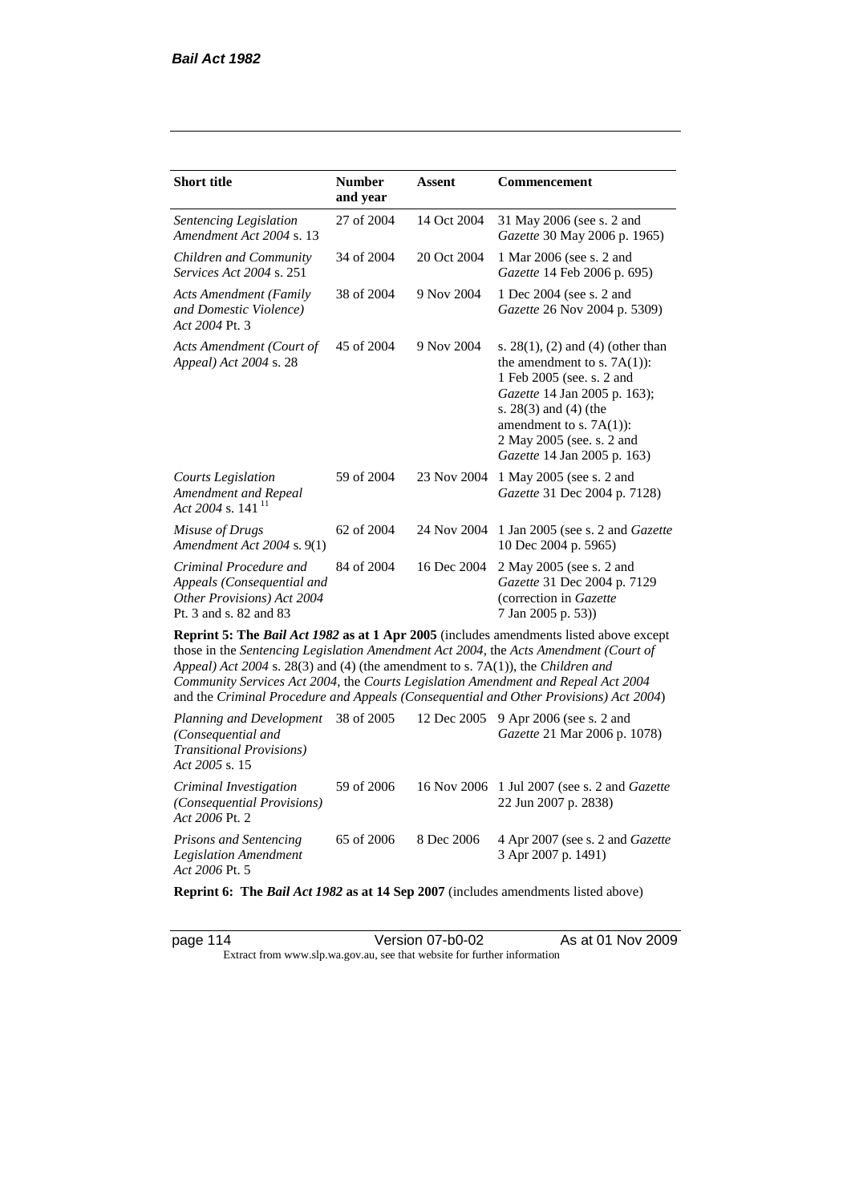| Short title | Number and year | Assent | Commencement |
|---|---|---|---|
| *Sentencing Legislation Amendment Act 2004* s. 13 | 27 of 2004 | 14 Oct 2004 | 31 May 2006 (see s. 2 and *Gazette* 30 May 2006 p. 1965) |
| *Children and Community Services Act 2004* s. 251 | 34 of 2004 | 20 Oct 2004 | 1 Mar 2006 (see s. 2 and *Gazette* 14 Feb 2006 p. 695) |
| *Acts Amendment (Family and Domestic Violence) Act 2004* Pt. 3 | 38 of 2004 | 9 Nov 2004 | 1 Dec 2004 (see s. 2 and *Gazette* 26 Nov 2004 p. 5309) |
| *Acts Amendment (Court of Appeal) Act 2004* s. 28 | 45 of 2004 | 9 Nov 2004 | s. 28(1), (2) and (4) (other than the amendment to s. 7A(1)): 1 Feb 2005 (see. s. 2 and *Gazette* 14 Jan 2005 p. 163); s. 28(3) and (4) (the amendment to s. 7A(1)): 2 May 2005 (see. s. 2 and *Gazette* 14 Jan 2005 p. 163) |
| *Courts Legislation Amendment and Repeal Act 2004* s. 141 [11] | 59 of 2004 | 23 Nov 2004 | 1 May 2005 (see s. 2 and *Gazette* 31 Dec 2004 p. 7128) |
| *Misuse of Drugs Amendment Act 2004* s. 9(1) | 62 of 2004 | 24 Nov 2004 | 1 Jan 2005 (see s. 2 and *Gazette* 10 Dec 2004 p. 5965) |
| *Criminal Procedure and Appeals (Consequential and Other Provisions) Act 2004* Pt. 3 and s. 82 and 83 | 84 of 2004 | 16 Dec 2004 | 2 May 2005 (see s. 2 and *Gazette* 31 Dec 2004 p. 7129 (correction in *Gazette* 7 Jan 2005 p. 53)) |
| **Reprint 5: The *Bail Act 1982* as at 1 Apr 2005** (includes amendments listed above except those in the *Sentencing Legislation Amendment Act 2004*, the *Acts Amendment (Court of Appeal) Act 2004* s. 28(3) and (4) (the amendment to s. 7A(1)), the *Children and Community Services Act 2004*, the *Courts Legislation Amendment and Repeal Act 2004* and the *Criminal Procedure and Appeals (Consequential and Other Provisions) Act 2004*) | | | |
| *Planning and Development (Consequential and Transitional Provisions) Act 2005* s. 15 | 38 of 2005 | 12 Dec 2005 | 9 Apr 2006 (see s. 2 and *Gazette* 21 Mar 2006 p. 1078) |
| *Criminal Investigation (Consequential Provisions) Act 2006* Pt. 2 | 59 of 2006 | 16 Nov 2006 | 1 Jul 2007 (see s. 2 and *Gazette* 22 Jun 2007 p. 2838) |
| *Prisons and Sentencing Legislation Amendment Act 2006* Pt. 5 | 65 of 2006 | 8 Dec 2006 | 4 Apr 2007 (see s. 2 and *Gazette* 3 Apr 2007 p. 1491) |
| **Reprint 6: The *Bail Act 1982* as at 14 Sep 2007** (includes amendments listed above) | | | |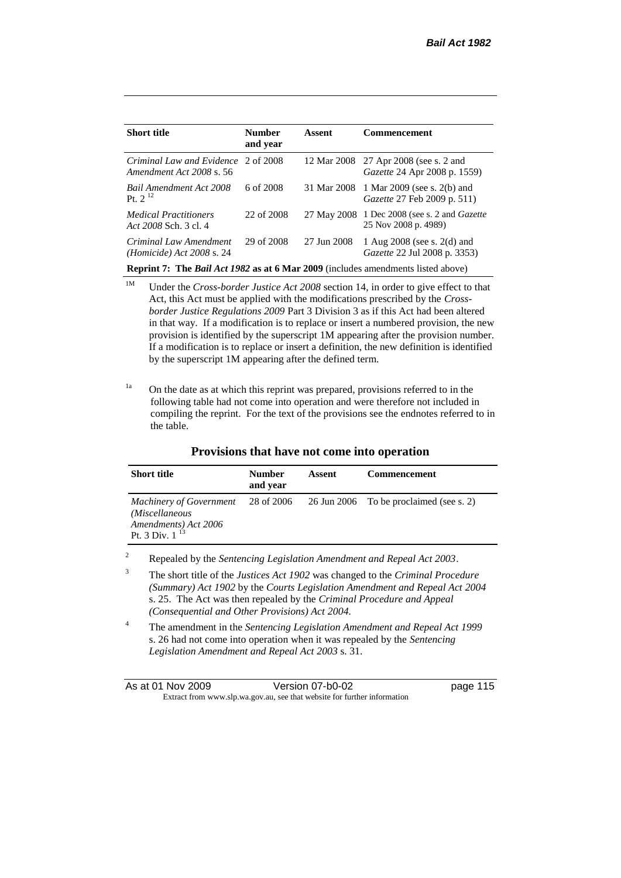| Short title | Number and year | Assent | Commencement |
|---|---|---|---|
| *Criminal Law and Evidence Amendment Act 2008* s. 56 | 2 of 2008 | 12 Mar 2008 | 27 Apr 2008 (see s. 2 and *Gazette* 24 Apr 2008 p. 1559) |
| *Bail Amendment Act 2008* Pt. 2 [12] | 6 of 2008 | 31 Mar 2008 | 1 Mar 2009 (see s. 2(b) and *Gazette* 27 Feb 2009 p. 511) |
| *Medical Practitioners Act 2008* Sch. 3 cl. 4 | 22 of 2008 | 27 May 2008 | 1 Dec 2008 (see s. 2 and *Gazette* 25 Nov 2008 p. 4989) |
| *Criminal Law Amendment (Homicide) Act 2008* s. 24 | 29 of 2008 | 27 Jun 2008 | 1 Aug 2008 (see s. 2(d) and *Gazette* 22 Jul 2008 p. 3353) |
| **Reprint 7: The *Bail Act 1982* as at 6 Mar 2009** (includes amendments listed above) | | | |

[1M] Under the *Cross-border Justice Act 2008* section 14, in order to give effect to that Act, this Act must be applied with the modifications prescribed by the *Cross-border Justice Regulations 2009* Part 3 Division 3 as if this Act had been altered in that way. If a modification is to replace or insert a numbered provision, the new provision is identified by the superscript 1M appearing after the provision number. If a modification is to replace or insert a definition, the new definition is identified by the superscript 1M appearing after the defined term.

[1a] On the date as at which this reprint was prepared, provisions referred to in the following table had not come into operation and were therefore not included in compiling the reprint. For the text of the provisions see the endnotes referred to in the table.

### Provisions that have not come into operation

| Short title | Number and year | Assent | Commencement |
|---|---|---|---|
| *Machinery of Government (Miscellaneous Amendments) Act 2006* Pt. 3 Div. 1 [13] | 28 of 2006 | 26 Jun 2006 | To be proclaimed (see s. 2) |

[2] Repealed by the *Sentencing Legislation Amendment and Repeal Act 2003*.

[3] The short title of the *Justices Act 1902* was changed to the *Criminal Procedure (Summary) Act 1902* by the *Courts Legislation Amendment and Repeal Act 2004* s. 25. The Act was then repealed by the *Criminal Procedure and Appeal (Consequential and Other Provisions) Act 2004.*

[4] The amendment in the *Sentencing Legislation Amendment and Repeal Act 1999* s. 26 had not come into operation when it was repealed by the *Sentencing Legislation Amendment and Repeal Act 2003* s. 31.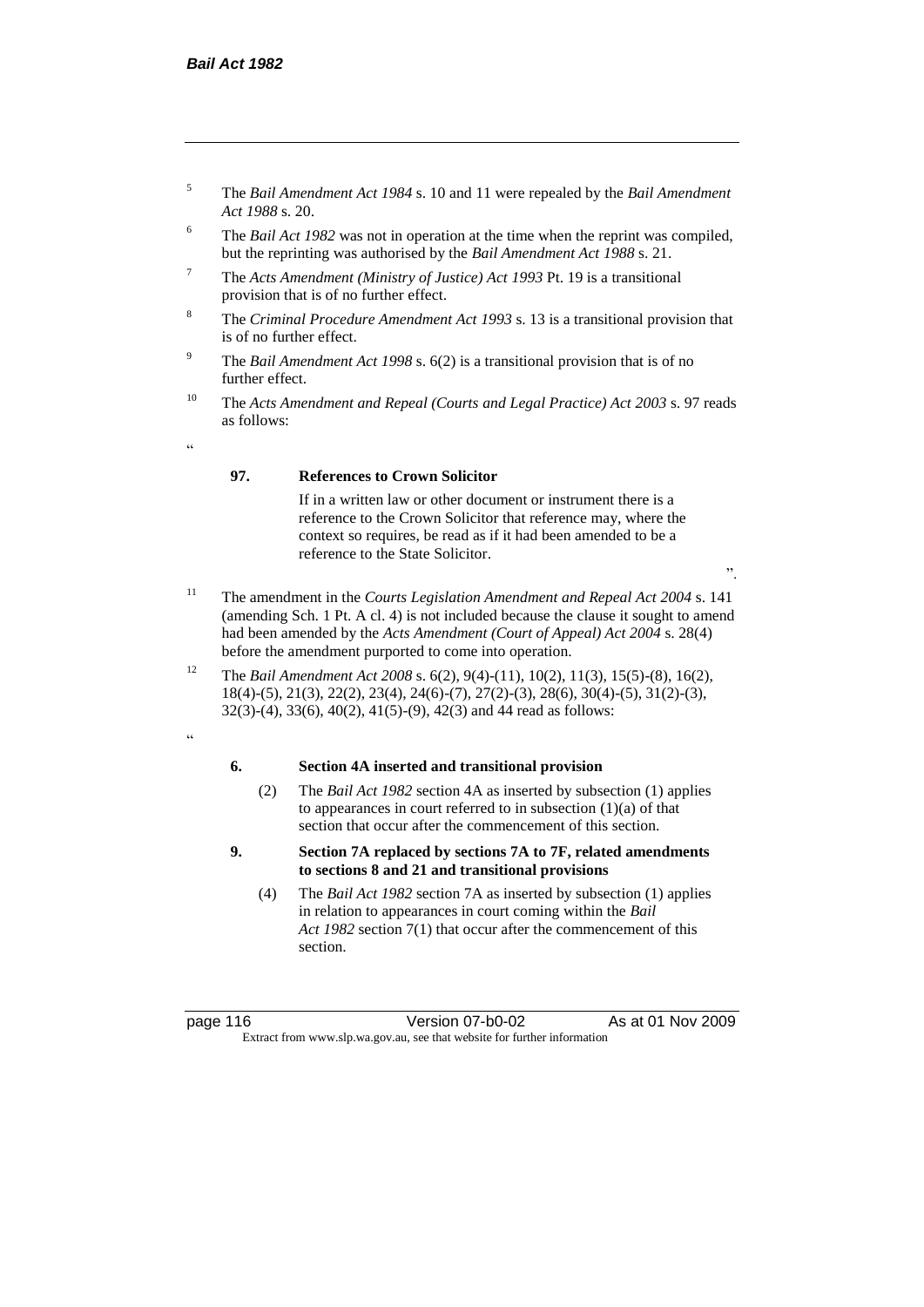5 The *Bail Amendment Act 1984* s. 10 and 11 were repealed by the *Bail Amendment Act 1988* s. 20.

6 The *Bail Act 1982* was not in operation at the time when the reprint was compiled, but the reprinting was authorised by the *Bail Amendment Act 1988* s. 21.

7 The *Acts Amendment (Ministry of Justice) Act 1993* Pt. 19 is a transitional provision that is of no further effect.

8 The *Criminal Procedure Amendment Act 1993* s. 13 is a transitional provision that is of no further effect.

9 The *Bail Amendment Act 1998* s. 6(2) is a transitional provision that is of no further effect.

10 The *Acts Amendment and Repeal (Courts and Legal Practice) Act 2003* s. 97 reads as follows:

"

**97. References to Crown Solicitor**

If in a written law or other document or instrument there is a reference to the Crown Solicitor that reference may, where the context so requires, be read as if it had been amended to be a reference to the State Solicitor.

".

11 The amendment in the *Courts Legislation Amendment and Repeal Act 2004* s. 141 (amending Sch. 1 Pt. A cl. 4) is not included because the clause it sought to amend had been amended by the *Acts Amendment (Court of Appeal) Act 2004* s. 28(4) before the amendment purported to come into operation.

12 The *Bail Amendment Act 2008* s. 6(2), 9(4)-(11), 10(2), 11(3), 15(5)-(8), 16(2), 18(4)-(5), 21(3), 22(2), 23(4), 24(6)-(7), 27(2)-(3), 28(6), 30(4)-(5), 31(2)-(3), 32(3)-(4), 33(6), 40(2), 41(5)-(9), 42(3) and 44 read as follows:

"

**6. Section 4A inserted and transitional provision**

(2) The *Bail Act 1982* section 4A as inserted by subsection (1) applies to appearances in court referred to in subsection (1)(a) of that section that occur after the commencement of this section.

**9. Section 7A replaced by sections 7A to 7F, related amendments to sections 8 and 21 and transitional provisions**

(4) The *Bail Act 1982* section 7A as inserted by subsection (1) applies in relation to appearances in court coming within the *Bail Act 1982* section 7(1) that occur after the commencement of this section.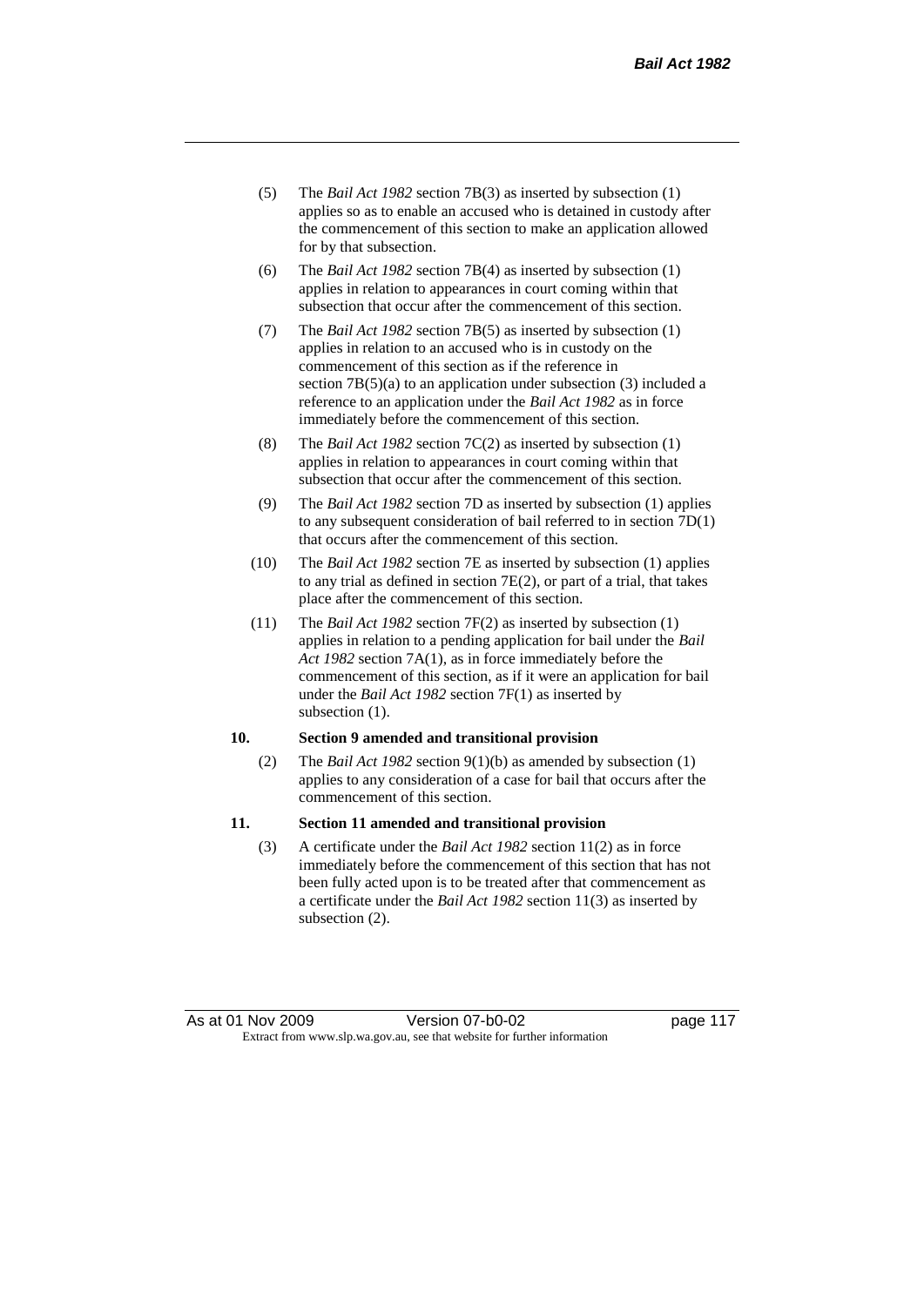(5) The *Bail Act 1982* section 7B(3) as inserted by subsection (1) applies so as to enable an accused who is detained in custody after the commencement of this section to make an application allowed for by that subsection.

(6) The *Bail Act 1982* section 7B(4) as inserted by subsection (1) applies in relation to appearances in court coming within that subsection that occur after the commencement of this section.

(7) The *Bail Act 1982* section 7B(5) as inserted by subsection (1) applies in relation to an accused who is in custody on the commencement of this section as if the reference in section 7B(5)(a) to an application under subsection (3) included a reference to an application under the *Bail Act 1982* as in force immediately before the commencement of this section.

(8) The *Bail Act 1982* section 7C(2) as inserted by subsection (1) applies in relation to appearances in court coming within that subsection that occur after the commencement of this section.

(9) The *Bail Act 1982* section 7D as inserted by subsection (1) applies to any subsequent consideration of bail referred to in section 7D(1) that occurs after the commencement of this section.

(10) The *Bail Act 1982* section 7E as inserted by subsection (1) applies to any trial as defined in section 7E(2), or part of a trial, that takes place after the commencement of this section.

(11) The *Bail Act 1982* section 7F(2) as inserted by subsection (1) applies in relation to a pending application for bail under the *Bail Act 1982* section 7A(1), as in force immediately before the commencement of this section, as if it were an application for bail under the *Bail Act 1982* section 7F(1) as inserted by subsection (1).

**10. Section 9 amended and transitional provision**

(2) The *Bail Act 1982* section 9(1)(b) as amended by subsection (1) applies to any consideration of a case for bail that occurs after the commencement of this section.

**11. Section 11 amended and transitional provision**

(3) A certificate under the *Bail Act 1982* section 11(2) as in force immediately before the commencement of this section that has not been fully acted upon is to be treated after that commencement as a certificate under the *Bail Act 1982* section 11(3) as inserted by subsection (2).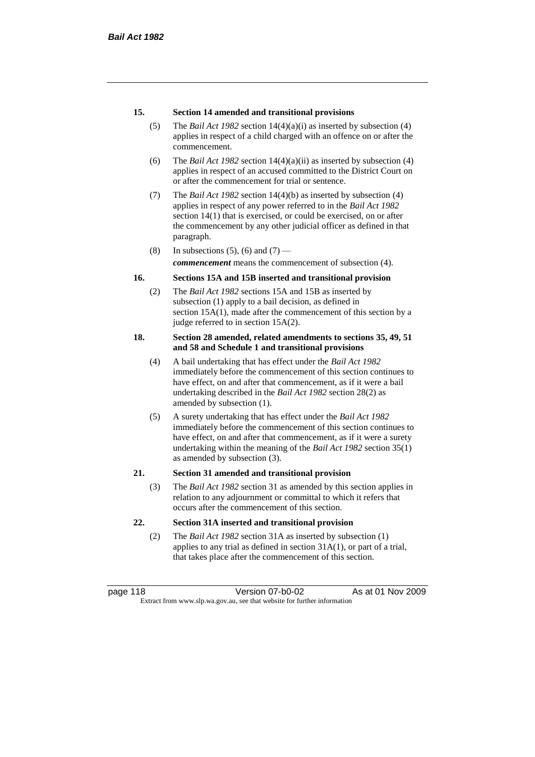### 15. Section 14 amended and transitional provisions

(5) The *Bail Act 1982* section 14(4)(a)(i) as inserted by subsection (4) applies in respect of a child charged with an offence on or after the commencement.

(6) The *Bail Act 1982* section 14(4)(a)(ii) as inserted by subsection (4) applies in respect of an accused committed to the District Court on or after the commencement for trial or sentence.

(7) The *Bail Act 1982* section 14(4)(b) as inserted by subsection (4) applies in respect of any power referred to in the *Bail Act 1982* section 14(1) that is exercised, or could be exercised, on or after the commencement by any other judicial officer as defined in that paragraph.

(8) In subsections (5), (6) and (7) —

***commencement*** means the commencement of subsection (4).

### 16. Sections 15A and 15B inserted and transitional provision

(2) The *Bail Act 1982* sections 15A and 15B as inserted by subsection (1) apply to a bail decision, as defined in section 15A(1), made after the commencement of this section by a judge referred to in section 15A(2).

### 18. Section 28 amended, related amendments to sections 35, 49, 51 and 58 and Schedule 1 and transitional provisions

(4) A bail undertaking that has effect under the *Bail Act 1982* immediately before the commencement of this section continues to have effect, on and after that commencement, as if it were a bail undertaking described in the *Bail Act 1982* section 28(2) as amended by subsection (1).

(5) A surety undertaking that has effect under the *Bail Act 1982* immediately before the commencement of this section continues to have effect, on and after that commencement, as if it were a surety undertaking within the meaning of the *Bail Act 1982* section 35(1) as amended by subsection (3).

### 21. Section 31 amended and transitional provision

(3) The *Bail Act 1982* section 31 as amended by this section applies in relation to any adjournment or committal to which it refers that occurs after the commencement of this section.

### 22. Section 31A inserted and transitional provision

(2) The *Bail Act 1982* section 31A as inserted by subsection (1) applies to any trial as defined in section 31A(1), or part of a trial, that takes place after the commencement of this section.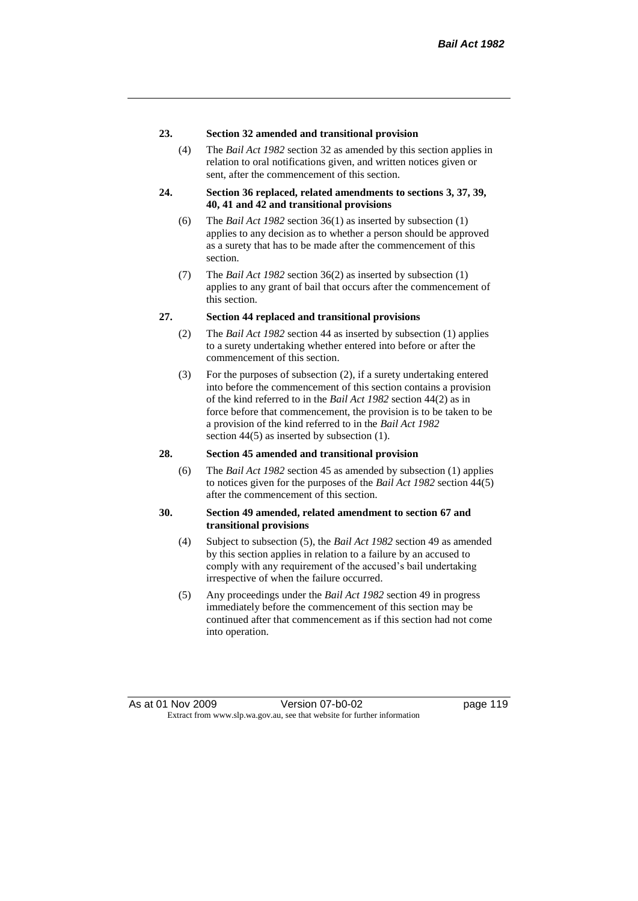**23. Section 32 amended and transitional provision**

(4) The *Bail Act 1982* section 32 as amended by this section applies in relation to oral notifications given, and written notices given or sent, after the commencement of this section.

**24. Section 36 replaced, related amendments to sections 3, 37, 39, 40, 41 and 42 and transitional provisions**

(6) The *Bail Act 1982* section 36(1) as inserted by subsection (1) applies to any decision as to whether a person should be approved as a surety that has to be made after the commencement of this section.

(7) The *Bail Act 1982* section 36(2) as inserted by subsection (1) applies to any grant of bail that occurs after the commencement of this section.

**27. Section 44 replaced and transitional provisions**

(2) The *Bail Act 1982* section 44 as inserted by subsection (1) applies to a surety undertaking whether entered into before or after the commencement of this section.

(3) For the purposes of subsection (2), if a surety undertaking entered into before the commencement of this section contains a provision of the kind referred to in the *Bail Act 1982* section 44(2) as in force before that commencement, the provision is to be taken to be a provision of the kind referred to in the *Bail Act 1982* section 44(5) as inserted by subsection (1).

**28. Section 45 amended and transitional provision**

(6) The *Bail Act 1982* section 45 as amended by subsection (1) applies to notices given for the purposes of the *Bail Act 1982* section 44(5) after the commencement of this section.

**30. Section 49 amended, related amendment to section 67 and transitional provisions**

(4) Subject to subsection (5), the *Bail Act 1982* section 49 as amended by this section applies in relation to a failure by an accused to comply with any requirement of the accused's bail undertaking irrespective of when the failure occurred.

(5) Any proceedings under the *Bail Act 1982* section 49 in progress immediately before the commencement of this section may be continued after that commencement as if this section had not come into operation.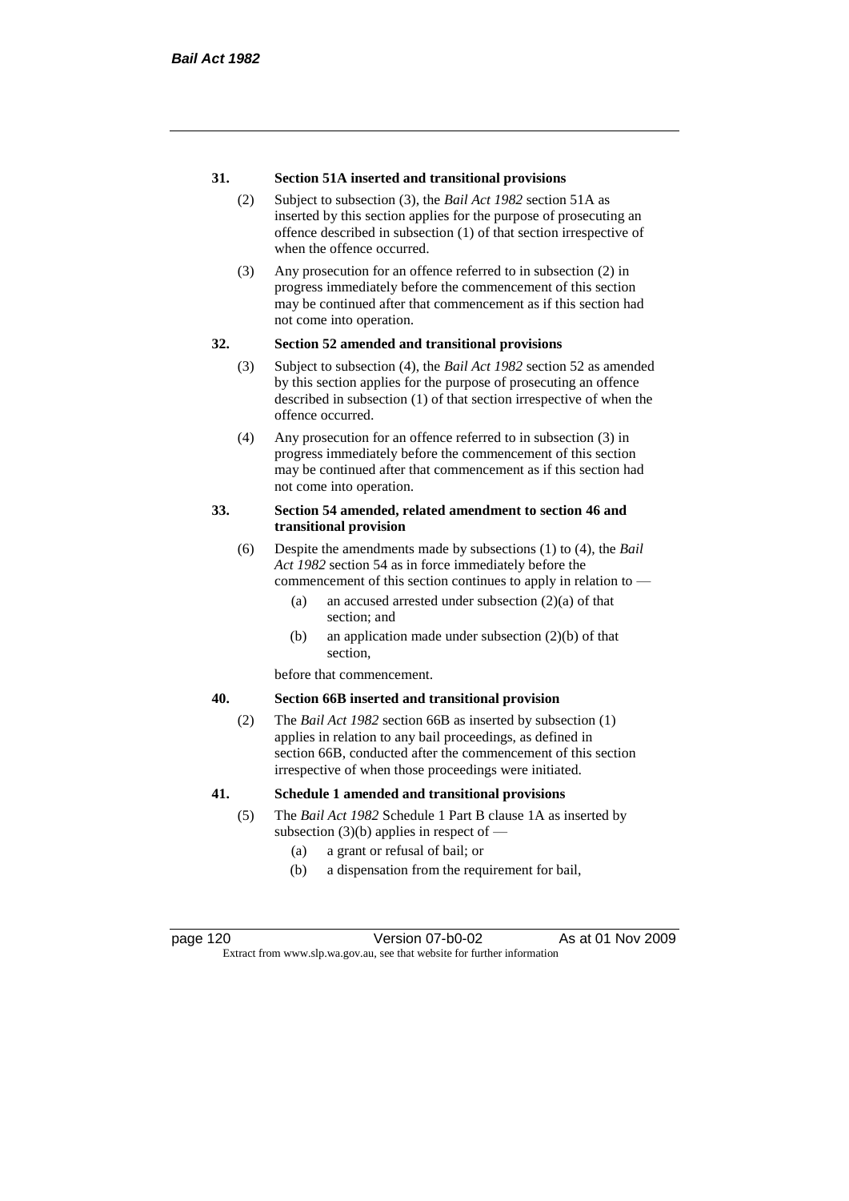**31. Section 51A inserted and transitional provisions**

(2) Subject to subsection (3), the *Bail Act 1982* section 51A as inserted by this section applies for the purpose of prosecuting an offence described in subsection (1) of that section irrespective of when the offence occurred.

(3) Any prosecution for an offence referred to in subsection (2) in progress immediately before the commencement of this section may be continued after that commencement as if this section had not come into operation.

**32. Section 52 amended and transitional provisions**

(3) Subject to subsection (4), the *Bail Act 1982* section 52 as amended by this section applies for the purpose of prosecuting an offence described in subsection (1) of that section irrespective of when the offence occurred.

(4) Any prosecution for an offence referred to in subsection (3) in progress immediately before the commencement of this section may be continued after that commencement as if this section had not come into operation.

**33. Section 54 amended, related amendment to section 46 and transitional provision**

(6) Despite the amendments made by subsections (1) to (4), the *Bail Act 1982* section 54 as in force immediately before the commencement of this section continues to apply in relation to —

(a) an accused arrested under subsection (2)(a) of that section; and

(b) an application made under subsection (2)(b) of that section,

before that commencement.

**40. Section 66B inserted and transitional provision**

(2) The *Bail Act 1982* section 66B as inserted by subsection (1) applies in relation to any bail proceedings, as defined in section 66B, conducted after the commencement of this section irrespective of when those proceedings were initiated.

**41. Schedule 1 amended and transitional provisions**

(5) The *Bail Act 1982* Schedule 1 Part B clause 1A as inserted by subsection (3)(b) applies in respect of —

(a) a grant or refusal of bail; or

(b) a dispensation from the requirement for bail,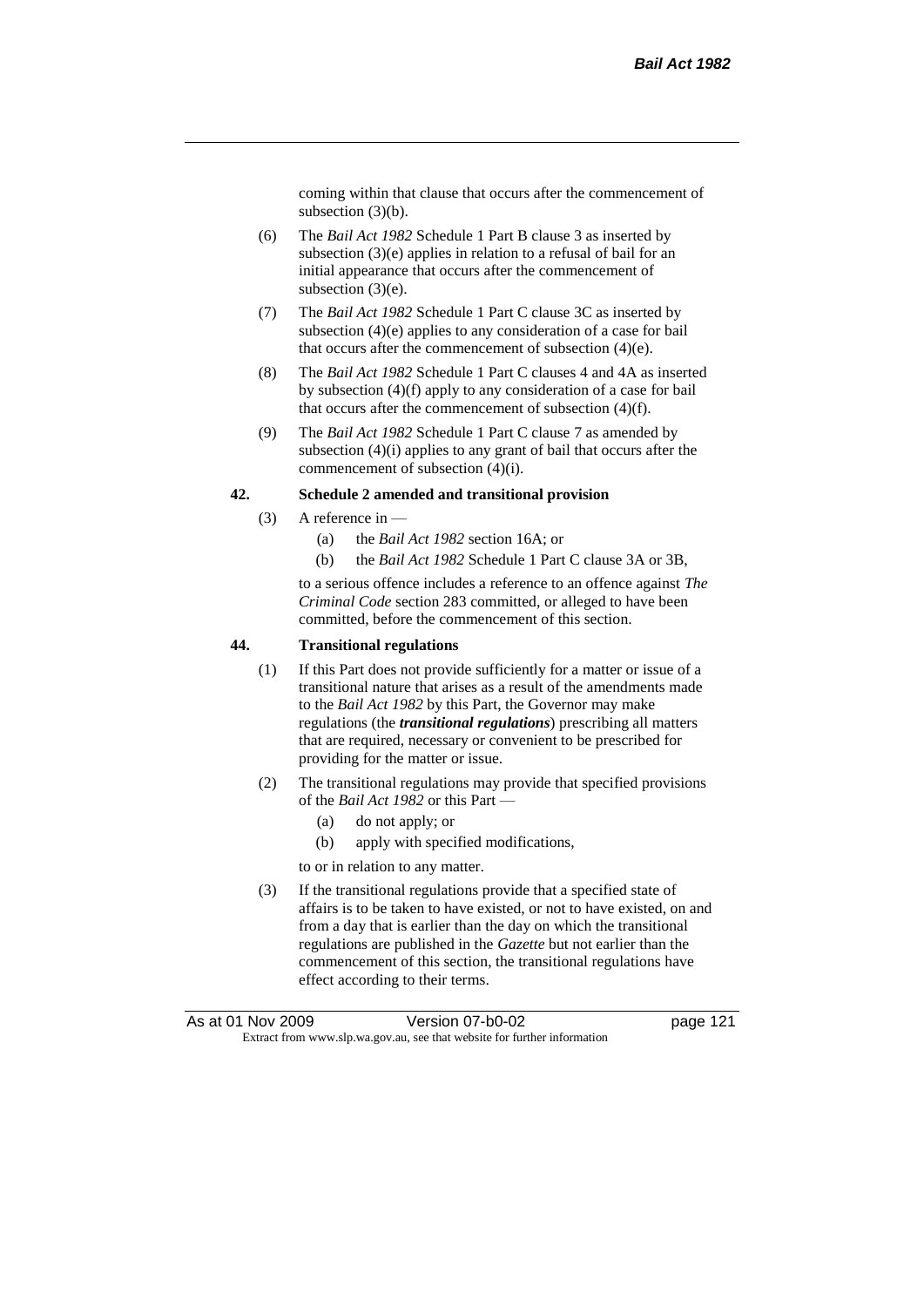coming within that clause that occurs after the commencement of subsection (3)(b).

(6) The *Bail Act 1982* Schedule 1 Part B clause 3 as inserted by subsection (3)(e) applies in relation to a refusal of bail for an initial appearance that occurs after the commencement of subsection (3)(e).

(7) The *Bail Act 1982* Schedule 1 Part C clause 3C as inserted by subsection (4)(e) applies to any consideration of a case for bail that occurs after the commencement of subsection (4)(e).

(8) The *Bail Act 1982* Schedule 1 Part C clauses 4 and 4A as inserted by subsection (4)(f) apply to any consideration of a case for bail that occurs after the commencement of subsection (4)(f).

(9) The *Bail Act 1982* Schedule 1 Part C clause 7 as amended by subsection (4)(i) applies to any grant of bail that occurs after the commencement of subsection (4)(i).

**42. Schedule 2 amended and transitional provision**

(3) A reference in —

(a) the *Bail Act 1982* section 16A; or

(b) the *Bail Act 1982* Schedule 1 Part C clause 3A or 3B,

to a serious offence includes a reference to an offence against *The Criminal Code* section 283 committed, or alleged to have been committed, before the commencement of this section.

**44. Transitional regulations**

(1) If this Part does not provide sufficiently for a matter or issue of a transitional nature that arises as a result of the amendments made to the *Bail Act 1982* by this Part, the Governor may make regulations (the ***transitional regulations***) prescribing all matters that are required, necessary or convenient to be prescribed for providing for the matter or issue.

(2) The transitional regulations may provide that specified provisions of the *Bail Act 1982* or this Part —

(a) do not apply; or

(b) apply with specified modifications,

to or in relation to any matter.

(3) If the transitional regulations provide that a specified state of affairs is to be taken to have existed, or not to have existed, on and from a day that is earlier than the day on which the transitional regulations are published in the *Gazette* but not earlier than the commencement of this section, the transitional regulations have effect according to their terms.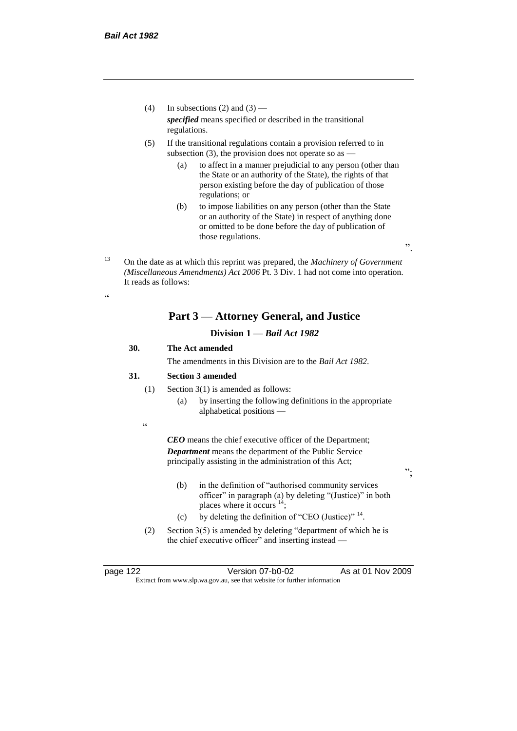(4) In subsections (2) and (3) —

*specified* means specified or described in the transitional regulations.

(5) If the transitional regulations contain a provision referred to in subsection (3), the provision does not operate so as —

(a) to affect in a manner prejudicial to any person (other than the State or an authority of the State), the rights of that person existing before the day of publication of those regulations; or

(b) to impose liabilities on any person (other than the State or an authority of the State) in respect of anything done or omitted to be done before the day of publication of those regulations.

".

[13] On the date as at which this reprint was prepared, the *Machinery of Government (Miscellaneous Amendments) Act 2006* Pt. 3 Div. 1 had not come into operation. It reads as follows:

"

## Part 3 — Attorney General, and Justice

### Division 1 — *Bail Act 1982*

**30. The Act amended**

The amendments in this Division are to the *Bail Act 1982*.

**31. Section 3 amended**

(1) Section 3(1) is amended as follows:

(a) by inserting the following definitions in the appropriate alphabetical positions —

"

***CEO*** means the chief executive officer of the Department;

***Department*** means the department of the Public Service principally assisting in the administration of this Act;

";

(b) in the definition of "authorised community services officer" in paragraph (a) by deleting "(Justice)" in both places where it occurs [14];

(c) by deleting the definition of "CEO (Justice)" [14].

(2) Section 3(5) is amended by deleting "department of which he is the chief executive officer" and inserting instead —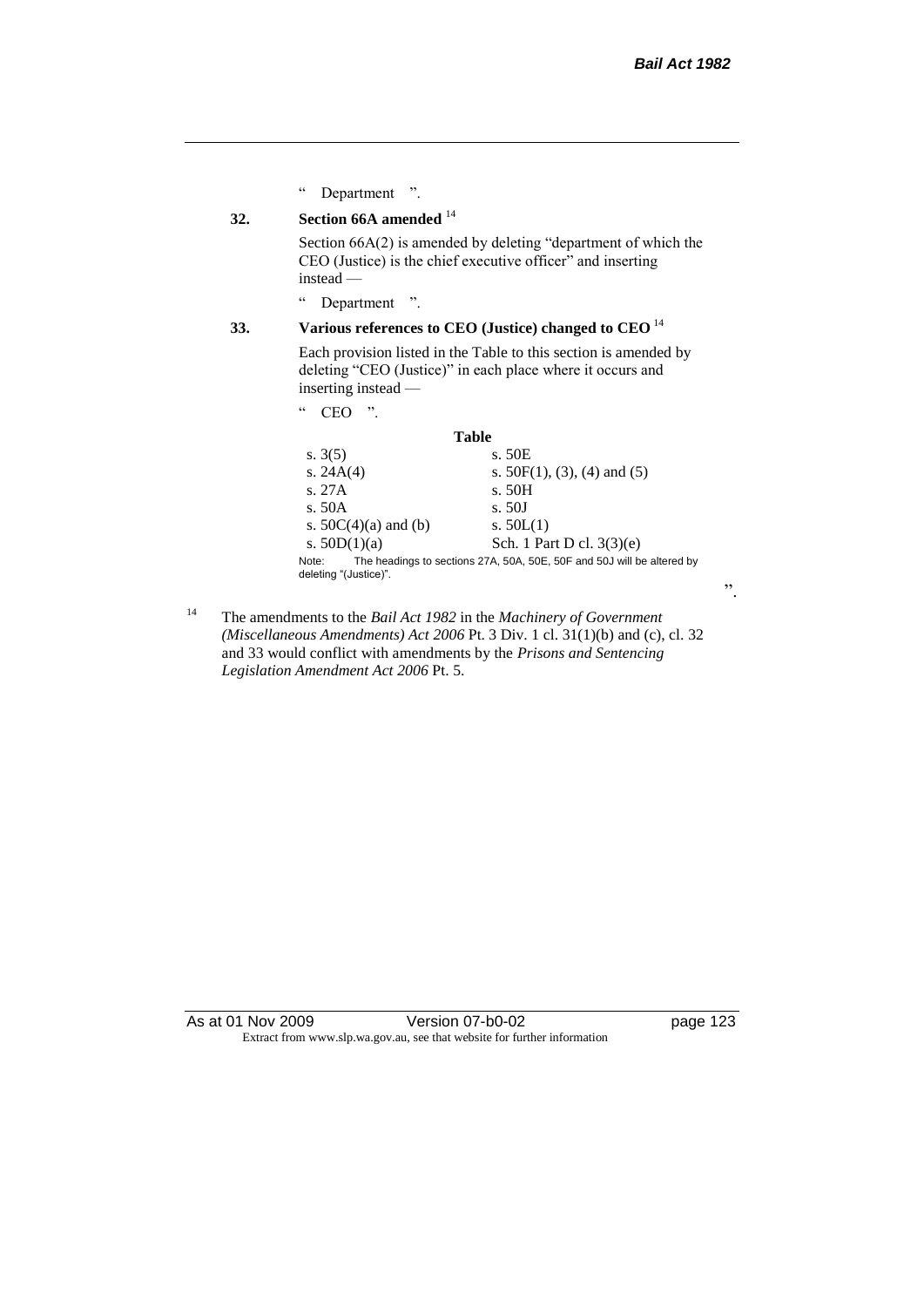" Department ".

**32. Section 66A amended** [14]

Section 66A(2) is amended by deleting "department of which the CEO (Justice) is the chief executive officer" and inserting instead —

" Department ".

**33. Various references to CEO (Justice) changed to CEO** [14]

Each provision listed in the Table to this section is amended by deleting "CEO (Justice)" in each place where it occurs and inserting instead —

" CEO ".

**Table**

| | |
|---|---|
| s. 3(5) | s. 50E |
| s. 24A(4) | s. 50F(1), (3), (4) and (5) |
| s. 27A | s. 50H |
| s. 50A | s. 50J |
| s. 50C(4)(a) and (b) | s. 50L(1) |
| s. 50D(1)(a) | Sch. 1 Part D cl. 3(3)(e) |

Note: The headings to sections 27A, 50A, 50E, 50F and 50J will be altered by deleting "(Justice)".

".

[14] The amendments to the *Bail Act 1982* in the *Machinery of Government (Miscellaneous Amendments) Act 2006* Pt. 3 Div. 1 cl. 31(1)(b) and (c), cl. 32 and 33 would conflict with amendments by the *Prisons and Sentencing Legislation Amendment Act 2006* Pt. 5.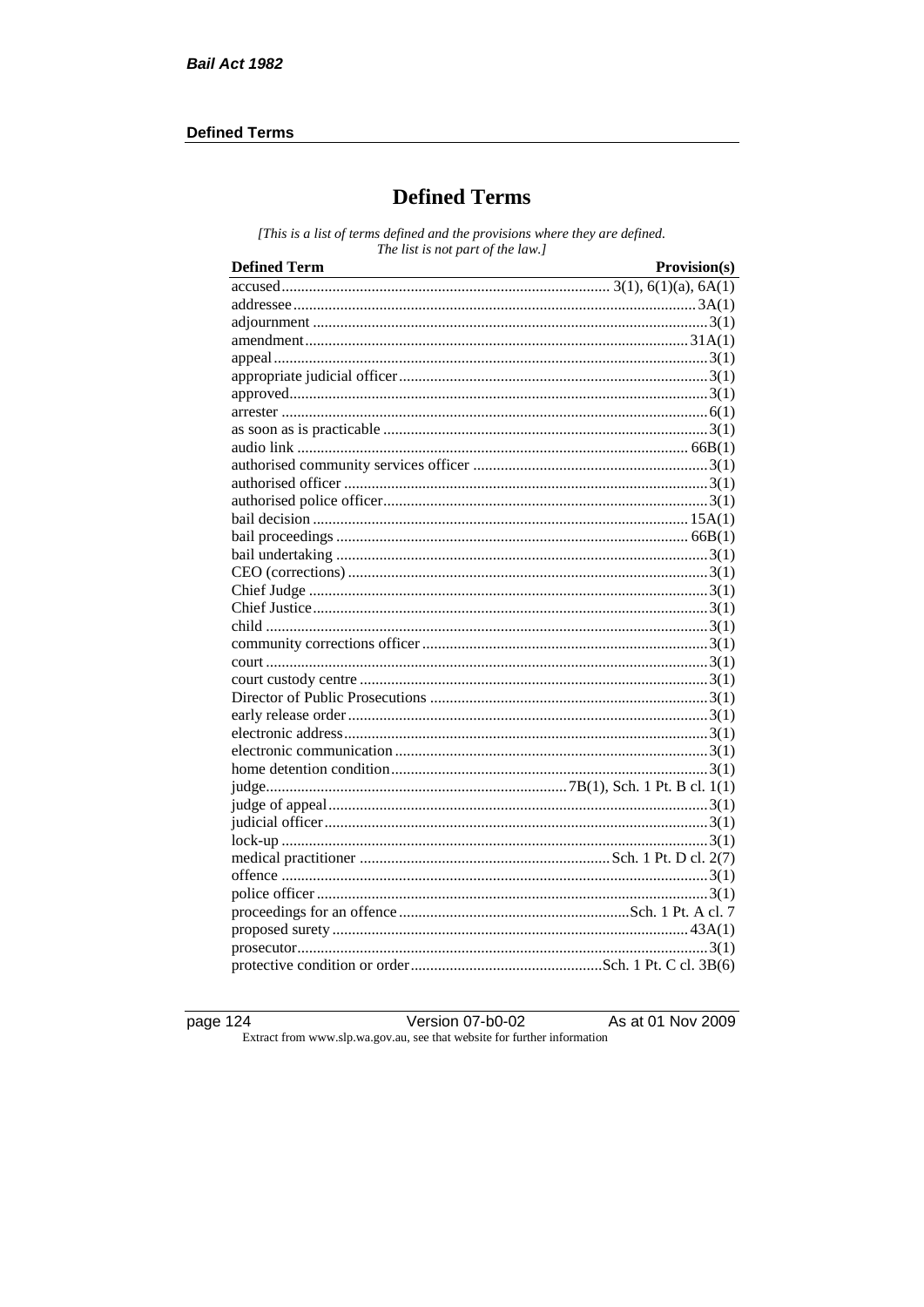# Defined Terms

*[This is a list of terms defined and the provisions where they are defined. The list is not part of the law.]*

| Defined Term | Provision(s) |
|---|---|
| accused | 3(1), 6(1)(a), 6A(1) |
| addressee | 3A(1) |
| adjournment | 3(1) |
| amendment | 31A(1) |
| appeal | 3(1) |
| appropriate judicial officer | 3(1) |
| approved | 3(1) |
| arrester | 6(1) |
| as soon as is practicable | 3(1) |
| audio link | 66B(1) |
| authorised community services officer | 3(1) |
| authorised officer | 3(1) |
| authorised police officer | 3(1) |
| bail decision | 15A(1) |
| bail proceedings | 66B(1) |
| bail undertaking | 3(1) |
| CEO (corrections) | 3(1) |
| Chief Judge | 3(1) |
| Chief Justice | 3(1) |
| child | 3(1) |
| community corrections officer | 3(1) |
| court | 3(1) |
| court custody centre | 3(1) |
| Director of Public Prosecutions | 3(1) |
| early release order | 3(1) |
| electronic address | 3(1) |
| electronic communication | 3(1) |
| home detention condition | 3(1) |
| judge | 7B(1), Sch. 1 Pt. B cl. 1(1) |
| judge of appeal | 3(1) |
| judicial officer | 3(1) |
| lock-up | 3(1) |
| medical practitioner | Sch. 1 Pt. D cl. 2(7) |
| offence | 3(1) |
| police officer | 3(1) |
| proceedings for an offence | Sch. 1 Pt. A cl. 7 |
| proposed surety | 43A(1) |
| prosecutor | 3(1) |
| protective condition or order | Sch. 1 Pt. C cl. 3B(6) |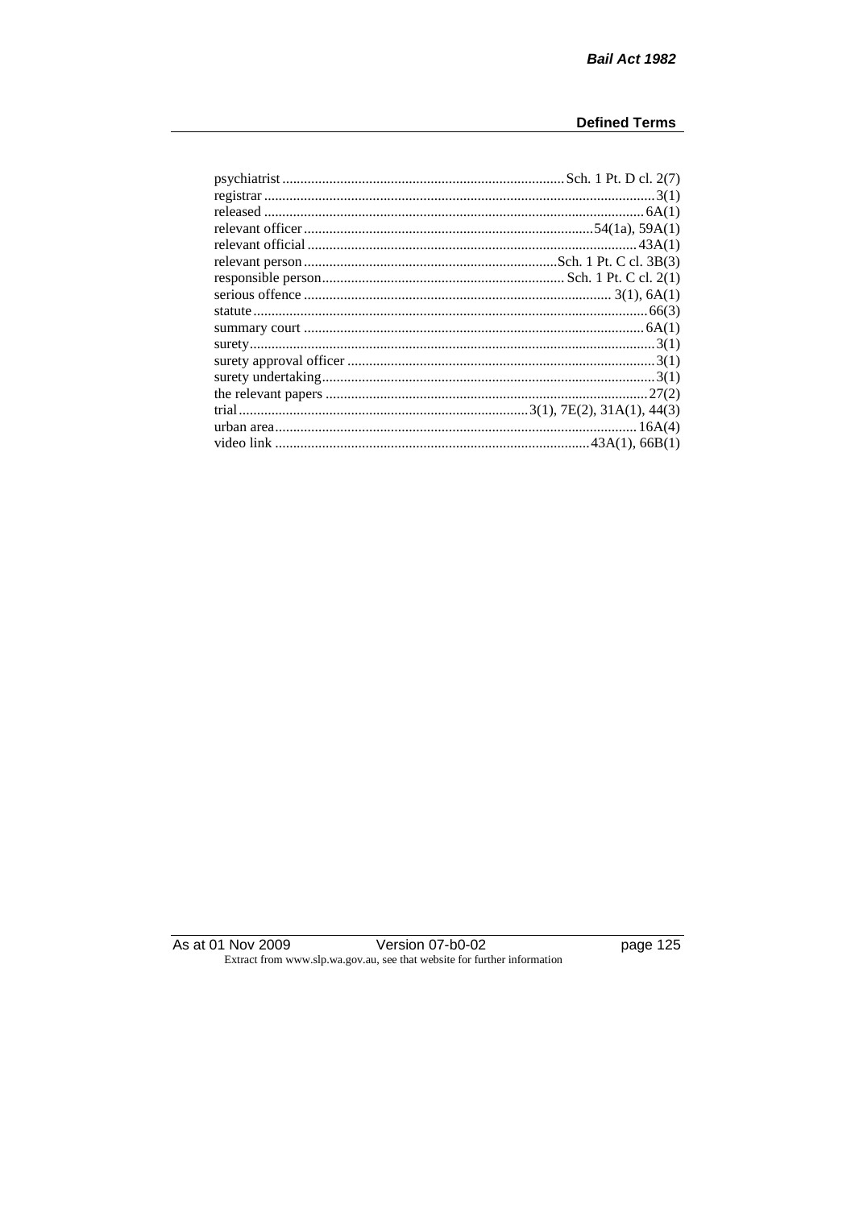| | |
|---|---|
| psychiatrist | Sch. 1 Pt. D cl. 2(7) |
| registrar | 3(1) |
| released | 6A(1) |
| relevant officer | 54(1a), 59A(1) |
| relevant official | 43A(1) |
| relevant person | Sch. 1 Pt. C cl. 3B(3) |
| responsible person | Sch. 1 Pt. C cl. 2(1) |
| serious offence | 3(1), 6A(1) |
| statute | 66(3) |
| summary court | 6A(1) |
| surety | 3(1) |
| surety approval officer | 3(1) |
| surety undertaking | 3(1) |
| the relevant papers | 27(2) |
| trial | 3(1), 7E(2), 31A(1), 44(3) |
| urban area | 16A(4) |
| video link | 43A(1), 66B(1) |